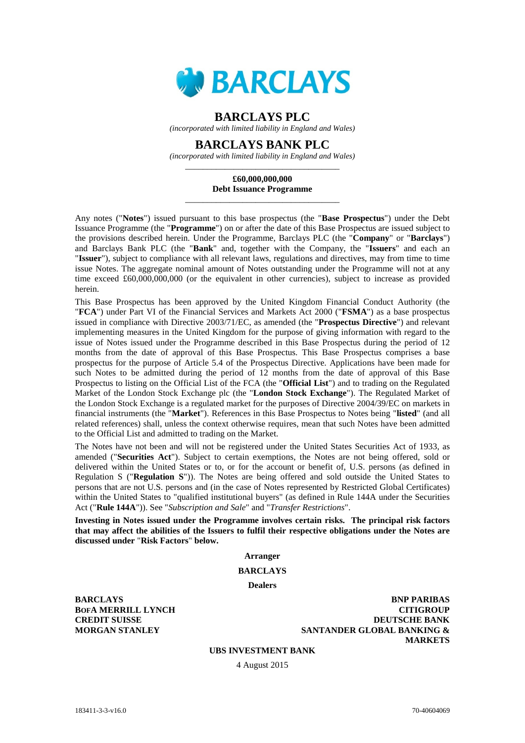# BARCLAYS PLC

*(incorporated with limited liability in England and Wales)*

# BARCLAYS BANK PLC

*(incorporated with limited liability in England and Wales)*

**£60,000,000,000**
**Debt Issuance Programme**

Any notes ("**Notes**") issued pursuant to this base prospectus (the "**Base Prospectus**") under the Debt Issuance Programme (the "**Programme**") on or after the date of this Base Prospectus are issued subject to the provisions described herein. Under the Programme, Barclays PLC (the "**Company**" or "**Barclays**") and Barclays Bank PLC (the "**Bank**" and, together with the Company, the "**Issuers**" and each an "**Issuer**"), subject to compliance with all relevant laws, regulations and directives, may from time to time issue Notes. The aggregate nominal amount of Notes outstanding under the Programme will not at any time exceed £60,000,000,000 (or the equivalent in other currencies), subject to increase as provided herein.

This Base Prospectus has been approved by the United Kingdom Financial Conduct Authority (the "**FCA**") under Part VI of the Financial Services and Markets Act 2000 ("**FSMA**") as a base prospectus issued in compliance with Directive 2003/71/EC, as amended (the "**Prospectus Directive**") and relevant implementing measures in the United Kingdom for the purpose of giving information with regard to the issue of Notes issued under the Programme described in this Base Prospectus during the period of 12 months from the date of approval of this Base Prospectus. This Base Prospectus comprises a base prospectus for the purpose of Article 5.4 of the Prospectus Directive. Applications have been made for such Notes to be admitted during the period of 12 months from the date of approval of this Base Prospectus to listing on the Official List of the FCA (the "**Official List**") and to trading on the Regulated Market of the London Stock Exchange plc (the "**London Stock Exchange**"). The Regulated Market of the London Stock Exchange is a regulated market for the purposes of Directive 2004/39/EC on markets in financial instruments (the "**Market**"). References in this Base Prospectus to Notes being "**listed**" (and all related references) shall, unless the context otherwise requires, mean that such Notes have been admitted to the Official List and admitted to trading on the Market.

The Notes have not been and will not be registered under the United States Securities Act of 1933, as amended ("**Securities Act**"). Subject to certain exemptions, the Notes are not being offered, sold or delivered within the United States or to, or for the account or benefit of, U.S. persons (as defined in Regulation S ("**Regulation S**")). The Notes are being offered and sold outside the United States to persons that are not U.S. persons and (in the case of Notes represented by Restricted Global Certificates) within the United States to "qualified institutional buyers" (as defined in Rule 144A under the Securities Act ("**Rule 144A**")). See "*Subscription and Sale*" and "*Transfer Restrictions*".

**Investing in Notes issued under the Programme involves certain risks. The principal risk factors that may affect the abilities of the Issuers to fulfil their respective obligations under the Notes are discussed under "Risk Factors" below.**

**Arranger**

**BARCLAYS**

**Dealers**

**BARCLAYS**
**BNP PARIBAS**
**BOFA MERRILL LYNCH**
**CITIGROUP**
**CREDIT SUISSE**
**DEUTSCHE BANK**
**MORGAN STANLEY**
**SANTANDER GLOBAL BANKING & MARKETS**
**UBS INVESTMENT BANK**

4 August 2015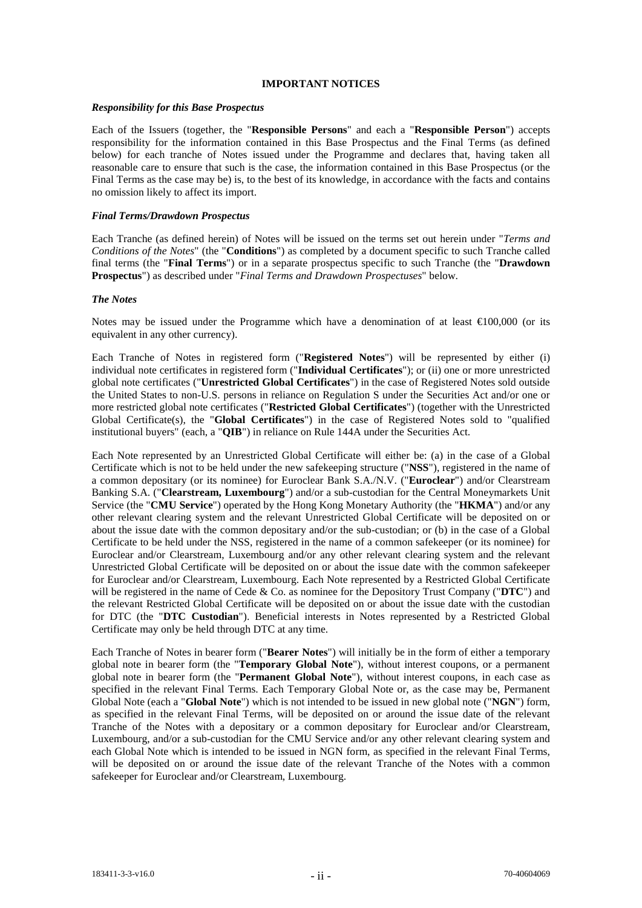## IMPORTANT NOTICES

### *Responsibility for this Base Prospectus*

Each of the Issuers (together, the "**Responsible Persons**" and each a "**Responsible Person**") accepts responsibility for the information contained in this Base Prospectus and the Final Terms (as defined below) for each tranche of Notes issued under the Programme and declares that, having taken all reasonable care to ensure that such is the case, the information contained in this Base Prospectus (or the Final Terms as the case may be) is, to the best of its knowledge, in accordance with the facts and contains no omission likely to affect its import.

### *Final Terms/Drawdown Prospectus*

Each Tranche (as defined herein) of Notes will be issued on the terms set out herein under "*Terms and Conditions of the Notes*" (the "**Conditions**") as completed by a document specific to such Tranche called final terms (the "**Final Terms**") or in a separate prospectus specific to such Tranche (the "**Drawdown Prospectus**") as described under "*Final Terms and Drawdown Prospectuses*" below.

### *The Notes*

Notes may be issued under the Programme which have a denomination of at least €100,000 (or its equivalent in any other currency).

Each Tranche of Notes in registered form ("**Registered Notes**") will be represented by either (i) individual note certificates in registered form ("**Individual Certificates**"); or (ii) one or more unrestricted global note certificates ("**Unrestricted Global Certificates**") in the case of Registered Notes sold outside the United States to non-U.S. persons in reliance on Regulation S under the Securities Act and/or one or more restricted global note certificates ("**Restricted Global Certificates**") (together with the Unrestricted Global Certificate(s), the "**Global Certificates**") in the case of Registered Notes sold to "qualified institutional buyers" (each, a "**QIB**") in reliance on Rule 144A under the Securities Act.

Each Note represented by an Unrestricted Global Certificate will either be: (a) in the case of a Global Certificate which is not to be held under the new safekeeping structure ("**NSS**"), registered in the name of a common depositary (or its nominee) for Euroclear Bank S.A./N.V. ("**Euroclear**") and/or Clearstream Banking S.A. ("**Clearstream, Luxembourg**") and/or a sub-custodian for the Central Moneymarkets Unit Service (the "**CMU Service**") operated by the Hong Kong Monetary Authority (the "**HKMA**") and/or any other relevant clearing system and the relevant Unrestricted Global Certificate will be deposited on or about the issue date with the common depositary and/or the sub-custodian; or (b) in the case of a Global Certificate to be held under the NSS, registered in the name of a common safekeeper (or its nominee) for Euroclear and/or Clearstream, Luxembourg and/or any other relevant clearing system and the relevant Unrestricted Global Certificate will be deposited on or about the issue date with the common safekeeper for Euroclear and/or Clearstream, Luxembourg. Each Note represented by a Restricted Global Certificate will be registered in the name of Cede & Co. as nominee for the Depository Trust Company ("**DTC**") and the relevant Restricted Global Certificate will be deposited on or about the issue date with the custodian for DTC (the "**DTC Custodian**"). Beneficial interests in Notes represented by a Restricted Global Certificate may only be held through DTC at any time.

Each Tranche of Notes in bearer form ("**Bearer Notes**") will initially be in the form of either a temporary global note in bearer form (the "**Temporary Global Note**"), without interest coupons, or a permanent global note in bearer form (the "**Permanent Global Note**"), without interest coupons, in each case as specified in the relevant Final Terms. Each Temporary Global Note or, as the case may be, Permanent Global Note (each a "**Global Note**") which is not intended to be issued in new global note ("**NGN**") form, as specified in the relevant Final Terms, will be deposited on or around the issue date of the relevant Tranche of the Notes with a depositary or a common depositary for Euroclear and/or Clearstream, Luxembourg, and/or a sub-custodian for the CMU Service and/or any other relevant clearing system and each Global Note which is intended to be issued in NGN form, as specified in the relevant Final Terms, will be deposited on or around the issue date of the relevant Tranche of the Notes with a common safekeeper for Euroclear and/or Clearstream, Luxembourg.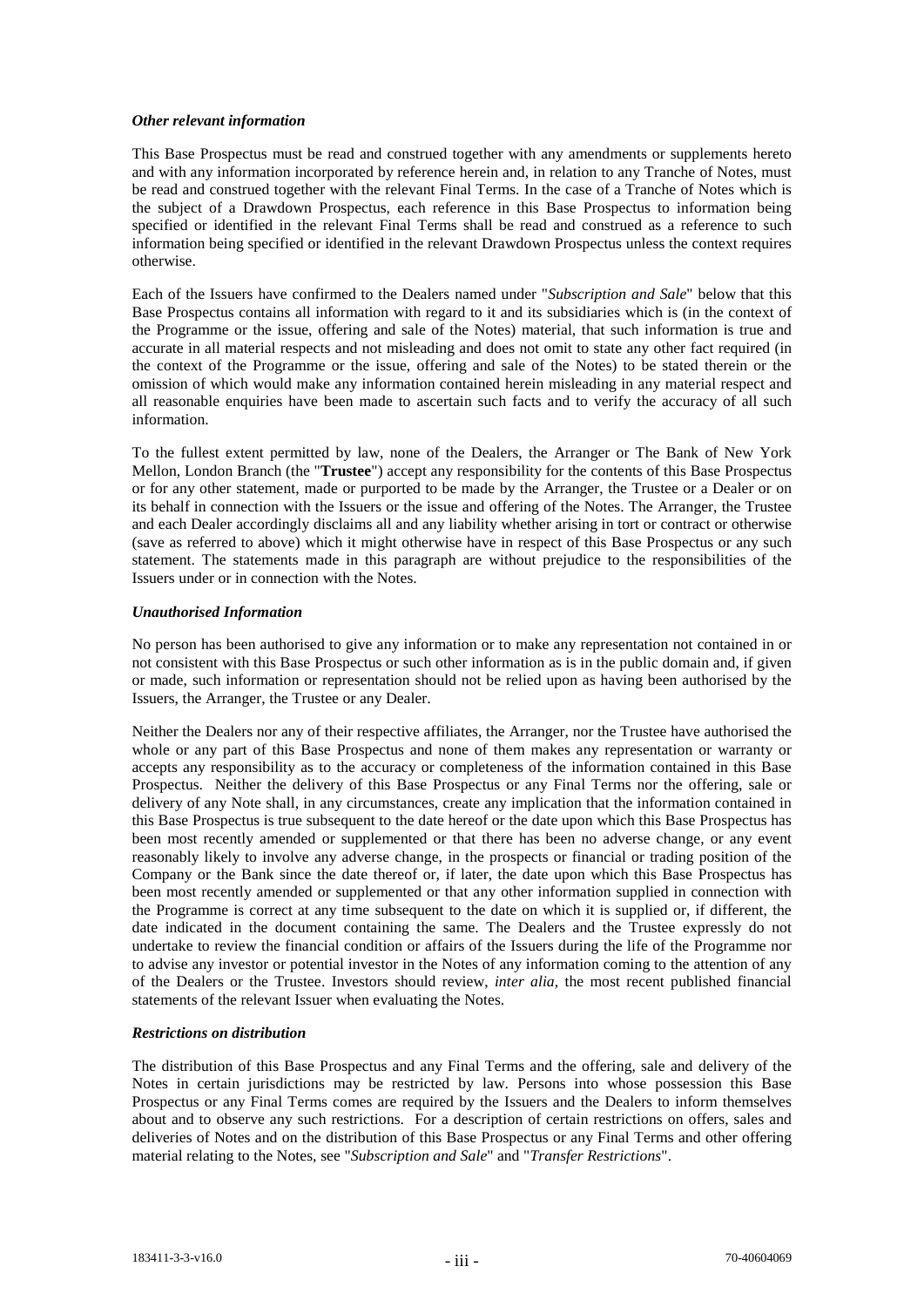### *Other relevant information*

This Base Prospectus must be read and construed together with any amendments or supplements hereto and with any information incorporated by reference herein and, in relation to any Tranche of Notes, must be read and construed together with the relevant Final Terms. In the case of a Tranche of Notes which is the subject of a Drawdown Prospectus, each reference in this Base Prospectus to information being specified or identified in the relevant Final Terms shall be read and construed as a reference to such information being specified or identified in the relevant Drawdown Prospectus unless the context requires otherwise.

Each of the Issuers have confirmed to the Dealers named under "*Subscription and Sale*" below that this Base Prospectus contains all information with regard to it and its subsidiaries which is (in the context of the Programme or the issue, offering and sale of the Notes) material, that such information is true and accurate in all material respects and not misleading and does not omit to state any other fact required (in the context of the Programme or the issue, offering and sale of the Notes) to be stated therein or the omission of which would make any information contained herein misleading in any material respect and all reasonable enquiries have been made to ascertain such facts and to verify the accuracy of all such information.

To the fullest extent permitted by law, none of the Dealers, the Arranger or The Bank of New York Mellon, London Branch (the "**Trustee**") accept any responsibility for the contents of this Base Prospectus or for any other statement, made or purported to be made by the Arranger, the Trustee or a Dealer or on its behalf in connection with the Issuers or the issue and offering of the Notes. The Arranger, the Trustee and each Dealer accordingly disclaims all and any liability whether arising in tort or contract or otherwise (save as referred to above) which it might otherwise have in respect of this Base Prospectus or any such statement. The statements made in this paragraph are without prejudice to the responsibilities of the Issuers under or in connection with the Notes.

### *Unauthorised Information*

No person has been authorised to give any information or to make any representation not contained in or not consistent with this Base Prospectus or such other information as is in the public domain and, if given or made, such information or representation should not be relied upon as having been authorised by the Issuers, the Arranger, the Trustee or any Dealer.

Neither the Dealers nor any of their respective affiliates, the Arranger, nor the Trustee have authorised the whole or any part of this Base Prospectus and none of them makes any representation or warranty or accepts any responsibility as to the accuracy or completeness of the information contained in this Base Prospectus. Neither the delivery of this Base Prospectus or any Final Terms nor the offering, sale or delivery of any Note shall, in any circumstances, create any implication that the information contained in this Base Prospectus is true subsequent to the date hereof or the date upon which this Base Prospectus has been most recently amended or supplemented or that there has been no adverse change, or any event reasonably likely to involve any adverse change, in the prospects or financial or trading position of the Company or the Bank since the date thereof or, if later, the date upon which this Base Prospectus has been most recently amended or supplemented or that any other information supplied in connection with the Programme is correct at any time subsequent to the date on which it is supplied or, if different, the date indicated in the document containing the same. The Dealers and the Trustee expressly do not undertake to review the financial condition or affairs of the Issuers during the life of the Programme nor to advise any investor or potential investor in the Notes of any information coming to the attention of any of the Dealers or the Trustee. Investors should review, *inter alia*, the most recent published financial statements of the relevant Issuer when evaluating the Notes.

### *Restrictions on distribution*

The distribution of this Base Prospectus and any Final Terms and the offering, sale and delivery of the Notes in certain jurisdictions may be restricted by law. Persons into whose possession this Base Prospectus or any Final Terms comes are required by the Issuers and the Dealers to inform themselves about and to observe any such restrictions. For a description of certain restrictions on offers, sales and deliveries of Notes and on the distribution of this Base Prospectus or any Final Terms and other offering material relating to the Notes, see "*Subscription and Sale*" and "*Transfer Restrictions*".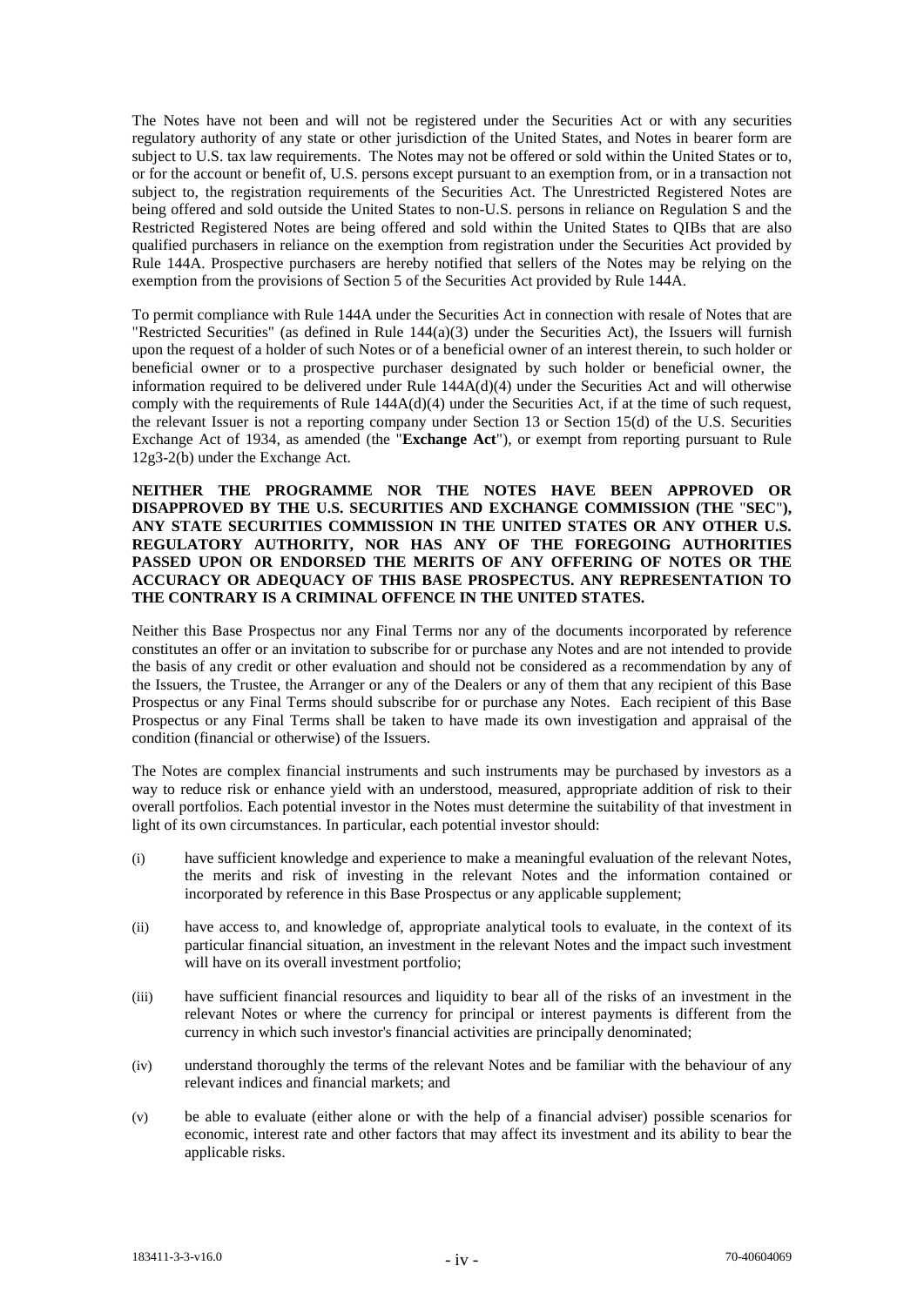The Notes have not been and will not be registered under the Securities Act or with any securities regulatory authority of any state or other jurisdiction of the United States, and Notes in bearer form are subject to U.S. tax law requirements. The Notes may not be offered or sold within the United States or to, or for the account or benefit of, U.S. persons except pursuant to an exemption from, or in a transaction not subject to, the registration requirements of the Securities Act. The Unrestricted Registered Notes are being offered and sold outside the United States to non-U.S. persons in reliance on Regulation S and the Restricted Registered Notes are being offered and sold within the United States to QIBs that are also qualified purchasers in reliance on the exemption from registration under the Securities Act provided by Rule 144A. Prospective purchasers are hereby notified that sellers of the Notes may be relying on the exemption from the provisions of Section 5 of the Securities Act provided by Rule 144A.

To permit compliance with Rule 144A under the Securities Act in connection with resale of Notes that are "Restricted Securities" (as defined in Rule 144(a)(3) under the Securities Act), the Issuers will furnish upon the request of a holder of such Notes or of a beneficial owner of an interest therein, to such holder or beneficial owner or to a prospective purchaser designated by such holder or beneficial owner, the information required to be delivered under Rule 144A(d)(4) under the Securities Act and will otherwise comply with the requirements of Rule 144A(d)(4) under the Securities Act, if at the time of such request, the relevant Issuer is not a reporting company under Section 13 or Section 15(d) of the U.S. Securities Exchange Act of 1934, as amended (the "**Exchange Act**"), or exempt from reporting pursuant to Rule 12g3-2(b) under the Exchange Act.

**NEITHER THE PROGRAMME NOR THE NOTES HAVE BEEN APPROVED OR DISAPPROVED BY THE U.S. SECURITIES AND EXCHANGE COMMISSION (THE "SEC"), ANY STATE SECURITIES COMMISSION IN THE UNITED STATES OR ANY OTHER U.S. REGULATORY AUTHORITY, NOR HAS ANY OF THE FOREGOING AUTHORITIES PASSED UPON OR ENDORSED THE MERITS OF ANY OFFERING OF NOTES OR THE ACCURACY OR ADEQUACY OF THIS BASE PROSPECTUS. ANY REPRESENTATION TO THE CONTRARY IS A CRIMINAL OFFENCE IN THE UNITED STATES.**

Neither this Base Prospectus nor any Final Terms nor any of the documents incorporated by reference constitutes an offer or an invitation to subscribe for or purchase any Notes and are not intended to provide the basis of any credit or other evaluation and should not be considered as a recommendation by any of the Issuers, the Trustee, the Arranger or any of the Dealers or any of them that any recipient of this Base Prospectus or any Final Terms should subscribe for or purchase any Notes. Each recipient of this Base Prospectus or any Final Terms shall be taken to have made its own investigation and appraisal of the condition (financial or otherwise) of the Issuers.

The Notes are complex financial instruments and such instruments may be purchased by investors as a way to reduce risk or enhance yield with an understood, measured, appropriate addition of risk to their overall portfolios. Each potential investor in the Notes must determine the suitability of that investment in light of its own circumstances. In particular, each potential investor should:

(i) have sufficient knowledge and experience to make a meaningful evaluation of the relevant Notes, the merits and risk of investing in the relevant Notes and the information contained or incorporated by reference in this Base Prospectus or any applicable supplement;

(ii) have access to, and knowledge of, appropriate analytical tools to evaluate, in the context of its particular financial situation, an investment in the relevant Notes and the impact such investment will have on its overall investment portfolio;

(iii) have sufficient financial resources and liquidity to bear all of the risks of an investment in the relevant Notes or where the currency for principal or interest payments is different from the currency in which such investor's financial activities are principally denominated;

(iv) understand thoroughly the terms of the relevant Notes and be familiar with the behaviour of any relevant indices and financial markets; and

(v) be able to evaluate (either alone or with the help of a financial adviser) possible scenarios for economic, interest rate and other factors that may affect its investment and its ability to bear the applicable risks.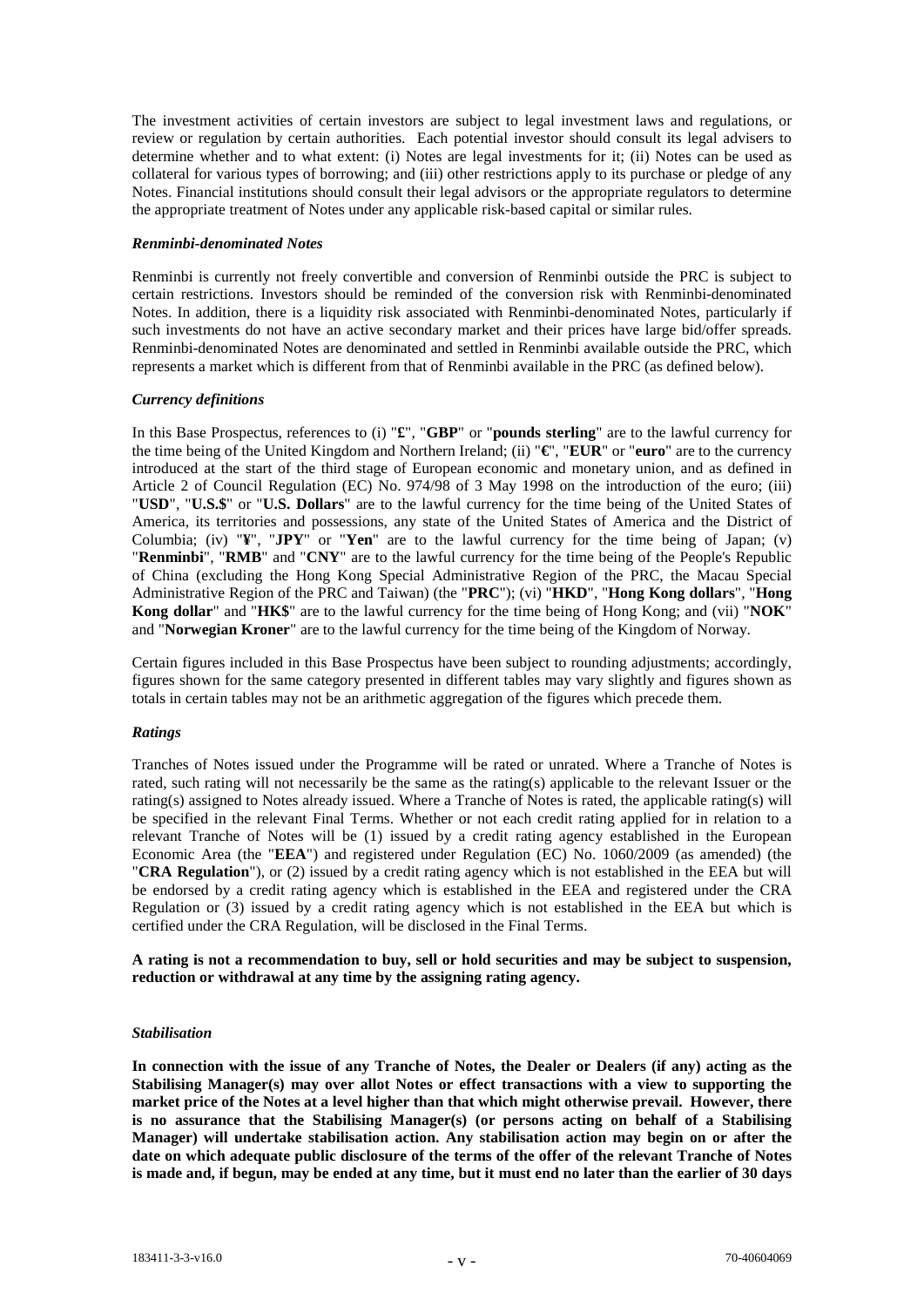The investment activities of certain investors are subject to legal investment laws and regulations, or review or regulation by certain authorities. Each potential investor should consult its legal advisers to determine whether and to what extent: (i) Notes are legal investments for it; (ii) Notes can be used as collateral for various types of borrowing; and (iii) other restrictions apply to its purchase or pledge of any Notes. Financial institutions should consult their legal advisors or the appropriate regulators to determine the appropriate treatment of Notes under any applicable risk-based capital or similar rules.

***Renminbi-denominated Notes***

Renminbi is currently not freely convertible and conversion of Renminbi outside the PRC is subject to certain restrictions. Investors should be reminded of the conversion risk with Renminbi-denominated Notes. In addition, there is a liquidity risk associated with Renminbi-denominated Notes, particularly if such investments do not have an active secondary market and their prices have large bid/offer spreads. Renminbi-denominated Notes are denominated and settled in Renminbi available outside the PRC, which represents a market which is different from that of Renminbi available in the PRC (as defined below).

***Currency definitions***

In this Base Prospectus, references to (i) "**£**", "**GBP**" or "**pounds sterling**" are to the lawful currency for the time being of the United Kingdom and Northern Ireland; (ii) "**€**", "**EUR**" or "**euro**" are to the currency introduced at the start of the third stage of European economic and monetary union, and as defined in Article 2 of Council Regulation (EC) No. 974/98 of 3 May 1998 on the introduction of the euro; (iii) "**USD**", "**U.S.$**" or "**U.S. Dollars**" are to the lawful currency for the time being of the United States of America, its territories and possessions, any state of the United States of America and the District of Columbia; (iv) "**¥**", "**JPY**" or "**Yen**" are to the lawful currency for the time being of Japan; (v) "**Renminbi**", "**RMB**" and "**CNY**" are to the lawful currency for the time being of the People's Republic of China (excluding the Hong Kong Special Administrative Region of the PRC, the Macau Special Administrative Region of the PRC and Taiwan) (the "**PRC**"); (vi) "**HKD**", "**Hong Kong dollars**", "**Hong Kong dollar**" and "**HK$**" are to the lawful currency for the time being of Hong Kong; and (vii) "**NOK**" and "**Norwegian Kroner**" are to the lawful currency for the time being of the Kingdom of Norway.

Certain figures included in this Base Prospectus have been subject to rounding adjustments; accordingly, figures shown for the same category presented in different tables may vary slightly and figures shown as totals in certain tables may not be an arithmetic aggregation of the figures which precede them.

***Ratings***

Tranches of Notes issued under the Programme will be rated or unrated. Where a Tranche of Notes is rated, such rating will not necessarily be the same as the rating(s) applicable to the relevant Issuer or the rating(s) assigned to Notes already issued. Where a Tranche of Notes is rated, the applicable rating(s) will be specified in the relevant Final Terms. Whether or not each credit rating applied for in relation to a relevant Tranche of Notes will be (1) issued by a credit rating agency established in the European Economic Area (the "**EEA**") and registered under Regulation (EC) No. 1060/2009 (as amended) (the "**CRA Regulation**"), or (2) issued by a credit rating agency which is not established in the EEA but will be endorsed by a credit rating agency which is established in the EEA and registered under the CRA Regulation or (3) issued by a credit rating agency which is not established in the EEA but which is certified under the CRA Regulation, will be disclosed in the Final Terms.

**A rating is not a recommendation to buy, sell or hold securities and may be subject to suspension, reduction or withdrawal at any time by the assigning rating agency.**

***Stabilisation***

**In connection with the issue of any Tranche of Notes, the Dealer or Dealers (if any) acting as the Stabilising Manager(s) may over allot Notes or effect transactions with a view to supporting the market price of the Notes at a level higher than that which might otherwise prevail. However, there is no assurance that the Stabilising Manager(s) (or persons acting on behalf of a Stabilising Manager) will undertake stabilisation action. Any stabilisation action may begin on or after the date on which adequate public disclosure of the terms of the offer of the relevant Tranche of Notes is made and, if begun, may be ended at any time, but it must end no later than the earlier of 30 days**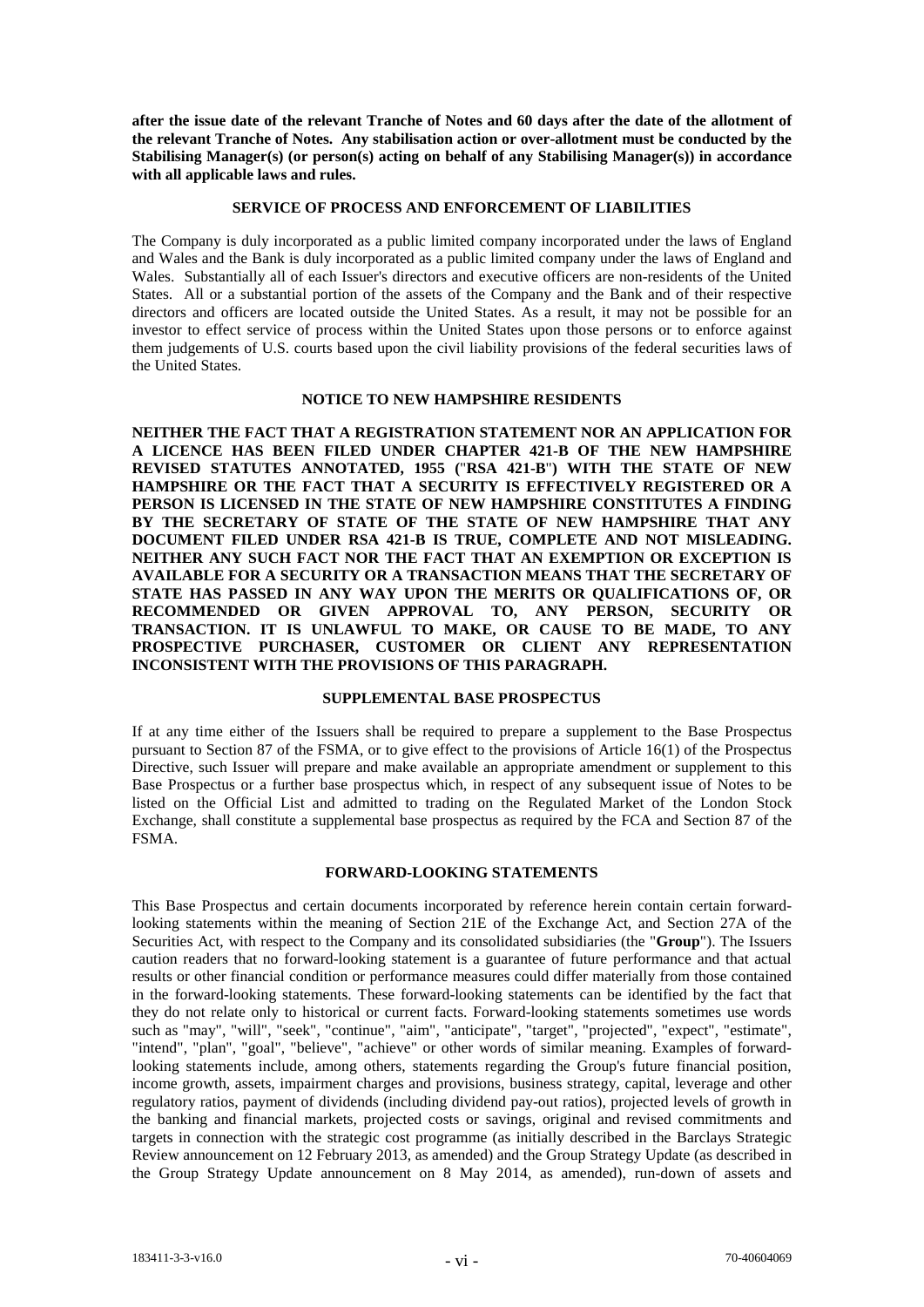**after the issue date of the relevant Tranche of Notes and 60 days after the date of the allotment of the relevant Tranche of Notes. Any stabilisation action or over-allotment must be conducted by the Stabilising Manager(s) (or person(s) acting on behalf of any Stabilising Manager(s)) in accordance with all applicable laws and rules.**

## SERVICE OF PROCESS AND ENFORCEMENT OF LIABILITIES

The Company is duly incorporated as a public limited company incorporated under the laws of England and Wales and the Bank is duly incorporated as a public limited company under the laws of England and Wales. Substantially all of each Issuer's directors and executive officers are non-residents of the United States. All or a substantial portion of the assets of the Company and the Bank and of their respective directors and officers are located outside the United States. As a result, it may not be possible for an investor to effect service of process within the United States upon those persons or to enforce against them judgements of U.S. courts based upon the civil liability provisions of the federal securities laws of the United States.

## NOTICE TO NEW HAMPSHIRE RESIDENTS

**NEITHER THE FACT THAT A REGISTRATION STATEMENT NOR AN APPLICATION FOR A LICENCE HAS BEEN FILED UNDER CHAPTER 421-B OF THE NEW HAMPSHIRE REVISED STATUTES ANNOTATED, 1955 ("RSA 421-B") WITH THE STATE OF NEW HAMPSHIRE OR THE FACT THAT A SECURITY IS EFFECTIVELY REGISTERED OR A PERSON IS LICENSED IN THE STATE OF NEW HAMPSHIRE CONSTITUTES A FINDING BY THE SECRETARY OF STATE OF THE STATE OF NEW HAMPSHIRE THAT ANY DOCUMENT FILED UNDER RSA 421-B IS TRUE, COMPLETE AND NOT MISLEADING. NEITHER ANY SUCH FACT NOR THE FACT THAT AN EXEMPTION OR EXCEPTION IS AVAILABLE FOR A SECURITY OR A TRANSACTION MEANS THAT THE SECRETARY OF STATE HAS PASSED IN ANY WAY UPON THE MERITS OR QUALIFICATIONS OF, OR RECOMMENDED OR GIVEN APPROVAL TO, ANY PERSON, SECURITY OR TRANSACTION. IT IS UNLAWFUL TO MAKE, OR CAUSE TO BE MADE, TO ANY PROSPECTIVE PURCHASER, CUSTOMER OR CLIENT ANY REPRESENTATION INCONSISTENT WITH THE PROVISIONS OF THIS PARAGRAPH.**

## SUPPLEMENTAL BASE PROSPECTUS

If at any time either of the Issuers shall be required to prepare a supplement to the Base Prospectus pursuant to Section 87 of the FSMA, or to give effect to the provisions of Article 16(1) of the Prospectus Directive, such Issuer will prepare and make available an appropriate amendment or supplement to this Base Prospectus or a further base prospectus which, in respect of any subsequent issue of Notes to be listed on the Official List and admitted to trading on the Regulated Market of the London Stock Exchange, shall constitute a supplemental base prospectus as required by the FCA and Section 87 of the FSMA.

## FORWARD-LOOKING STATEMENTS

This Base Prospectus and certain documents incorporated by reference herein contain certain forward-looking statements within the meaning of Section 21E of the Exchange Act, and Section 27A of the Securities Act, with respect to the Company and its consolidated subsidiaries (the "**Group**"). The Issuers caution readers that no forward-looking statement is a guarantee of future performance and that actual results or other financial condition or performance measures could differ materially from those contained in the forward-looking statements. These forward-looking statements can be identified by the fact that they do not relate only to historical or current facts. Forward-looking statements sometimes use words such as "may", "will", "seek", "continue", "aim", "anticipate", "target", "projected", "expect", "estimate", "intend", "plan", "goal", "believe", "achieve" or other words of similar meaning. Examples of forward-looking statements include, among others, statements regarding the Group's future financial position, income growth, assets, impairment charges and provisions, business strategy, capital, leverage and other regulatory ratios, payment of dividends (including dividend pay-out ratios), projected levels of growth in the banking and financial markets, projected costs or savings, original and revised commitments and targets in connection with the strategic cost programme (as initially described in the Barclays Strategic Review announcement on 12 February 2013, as amended) and the Group Strategy Update (as described in the Group Strategy Update announcement on 8 May 2014, as amended), run-down of assets and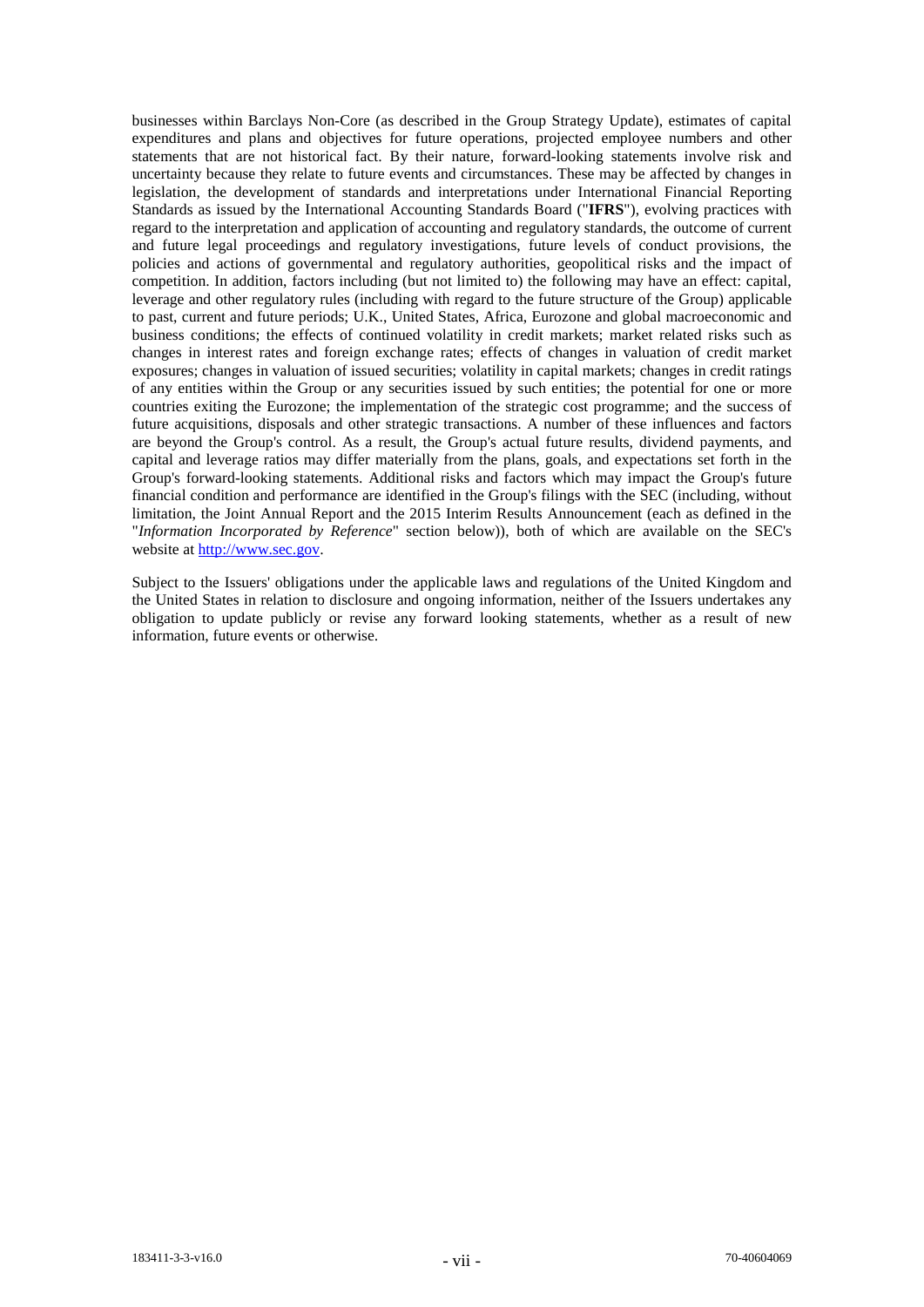businesses within Barclays Non-Core (as described in the Group Strategy Update), estimates of capital expenditures and plans and objectives for future operations, projected employee numbers and other statements that are not historical fact. By their nature, forward-looking statements involve risk and uncertainty because they relate to future events and circumstances. These may be affected by changes in legislation, the development of standards and interpretations under International Financial Reporting Standards as issued by the International Accounting Standards Board ("**IFRS**"), evolving practices with regard to the interpretation and application of accounting and regulatory standards, the outcome of current and future legal proceedings and regulatory investigations, future levels of conduct provisions, the policies and actions of governmental and regulatory authorities, geopolitical risks and the impact of competition. In addition, factors including (but not limited to) the following may have an effect: capital, leverage and other regulatory rules (including with regard to the future structure of the Group) applicable to past, current and future periods; U.K., United States, Africa, Eurozone and global macroeconomic and business conditions; the effects of continued volatility in credit markets; market related risks such as changes in interest rates and foreign exchange rates; effects of changes in valuation of credit market exposures; changes in valuation of issued securities; volatility in capital markets; changes in credit ratings of any entities within the Group or any securities issued by such entities; the potential for one or more countries exiting the Eurozone; the implementation of the strategic cost programme; and the success of future acquisitions, disposals and other strategic transactions. A number of these influences and factors are beyond the Group's control. As a result, the Group's actual future results, dividend payments, and capital and leverage ratios may differ materially from the plans, goals, and expectations set forth in the Group's forward-looking statements. Additional risks and factors which may impact the Group's future financial condition and performance are identified in the Group's filings with the SEC (including, without limitation, the Joint Annual Report and the 2015 Interim Results Announcement (each as defined in the "*Information Incorporated by Reference*" section below)), both of which are available on the SEC's website at http://www.sec.gov.

Subject to the Issuers' obligations under the applicable laws and regulations of the United Kingdom and the United States in relation to disclosure and ongoing information, neither of the Issuers undertakes any obligation to update publicly or revise any forward looking statements, whether as a result of new information, future events or otherwise.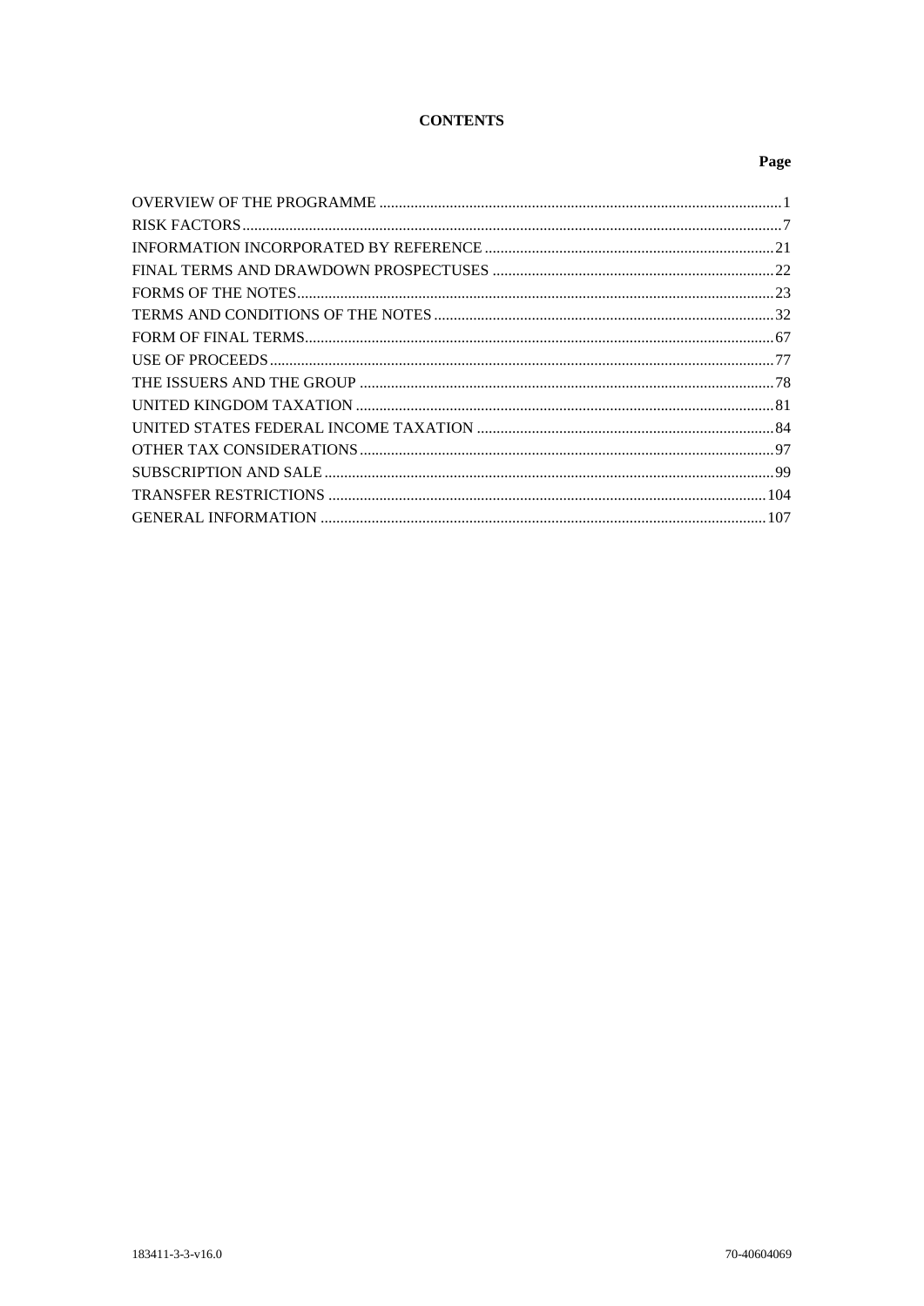# CONTENTS

| | Page |
|---|---|
| OVERVIEW OF THE PROGRAMME | 1 |
| RISK FACTORS | 7 |
| INFORMATION INCORPORATED BY REFERENCE | 21 |
| FINAL TERMS AND DRAWDOWN PROSPECTUSES | 22 |
| FORMS OF THE NOTES | 23 |
| TERMS AND CONDITIONS OF THE NOTES | 32 |
| FORM OF FINAL TERMS | 67 |
| USE OF PROCEEDS | 77 |
| THE ISSUERS AND THE GROUP | 78 |
| UNITED KINGDOM TAXATION | 81 |
| UNITED STATES FEDERAL INCOME TAXATION | 84 |
| OTHER TAX CONSIDERATIONS | 97 |
| SUBSCRIPTION AND SALE | 99 |
| TRANSFER RESTRICTIONS | 104 |
| GENERAL INFORMATION | 107 |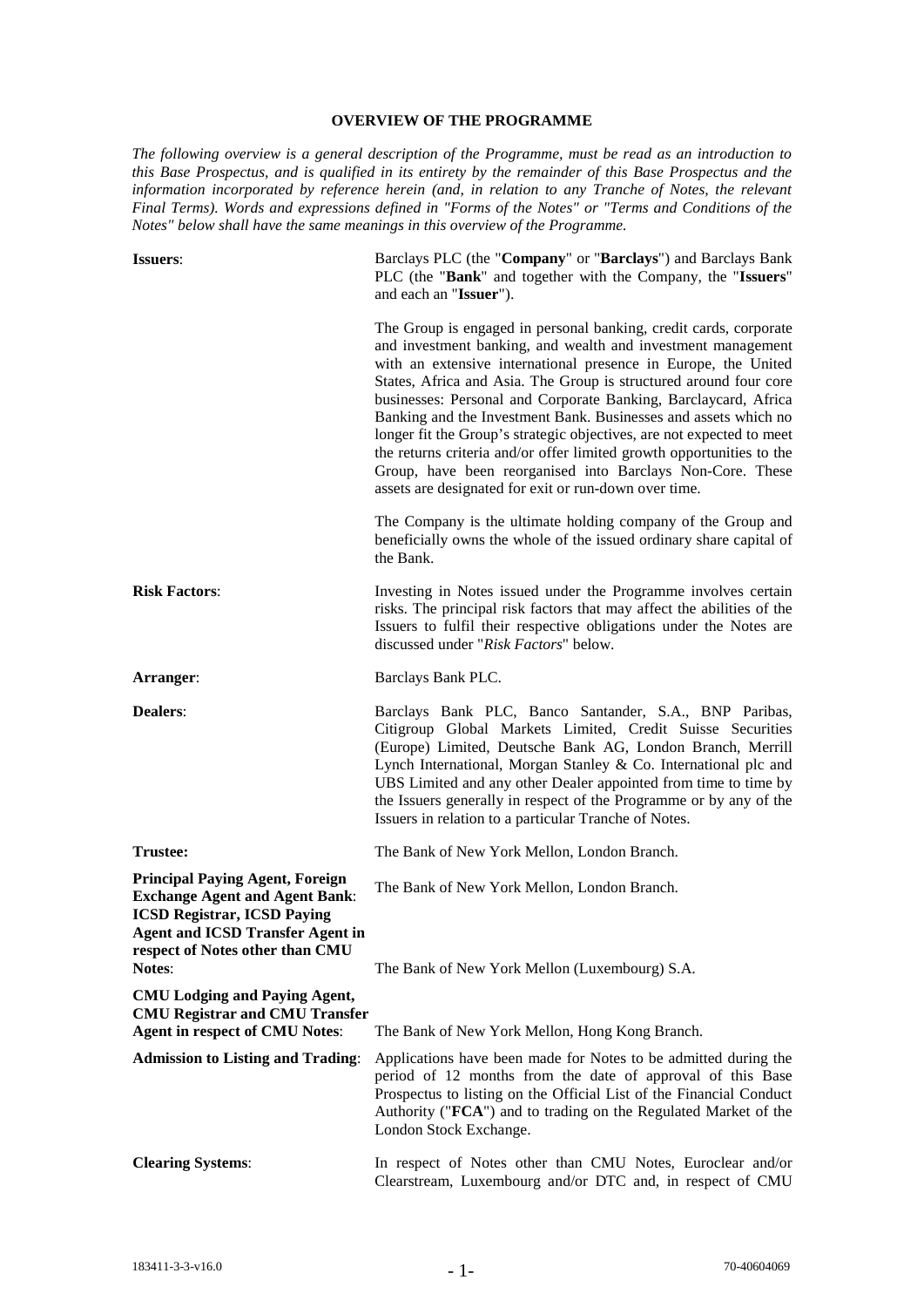## OVERVIEW OF THE PROGRAMME

*The following overview is a general description of the Programme, must be read as an introduction to this Base Prospectus, and is qualified in its entirety by the remainder of this Base Prospectus and the information incorporated by reference herein (and, in relation to any Tranche of Notes, the relevant Final Terms). Words and expressions defined in "Forms of the Notes" or "Terms and Conditions of the Notes" below shall have the same meanings in this overview of the Programme.*

| | |
|---|---|
| **Issuers**: | Barclays PLC (the "**Company**" or "**Barclays**") and Barclays Bank PLC (the "**Bank**" and together with the Company, the "**Issuers**" and each an "**Issuer**").<br><br>The Group is engaged in personal banking, credit cards, corporate and investment banking, and wealth and investment management with an extensive international presence in Europe, the United States, Africa and Asia. The Group is structured around four core businesses: Personal and Corporate Banking, Barclaycard, Africa Banking and the Investment Bank. Businesses and assets which no longer fit the Group's strategic objectives, are not expected to meet the returns criteria and/or offer limited growth opportunities to the Group, have been reorganised into Barclays Non-Core. These assets are designated for exit or run-down over time.<br><br>The Company is the ultimate holding company of the Group and beneficially owns the whole of the issued ordinary share capital of the Bank. |
| **Risk Factors**: | Investing in Notes issued under the Programme involves certain risks. The principal risk factors that may affect the abilities of the Issuers to fulfil their respective obligations under the Notes are discussed under "*Risk Factors*" below. |
| **Arranger**: | Barclays Bank PLC. |
| **Dealers**: | Barclays Bank PLC, Banco Santander, S.A., BNP Paribas, Citigroup Global Markets Limited, Credit Suisse Securities (Europe) Limited, Deutsche Bank AG, London Branch, Merrill Lynch International, Morgan Stanley & Co. International plc and UBS Limited and any other Dealer appointed from time to time by the Issuers generally in respect of the Programme or by any of the Issuers in relation to a particular Tranche of Notes. |
| **Trustee:** | The Bank of New York Mellon, London Branch. |
| **Principal Paying Agent, Foreign Exchange Agent and Agent Bank**: | The Bank of New York Mellon, London Branch. |
| **ICSD Registrar, ICSD Paying Agent and ICSD Transfer Agent in respect of Notes other than CMU Notes**: | The Bank of New York Mellon (Luxembourg) S.A. |
| **CMU Lodging and Paying Agent, CMU Registrar and CMU Transfer Agent in respect of CMU Notes**: | The Bank of New York Mellon, Hong Kong Branch. |
| **Admission to Listing and Trading**: | Applications have been made for Notes to be admitted during the period of 12 months from the date of approval of this Base Prospectus to listing on the Official List of the Financial Conduct Authority ("**FCA**") and to trading on the Regulated Market of the London Stock Exchange. |
| **Clearing Systems**: | In respect of Notes other than CMU Notes, Euroclear and/or Clearstream, Luxembourg and/or DTC and, in respect of CMU |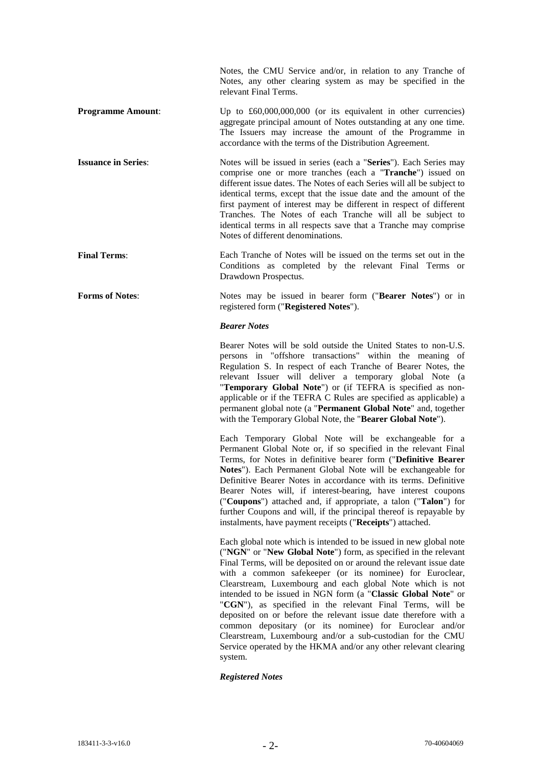Notes, the CMU Service and/or, in relation to any Tranche of Notes, any other clearing system as may be specified in the relevant Final Terms.

**Programme Amount**: Up to £60,000,000,000 (or its equivalent in other currencies) aggregate principal amount of Notes outstanding at any one time. The Issuers may increase the amount of the Programme in accordance with the terms of the Distribution Agreement.

**Issuance in Series**: Notes will be issued in series (each a "**Series**"). Each Series may comprise one or more tranches (each a "**Tranche**") issued on different issue dates. The Notes of each Series will all be subject to identical terms, except that the issue date and the amount of the first payment of interest may be different in respect of different Tranches. The Notes of each Tranche will all be subject to identical terms in all respects save that a Tranche may comprise Notes of different denominations.

**Final Terms**: Each Tranche of Notes will be issued on the terms set out in the Conditions as completed by the relevant Final Terms or Drawdown Prospectus.

**Forms of Notes**: Notes may be issued in bearer form ("**Bearer Notes**") or in registered form ("**Registered Notes**").

***Bearer Notes***

Bearer Notes will be sold outside the United States to non-U.S. persons in "offshore transactions" within the meaning of Regulation S. In respect of each Tranche of Bearer Notes, the relevant Issuer will deliver a temporary global Note (a "**Temporary Global Note**") or (if TEFRA is specified as non-applicable or if the TEFRA C Rules are specified as applicable) a permanent global note (a "**Permanent Global Note**" and, together with the Temporary Global Note, the "**Bearer Global Note**").

Each Temporary Global Note will be exchangeable for a Permanent Global Note or, if so specified in the relevant Final Terms, for Notes in definitive bearer form ("**Definitive Bearer Notes**"). Each Permanent Global Note will be exchangeable for Definitive Bearer Notes in accordance with its terms. Definitive Bearer Notes will, if interest-bearing, have interest coupons ("**Coupons**") attached and, if appropriate, a talon ("**Talon**") for further Coupons and will, if the principal thereof is repayable by instalments, have payment receipts ("**Receipts**") attached.

Each global note which is intended to be issued in new global note ("**NGN**" or "**New Global Note**") form, as specified in the relevant Final Terms, will be deposited on or around the relevant issue date with a common safekeeper (or its nominee) for Euroclear, Clearstream, Luxembourg and each global Note which is not intended to be issued in NGN form (a "**Classic Global Note**" or "**CGN**"), as specified in the relevant Final Terms, will be deposited on or before the relevant issue date therefore with a common depositary (or its nominee) for Euroclear and/or Clearstream, Luxembourg and/or a sub-custodian for the CMU Service operated by the HKMA and/or any other relevant clearing system.

***Registered Notes***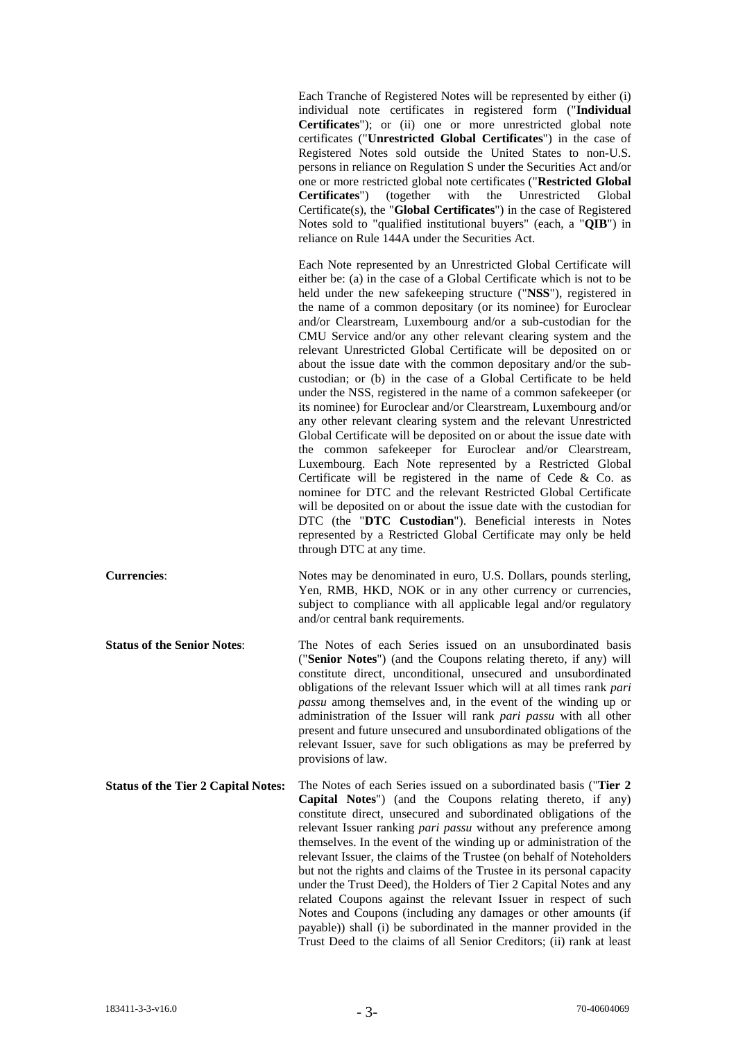Each Tranche of Registered Notes will be represented by either (i) individual note certificates in registered form ("**Individual Certificates**"); or (ii) one or more unrestricted global note certificates ("**Unrestricted Global Certificates**") in the case of Registered Notes sold outside the United States to non-U.S. persons in reliance on Regulation S under the Securities Act and/or one or more restricted global note certificates ("**Restricted Global Certificates**") (together with the Unrestricted Global Certificate(s), the "**Global Certificates**") in the case of Registered Notes sold to "qualified institutional buyers" (each, a "**QIB**") in reliance on Rule 144A under the Securities Act.

Each Note represented by an Unrestricted Global Certificate will either be: (a) in the case of a Global Certificate which is not to be held under the new safekeeping structure ("**NSS**"), registered in the name of a common depositary (or its nominee) for Euroclear and/or Clearstream, Luxembourg and/or a sub-custodian for the CMU Service and/or any other relevant clearing system and the relevant Unrestricted Global Certificate will be deposited on or about the issue date with the common depositary and/or the sub-custodian; or (b) in the case of a Global Certificate to be held under the NSS, registered in the name of a common safekeeper (or its nominee) for Euroclear and/or Clearstream, Luxembourg and/or any other relevant clearing system and the relevant Unrestricted Global Certificate will be deposited on or about the issue date with the common safekeeper for Euroclear and/or Clearstream, Luxembourg. Each Note represented by a Restricted Global Certificate will be registered in the name of Cede & Co. as nominee for DTC and the relevant Restricted Global Certificate will be deposited on or about the issue date with the custodian for DTC (the "**DTC Custodian**"). Beneficial interests in Notes represented by a Restricted Global Certificate may only be held through DTC at any time.

**Currencies**: Notes may be denominated in euro, U.S. Dollars, pounds sterling, Yen, RMB, HKD, NOK or in any other currency or currencies, subject to compliance with all applicable legal and/or regulatory and/or central bank requirements.

**Status of the Senior Notes**: The Notes of each Series issued on an unsubordinated basis ("**Senior Notes**") (and the Coupons relating thereto, if any) will constitute direct, unconditional, unsecured and unsubordinated obligations of the relevant Issuer which will at all times rank *pari passu* among themselves and, in the event of the winding up or administration of the Issuer will rank *pari passu* with all other present and future unsecured and unsubordinated obligations of the relevant Issuer, save for such obligations as may be preferred by provisions of law.

**Status of the Tier 2 Capital Notes:** The Notes of each Series issued on a subordinated basis ("**Tier 2 Capital Notes**") (and the Coupons relating thereto, if any) constitute direct, unsecured and subordinated obligations of the relevant Issuer ranking *pari passu* without any preference among themselves. In the event of the winding up or administration of the relevant Issuer, the claims of the Trustee (on behalf of Noteholders but not the rights and claims of the Trustee in its personal capacity under the Trust Deed), the Holders of Tier 2 Capital Notes and any related Coupons against the relevant Issuer in respect of such Notes and Coupons (including any damages or other amounts (if payable)) shall (i) be subordinated in the manner provided in the Trust Deed to the claims of all Senior Creditors; (ii) rank at least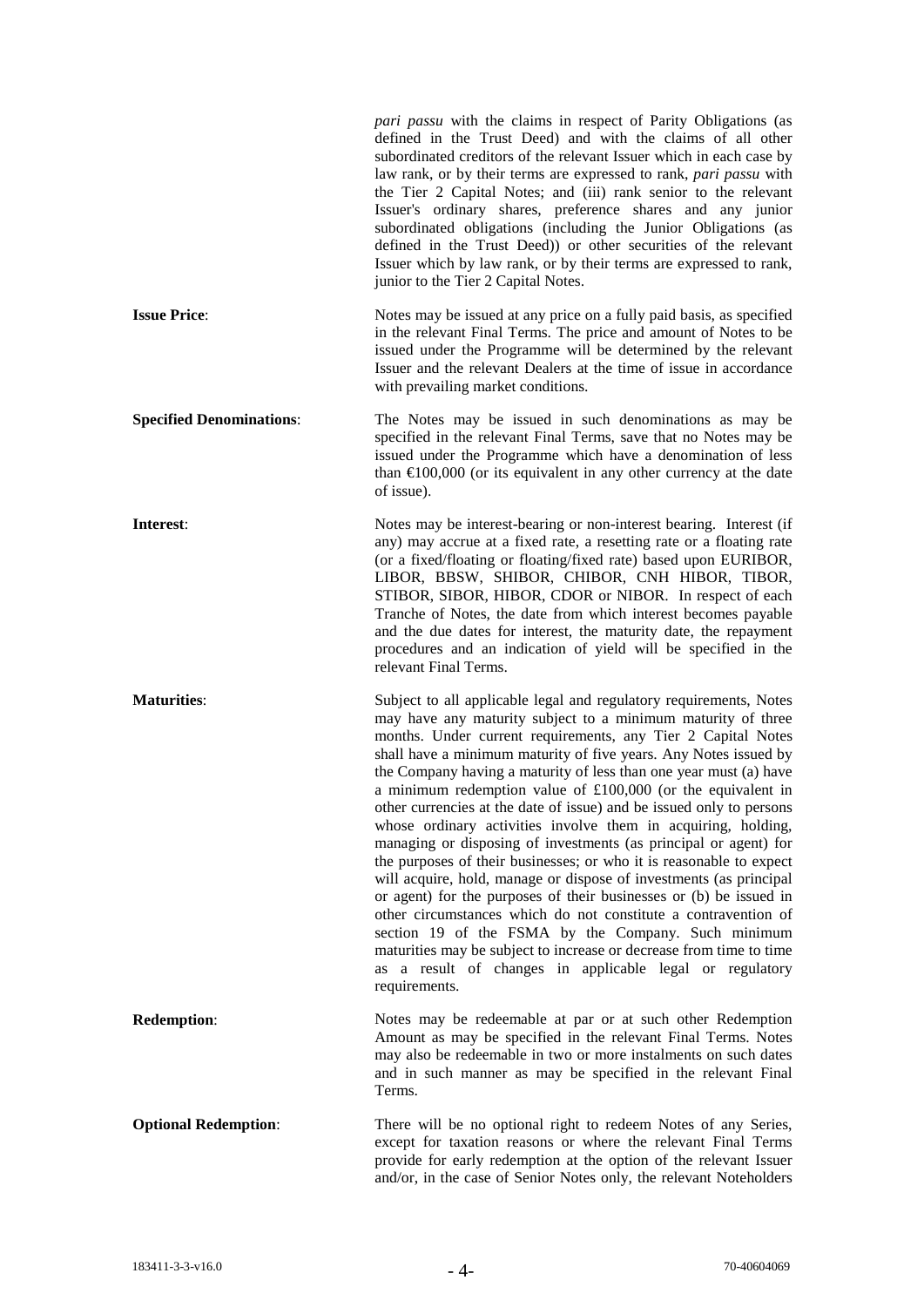*pari passu* with the claims in respect of Parity Obligations (as defined in the Trust Deed) and with the claims of all other subordinated creditors of the relevant Issuer which in each case by law rank, or by their terms are expressed to rank, *pari passu* with the Tier 2 Capital Notes; and (iii) rank senior to the relevant Issuer's ordinary shares, preference shares and any junior subordinated obligations (including the Junior Obligations (as defined in the Trust Deed)) or other securities of the relevant Issuer which by law rank, or by their terms are expressed to rank, junior to the Tier 2 Capital Notes.

**Issue Price**: Notes may be issued at any price on a fully paid basis, as specified in the relevant Final Terms. The price and amount of Notes to be issued under the Programme will be determined by the relevant Issuer and the relevant Dealers at the time of issue in accordance with prevailing market conditions.

**Specified Denominations**: The Notes may be issued in such denominations as may be specified in the relevant Final Terms, save that no Notes may be issued under the Programme which have a denomination of less than €100,000 (or its equivalent in any other currency at the date of issue).

**Interest**: Notes may be interest-bearing or non-interest bearing. Interest (if any) may accrue at a fixed rate, a resetting rate or a floating rate (or a fixed/floating or floating/fixed rate) based upon EURIBOR, LIBOR, BBSW, SHIBOR, CHIBOR, CNH HIBOR, TIBOR, STIBOR, SIBOR, HIBOR, CDOR or NIBOR. In respect of each Tranche of Notes, the date from which interest becomes payable and the due dates for interest, the maturity date, the repayment procedures and an indication of yield will be specified in the relevant Final Terms.

**Maturities**: Subject to all applicable legal and regulatory requirements, Notes may have any maturity subject to a minimum maturity of three months. Under current requirements, any Tier 2 Capital Notes shall have a minimum maturity of five years. Any Notes issued by the Company having a maturity of less than one year must (a) have a minimum redemption value of £100,000 (or the equivalent in other currencies at the date of issue) and be issued only to persons whose ordinary activities involve them in acquiring, holding, managing or disposing of investments (as principal or agent) for the purposes of their businesses; or who it is reasonable to expect will acquire, hold, manage or dispose of investments (as principal or agent) for the purposes of their businesses or (b) be issued in other circumstances which do not constitute a contravention of section 19 of the FSMA by the Company. Such minimum maturities may be subject to increase or decrease from time to time as a result of changes in applicable legal or regulatory requirements.

**Redemption**: Notes may be redeemable at par or at such other Redemption Amount as may be specified in the relevant Final Terms. Notes may also be redeemable in two or more instalments on such dates and in such manner as may be specified in the relevant Final Terms.

**Optional Redemption**: There will be no optional right to redeem Notes of any Series, except for taxation reasons or where the relevant Final Terms provide for early redemption at the option of the relevant Issuer and/or, in the case of Senior Notes only, the relevant Noteholders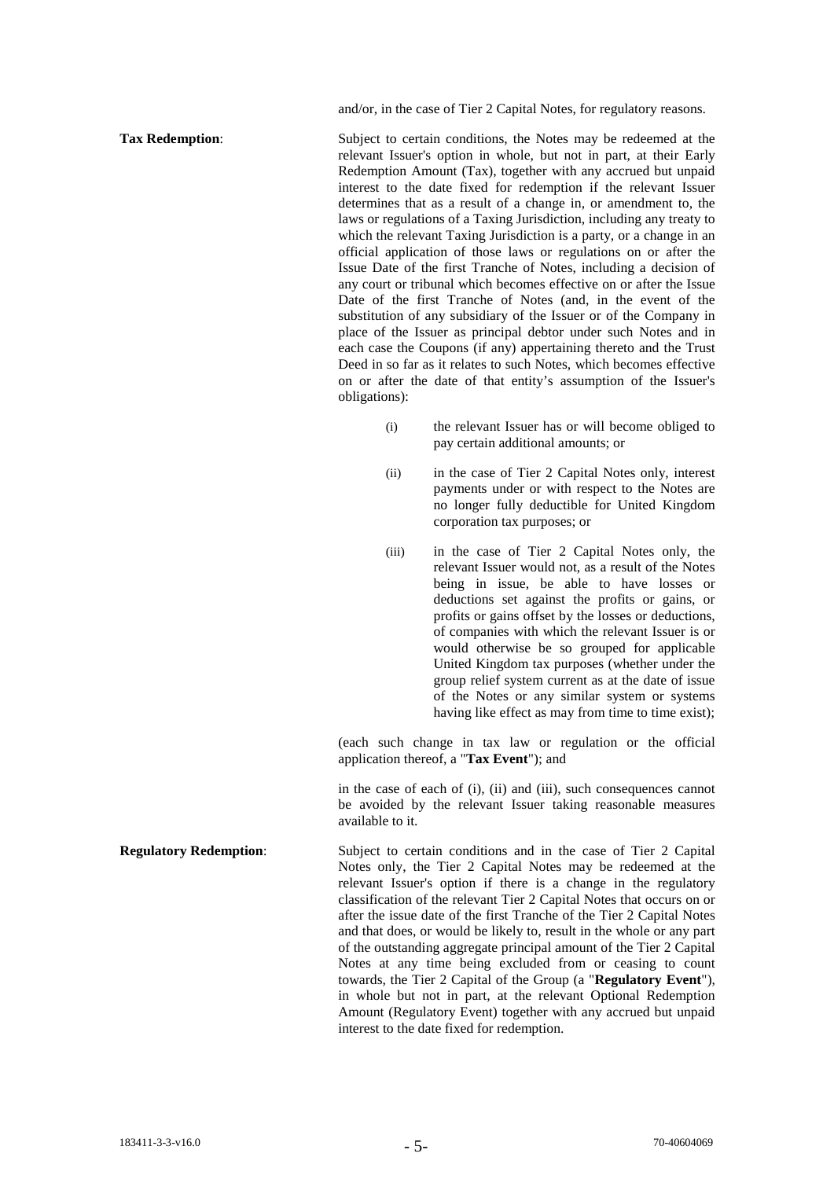and/or, in the case of Tier 2 Capital Notes, for regulatory reasons.

**Tax Redemption**: Subject to certain conditions, the Notes may be redeemed at the relevant Issuer's option in whole, but not in part, at their Early Redemption Amount (Tax), together with any accrued but unpaid interest to the date fixed for redemption if the relevant Issuer determines that as a result of a change in, or amendment to, the laws or regulations of a Taxing Jurisdiction, including any treaty to which the relevant Taxing Jurisdiction is a party, or a change in an official application of those laws or regulations on or after the Issue Date of the first Tranche of Notes, including a decision of any court or tribunal which becomes effective on or after the Issue Date of the first Tranche of Notes (and, in the event of the substitution of any subsidiary of the Issuer or of the Company in place of the Issuer as principal debtor under such Notes and in each case the Coupons (if any) appertaining thereto and the Trust Deed in so far as it relates to such Notes, which becomes effective on or after the date of that entity's assumption of the Issuer's obligations):

(i) the relevant Issuer has or will become obliged to pay certain additional amounts; or

(ii) in the case of Tier 2 Capital Notes only, interest payments under or with respect to the Notes are no longer fully deductible for United Kingdom corporation tax purposes; or

(iii) in the case of Tier 2 Capital Notes only, the relevant Issuer would not, as a result of the Notes being in issue, be able to have losses or deductions set against the profits or gains, or profits or gains offset by the losses or deductions, of companies with which the relevant Issuer is or would otherwise be so grouped for applicable United Kingdom tax purposes (whether under the group relief system current as at the date of issue of the Notes or any similar system or systems having like effect as may from time to time exist);

(each such change in tax law or regulation or the official application thereof, a "**Tax Event**"); and

in the case of each of (i), (ii) and (iii), such consequences cannot be avoided by the relevant Issuer taking reasonable measures available to it.

**Regulatory Redemption**: Subject to certain conditions and in the case of Tier 2 Capital Notes only, the Tier 2 Capital Notes may be redeemed at the relevant Issuer's option if there is a change in the regulatory classification of the relevant Tier 2 Capital Notes that occurs on or after the issue date of the first Tranche of the Tier 2 Capital Notes and that does, or would be likely to, result in the whole or any part of the outstanding aggregate principal amount of the Tier 2 Capital Notes at any time being excluded from or ceasing to count towards, the Tier 2 Capital of the Group (a "**Regulatory Event**"), in whole but not in part, at the relevant Optional Redemption Amount (Regulatory Event) together with any accrued but unpaid interest to the date fixed for redemption.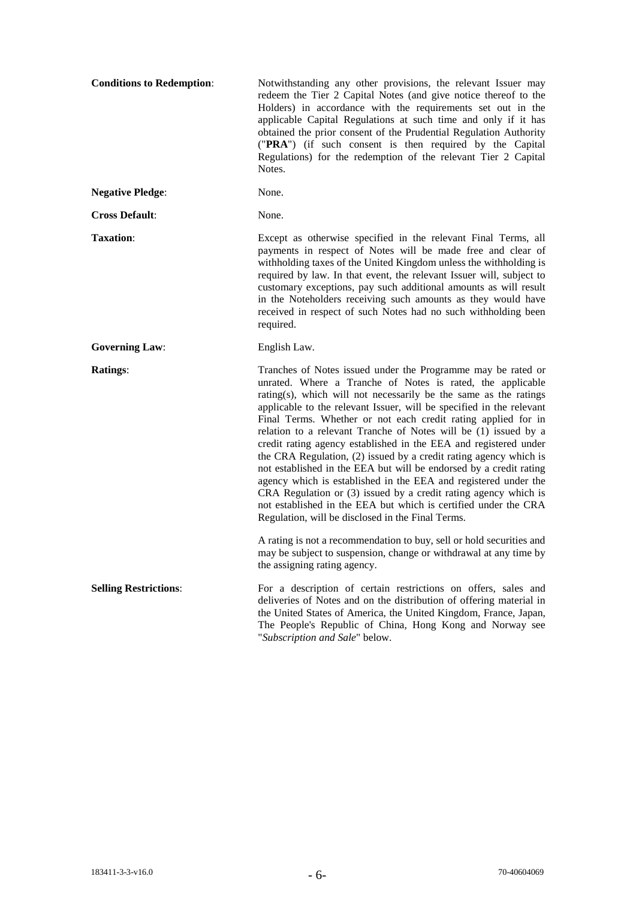**Conditions to Redemption**: Notwithstanding any other provisions, the relevant Issuer may redeem the Tier 2 Capital Notes (and give notice thereof to the Holders) in accordance with the requirements set out in the applicable Capital Regulations at such time and only if it has obtained the prior consent of the Prudential Regulation Authority ("**PRA**") (if such consent is then required by the Capital Regulations) for the redemption of the relevant Tier 2 Capital Notes.

**Negative Pledge**: None.

**Cross Default**: None.

**Taxation**: Except as otherwise specified in the relevant Final Terms, all payments in respect of Notes will be made free and clear of withholding taxes of the United Kingdom unless the withholding is required by law. In that event, the relevant Issuer will, subject to customary exceptions, pay such additional amounts as will result in the Noteholders receiving such amounts as they would have received in respect of such Notes had no such withholding been required.

**Governing Law**: English Law.

**Ratings**: Tranches of Notes issued under the Programme may be rated or unrated. Where a Tranche of Notes is rated, the applicable rating(s), which will not necessarily be the same as the ratings applicable to the relevant Issuer, will be specified in the relevant Final Terms. Whether or not each credit rating applied for in relation to a relevant Tranche of Notes will be (1) issued by a credit rating agency established in the EEA and registered under the CRA Regulation, (2) issued by a credit rating agency which is not established in the EEA but will be endorsed by a credit rating agency which is established in the EEA and registered under the CRA Regulation or (3) issued by a credit rating agency which is not established in the EEA but which is certified under the CRA Regulation, will be disclosed in the Final Terms.

A rating is not a recommendation to buy, sell or hold securities and may be subject to suspension, change or withdrawal at any time by the assigning rating agency.

**Selling Restrictions**: For a description of certain restrictions on offers, sales and deliveries of Notes and on the distribution of offering material in the United States of America, the United Kingdom, France, Japan, The People's Republic of China, Hong Kong and Norway see "*Subscription and Sale*" below.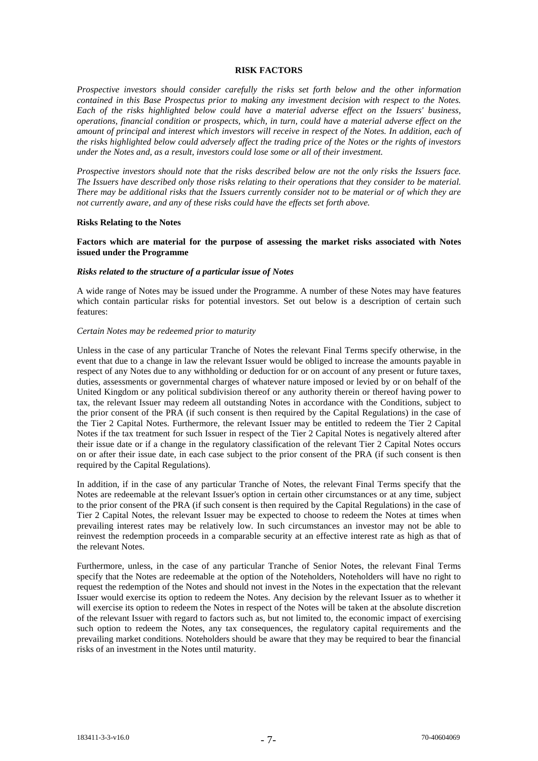## RISK FACTORS

*Prospective investors should consider carefully the risks set forth below and the other information contained in this Base Prospectus prior to making any investment decision with respect to the Notes. Each of the risks highlighted below could have a material adverse effect on the Issuers' business, operations, financial condition or prospects, which, in turn, could have a material adverse effect on the amount of principal and interest which investors will receive in respect of the Notes. In addition, each of the risks highlighted below could adversely affect the trading price of the Notes or the rights of investors under the Notes and, as a result, investors could lose some or all of their investment.*

*Prospective investors should note that the risks described below are not the only risks the Issuers face. The Issuers have described only those risks relating to their operations that they consider to be material. There may be additional risks that the Issuers currently consider not to be material or of which they are not currently aware, and any of these risks could have the effects set forth above.*

**Risks Relating to the Notes**

**Factors which are material for the purpose of assessing the market risks associated with Notes issued under the Programme**

***Risks related to the structure of a particular issue of Notes***

A wide range of Notes may be issued under the Programme. A number of these Notes may have features which contain particular risks for potential investors. Set out below is a description of certain such features:

*Certain Notes may be redeemed prior to maturity*

Unless in the case of any particular Tranche of Notes the relevant Final Terms specify otherwise, in the event that due to a change in law the relevant Issuer would be obliged to increase the amounts payable in respect of any Notes due to any withholding or deduction for or on account of any present or future taxes, duties, assessments or governmental charges of whatever nature imposed or levied by or on behalf of the United Kingdom or any political subdivision thereof or any authority therein or thereof having power to tax, the relevant Issuer may redeem all outstanding Notes in accordance with the Conditions, subject to the prior consent of the PRA (if such consent is then required by the Capital Regulations) in the case of the Tier 2 Capital Notes. Furthermore, the relevant Issuer may be entitled to redeem the Tier 2 Capital Notes if the tax treatment for such Issuer in respect of the Tier 2 Capital Notes is negatively altered after their issue date or if a change in the regulatory classification of the relevant Tier 2 Capital Notes occurs on or after their issue date, in each case subject to the prior consent of the PRA (if such consent is then required by the Capital Regulations).

In addition, if in the case of any particular Tranche of Notes, the relevant Final Terms specify that the Notes are redeemable at the relevant Issuer's option in certain other circumstances or at any time, subject to the prior consent of the PRA (if such consent is then required by the Capital Regulations) in the case of Tier 2 Capital Notes, the relevant Issuer may be expected to choose to redeem the Notes at times when prevailing interest rates may be relatively low. In such circumstances an investor may not be able to reinvest the redemption proceeds in a comparable security at an effective interest rate as high as that of the relevant Notes.

Furthermore, unless, in the case of any particular Tranche of Senior Notes, the relevant Final Terms specify that the Notes are redeemable at the option of the Noteholders, Noteholders will have no right to request the redemption of the Notes and should not invest in the Notes in the expectation that the relevant Issuer would exercise its option to redeem the Notes. Any decision by the relevant Issuer as to whether it will exercise its option to redeem the Notes in respect of the Notes will be taken at the absolute discretion of the relevant Issuer with regard to factors such as, but not limited to, the economic impact of exercising such option to redeem the Notes, any tax consequences, the regulatory capital requirements and the prevailing market conditions. Noteholders should be aware that they may be required to bear the financial risks of an investment in the Notes until maturity.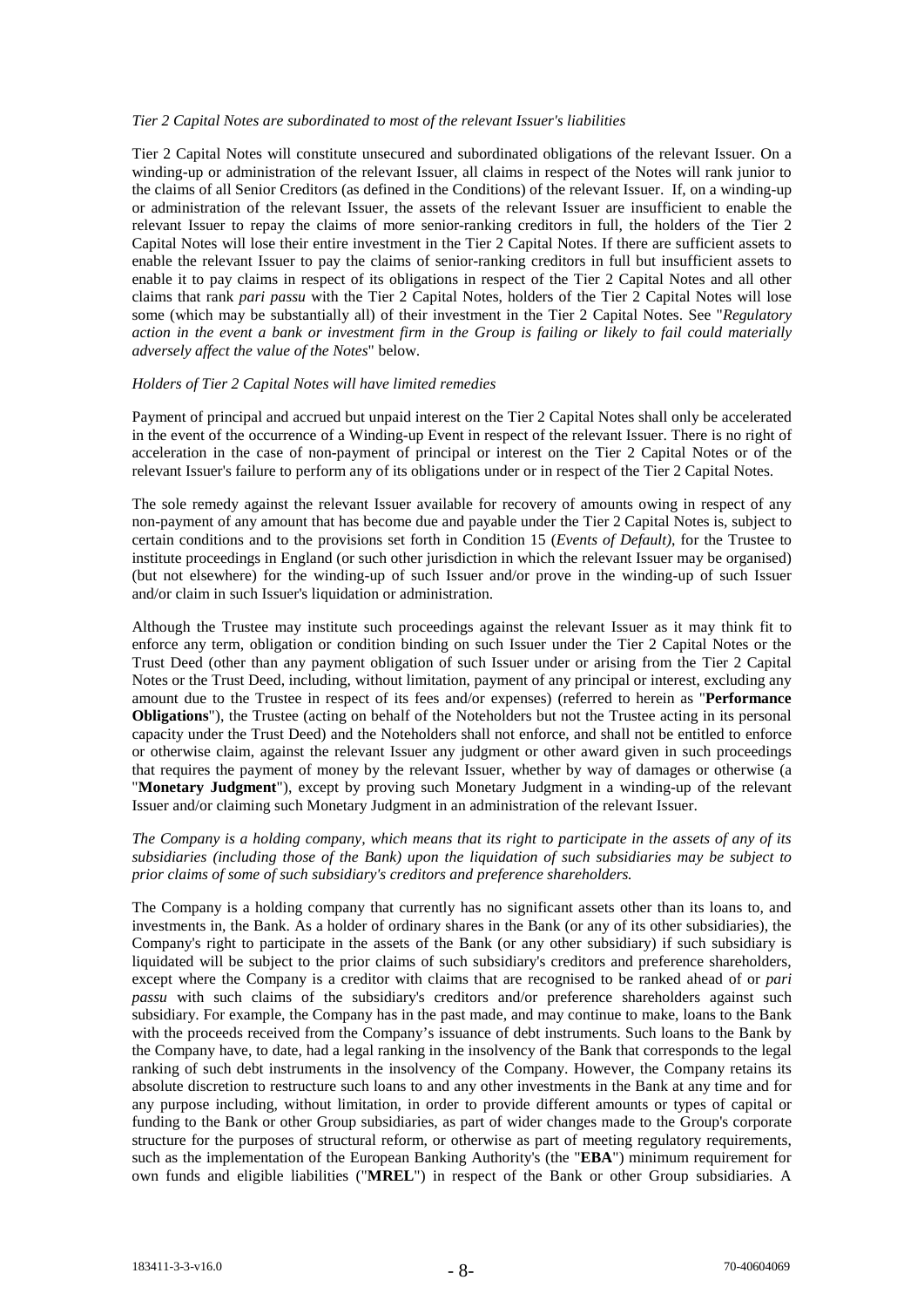*Tier 2 Capital Notes are subordinated to most of the relevant Issuer's liabilities*

Tier 2 Capital Notes will constitute unsecured and subordinated obligations of the relevant Issuer. On a winding-up or administration of the relevant Issuer, all claims in respect of the Notes will rank junior to the claims of all Senior Creditors (as defined in the Conditions) of the relevant Issuer. If, on a winding-up or administration of the relevant Issuer, the assets of the relevant Issuer are insufficient to enable the relevant Issuer to repay the claims of more senior-ranking creditors in full, the holders of the Tier 2 Capital Notes will lose their entire investment in the Tier 2 Capital Notes. If there are sufficient assets to enable the relevant Issuer to pay the claims of senior-ranking creditors in full but insufficient assets to enable it to pay claims in respect of its obligations in respect of the Tier 2 Capital Notes and all other claims that rank *pari passu* with the Tier 2 Capital Notes, holders of the Tier 2 Capital Notes will lose some (which may be substantially all) of their investment in the Tier 2 Capital Notes. See "*Regulatory action in the event a bank or investment firm in the Group is failing or likely to fail could materially adversely affect the value of the Notes*" below.

*Holders of Tier 2 Capital Notes will have limited remedies*

Payment of principal and accrued but unpaid interest on the Tier 2 Capital Notes shall only be accelerated in the event of the occurrence of a Winding-up Event in respect of the relevant Issuer. There is no right of acceleration in the case of non-payment of principal or interest on the Tier 2 Capital Notes or of the relevant Issuer's failure to perform any of its obligations under or in respect of the Tier 2 Capital Notes.

The sole remedy against the relevant Issuer available for recovery of amounts owing in respect of any non-payment of any amount that has become due and payable under the Tier 2 Capital Notes is, subject to certain conditions and to the provisions set forth in Condition 15 (*Events of Default)*, for the Trustee to institute proceedings in England (or such other jurisdiction in which the relevant Issuer may be organised) (but not elsewhere) for the winding-up of such Issuer and/or prove in the winding-up of such Issuer and/or claim in such Issuer's liquidation or administration.

Although the Trustee may institute such proceedings against the relevant Issuer as it may think fit to enforce any term, obligation or condition binding on such Issuer under the Tier 2 Capital Notes or the Trust Deed (other than any payment obligation of such Issuer under or arising from the Tier 2 Capital Notes or the Trust Deed, including, without limitation, payment of any principal or interest, excluding any amount due to the Trustee in respect of its fees and/or expenses) (referred to herein as "**Performance Obligations**"), the Trustee (acting on behalf of the Noteholders but not the Trustee acting in its personal capacity under the Trust Deed) and the Noteholders shall not enforce, and shall not be entitled to enforce or otherwise claim, against the relevant Issuer any judgment or other award given in such proceedings that requires the payment of money by the relevant Issuer, whether by way of damages or otherwise (a "**Monetary Judgment**"), except by proving such Monetary Judgment in a winding-up of the relevant Issuer and/or claiming such Monetary Judgment in an administration of the relevant Issuer.

*The Company is a holding company, which means that its right to participate in the assets of any of its subsidiaries (including those of the Bank) upon the liquidation of such subsidiaries may be subject to prior claims of some of such subsidiary's creditors and preference shareholders.*

The Company is a holding company that currently has no significant assets other than its loans to, and investments in, the Bank. As a holder of ordinary shares in the Bank (or any of its other subsidiaries), the Company's right to participate in the assets of the Bank (or any other subsidiary) if such subsidiary is liquidated will be subject to the prior claims of such subsidiary's creditors and preference shareholders, except where the Company is a creditor with claims that are recognised to be ranked ahead of or *pari passu* with such claims of the subsidiary's creditors and/or preference shareholders against such subsidiary. For example, the Company has in the past made, and may continue to make, loans to the Bank with the proceeds received from the Company's issuance of debt instruments. Such loans to the Bank by the Company have, to date, had a legal ranking in the insolvency of the Bank that corresponds to the legal ranking of such debt instruments in the insolvency of the Company. However, the Company retains its absolute discretion to restructure such loans to and any other investments in the Bank at any time and for any purpose including, without limitation, in order to provide different amounts or types of capital or funding to the Bank or other Group subsidiaries, as part of wider changes made to the Group's corporate structure for the purposes of structural reform, or otherwise as part of meeting regulatory requirements, such as the implementation of the European Banking Authority's (the "**EBA**") minimum requirement for own funds and eligible liabilities ("**MREL**") in respect of the Bank or other Group subsidiaries. A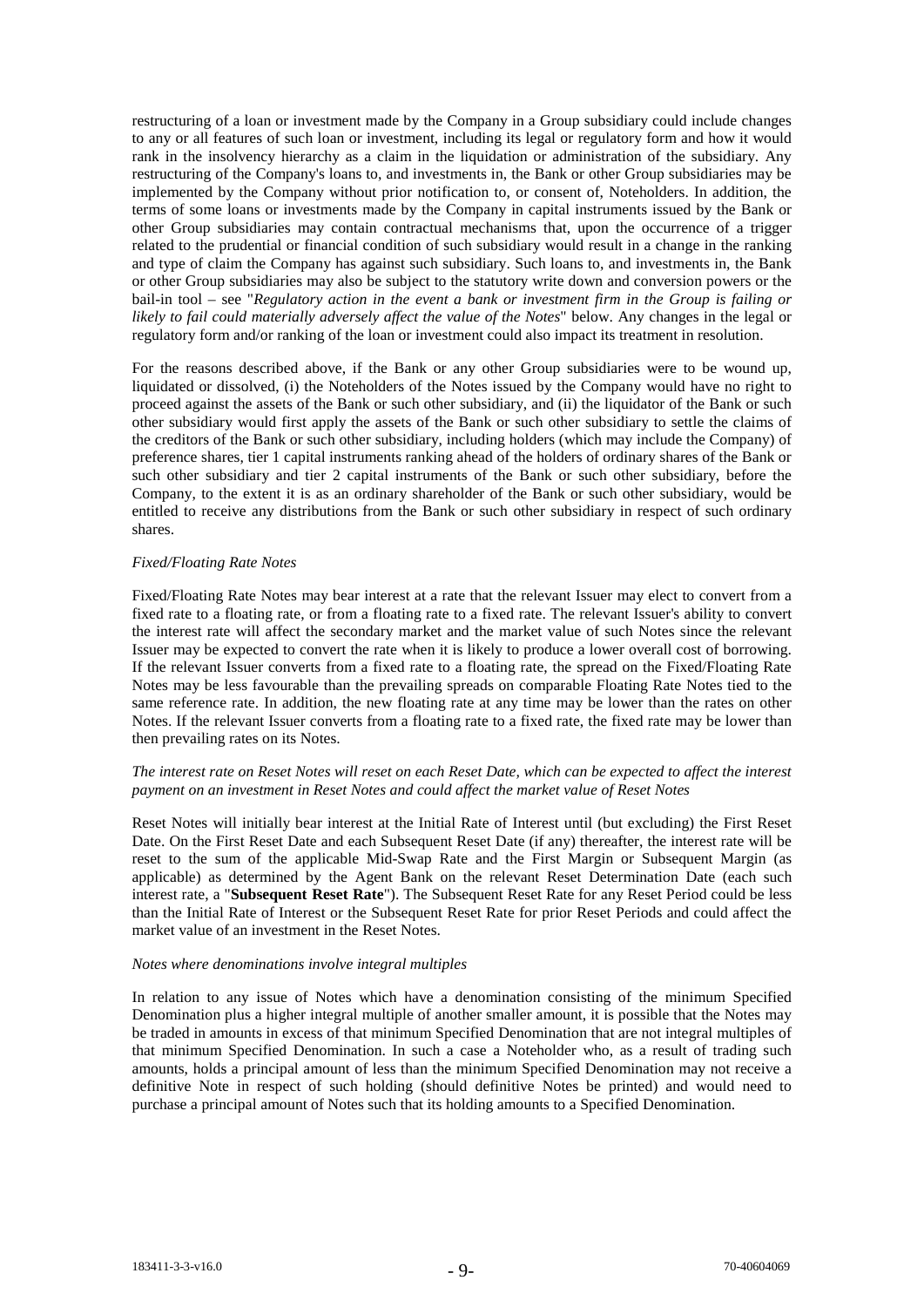restructuring of a loan or investment made by the Company in a Group subsidiary could include changes to any or all features of such loan or investment, including its legal or regulatory form and how it would rank in the insolvency hierarchy as a claim in the liquidation or administration of the subsidiary. Any restructuring of the Company's loans to, and investments in, the Bank or other Group subsidiaries may be implemented by the Company without prior notification to, or consent of, Noteholders. In addition, the terms of some loans or investments made by the Company in capital instruments issued by the Bank or other Group subsidiaries may contain contractual mechanisms that, upon the occurrence of a trigger related to the prudential or financial condition of such subsidiary would result in a change in the ranking and type of claim the Company has against such subsidiary. Such loans to, and investments in, the Bank or other Group subsidiaries may also be subject to the statutory write down and conversion powers or the bail-in tool – see "*Regulatory action in the event a bank or investment firm in the Group is failing or likely to fail could materially adversely affect the value of the Notes*" below. Any changes in the legal or regulatory form and/or ranking of the loan or investment could also impact its treatment in resolution.

For the reasons described above, if the Bank or any other Group subsidiaries were to be wound up, liquidated or dissolved, (i) the Noteholders of the Notes issued by the Company would have no right to proceed against the assets of the Bank or such other subsidiary, and (ii) the liquidator of the Bank or such other subsidiary would first apply the assets of the Bank or such other subsidiary to settle the claims of the creditors of the Bank or such other subsidiary, including holders (which may include the Company) of preference shares, tier 1 capital instruments ranking ahead of the holders of ordinary shares of the Bank or such other subsidiary and tier 2 capital instruments of the Bank or such other subsidiary, before the Company, to the extent it is as an ordinary shareholder of the Bank or such other subsidiary, would be entitled to receive any distributions from the Bank or such other subsidiary in respect of such ordinary shares.

*Fixed/Floating Rate Notes*

Fixed/Floating Rate Notes may bear interest at a rate that the relevant Issuer may elect to convert from a fixed rate to a floating rate, or from a floating rate to a fixed rate. The relevant Issuer's ability to convert the interest rate will affect the secondary market and the market value of such Notes since the relevant Issuer may be expected to convert the rate when it is likely to produce a lower overall cost of borrowing. If the relevant Issuer converts from a fixed rate to a floating rate, the spread on the Fixed/Floating Rate Notes may be less favourable than the prevailing spreads on comparable Floating Rate Notes tied to the same reference rate. In addition, the new floating rate at any time may be lower than the rates on other Notes. If the relevant Issuer converts from a floating rate to a fixed rate, the fixed rate may be lower than then prevailing rates on its Notes.

*The interest rate on Reset Notes will reset on each Reset Date, which can be expected to affect the interest payment on an investment in Reset Notes and could affect the market value of Reset Notes*

Reset Notes will initially bear interest at the Initial Rate of Interest until (but excluding) the First Reset Date. On the First Reset Date and each Subsequent Reset Date (if any) thereafter, the interest rate will be reset to the sum of the applicable Mid-Swap Rate and the First Margin or Subsequent Margin (as applicable) as determined by the Agent Bank on the relevant Reset Determination Date (each such interest rate, a "**Subsequent Reset Rate**"). The Subsequent Reset Rate for any Reset Period could be less than the Initial Rate of Interest or the Subsequent Reset Rate for prior Reset Periods and could affect the market value of an investment in the Reset Notes.

*Notes where denominations involve integral multiples*

In relation to any issue of Notes which have a denomination consisting of the minimum Specified Denomination plus a higher integral multiple of another smaller amount, it is possible that the Notes may be traded in amounts in excess of that minimum Specified Denomination that are not integral multiples of that minimum Specified Denomination. In such a case a Noteholder who, as a result of trading such amounts, holds a principal amount of less than the minimum Specified Denomination may not receive a definitive Note in respect of such holding (should definitive Notes be printed) and would need to purchase a principal amount of Notes such that its holding amounts to a Specified Denomination.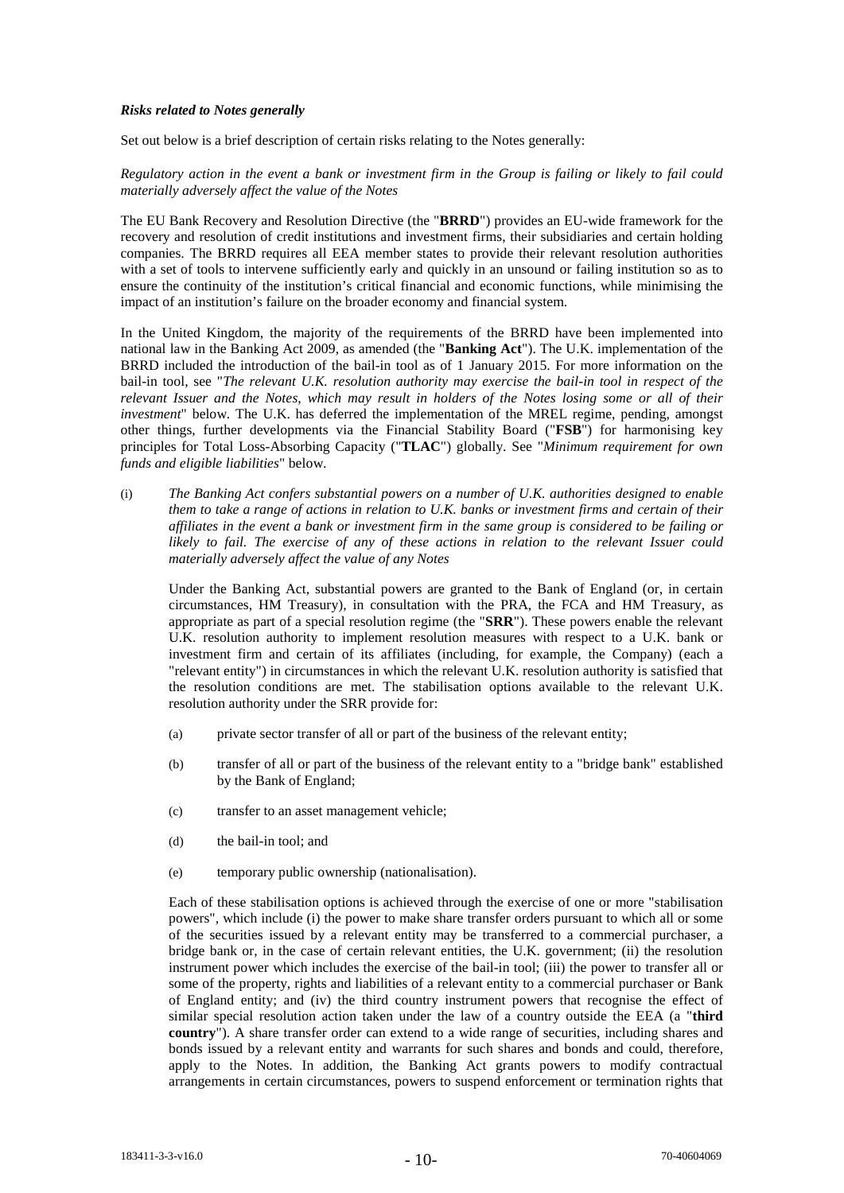***Risks related to Notes generally***

Set out below is a brief description of certain risks relating to the Notes generally:

*Regulatory action in the event a bank or investment firm in the Group is failing or likely to fail could materially adversely affect the value of the Notes*

The EU Bank Recovery and Resolution Directive (the "**BRRD**") provides an EU-wide framework for the recovery and resolution of credit institutions and investment firms, their subsidiaries and certain holding companies. The BRRD requires all EEA member states to provide their relevant resolution authorities with a set of tools to intervene sufficiently early and quickly in an unsound or failing institution so as to ensure the continuity of the institution's critical financial and economic functions, while minimising the impact of an institution's failure on the broader economy and financial system.

In the United Kingdom, the majority of the requirements of the BRRD have been implemented into national law in the Banking Act 2009, as amended (the "**Banking Act**"). The U.K. implementation of the BRRD included the introduction of the bail-in tool as of 1 January 2015. For more information on the bail-in tool, see "*The relevant U.K. resolution authority may exercise the bail-in tool in respect of the relevant Issuer and the Notes, which may result in holders of the Notes losing some or all of their investment*" below. The U.K. has deferred the implementation of the MREL regime, pending, amongst other things, further developments via the Financial Stability Board ("**FSB**") for harmonising key principles for Total Loss-Absorbing Capacity ("**TLAC**") globally. See "*Minimum requirement for own funds and eligible liabilities*" below.

(i) *The Banking Act confers substantial powers on a number of U.K. authorities designed to enable them to take a range of actions in relation to U.K. banks or investment firms and certain of their affiliates in the event a bank or investment firm in the same group is considered to be failing or likely to fail. The exercise of any of these actions in relation to the relevant Issuer could materially adversely affect the value of any Notes*

   Under the Banking Act, substantial powers are granted to the Bank of England (or, in certain circumstances, HM Treasury), in consultation with the PRA, the FCA and HM Treasury, as appropriate as part of a special resolution regime (the "**SRR**"). These powers enable the relevant U.K. resolution authority to implement resolution measures with respect to a U.K. bank or investment firm and certain of its affiliates (including, for example, the Company) (each a "relevant entity") in circumstances in which the relevant U.K. resolution authority is satisfied that the resolution conditions are met. The stabilisation options available to the relevant U.K. resolution authority under the SRR provide for:

   (a) private sector transfer of all or part of the business of the relevant entity;

   (b) transfer of all or part of the business of the relevant entity to a "bridge bank" established by the Bank of England;

   (c) transfer to an asset management vehicle;

   (d) the bail-in tool; and

   (e) temporary public ownership (nationalisation).

   Each of these stabilisation options is achieved through the exercise of one or more "stabilisation powers", which include (i) the power to make share transfer orders pursuant to which all or some of the securities issued by a relevant entity may be transferred to a commercial purchaser, a bridge bank or, in the case of certain relevant entities, the U.K. government; (ii) the resolution instrument power which includes the exercise of the bail-in tool; (iii) the power to transfer all or some of the property, rights and liabilities of a relevant entity to a commercial purchaser or Bank of England entity; and (iv) the third country instrument powers that recognise the effect of similar special resolution action taken under the law of a country outside the EEA (a "**third country**"). A share transfer order can extend to a wide range of securities, including shares and bonds issued by a relevant entity and warrants for such shares and bonds and could, therefore, apply to the Notes. In addition, the Banking Act grants powers to modify contractual arrangements in certain circumstances, powers to suspend enforcement or termination rights that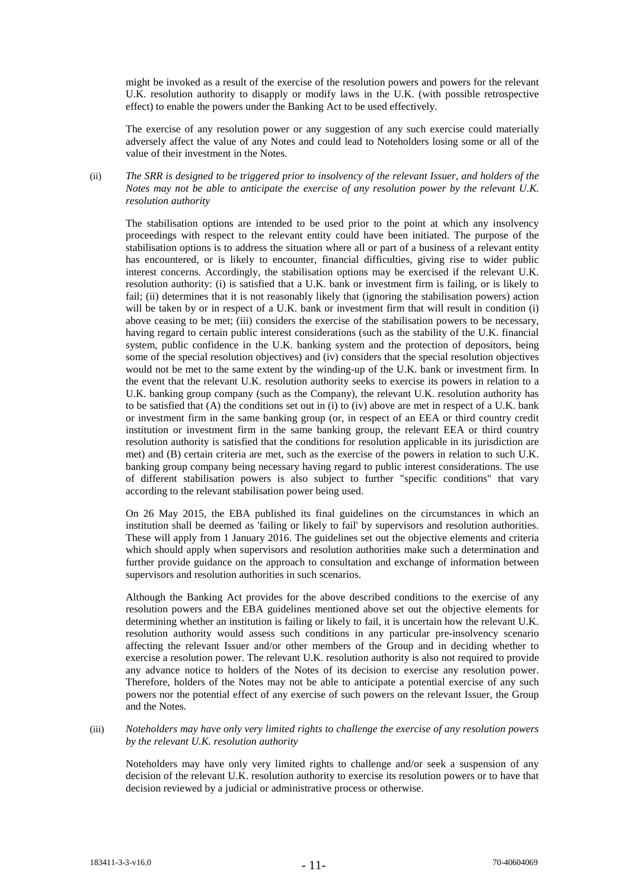might be invoked as a result of the exercise of the resolution powers and powers for the relevant U.K. resolution authority to disapply or modify laws in the U.K. (with possible retrospective effect) to enable the powers under the Banking Act to be used effectively.

The exercise of any resolution power or any suggestion of any such exercise could materially adversely affect the value of any Notes and could lead to Noteholders losing some or all of the value of their investment in the Notes.

(ii) *The SRR is designed to be triggered prior to insolvency of the relevant Issuer, and holders of the Notes may not be able to anticipate the exercise of any resolution power by the relevant U.K. resolution authority*

The stabilisation options are intended to be used prior to the point at which any insolvency proceedings with respect to the relevant entity could have been initiated. The purpose of the stabilisation options is to address the situation where all or part of a business of a relevant entity has encountered, or is likely to encounter, financial difficulties, giving rise to wider public interest concerns. Accordingly, the stabilisation options may be exercised if the relevant U.K. resolution authority: (i) is satisfied that a U.K. bank or investment firm is failing, or is likely to fail; (ii) determines that it is not reasonably likely that (ignoring the stabilisation powers) action will be taken by or in respect of a U.K. bank or investment firm that will result in condition (i) above ceasing to be met; (iii) considers the exercise of the stabilisation powers to be necessary, having regard to certain public interest considerations (such as the stability of the U.K. financial system, public confidence in the U.K. banking system and the protection of depositors, being some of the special resolution objectives) and (iv) considers that the special resolution objectives would not be met to the same extent by the winding-up of the U.K. bank or investment firm. In the event that the relevant U.K. resolution authority seeks to exercise its powers in relation to a U.K. banking group company (such as the Company), the relevant U.K. resolution authority has to be satisfied that (A) the conditions set out in (i) to (iv) above are met in respect of a U.K. bank or investment firm in the same banking group (or, in respect of an EEA or third country credit institution or investment firm in the same banking group, the relevant EEA or third country resolution authority is satisfied that the conditions for resolution applicable in its jurisdiction are met) and (B) certain criteria are met, such as the exercise of the powers in relation to such U.K. banking group company being necessary having regard to public interest considerations. The use of different stabilisation powers is also subject to further "specific conditions" that vary according to the relevant stabilisation power being used.

On 26 May 2015, the EBA published its final guidelines on the circumstances in which an institution shall be deemed as 'failing or likely to fail' by supervisors and resolution authorities. These will apply from 1 January 2016. The guidelines set out the objective elements and criteria which should apply when supervisors and resolution authorities make such a determination and further provide guidance on the approach to consultation and exchange of information between supervisors and resolution authorities in such scenarios.

Although the Banking Act provides for the above described conditions to the exercise of any resolution powers and the EBA guidelines mentioned above set out the objective elements for determining whether an institution is failing or likely to fail, it is uncertain how the relevant U.K. resolution authority would assess such conditions in any particular pre-insolvency scenario affecting the relevant Issuer and/or other members of the Group and in deciding whether to exercise a resolution power. The relevant U.K. resolution authority is also not required to provide any advance notice to holders of the Notes of its decision to exercise any resolution power. Therefore, holders of the Notes may not be able to anticipate a potential exercise of any such powers nor the potential effect of any exercise of such powers on the relevant Issuer, the Group and the Notes.

(iii) *Noteholders may have only very limited rights to challenge the exercise of any resolution powers by the relevant U.K. resolution authority*

Noteholders may have only very limited rights to challenge and/or seek a suspension of any decision of the relevant U.K. resolution authority to exercise its resolution powers or to have that decision reviewed by a judicial or administrative process or otherwise.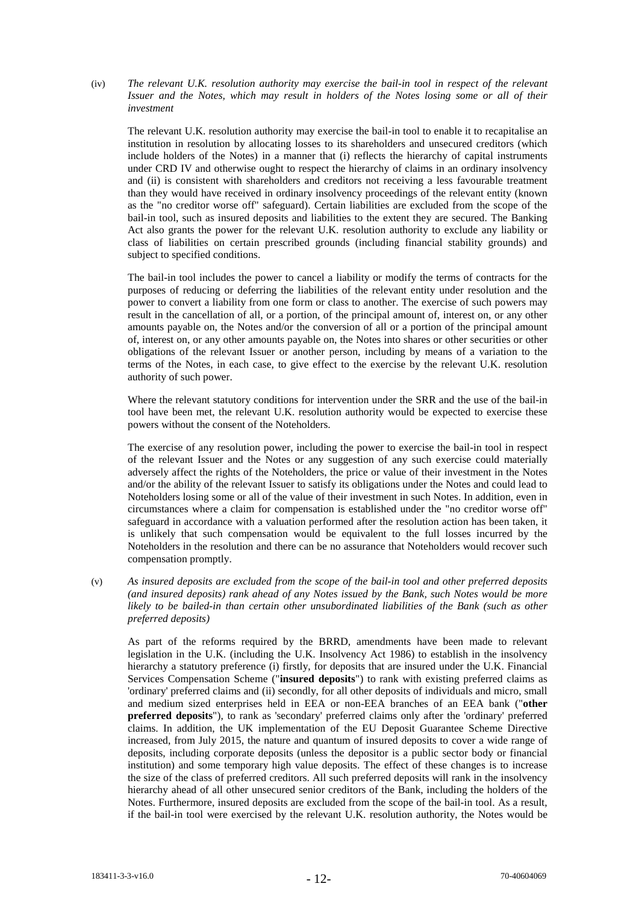(iv) *The relevant U.K. resolution authority may exercise the bail-in tool in respect of the relevant Issuer and the Notes, which may result in holders of the Notes losing some or all of their investment*

The relevant U.K. resolution authority may exercise the bail-in tool to enable it to recapitalise an institution in resolution by allocating losses to its shareholders and unsecured creditors (which include holders of the Notes) in a manner that (i) reflects the hierarchy of capital instruments under CRD IV and otherwise ought to respect the hierarchy of claims in an ordinary insolvency and (ii) is consistent with shareholders and creditors not receiving a less favourable treatment than they would have received in ordinary insolvency proceedings of the relevant entity (known as the "no creditor worse off" safeguard). Certain liabilities are excluded from the scope of the bail-in tool, such as insured deposits and liabilities to the extent they are secured. The Banking Act also grants the power for the relevant U.K. resolution authority to exclude any liability or class of liabilities on certain prescribed grounds (including financial stability grounds) and subject to specified conditions.

The bail-in tool includes the power to cancel a liability or modify the terms of contracts for the purposes of reducing or deferring the liabilities of the relevant entity under resolution and the power to convert a liability from one form or class to another. The exercise of such powers may result in the cancellation of all, or a portion, of the principal amount of, interest on, or any other amounts payable on, the Notes and/or the conversion of all or a portion of the principal amount of, interest on, or any other amounts payable on, the Notes into shares or other securities or other obligations of the relevant Issuer or another person, including by means of a variation to the terms of the Notes, in each case, to give effect to the exercise by the relevant U.K. resolution authority of such power.

Where the relevant statutory conditions for intervention under the SRR and the use of the bail-in tool have been met, the relevant U.K. resolution authority would be expected to exercise these powers without the consent of the Noteholders.

The exercise of any resolution power, including the power to exercise the bail-in tool in respect of the relevant Issuer and the Notes or any suggestion of any such exercise could materially adversely affect the rights of the Noteholders, the price or value of their investment in the Notes and/or the ability of the relevant Issuer to satisfy its obligations under the Notes and could lead to Noteholders losing some or all of the value of their investment in such Notes. In addition, even in circumstances where a claim for compensation is established under the "no creditor worse off" safeguard in accordance with a valuation performed after the resolution action has been taken, it is unlikely that such compensation would be equivalent to the full losses incurred by the Noteholders in the resolution and there can be no assurance that Noteholders would recover such compensation promptly.

(v) *As insured deposits are excluded from the scope of the bail-in tool and other preferred deposits (and insured deposits) rank ahead of any Notes issued by the Bank, such Notes would be more likely to be bailed-in than certain other unsubordinated liabilities of the Bank (such as other preferred deposits)*

As part of the reforms required by the BRRD, amendments have been made to relevant legislation in the U.K. (including the U.K. Insolvency Act 1986) to establish in the insolvency hierarchy a statutory preference (i) firstly, for deposits that are insured under the U.K. Financial Services Compensation Scheme ("**insured deposits**") to rank with existing preferred claims as 'ordinary' preferred claims and (ii) secondly, for all other deposits of individuals and micro, small and medium sized enterprises held in EEA or non-EEA branches of an EEA bank ("**other preferred deposits**"), to rank as 'secondary' preferred claims only after the 'ordinary' preferred claims. In addition, the UK implementation of the EU Deposit Guarantee Scheme Directive increased, from July 2015, the nature and quantum of insured deposits to cover a wide range of deposits, including corporate deposits (unless the depositor is a public sector body or financial institution) and some temporary high value deposits. The effect of these changes is to increase the size of the class of preferred creditors. All such preferred deposits will rank in the insolvency hierarchy ahead of all other unsecured senior creditors of the Bank, including the holders of the Notes. Furthermore, insured deposits are excluded from the scope of the bail-in tool. As a result, if the bail-in tool were exercised by the relevant U.K. resolution authority, the Notes would be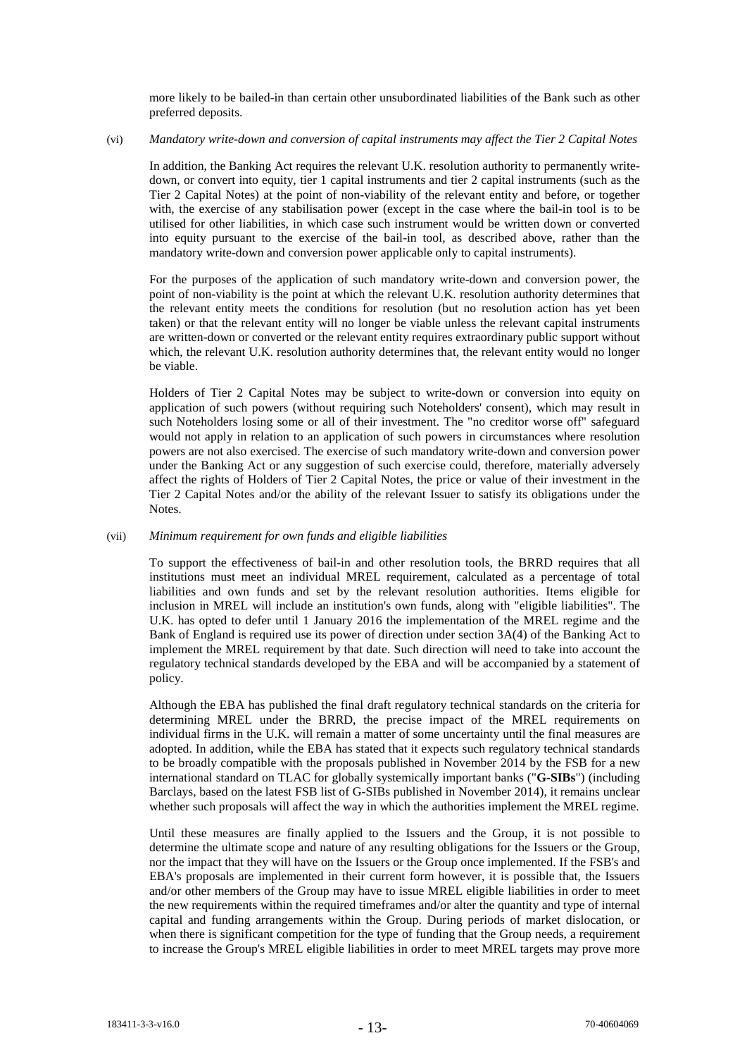more likely to be bailed-in than certain other unsubordinated liabilities of the Bank such as other preferred deposits.

(vi) *Mandatory write-down and conversion of capital instruments may affect the Tier 2 Capital Notes*

In addition, the Banking Act requires the relevant U.K. resolution authority to permanently write-down, or convert into equity, tier 1 capital instruments and tier 2 capital instruments (such as the Tier 2 Capital Notes) at the point of non-viability of the relevant entity and before, or together with, the exercise of any stabilisation power (except in the case where the bail-in tool is to be utilised for other liabilities, in which case such instrument would be written down or converted into equity pursuant to the exercise of the bail-in tool, as described above, rather than the mandatory write-down and conversion power applicable only to capital instruments).

For the purposes of the application of such mandatory write-down and conversion power, the point of non-viability is the point at which the relevant U.K. resolution authority determines that the relevant entity meets the conditions for resolution (but no resolution action has yet been taken) or that the relevant entity will no longer be viable unless the relevant capital instruments are written-down or converted or the relevant entity requires extraordinary public support without which, the relevant U.K. resolution authority determines that, the relevant entity would no longer be viable.

Holders of Tier 2 Capital Notes may be subject to write-down or conversion into equity on application of such powers (without requiring such Noteholders' consent), which may result in such Noteholders losing some or all of their investment. The "no creditor worse off" safeguard would not apply in relation to an application of such powers in circumstances where resolution powers are not also exercised. The exercise of such mandatory write-down and conversion power under the Banking Act or any suggestion of such exercise could, therefore, materially adversely affect the rights of Holders of Tier 2 Capital Notes, the price or value of their investment in the Tier 2 Capital Notes and/or the ability of the relevant Issuer to satisfy its obligations under the Notes.

(vii) *Minimum requirement for own funds and eligible liabilities*

To support the effectiveness of bail-in and other resolution tools, the BRRD requires that all institutions must meet an individual MREL requirement, calculated as a percentage of total liabilities and own funds and set by the relevant resolution authorities. Items eligible for inclusion in MREL will include an institution's own funds, along with "eligible liabilities". The U.K. has opted to defer until 1 January 2016 the implementation of the MREL regime and the Bank of England is required use its power of direction under section 3A(4) of the Banking Act to implement the MREL requirement by that date. Such direction will need to take into account the regulatory technical standards developed by the EBA and will be accompanied by a statement of policy.

Although the EBA has published the final draft regulatory technical standards on the criteria for determining MREL under the BRRD, the precise impact of the MREL requirements on individual firms in the U.K. will remain a matter of some uncertainty until the final measures are adopted. In addition, while the EBA has stated that it expects such regulatory technical standards to be broadly compatible with the proposals published in November 2014 by the FSB for a new international standard on TLAC for globally systemically important banks ("**G-SIBs**") (including Barclays, based on the latest FSB list of G-SIBs published in November 2014), it remains unclear whether such proposals will affect the way in which the authorities implement the MREL regime.

Until these measures are finally applied to the Issuers and the Group, it is not possible to determine the ultimate scope and nature of any resulting obligations for the Issuers or the Group, nor the impact that they will have on the Issuers or the Group once implemented. If the FSB's and EBA's proposals are implemented in their current form however, it is possible that, the Issuers and/or other members of the Group may have to issue MREL eligible liabilities in order to meet the new requirements within the required timeframes and/or alter the quantity and type of internal capital and funding arrangements within the Group. During periods of market dislocation, or when there is significant competition for the type of funding that the Group needs, a requirement to increase the Group's MREL eligible liabilities in order to meet MREL targets may prove more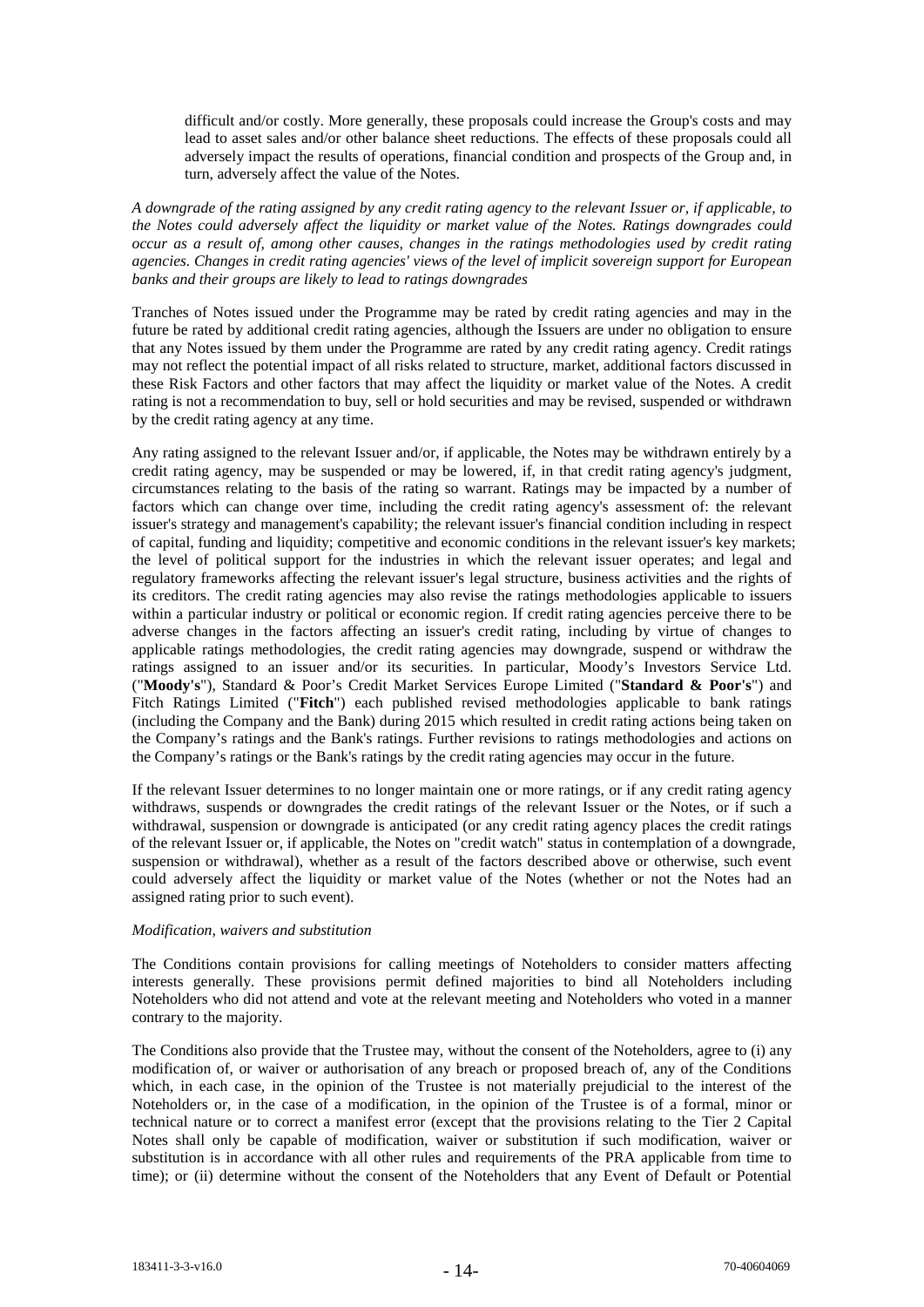difficult and/or costly. More generally, these proposals could increase the Group's costs and may lead to asset sales and/or other balance sheet reductions. The effects of these proposals could all adversely impact the results of operations, financial condition and prospects of the Group and, in turn, adversely affect the value of the Notes.

*A downgrade of the rating assigned by any credit rating agency to the relevant Issuer or, if applicable, to the Notes could adversely affect the liquidity or market value of the Notes. Ratings downgrades could occur as a result of, among other causes, changes in the ratings methodologies used by credit rating agencies. Changes in credit rating agencies' views of the level of implicit sovereign support for European banks and their groups are likely to lead to ratings downgrades*

Tranches of Notes issued under the Programme may be rated by credit rating agencies and may in the future be rated by additional credit rating agencies, although the Issuers are under no obligation to ensure that any Notes issued by them under the Programme are rated by any credit rating agency. Credit ratings may not reflect the potential impact of all risks related to structure, market, additional factors discussed in these Risk Factors and other factors that may affect the liquidity or market value of the Notes. A credit rating is not a recommendation to buy, sell or hold securities and may be revised, suspended or withdrawn by the credit rating agency at any time.

Any rating assigned to the relevant Issuer and/or, if applicable, the Notes may be withdrawn entirely by a credit rating agency, may be suspended or may be lowered, if, in that credit rating agency's judgment, circumstances relating to the basis of the rating so warrant. Ratings may be impacted by a number of factors which can change over time, including the credit rating agency's assessment of: the relevant issuer's strategy and management's capability; the relevant issuer's financial condition including in respect of capital, funding and liquidity; competitive and economic conditions in the relevant issuer's key markets; the level of political support for the industries in which the relevant issuer operates; and legal and regulatory frameworks affecting the relevant issuer's legal structure, business activities and the rights of its creditors. The credit rating agencies may also revise the ratings methodologies applicable to issuers within a particular industry or political or economic region. If credit rating agencies perceive there to be adverse changes in the factors affecting an issuer's credit rating, including by virtue of changes to applicable ratings methodologies, the credit rating agencies may downgrade, suspend or withdraw the ratings assigned to an issuer and/or its securities. In particular, Moody's Investors Service Ltd. ("**Moody's**"), Standard & Poor's Credit Market Services Europe Limited ("**Standard & Poor's**") and Fitch Ratings Limited ("**Fitch**") each published revised methodologies applicable to bank ratings (including the Company and the Bank) during 2015 which resulted in credit rating actions being taken on the Company's ratings and the Bank's ratings. Further revisions to ratings methodologies and actions on the Company's ratings or the Bank's ratings by the credit rating agencies may occur in the future.

If the relevant Issuer determines to no longer maintain one or more ratings, or if any credit rating agency withdraws, suspends or downgrades the credit ratings of the relevant Issuer or the Notes, or if such a withdrawal, suspension or downgrade is anticipated (or any credit rating agency places the credit ratings of the relevant Issuer or, if applicable, the Notes on "credit watch" status in contemplation of a downgrade, suspension or withdrawal), whether as a result of the factors described above or otherwise, such event could adversely affect the liquidity or market value of the Notes (whether or not the Notes had an assigned rating prior to such event).

*Modification, waivers and substitution*

The Conditions contain provisions for calling meetings of Noteholders to consider matters affecting interests generally. These provisions permit defined majorities to bind all Noteholders including Noteholders who did not attend and vote at the relevant meeting and Noteholders who voted in a manner contrary to the majority.

The Conditions also provide that the Trustee may, without the consent of the Noteholders, agree to (i) any modification of, or waiver or authorisation of any breach or proposed breach of, any of the Conditions which, in each case, in the opinion of the Trustee is not materially prejudicial to the interest of the Noteholders or, in the case of a modification, in the opinion of the Trustee is of a formal, minor or technical nature or to correct a manifest error (except that the provisions relating to the Tier 2 Capital Notes shall only be capable of modification, waiver or substitution if such modification, waiver or substitution is in accordance with all other rules and requirements of the PRA applicable from time to time); or (ii) determine without the consent of the Noteholders that any Event of Default or Potential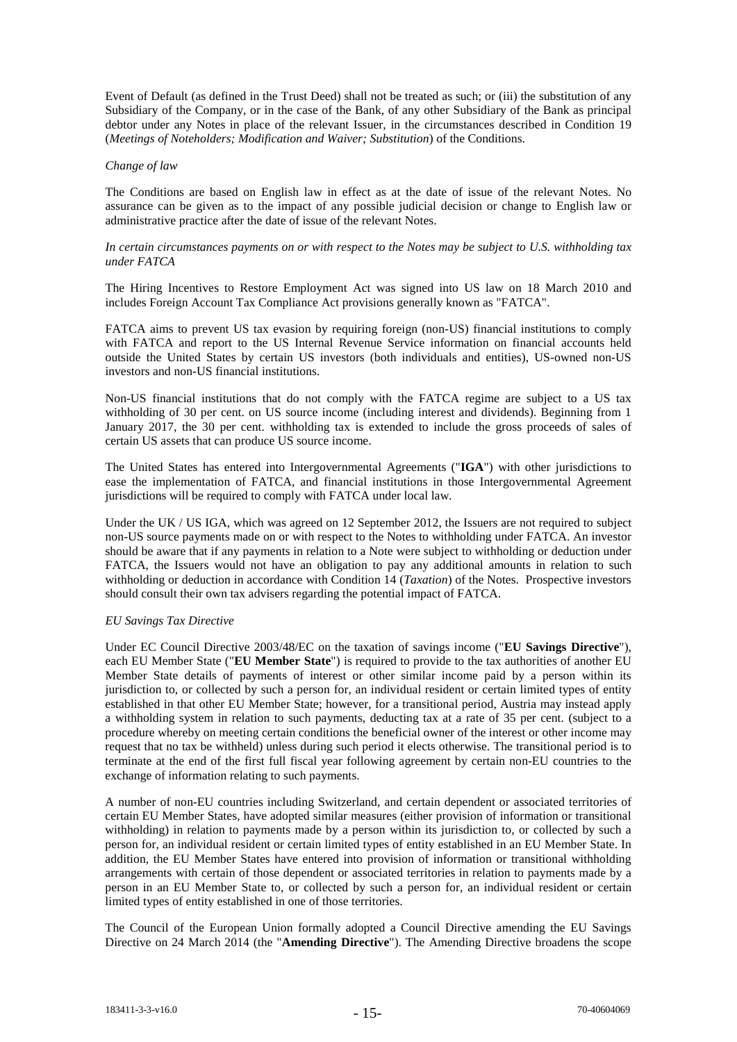Event of Default (as defined in the Trust Deed) shall not be treated as such; or (iii) the substitution of any Subsidiary of the Company, or in the case of the Bank, of any other Subsidiary of the Bank as principal debtor under any Notes in place of the relevant Issuer, in the circumstances described in Condition 19 (*Meetings of Noteholders; Modification and Waiver; Substitution*) of the Conditions.

*Change of law*

The Conditions are based on English law in effect as at the date of issue of the relevant Notes. No assurance can be given as to the impact of any possible judicial decision or change to English law or administrative practice after the date of issue of the relevant Notes.

*In certain circumstances payments on or with respect to the Notes may be subject to U.S. withholding tax under FATCA*

The Hiring Incentives to Restore Employment Act was signed into US law on 18 March 2010 and includes Foreign Account Tax Compliance Act provisions generally known as "FATCA".

FATCA aims to prevent US tax evasion by requiring foreign (non-US) financial institutions to comply with FATCA and report to the US Internal Revenue Service information on financial accounts held outside the United States by certain US investors (both individuals and entities), US-owned non-US investors and non-US financial institutions.

Non-US financial institutions that do not comply with the FATCA regime are subject to a US tax withholding of 30 per cent. on US source income (including interest and dividends). Beginning from 1 January 2017, the 30 per cent. withholding tax is extended to include the gross proceeds of sales of certain US assets that can produce US source income.

The United States has entered into Intergovernmental Agreements ("**IGA**") with other jurisdictions to ease the implementation of FATCA, and financial institutions in those Intergovernmental Agreement jurisdictions will be required to comply with FATCA under local law.

Under the UK / US IGA, which was agreed on 12 September 2012, the Issuers are not required to subject non-US source payments made on or with respect to the Notes to withholding under FATCA. An investor should be aware that if any payments in relation to a Note were subject to withholding or deduction under FATCA, the Issuers would not have an obligation to pay any additional amounts in relation to such withholding or deduction in accordance with Condition 14 (*Taxation*) of the Notes. Prospective investors should consult their own tax advisers regarding the potential impact of FATCA.

*EU Savings Tax Directive*

Under EC Council Directive 2003/48/EC on the taxation of savings income ("**EU Savings Directive**"), each EU Member State ("**EU Member State**") is required to provide to the tax authorities of another EU Member State details of payments of interest or other similar income paid by a person within its jurisdiction to, or collected by such a person for, an individual resident or certain limited types of entity established in that other EU Member State; however, for a transitional period, Austria may instead apply a withholding system in relation to such payments, deducting tax at a rate of 35 per cent. (subject to a procedure whereby on meeting certain conditions the beneficial owner of the interest or other income may request that no tax be withheld) unless during such period it elects otherwise. The transitional period is to terminate at the end of the first full fiscal year following agreement by certain non-EU countries to the exchange of information relating to such payments.

A number of non-EU countries including Switzerland, and certain dependent or associated territories of certain EU Member States, have adopted similar measures (either provision of information or transitional withholding) in relation to payments made by a person within its jurisdiction to, or collected by such a person for, an individual resident or certain limited types of entity established in an EU Member State. In addition, the EU Member States have entered into provision of information or transitional withholding arrangements with certain of those dependent or associated territories in relation to payments made by a person in an EU Member State to, or collected by such a person for, an individual resident or certain limited types of entity established in one of those territories.

The Council of the European Union formally adopted a Council Directive amending the EU Savings Directive on 24 March 2014 (the "**Amending Directive**"). The Amending Directive broadens the scope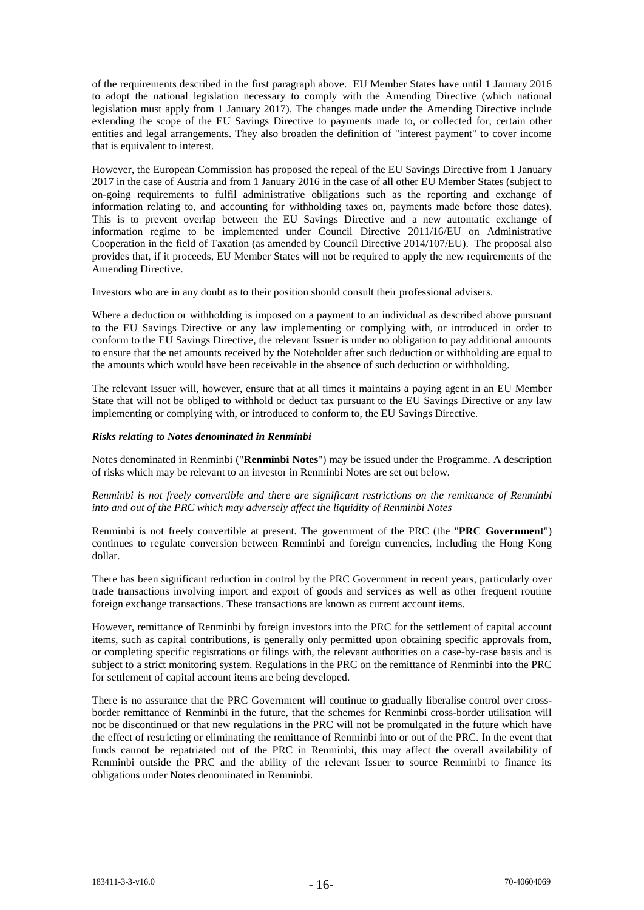of the requirements described in the first paragraph above. EU Member States have until 1 January 2016 to adopt the national legislation necessary to comply with the Amending Directive (which national legislation must apply from 1 January 2017). The changes made under the Amending Directive include extending the scope of the EU Savings Directive to payments made to, or collected for, certain other entities and legal arrangements. They also broaden the definition of "interest payment" to cover income that is equivalent to interest.

However, the European Commission has proposed the repeal of the EU Savings Directive from 1 January 2017 in the case of Austria and from 1 January 2016 in the case of all other EU Member States (subject to on-going requirements to fulfil administrative obligations such as the reporting and exchange of information relating to, and accounting for withholding taxes on, payments made before those dates). This is to prevent overlap between the EU Savings Directive and a new automatic exchange of information regime to be implemented under Council Directive 2011/16/EU on Administrative Cooperation in the field of Taxation (as amended by Council Directive 2014/107/EU). The proposal also provides that, if it proceeds, EU Member States will not be required to apply the new requirements of the Amending Directive.

Investors who are in any doubt as to their position should consult their professional advisers.

Where a deduction or withholding is imposed on a payment to an individual as described above pursuant to the EU Savings Directive or any law implementing or complying with, or introduced in order to conform to the EU Savings Directive, the relevant Issuer is under no obligation to pay additional amounts to ensure that the net amounts received by the Noteholder after such deduction or withholding are equal to the amounts which would have been receivable in the absence of such deduction or withholding.

The relevant Issuer will, however, ensure that at all times it maintains a paying agent in an EU Member State that will not be obliged to withhold or deduct tax pursuant to the EU Savings Directive or any law implementing or complying with, or introduced to conform to, the EU Savings Directive.

***Risks relating to Notes denominated in Renminbi***

Notes denominated in Renminbi ("**Renminbi Notes**") may be issued under the Programme. A description of risks which may be relevant to an investor in Renminbi Notes are set out below.

*Renminbi is not freely convertible and there are significant restrictions on the remittance of Renminbi into and out of the PRC which may adversely affect the liquidity of Renminbi Notes*

Renminbi is not freely convertible at present. The government of the PRC (the "**PRC Government**") continues to regulate conversion between Renminbi and foreign currencies, including the Hong Kong dollar.

There has been significant reduction in control by the PRC Government in recent years, particularly over trade transactions involving import and export of goods and services as well as other frequent routine foreign exchange transactions. These transactions are known as current account items.

However, remittance of Renminbi by foreign investors into the PRC for the settlement of capital account items, such as capital contributions, is generally only permitted upon obtaining specific approvals from, or completing specific registrations or filings with, the relevant authorities on a case-by-case basis and is subject to a strict monitoring system. Regulations in the PRC on the remittance of Renminbi into the PRC for settlement of capital account items are being developed.

There is no assurance that the PRC Government will continue to gradually liberalise control over cross-border remittance of Renminbi in the future, that the schemes for Renminbi cross-border utilisation will not be discontinued or that new regulations in the PRC will not be promulgated in the future which have the effect of restricting or eliminating the remittance of Renminbi into or out of the PRC. In the event that funds cannot be repatriated out of the PRC in Renminbi, this may affect the overall availability of Renminbi outside the PRC and the ability of the relevant Issuer to source Renminbi to finance its obligations under Notes denominated in Renminbi.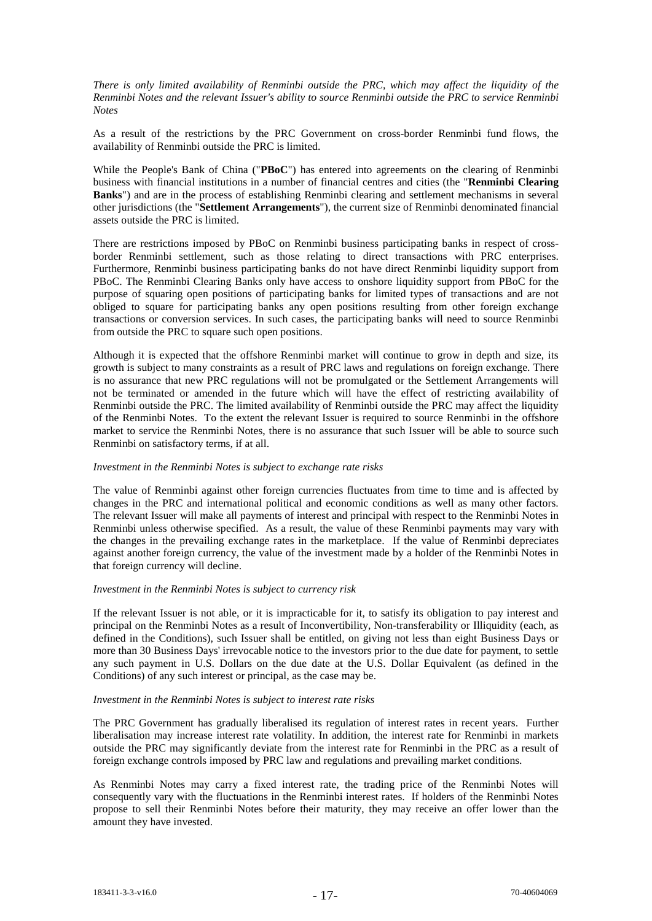*There is only limited availability of Renminbi outside the PRC, which may affect the liquidity of the Renminbi Notes and the relevant Issuer's ability to source Renminbi outside the PRC to service Renminbi Notes*

As a result of the restrictions by the PRC Government on cross-border Renminbi fund flows, the availability of Renminbi outside the PRC is limited.

While the People's Bank of China ("**PBoC**") has entered into agreements on the clearing of Renminbi business with financial institutions in a number of financial centres and cities (the "**Renminbi Clearing Banks**") and are in the process of establishing Renminbi clearing and settlement mechanisms in several other jurisdictions (the "**Settlement Arrangements**"), the current size of Renminbi denominated financial assets outside the PRC is limited.

There are restrictions imposed by PBoC on Renminbi business participating banks in respect of cross-border Renminbi settlement, such as those relating to direct transactions with PRC enterprises. Furthermore, Renminbi business participating banks do not have direct Renminbi liquidity support from PBoC. The Renminbi Clearing Banks only have access to onshore liquidity support from PBoC for the purpose of squaring open positions of participating banks for limited types of transactions and are not obliged to square for participating banks any open positions resulting from other foreign exchange transactions or conversion services. In such cases, the participating banks will need to source Renminbi from outside the PRC to square such open positions.

Although it is expected that the offshore Renminbi market will continue to grow in depth and size, its growth is subject to many constraints as a result of PRC laws and regulations on foreign exchange. There is no assurance that new PRC regulations will not be promulgated or the Settlement Arrangements will not be terminated or amended in the future which will have the effect of restricting availability of Renminbi outside the PRC. The limited availability of Renminbi outside the PRC may affect the liquidity of the Renminbi Notes. To the extent the relevant Issuer is required to source Renminbi in the offshore market to service the Renminbi Notes, there is no assurance that such Issuer will be able to source such Renminbi on satisfactory terms, if at all.

*Investment in the Renminbi Notes is subject to exchange rate risks*

The value of Renminbi against other foreign currencies fluctuates from time to time and is affected by changes in the PRC and international political and economic conditions as well as many other factors. The relevant Issuer will make all payments of interest and principal with respect to the Renminbi Notes in Renminbi unless otherwise specified. As a result, the value of these Renminbi payments may vary with the changes in the prevailing exchange rates in the marketplace. If the value of Renminbi depreciates against another foreign currency, the value of the investment made by a holder of the Renminbi Notes in that foreign currency will decline.

*Investment in the Renminbi Notes is subject to currency risk*

If the relevant Issuer is not able, or it is impracticable for it, to satisfy its obligation to pay interest and principal on the Renminbi Notes as a result of Inconvertibility, Non-transferability or Illiquidity (each, as defined in the Conditions), such Issuer shall be entitled, on giving not less than eight Business Days or more than 30 Business Days' irrevocable notice to the investors prior to the due date for payment, to settle any such payment in U.S. Dollars on the due date at the U.S. Dollar Equivalent (as defined in the Conditions) of any such interest or principal, as the case may be.

*Investment in the Renminbi Notes is subject to interest rate risks*

The PRC Government has gradually liberalised its regulation of interest rates in recent years. Further liberalisation may increase interest rate volatility. In addition, the interest rate for Renminbi in markets outside the PRC may significantly deviate from the interest rate for Renminbi in the PRC as a result of foreign exchange controls imposed by PRC law and regulations and prevailing market conditions.

As Renminbi Notes may carry a fixed interest rate, the trading price of the Renminbi Notes will consequently vary with the fluctuations in the Renminbi interest rates. If holders of the Renminbi Notes propose to sell their Renminbi Notes before their maturity, they may receive an offer lower than the amount they have invested.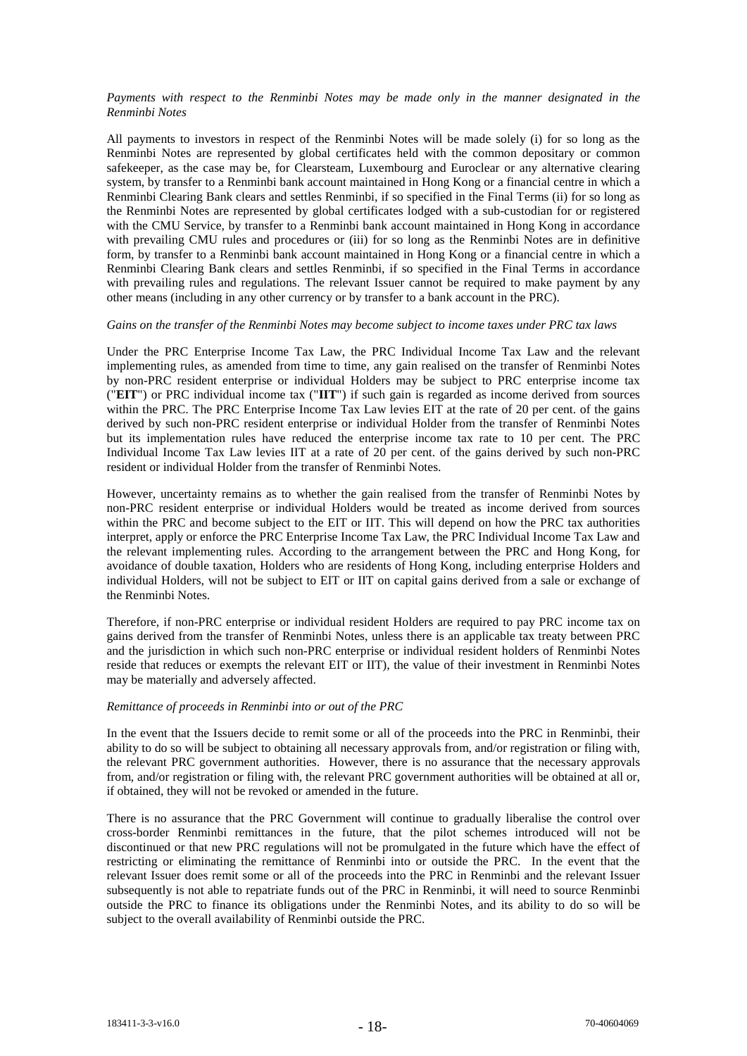*Payments with respect to the Renminbi Notes may be made only in the manner designated in the Renminbi Notes*

All payments to investors in respect of the Renminbi Notes will be made solely (i) for so long as the Renminbi Notes are represented by global certificates held with the common depositary or common safekeeper, as the case may be, for Clearsteam, Luxembourg and Euroclear or any alternative clearing system, by transfer to a Renminbi bank account maintained in Hong Kong or a financial centre in which a Renminbi Clearing Bank clears and settles Renminbi, if so specified in the Final Terms (ii) for so long as the Renminbi Notes are represented by global certificates lodged with a sub-custodian for or registered with the CMU Service, by transfer to a Renminbi bank account maintained in Hong Kong in accordance with prevailing CMU rules and procedures or (iii) for so long as the Renminbi Notes are in definitive form, by transfer to a Renminbi bank account maintained in Hong Kong or a financial centre in which a Renminbi Clearing Bank clears and settles Renminbi, if so specified in the Final Terms in accordance with prevailing rules and regulations. The relevant Issuer cannot be required to make payment by any other means (including in any other currency or by transfer to a bank account in the PRC).

*Gains on the transfer of the Renminbi Notes may become subject to income taxes under PRC tax laws*

Under the PRC Enterprise Income Tax Law, the PRC Individual Income Tax Law and the relevant implementing rules, as amended from time to time, any gain realised on the transfer of Renminbi Notes by non-PRC resident enterprise or individual Holders may be subject to PRC enterprise income tax ("**EIT**") or PRC individual income tax ("**IIT**") if such gain is regarded as income derived from sources within the PRC. The PRC Enterprise Income Tax Law levies EIT at the rate of 20 per cent. of the gains derived by such non-PRC resident enterprise or individual Holder from the transfer of Renminbi Notes but its implementation rules have reduced the enterprise income tax rate to 10 per cent. The PRC Individual Income Tax Law levies IIT at a rate of 20 per cent. of the gains derived by such non-PRC resident or individual Holder from the transfer of Renminbi Notes.

However, uncertainty remains as to whether the gain realised from the transfer of Renminbi Notes by non-PRC resident enterprise or individual Holders would be treated as income derived from sources within the PRC and become subject to the EIT or IIT. This will depend on how the PRC tax authorities interpret, apply or enforce the PRC Enterprise Income Tax Law, the PRC Individual Income Tax Law and the relevant implementing rules. According to the arrangement between the PRC and Hong Kong, for avoidance of double taxation, Holders who are residents of Hong Kong, including enterprise Holders and individual Holders, will not be subject to EIT or IIT on capital gains derived from a sale or exchange of the Renminbi Notes.

Therefore, if non-PRC enterprise or individual resident Holders are required to pay PRC income tax on gains derived from the transfer of Renminbi Notes, unless there is an applicable tax treaty between PRC and the jurisdiction in which such non-PRC enterprise or individual resident holders of Renminbi Notes reside that reduces or exempts the relevant EIT or IIT), the value of their investment in Renminbi Notes may be materially and adversely affected.

*Remittance of proceeds in Renminbi into or out of the PRC*

In the event that the Issuers decide to remit some or all of the proceeds into the PRC in Renminbi, their ability to do so will be subject to obtaining all necessary approvals from, and/or registration or filing with, the relevant PRC government authorities. However, there is no assurance that the necessary approvals from, and/or registration or filing with, the relevant PRC government authorities will be obtained at all or, if obtained, they will not be revoked or amended in the future.

There is no assurance that the PRC Government will continue to gradually liberalise the control over cross-border Renminbi remittances in the future, that the pilot schemes introduced will not be discontinued or that new PRC regulations will not be promulgated in the future which have the effect of restricting or eliminating the remittance of Renminbi into or outside the PRC. In the event that the relevant Issuer does remit some or all of the proceeds into the PRC in Renminbi and the relevant Issuer subsequently is not able to repatriate funds out of the PRC in Renminbi, it will need to source Renminbi outside the PRC to finance its obligations under the Renminbi Notes, and its ability to do so will be subject to the overall availability of Renminbi outside the PRC.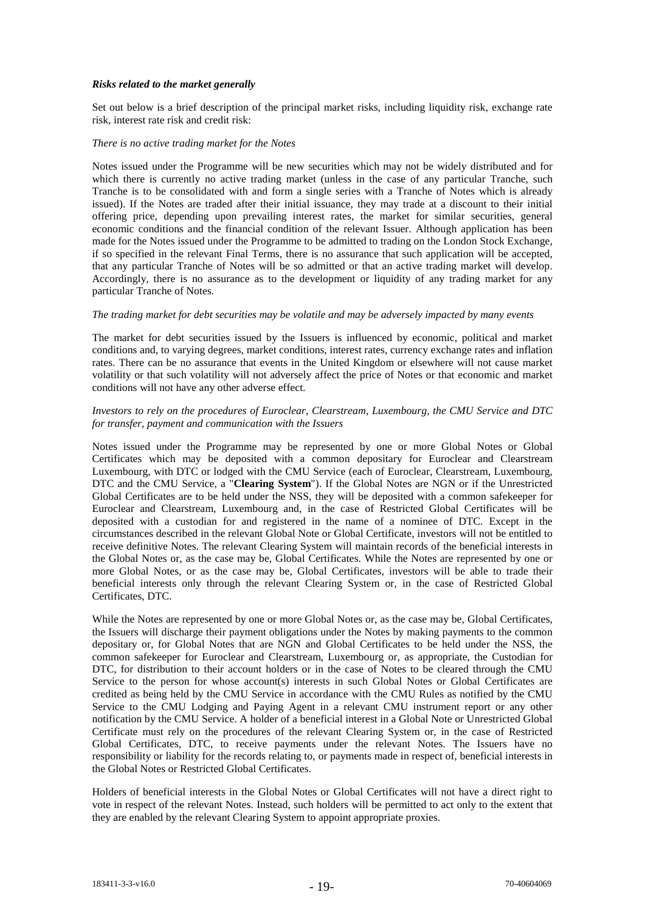***Risks related to the market generally***

Set out below is a brief description of the principal market risks, including liquidity risk, exchange rate risk, interest rate risk and credit risk:

*There is no active trading market for the Notes*

Notes issued under the Programme will be new securities which may not be widely distributed and for which there is currently no active trading market (unless in the case of any particular Tranche, such Tranche is to be consolidated with and form a single series with a Tranche of Notes which is already issued). If the Notes are traded after their initial issuance, they may trade at a discount to their initial offering price, depending upon prevailing interest rates, the market for similar securities, general economic conditions and the financial condition of the relevant Issuer. Although application has been made for the Notes issued under the Programme to be admitted to trading on the London Stock Exchange, if so specified in the relevant Final Terms, there is no assurance that such application will be accepted, that any particular Tranche of Notes will be so admitted or that an active trading market will develop. Accordingly, there is no assurance as to the development or liquidity of any trading market for any particular Tranche of Notes.

*The trading market for debt securities may be volatile and may be adversely impacted by many events*

The market for debt securities issued by the Issuers is influenced by economic, political and market conditions and, to varying degrees, market conditions, interest rates, currency exchange rates and inflation rates. There can be no assurance that events in the United Kingdom or elsewhere will not cause market volatility or that such volatility will not adversely affect the price of Notes or that economic and market conditions will not have any other adverse effect.

*Investors to rely on the procedures of Euroclear, Clearstream, Luxembourg, the CMU Service and DTC for transfer, payment and communication with the Issuers*

Notes issued under the Programme may be represented by one or more Global Notes or Global Certificates which may be deposited with a common depositary for Euroclear and Clearstream Luxembourg, with DTC or lodged with the CMU Service (each of Euroclear, Clearstream, Luxembourg, DTC and the CMU Service, a "**Clearing System**"). If the Global Notes are NGN or if the Unrestricted Global Certificates are to be held under the NSS, they will be deposited with a common safekeeper for Euroclear and Clearstream, Luxembourg and, in the case of Restricted Global Certificates will be deposited with a custodian for and registered in the name of a nominee of DTC. Except in the circumstances described in the relevant Global Note or Global Certificate, investors will not be entitled to receive definitive Notes. The relevant Clearing System will maintain records of the beneficial interests in the Global Notes or, as the case may be, Global Certificates. While the Notes are represented by one or more Global Notes, or as the case may be, Global Certificates, investors will be able to trade their beneficial interests only through the relevant Clearing System or, in the case of Restricted Global Certificates, DTC.

While the Notes are represented by one or more Global Notes or, as the case may be, Global Certificates, the Issuers will discharge their payment obligations under the Notes by making payments to the common depositary or, for Global Notes that are NGN and Global Certificates to be held under the NSS, the common safekeeper for Euroclear and Clearstream, Luxembourg or, as appropriate, the Custodian for DTC, for distribution to their account holders or in the case of Notes to be cleared through the CMU Service to the person for whose account(s) interests in such Global Notes or Global Certificates are credited as being held by the CMU Service in accordance with the CMU Rules as notified by the CMU Service to the CMU Lodging and Paying Agent in a relevant CMU instrument report or any other notification by the CMU Service. A holder of a beneficial interest in a Global Note or Unrestricted Global Certificate must rely on the procedures of the relevant Clearing System or, in the case of Restricted Global Certificates, DTC, to receive payments under the relevant Notes. The Issuers have no responsibility or liability for the records relating to, or payments made in respect of, beneficial interests in the Global Notes or Restricted Global Certificates.

Holders of beneficial interests in the Global Notes or Global Certificates will not have a direct right to vote in respect of the relevant Notes. Instead, such holders will be permitted to act only to the extent that they are enabled by the relevant Clearing System to appoint appropriate proxies.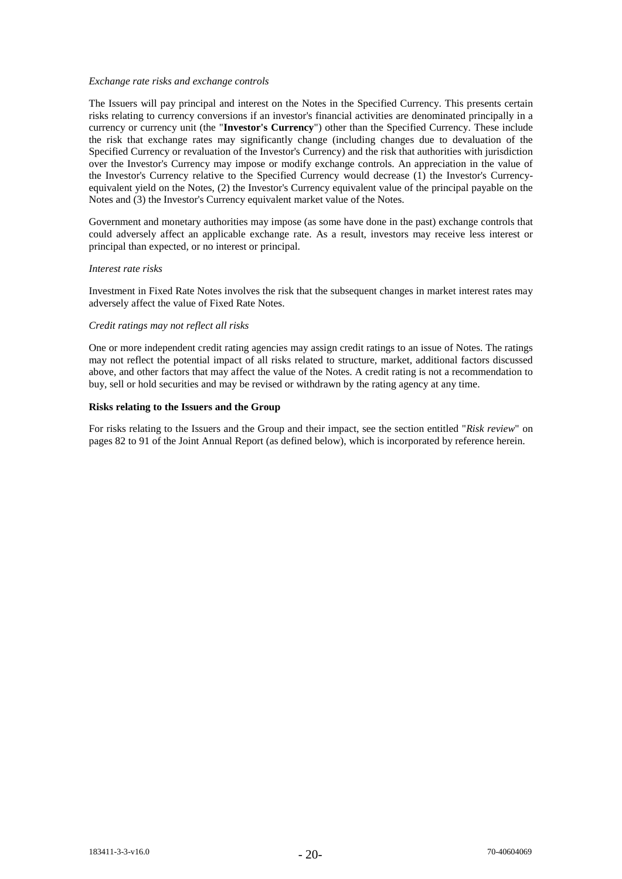*Exchange rate risks and exchange controls*

The Issuers will pay principal and interest on the Notes in the Specified Currency. This presents certain risks relating to currency conversions if an investor's financial activities are denominated principally in a currency or currency unit (the "**Investor's Currency**") other than the Specified Currency. These include the risk that exchange rates may significantly change (including changes due to devaluation of the Specified Currency or revaluation of the Investor's Currency) and the risk that authorities with jurisdiction over the Investor's Currency may impose or modify exchange controls. An appreciation in the value of the Investor's Currency relative to the Specified Currency would decrease (1) the Investor's Currency-equivalent yield on the Notes, (2) the Investor's Currency equivalent value of the principal payable on the Notes and (3) the Investor's Currency equivalent market value of the Notes.

Government and monetary authorities may impose (as some have done in the past) exchange controls that could adversely affect an applicable exchange rate. As a result, investors may receive less interest or principal than expected, or no interest or principal.

*Interest rate risks*

Investment in Fixed Rate Notes involves the risk that the subsequent changes in market interest rates may adversely affect the value of Fixed Rate Notes.

*Credit ratings may not reflect all risks*

One or more independent credit rating agencies may assign credit ratings to an issue of Notes. The ratings may not reflect the potential impact of all risks related to structure, market, additional factors discussed above, and other factors that may affect the value of the Notes. A credit rating is not a recommendation to buy, sell or hold securities and may be revised or withdrawn by the rating agency at any time.

**Risks relating to the Issuers and the Group**

For risks relating to the Issuers and the Group and their impact, see the section entitled "*Risk review*" on pages 82 to 91 of the Joint Annual Report (as defined below), which is incorporated by reference herein.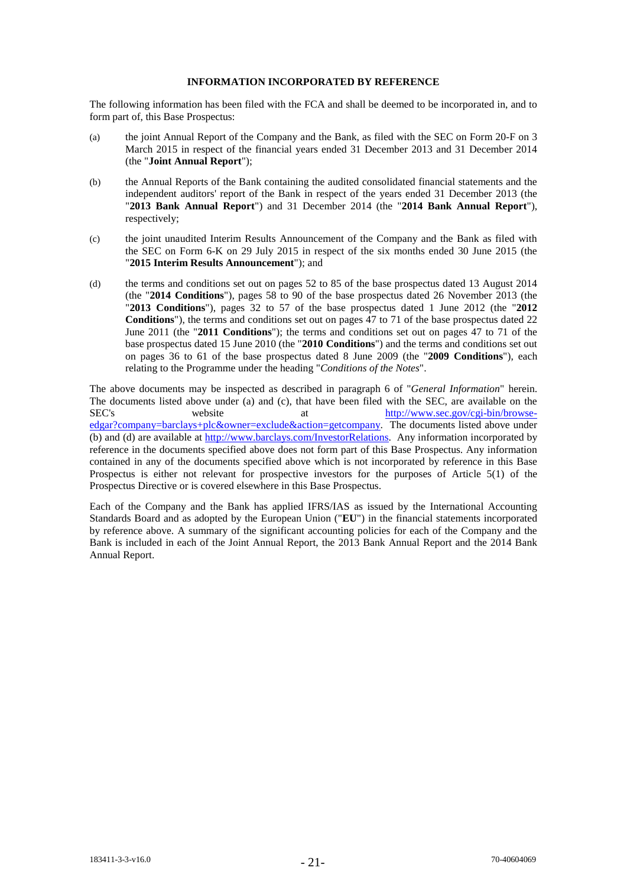## INFORMATION INCORPORATED BY REFERENCE

The following information has been filed with the FCA and shall be deemed to be incorporated in, and to form part of, this Base Prospectus:

(a) the joint Annual Report of the Company and the Bank, as filed with the SEC on Form 20-F on 3 March 2015 in respect of the financial years ended 31 December 2013 and 31 December 2014 (the "**Joint Annual Report**");

(b) the Annual Reports of the Bank containing the audited consolidated financial statements and the independent auditors' report of the Bank in respect of the years ended 31 December 2013 (the "**2013 Bank Annual Report**") and 31 December 2014 (the "**2014 Bank Annual Report**"), respectively;

(c) the joint unaudited Interim Results Announcement of the Company and the Bank as filed with the SEC on Form 6-K on 29 July 2015 in respect of the six months ended 30 June 2015 (the "**2015 Interim Results Announcement**"); and

(d) the terms and conditions set out on pages 52 to 85 of the base prospectus dated 13 August 2014 (the "**2014 Conditions**"), pages 58 to 90 of the base prospectus dated 26 November 2013 (the "**2013 Conditions**"), pages 32 to 57 of the base prospectus dated 1 June 2012 (the "**2012 Conditions**"), the terms and conditions set out on pages 47 to 71 of the base prospectus dated 22 June 2011 (the "**2011 Conditions**"); the terms and conditions set out on pages 47 to 71 of the base prospectus dated 15 June 2010 (the "**2010 Conditions**") and the terms and conditions set out on pages 36 to 61 of the base prospectus dated 8 June 2009 (the "**2009 Conditions**"), each relating to the Programme under the heading "*Conditions of the Notes*".

The above documents may be inspected as described in paragraph 6 of "*General Information*" herein. The documents listed above under (a) and (c), that have been filed with the SEC, are available on the SEC's website at http://www.sec.gov/cgi-bin/browse-edgar?company=barclays+plc&owner=exclude&action=getcompany. The documents listed above under (b) and (d) are available at http://www.barclays.com/InvestorRelations. Any information incorporated by reference in the documents specified above does not form part of this Base Prospectus. Any information contained in any of the documents specified above which is not incorporated by reference in this Base Prospectus is either not relevant for prospective investors for the purposes of Article 5(1) of the Prospectus Directive or is covered elsewhere in this Base Prospectus.

Each of the Company and the Bank has applied IFRS/IAS as issued by the International Accounting Standards Board and as adopted by the European Union ("**EU**") in the financial statements incorporated by reference above. A summary of the significant accounting policies for each of the Company and the Bank is included in each of the Joint Annual Report, the 2013 Bank Annual Report and the 2014 Bank Annual Report.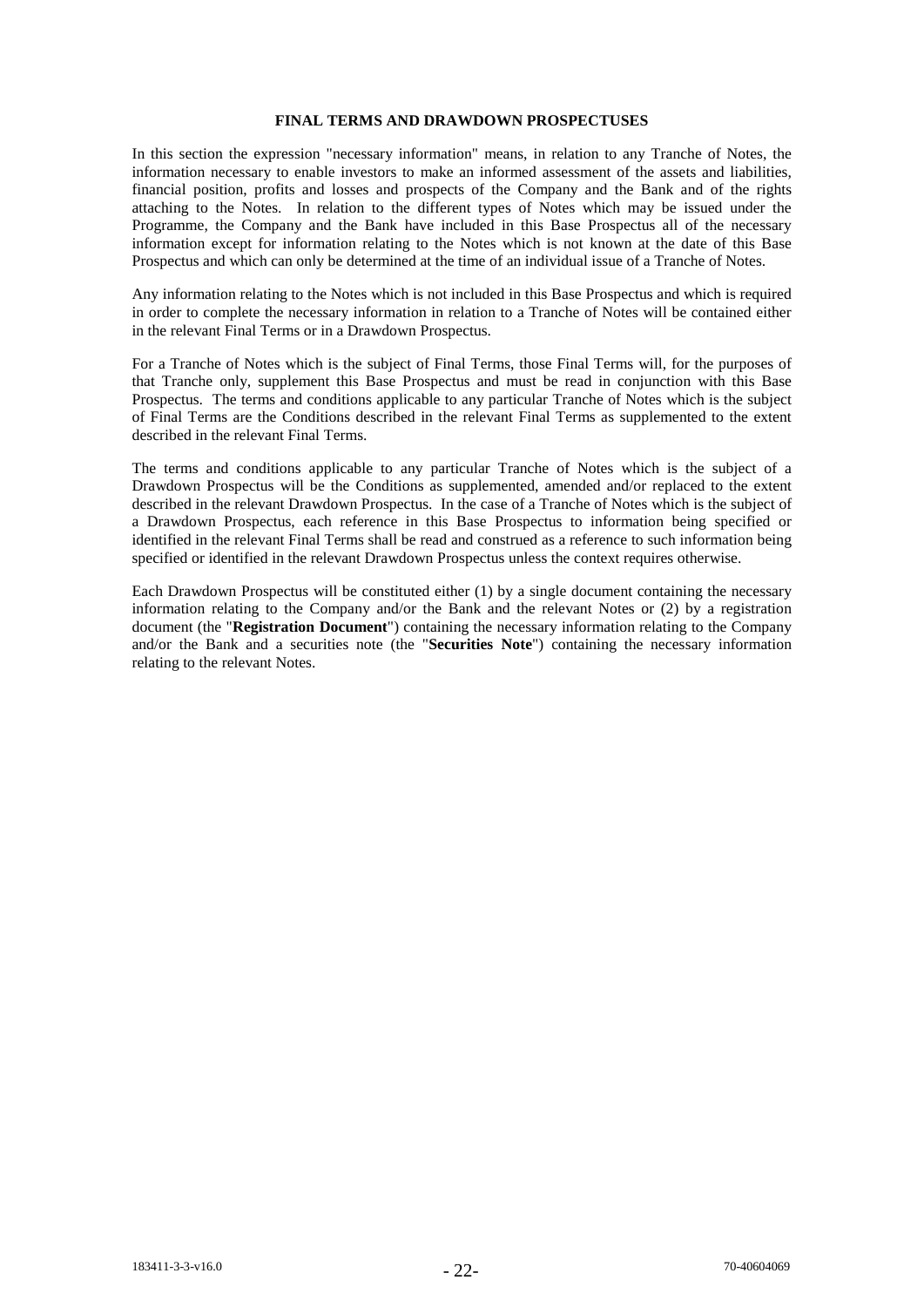# FINAL TERMS AND DRAWDOWN PROSPECTUSES

In this section the expression "necessary information" means, in relation to any Tranche of Notes, the information necessary to enable investors to make an informed assessment of the assets and liabilities, financial position, profits and losses and prospects of the Company and the Bank and of the rights attaching to the Notes. In relation to the different types of Notes which may be issued under the Programme, the Company and the Bank have included in this Base Prospectus all of the necessary information except for information relating to the Notes which is not known at the date of this Base Prospectus and which can only be determined at the time of an individual issue of a Tranche of Notes.

Any information relating to the Notes which is not included in this Base Prospectus and which is required in order to complete the necessary information in relation to a Tranche of Notes will be contained either in the relevant Final Terms or in a Drawdown Prospectus.

For a Tranche of Notes which is the subject of Final Terms, those Final Terms will, for the purposes of that Tranche only, supplement this Base Prospectus and must be read in conjunction with this Base Prospectus. The terms and conditions applicable to any particular Tranche of Notes which is the subject of Final Terms are the Conditions described in the relevant Final Terms as supplemented to the extent described in the relevant Final Terms.

The terms and conditions applicable to any particular Tranche of Notes which is the subject of a Drawdown Prospectus will be the Conditions as supplemented, amended and/or replaced to the extent described in the relevant Drawdown Prospectus. In the case of a Tranche of Notes which is the subject of a Drawdown Prospectus, each reference in this Base Prospectus to information being specified or identified in the relevant Final Terms shall be read and construed as a reference to such information being specified or identified in the relevant Drawdown Prospectus unless the context requires otherwise.

Each Drawdown Prospectus will be constituted either (1) by a single document containing the necessary information relating to the Company and/or the Bank and the relevant Notes or (2) by a registration document (the "**Registration Document**") containing the necessary information relating to the Company and/or the Bank and a securities note (the "**Securities Note**") containing the necessary information relating to the relevant Notes.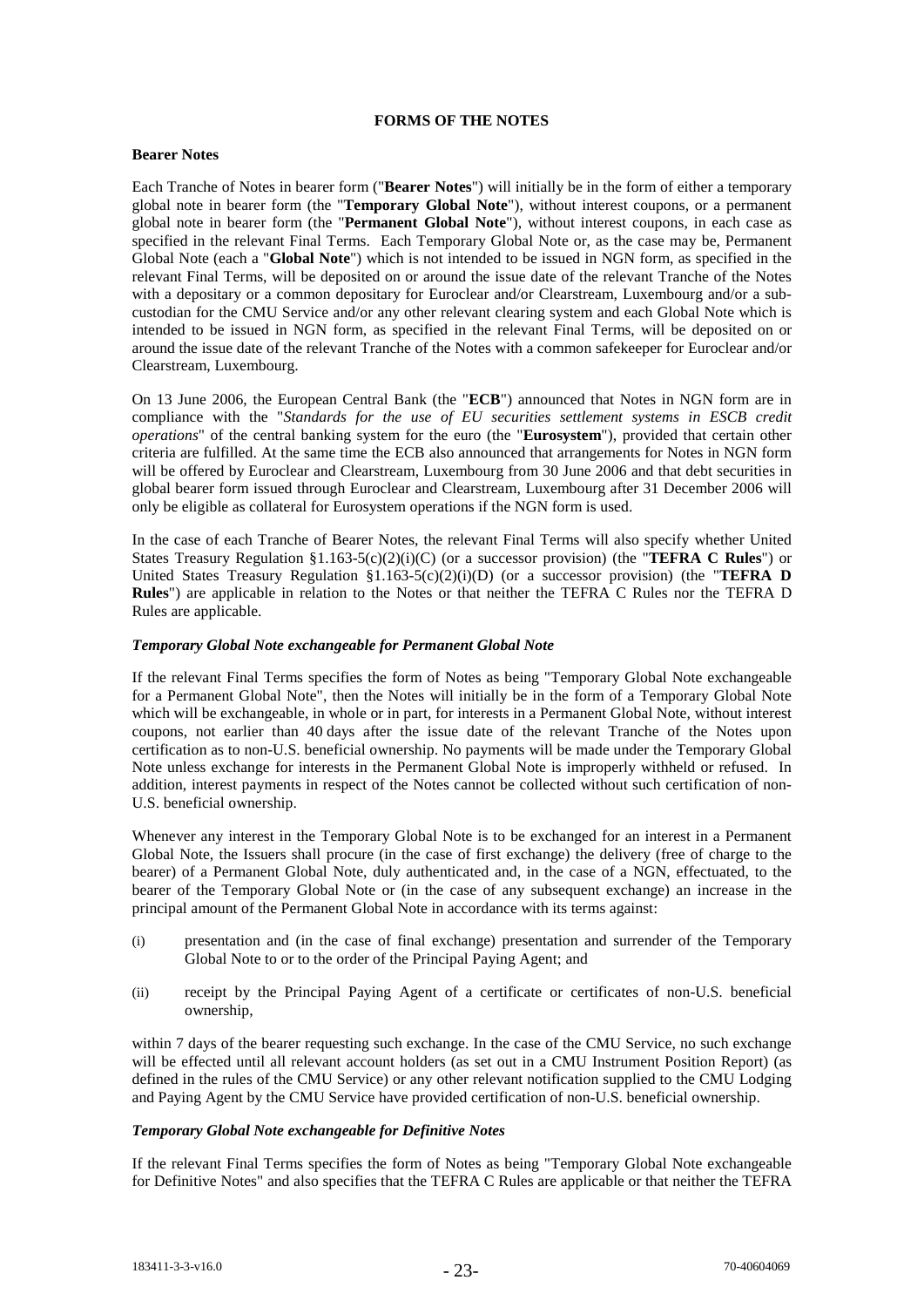## FORMS OF THE NOTES

### Bearer Notes

Each Tranche of Notes in bearer form ("**Bearer Notes**") will initially be in the form of either a temporary global note in bearer form (the "**Temporary Global Note**"), without interest coupons, or a permanent global note in bearer form (the "**Permanent Global Note**"), without interest coupons, in each case as specified in the relevant Final Terms. Each Temporary Global Note or, as the case may be, Permanent Global Note (each a "**Global Note**") which is not intended to be issued in NGN form, as specified in the relevant Final Terms, will be deposited on or around the issue date of the relevant Tranche of the Notes with a depositary or a common depositary for Euroclear and/or Clearstream, Luxembourg and/or a sub-custodian for the CMU Service and/or any other relevant clearing system and each Global Note which is intended to be issued in NGN form, as specified in the relevant Final Terms, will be deposited on or around the issue date of the relevant Tranche of the Notes with a common safekeeper for Euroclear and/or Clearstream, Luxembourg.

On 13 June 2006, the European Central Bank (the "**ECB**") announced that Notes in NGN form are in compliance with the "*Standards for the use of EU securities settlement systems in ESCB credit operations*" of the central banking system for the euro (the "**Eurosystem**"), provided that certain other criteria are fulfilled. At the same time the ECB also announced that arrangements for Notes in NGN form will be offered by Euroclear and Clearstream, Luxembourg from 30 June 2006 and that debt securities in global bearer form issued through Euroclear and Clearstream, Luxembourg after 31 December 2006 will only be eligible as collateral for Eurosystem operations if the NGN form is used.

In the case of each Tranche of Bearer Notes, the relevant Final Terms will also specify whether United States Treasury Regulation §1.163-5(c)(2)(i)(C) (or a successor provision) (the "**TEFRA C Rules**") or United States Treasury Regulation §1.163-5(c)(2)(i)(D) (or a successor provision) (the "**TEFRA D Rules**") are applicable in relation to the Notes or that neither the TEFRA C Rules nor the TEFRA D Rules are applicable.

#### *Temporary Global Note exchangeable for Permanent Global Note*

If the relevant Final Terms specifies the form of Notes as being "Temporary Global Note exchangeable for a Permanent Global Note", then the Notes will initially be in the form of a Temporary Global Note which will be exchangeable, in whole or in part, for interests in a Permanent Global Note, without interest coupons, not earlier than 40 days after the issue date of the relevant Tranche of the Notes upon certification as to non-U.S. beneficial ownership. No payments will be made under the Temporary Global Note unless exchange for interests in the Permanent Global Note is improperly withheld or refused. In addition, interest payments in respect of the Notes cannot be collected without such certification of non-U.S. beneficial ownership.

Whenever any interest in the Temporary Global Note is to be exchanged for an interest in a Permanent Global Note, the Issuers shall procure (in the case of first exchange) the delivery (free of charge to the bearer) of a Permanent Global Note, duly authenticated and, in the case of a NGN, effectuated, to the bearer of the Temporary Global Note or (in the case of any subsequent exchange) an increase in the principal amount of the Permanent Global Note in accordance with its terms against:

(i) presentation and (in the case of final exchange) presentation and surrender of the Temporary Global Note to or to the order of the Principal Paying Agent; and

(ii) receipt by the Principal Paying Agent of a certificate or certificates of non-U.S. beneficial ownership,

within 7 days of the bearer requesting such exchange. In the case of the CMU Service, no such exchange will be effected until all relevant account holders (as set out in a CMU Instrument Position Report) (as defined in the rules of the CMU Service) or any other relevant notification supplied to the CMU Lodging and Paying Agent by the CMU Service have provided certification of non-U.S. beneficial ownership.

#### *Temporary Global Note exchangeable for Definitive Notes*

If the relevant Final Terms specifies the form of Notes as being "Temporary Global Note exchangeable for Definitive Notes" and also specifies that the TEFRA C Rules are applicable or that neither the TEFRA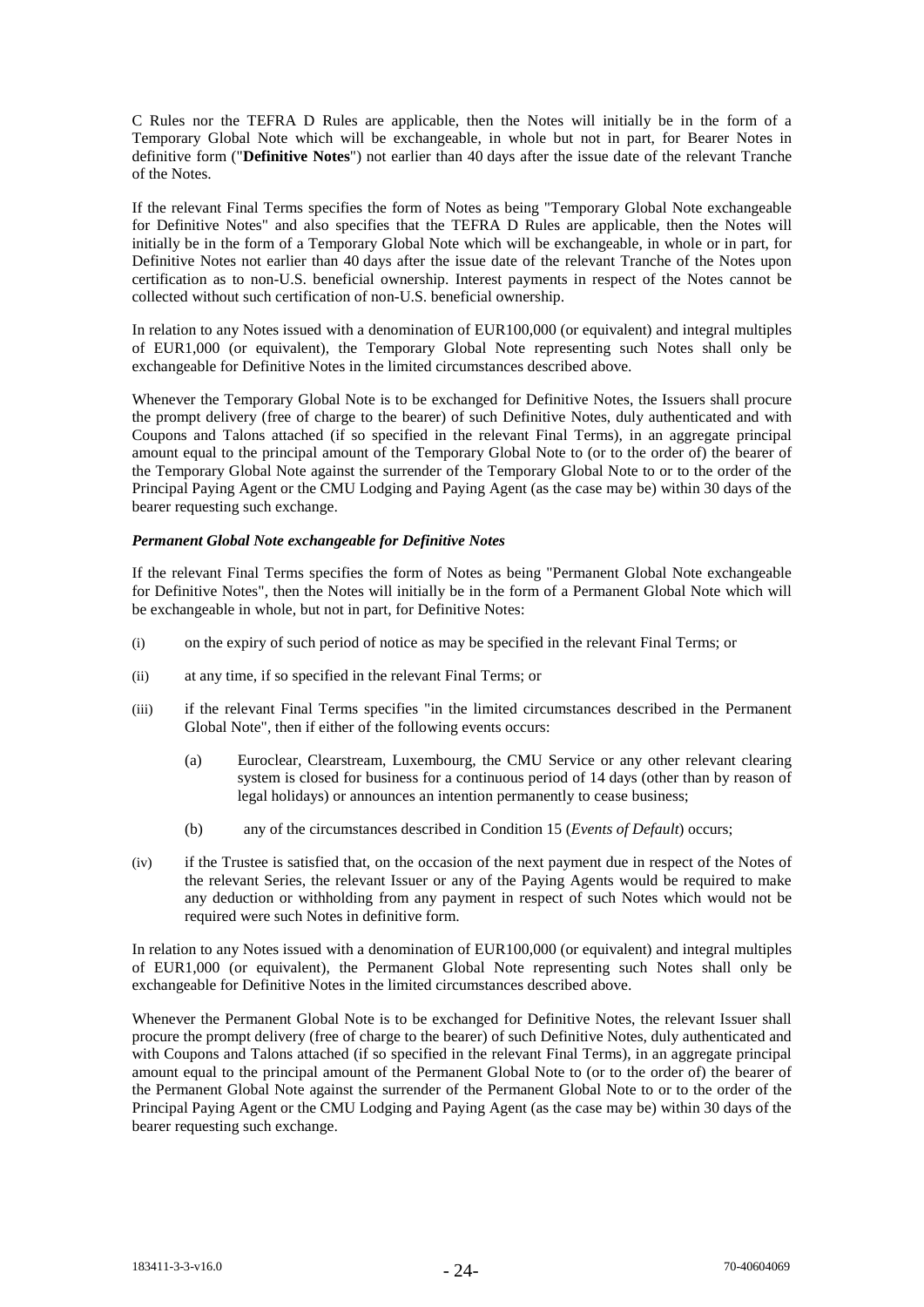C Rules nor the TEFRA D Rules are applicable, then the Notes will initially be in the form of a Temporary Global Note which will be exchangeable, in whole but not in part, for Bearer Notes in definitive form ("**Definitive Notes**") not earlier than 40 days after the issue date of the relevant Tranche of the Notes.

If the relevant Final Terms specifies the form of Notes as being "Temporary Global Note exchangeable for Definitive Notes" and also specifies that the TEFRA D Rules are applicable, then the Notes will initially be in the form of a Temporary Global Note which will be exchangeable, in whole or in part, for Definitive Notes not earlier than 40 days after the issue date of the relevant Tranche of the Notes upon certification as to non-U.S. beneficial ownership. Interest payments in respect of the Notes cannot be collected without such certification of non-U.S. beneficial ownership.

In relation to any Notes issued with a denomination of EUR100,000 (or equivalent) and integral multiples of EUR1,000 (or equivalent), the Temporary Global Note representing such Notes shall only be exchangeable for Definitive Notes in the limited circumstances described above.

Whenever the Temporary Global Note is to be exchanged for Definitive Notes, the Issuers shall procure the prompt delivery (free of charge to the bearer) of such Definitive Notes, duly authenticated and with Coupons and Talons attached (if so specified in the relevant Final Terms), in an aggregate principal amount equal to the principal amount of the Temporary Global Note to (or to the order of) the bearer of the Temporary Global Note against the surrender of the Temporary Global Note to or to the order of the Principal Paying Agent or the CMU Lodging and Paying Agent (as the case may be) within 30 days of the bearer requesting such exchange.

***Permanent Global Note exchangeable for Definitive Notes***

If the relevant Final Terms specifies the form of Notes as being "Permanent Global Note exchangeable for Definitive Notes", then the Notes will initially be in the form of a Permanent Global Note which will be exchangeable in whole, but not in part, for Definitive Notes:

(i) on the expiry of such period of notice as may be specified in the relevant Final Terms; or

(ii) at any time, if so specified in the relevant Final Terms; or

(iii) if the relevant Final Terms specifies "in the limited circumstances described in the Permanent Global Note", then if either of the following events occurs:

  (a) Euroclear, Clearstream, Luxembourg, the CMU Service or any other relevant clearing system is closed for business for a continuous period of 14 days (other than by reason of legal holidays) or announces an intention permanently to cease business;

  (b) any of the circumstances described in Condition 15 (*Events of Default*) occurs;

(iv) if the Trustee is satisfied that, on the occasion of the next payment due in respect of the Notes of the relevant Series, the relevant Issuer or any of the Paying Agents would be required to make any deduction or withholding from any payment in respect of such Notes which would not be required were such Notes in definitive form.

In relation to any Notes issued with a denomination of EUR100,000 (or equivalent) and integral multiples of EUR1,000 (or equivalent), the Permanent Global Note representing such Notes shall only be exchangeable for Definitive Notes in the limited circumstances described above.

Whenever the Permanent Global Note is to be exchanged for Definitive Notes, the relevant Issuer shall procure the prompt delivery (free of charge to the bearer) of such Definitive Notes, duly authenticated and with Coupons and Talons attached (if so specified in the relevant Final Terms), in an aggregate principal amount equal to the principal amount of the Permanent Global Note to (or to the order of) the bearer of the Permanent Global Note against the surrender of the Permanent Global Note to or to the order of the Principal Paying Agent or the CMU Lodging and Paying Agent (as the case may be) within 30 days of the bearer requesting such exchange.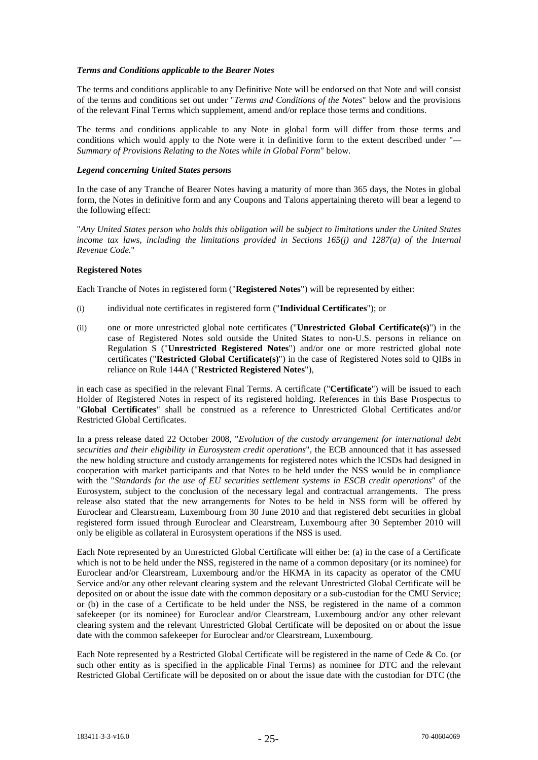***Terms and Conditions applicable to the Bearer Notes***

The terms and conditions applicable to any Definitive Note will be endorsed on that Note and will consist of the terms and conditions set out under "*Terms and Conditions of the Notes*" below and the provisions of the relevant Final Terms which supplement, amend and/or replace those terms and conditions.

The terms and conditions applicable to any Note in global form will differ from those terms and conditions which would apply to the Note were it in definitive form to the extent described under "*—Summary of Provisions Relating to the Notes while in Global Form*" below.

***Legend concerning United States persons***

In the case of any Tranche of Bearer Notes having a maturity of more than 365 days, the Notes in global form, the Notes in definitive form and any Coupons and Talons appertaining thereto will bear a legend to the following effect:

"*Any United States person who holds this obligation will be subject to limitations under the United States income tax laws, including the limitations provided in Sections 165(j) and 1287(a) of the Internal Revenue Code.*"

**Registered Notes**

Each Tranche of Notes in registered form ("**Registered Notes**") will be represented by either:

(i) individual note certificates in registered form ("**Individual Certificates**"); or

(ii) one or more unrestricted global note certificates ("**Unrestricted Global Certificate(s)**") in the case of Registered Notes sold outside the United States to non-U.S. persons in reliance on Regulation S ("**Unrestricted Registered Notes**") and/or one or more restricted global note certificates ("**Restricted Global Certificate(s)**") in the case of Registered Notes sold to QIBs in reliance on Rule 144A ("**Restricted Registered Notes**"),

in each case as specified in the relevant Final Terms. A certificate ("**Certificate**") will be issued to each Holder of Registered Notes in respect of its registered holding. References in this Base Prospectus to "**Global Certificates**" shall be construed as a reference to Unrestricted Global Certificates and/or Restricted Global Certificates.

In a press release dated 22 October 2008, "*Evolution of the custody arrangement for international debt securities and their eligibility in Eurosystem credit operations*", the ECB announced that it has assessed the new holding structure and custody arrangements for registered notes which the ICSDs had designed in cooperation with market participants and that Notes to be held under the NSS would be in compliance with the "*Standards for the use of EU securities settlement systems in ESCB credit operations*" of the Eurosystem, subject to the conclusion of the necessary legal and contractual arrangements. The press release also stated that the new arrangements for Notes to be held in NSS form will be offered by Euroclear and Clearstream, Luxembourg from 30 June 2010 and that registered debt securities in global registered form issued through Euroclear and Clearstream, Luxembourg after 30 September 2010 will only be eligible as collateral in Eurosystem operations if the NSS is used.

Each Note represented by an Unrestricted Global Certificate will either be: (a) in the case of a Certificate which is not to be held under the NSS, registered in the name of a common depositary (or its nominee) for Euroclear and/or Clearstream, Luxembourg and/or the HKMA in its capacity as operator of the CMU Service and/or any other relevant clearing system and the relevant Unrestricted Global Certificate will be deposited on or about the issue date with the common depositary or a sub-custodian for the CMU Service; or (b) in the case of a Certificate to be held under the NSS, be registered in the name of a common safekeeper (or its nominee) for Euroclear and/or Clearstream, Luxembourg and/or any other relevant clearing system and the relevant Unrestricted Global Certificate will be deposited on or about the issue date with the common safekeeper for Euroclear and/or Clearstream, Luxembourg.

Each Note represented by a Restricted Global Certificate will be registered in the name of Cede & Co. (or such other entity as is specified in the applicable Final Terms) as nominee for DTC and the relevant Restricted Global Certificate will be deposited on or about the issue date with the custodian for DTC (the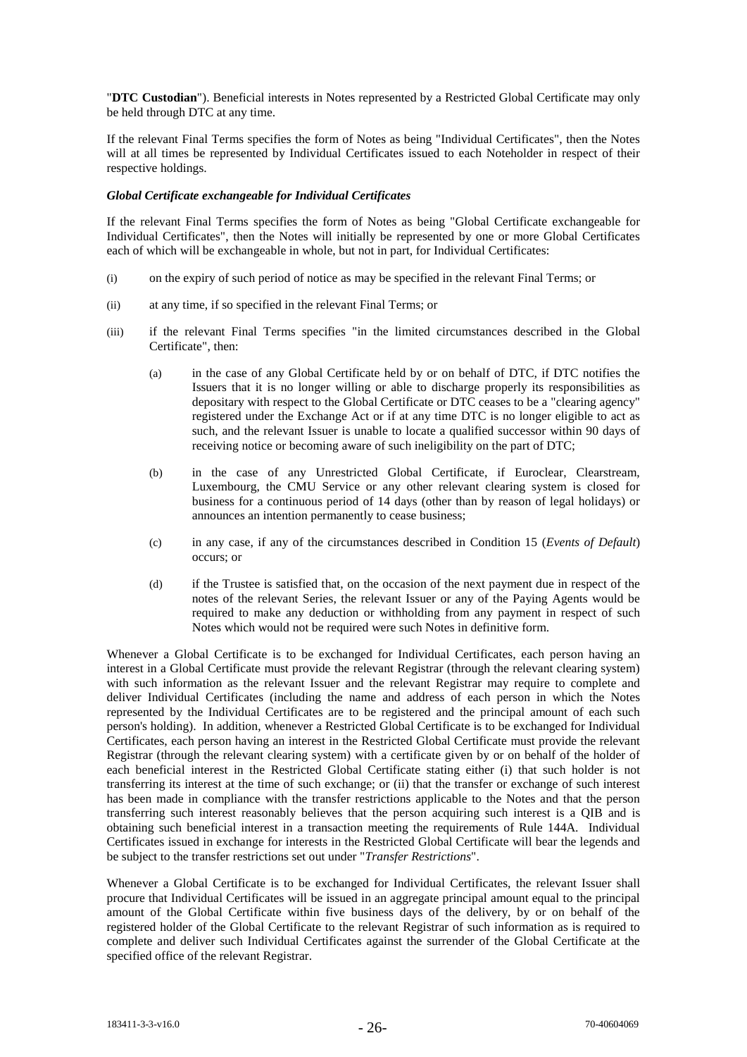"**DTC Custodian**"). Beneficial interests in Notes represented by a Restricted Global Certificate may only be held through DTC at any time.

If the relevant Final Terms specifies the form of Notes as being "Individual Certificates", then the Notes will at all times be represented by Individual Certificates issued to each Noteholder in respect of their respective holdings.

***Global Certificate exchangeable for Individual Certificates***

If the relevant Final Terms specifies the form of Notes as being "Global Certificate exchangeable for Individual Certificates", then the Notes will initially be represented by one or more Global Certificates each of which will be exchangeable in whole, but not in part, for Individual Certificates:

(i) on the expiry of such period of notice as may be specified in the relevant Final Terms; or

(ii) at any time, if so specified in the relevant Final Terms; or

(iii) if the relevant Final Terms specifies "in the limited circumstances described in the Global Certificate", then:

  (a) in the case of any Global Certificate held by or on behalf of DTC, if DTC notifies the Issuers that it is no longer willing or able to discharge properly its responsibilities as depositary with respect to the Global Certificate or DTC ceases to be a "clearing agency" registered under the Exchange Act or if at any time DTC is no longer eligible to act as such, and the relevant Issuer is unable to locate a qualified successor within 90 days of receiving notice or becoming aware of such ineligibility on the part of DTC;

  (b) in the case of any Unrestricted Global Certificate, if Euroclear, Clearstream, Luxembourg, the CMU Service or any other relevant clearing system is closed for business for a continuous period of 14 days (other than by reason of legal holidays) or announces an intention permanently to cease business;

  (c) in any case, if any of the circumstances described in Condition 15 (*Events of Default*) occurs; or

  (d) if the Trustee is satisfied that, on the occasion of the next payment due in respect of the notes of the relevant Series, the relevant Issuer or any of the Paying Agents would be required to make any deduction or withholding from any payment in respect of such Notes which would not be required were such Notes in definitive form.

Whenever a Global Certificate is to be exchanged for Individual Certificates, each person having an interest in a Global Certificate must provide the relevant Registrar (through the relevant clearing system) with such information as the relevant Issuer and the relevant Registrar may require to complete and deliver Individual Certificates (including the name and address of each person in which the Notes represented by the Individual Certificates are to be registered and the principal amount of each such person's holding). In addition, whenever a Restricted Global Certificate is to be exchanged for Individual Certificates, each person having an interest in the Restricted Global Certificate must provide the relevant Registrar (through the relevant clearing system) with a certificate given by or on behalf of the holder of each beneficial interest in the Restricted Global Certificate stating either (i) that such holder is not transferring its interest at the time of such exchange; or (ii) that the transfer or exchange of such interest has been made in compliance with the transfer restrictions applicable to the Notes and that the person transferring such interest reasonably believes that the person acquiring such interest is a QIB and is obtaining such beneficial interest in a transaction meeting the requirements of Rule 144A. Individual Certificates issued in exchange for interests in the Restricted Global Certificate will bear the legends and be subject to the transfer restrictions set out under "*Transfer Restrictions*".

Whenever a Global Certificate is to be exchanged for Individual Certificates, the relevant Issuer shall procure that Individual Certificates will be issued in an aggregate principal amount equal to the principal amount of the Global Certificate within five business days of the delivery, by or on behalf of the registered holder of the Global Certificate to the relevant Registrar of such information as is required to complete and deliver such Individual Certificates against the surrender of the Global Certificate at the specified office of the relevant Registrar.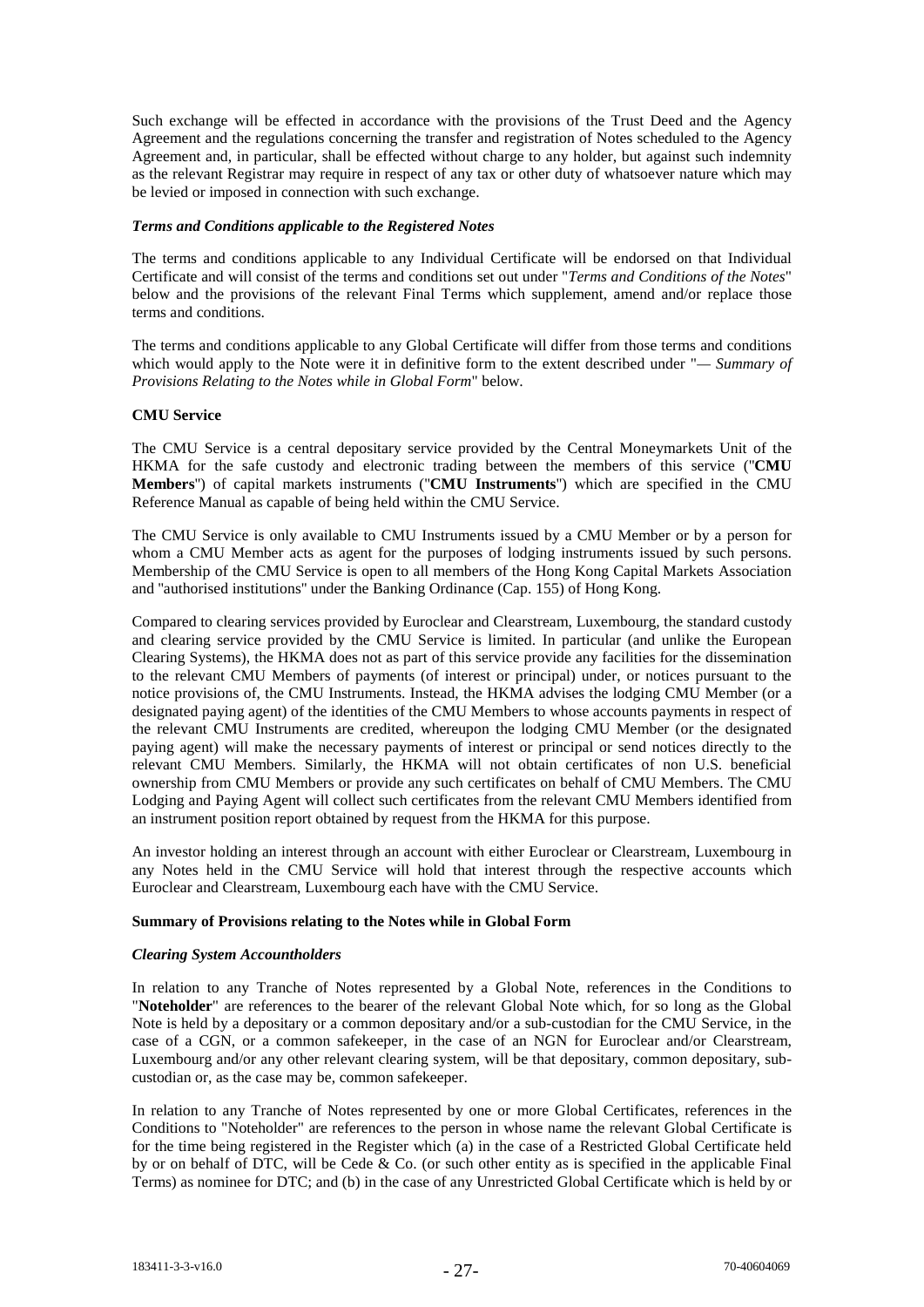Such exchange will be effected in accordance with the provisions of the Trust Deed and the Agency Agreement and the regulations concerning the transfer and registration of Notes scheduled to the Agency Agreement and, in particular, shall be effected without charge to any holder, but against such indemnity as the relevant Registrar may require in respect of any tax or other duty of whatsoever nature which may be levied or imposed in connection with such exchange.

***Terms and Conditions applicable to the Registered Notes***

The terms and conditions applicable to any Individual Certificate will be endorsed on that Individual Certificate and will consist of the terms and conditions set out under "*Terms and Conditions of the Notes*" below and the provisions of the relevant Final Terms which supplement, amend and/or replace those terms and conditions.

The terms and conditions applicable to any Global Certificate will differ from those terms and conditions which would apply to the Note were it in definitive form to the extent described under "*— Summary of Provisions Relating to the Notes while in Global Form*" below.

**CMU Service**

The CMU Service is a central depositary service provided by the Central Moneymarkets Unit of the HKMA for the safe custody and electronic trading between the members of this service ("**CMU Members**") of capital markets instruments ("**CMU Instruments**") which are specified in the CMU Reference Manual as capable of being held within the CMU Service.

The CMU Service is only available to CMU Instruments issued by a CMU Member or by a person for whom a CMU Member acts as agent for the purposes of lodging instruments issued by such persons. Membership of the CMU Service is open to all members of the Hong Kong Capital Markets Association and "authorised institutions" under the Banking Ordinance (Cap. 155) of Hong Kong.

Compared to clearing services provided by Euroclear and Clearstream, Luxembourg, the standard custody and clearing service provided by the CMU Service is limited. In particular (and unlike the European Clearing Systems), the HKMA does not as part of this service provide any facilities for the dissemination to the relevant CMU Members of payments (of interest or principal) under, or notices pursuant to the notice provisions of, the CMU Instruments. Instead, the HKMA advises the lodging CMU Member (or a designated paying agent) of the identities of the CMU Members to whose accounts payments in respect of the relevant CMU Instruments are credited, whereupon the lodging CMU Member (or the designated paying agent) will make the necessary payments of interest or principal or send notices directly to the relevant CMU Members. Similarly, the HKMA will not obtain certificates of non U.S. beneficial ownership from CMU Members or provide any such certificates on behalf of CMU Members. The CMU Lodging and Paying Agent will collect such certificates from the relevant CMU Members identified from an instrument position report obtained by request from the HKMA for this purpose.

An investor holding an interest through an account with either Euroclear or Clearstream, Luxembourg in any Notes held in the CMU Service will hold that interest through the respective accounts which Euroclear and Clearstream, Luxembourg each have with the CMU Service.

**Summary of Provisions relating to the Notes while in Global Form**

***Clearing System Accountholders***

In relation to any Tranche of Notes represented by a Global Note, references in the Conditions to "**Noteholder**" are references to the bearer of the relevant Global Note which, for so long as the Global Note is held by a depositary or a common depositary and/or a sub-custodian for the CMU Service, in the case of a CGN, or a common safekeeper, in the case of an NGN for Euroclear and/or Clearstream, Luxembourg and/or any other relevant clearing system, will be that depositary, common depositary, sub-custodian or, as the case may be, common safekeeper.

In relation to any Tranche of Notes represented by one or more Global Certificates, references in the Conditions to "Noteholder" are references to the person in whose name the relevant Global Certificate is for the time being registered in the Register which (a) in the case of a Restricted Global Certificate held by or on behalf of DTC, will be Cede & Co. (or such other entity as is specified in the applicable Final Terms) as nominee for DTC; and (b) in the case of any Unrestricted Global Certificate which is held by or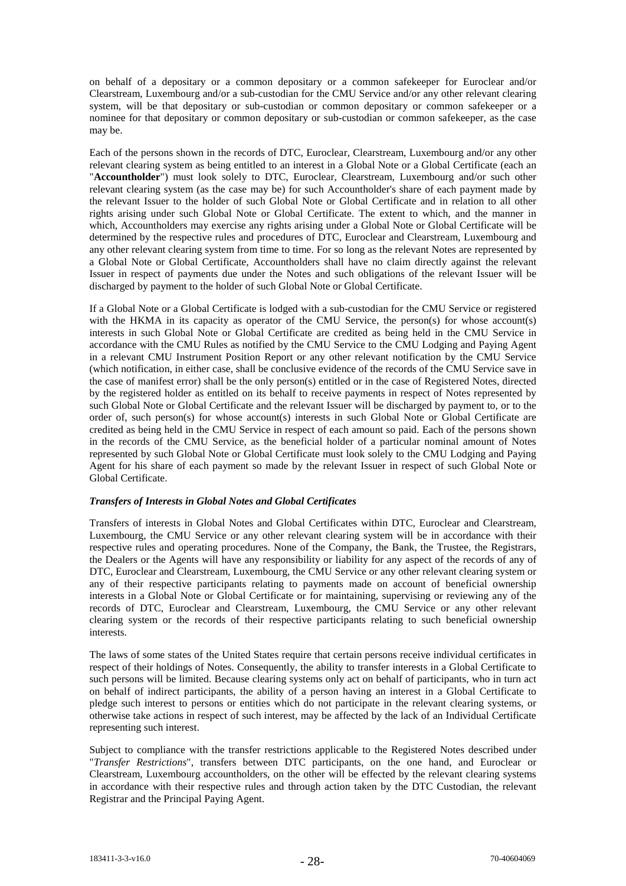on behalf of a depositary or a common depositary or a common safekeeper for Euroclear and/or Clearstream, Luxembourg and/or a sub-custodian for the CMU Service and/or any other relevant clearing system, will be that depositary or sub-custodian or common depositary or common safekeeper or a nominee for that depositary or common depositary or sub-custodian or common safekeeper, as the case may be.

Each of the persons shown in the records of DTC, Euroclear, Clearstream, Luxembourg and/or any other relevant clearing system as being entitled to an interest in a Global Note or a Global Certificate (each an "**Accountholder**") must look solely to DTC, Euroclear, Clearstream, Luxembourg and/or such other relevant clearing system (as the case may be) for such Accountholder's share of each payment made by the relevant Issuer to the holder of such Global Note or Global Certificate and in relation to all other rights arising under such Global Note or Global Certificate. The extent to which, and the manner in which, Accountholders may exercise any rights arising under a Global Note or Global Certificate will be determined by the respective rules and procedures of DTC, Euroclear and Clearstream, Luxembourg and any other relevant clearing system from time to time. For so long as the relevant Notes are represented by a Global Note or Global Certificate, Accountholders shall have no claim directly against the relevant Issuer in respect of payments due under the Notes and such obligations of the relevant Issuer will be discharged by payment to the holder of such Global Note or Global Certificate.

If a Global Note or a Global Certificate is lodged with a sub-custodian for the CMU Service or registered with the HKMA in its capacity as operator of the CMU Service, the person(s) for whose account(s) interests in such Global Note or Global Certificate are credited as being held in the CMU Service in accordance with the CMU Rules as notified by the CMU Service to the CMU Lodging and Paying Agent in a relevant CMU Instrument Position Report or any other relevant notification by the CMU Service (which notification, in either case, shall be conclusive evidence of the records of the CMU Service save in the case of manifest error) shall be the only person(s) entitled or in the case of Registered Notes, directed by the registered holder as entitled on its behalf to receive payments in respect of Notes represented by such Global Note or Global Certificate and the relevant Issuer will be discharged by payment to, or to the order of, such person(s) for whose account(s) interests in such Global Note or Global Certificate are credited as being held in the CMU Service in respect of each amount so paid. Each of the persons shown in the records of the CMU Service, as the beneficial holder of a particular nominal amount of Notes represented by such Global Note or Global Certificate must look solely to the CMU Lodging and Paying Agent for his share of each payment so made by the relevant Issuer in respect of such Global Note or Global Certificate.

### *Transfers of Interests in Global Notes and Global Certificates*

Transfers of interests in Global Notes and Global Certificates within DTC, Euroclear and Clearstream, Luxembourg, the CMU Service or any other relevant clearing system will be in accordance with their respective rules and operating procedures. None of the Company, the Bank, the Trustee, the Registrars, the Dealers or the Agents will have any responsibility or liability for any aspect of the records of any of DTC, Euroclear and Clearstream, Luxembourg, the CMU Service or any other relevant clearing system or any of their respective participants relating to payments made on account of beneficial ownership interests in a Global Note or Global Certificate or for maintaining, supervising or reviewing any of the records of DTC, Euroclear and Clearstream, Luxembourg, the CMU Service or any other relevant clearing system or the records of their respective participants relating to such beneficial ownership interests.

The laws of some states of the United States require that certain persons receive individual certificates in respect of their holdings of Notes. Consequently, the ability to transfer interests in a Global Certificate to such persons will be limited. Because clearing systems only act on behalf of participants, who in turn act on behalf of indirect participants, the ability of a person having an interest in a Global Certificate to pledge such interest to persons or entities which do not participate in the relevant clearing systems, or otherwise take actions in respect of such interest, may be affected by the lack of an Individual Certificate representing such interest.

Subject to compliance with the transfer restrictions applicable to the Registered Notes described under "*Transfer Restrictions*", transfers between DTC participants, on the one hand, and Euroclear or Clearstream, Luxembourg accountholders, on the other will be effected by the relevant clearing systems in accordance with their respective rules and through action taken by the DTC Custodian, the relevant Registrar and the Principal Paying Agent.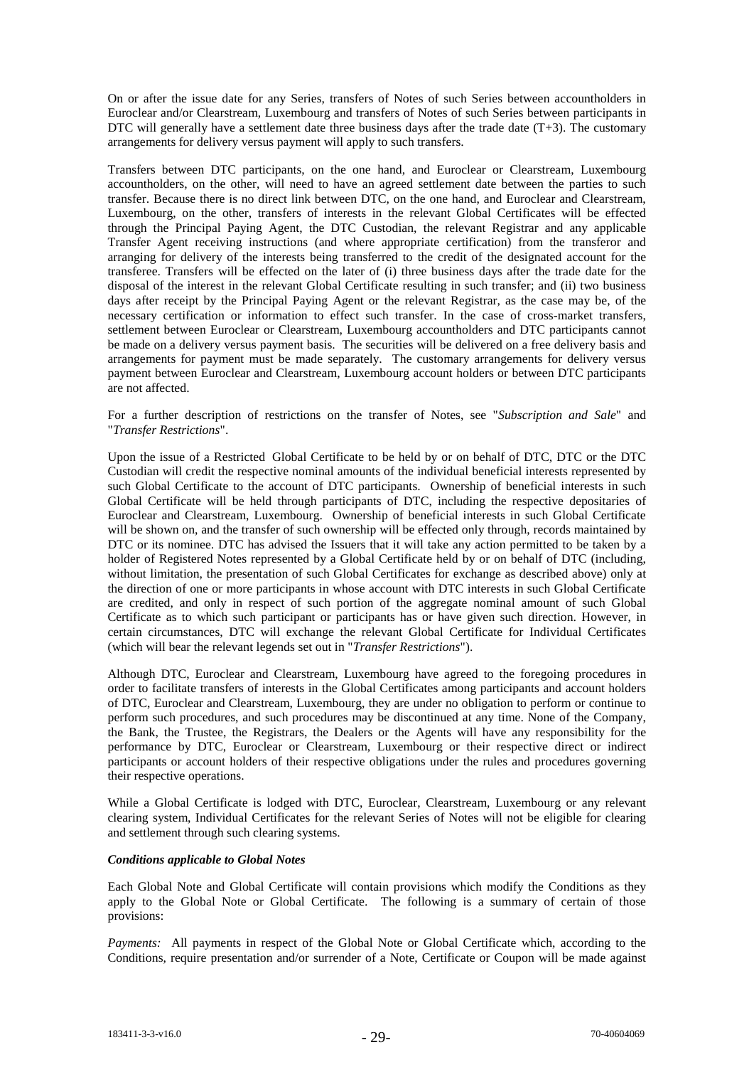On or after the issue date for any Series, transfers of Notes of such Series between accountholders in Euroclear and/or Clearstream, Luxembourg and transfers of Notes of such Series between participants in DTC will generally have a settlement date three business days after the trade date (T+3). The customary arrangements for delivery versus payment will apply to such transfers.

Transfers between DTC participants, on the one hand, and Euroclear or Clearstream, Luxembourg accountholders, on the other, will need to have an agreed settlement date between the parties to such transfer. Because there is no direct link between DTC, on the one hand, and Euroclear and Clearstream, Luxembourg, on the other, transfers of interests in the relevant Global Certificates will be effected through the Principal Paying Agent, the DTC Custodian, the relevant Registrar and any applicable Transfer Agent receiving instructions (and where appropriate certification) from the transferor and arranging for delivery of the interests being transferred to the credit of the designated account for the transferee. Transfers will be effected on the later of (i) three business days after the trade date for the disposal of the interest in the relevant Global Certificate resulting in such transfer; and (ii) two business days after receipt by the Principal Paying Agent or the relevant Registrar, as the case may be, of the necessary certification or information to effect such transfer. In the case of cross-market transfers, settlement between Euroclear or Clearstream, Luxembourg accountholders and DTC participants cannot be made on a delivery versus payment basis. The securities will be delivered on a free delivery basis and arrangements for payment must be made separately. The customary arrangements for delivery versus payment between Euroclear and Clearstream, Luxembourg account holders or between DTC participants are not affected.

For a further description of restrictions on the transfer of Notes, see "*Subscription and Sale*" and "*Transfer Restrictions*".

Upon the issue of a Restricted Global Certificate to be held by or on behalf of DTC, DTC or the DTC Custodian will credit the respective nominal amounts of the individual beneficial interests represented by such Global Certificate to the account of DTC participants. Ownership of beneficial interests in such Global Certificate will be held through participants of DTC, including the respective depositaries of Euroclear and Clearstream, Luxembourg. Ownership of beneficial interests in such Global Certificate will be shown on, and the transfer of such ownership will be effected only through, records maintained by DTC or its nominee. DTC has advised the Issuers that it will take any action permitted to be taken by a holder of Registered Notes represented by a Global Certificate held by or on behalf of DTC (including, without limitation, the presentation of such Global Certificates for exchange as described above) only at the direction of one or more participants in whose account with DTC interests in such Global Certificate are credited, and only in respect of such portion of the aggregate nominal amount of such Global Certificate as to which such participant or participants has or have given such direction. However, in certain circumstances, DTC will exchange the relevant Global Certificate for Individual Certificates (which will bear the relevant legends set out in "*Transfer Restrictions*").

Although DTC, Euroclear and Clearstream, Luxembourg have agreed to the foregoing procedures in order to facilitate transfers of interests in the Global Certificates among participants and account holders of DTC, Euroclear and Clearstream, Luxembourg, they are under no obligation to perform or continue to perform such procedures, and such procedures may be discontinued at any time. None of the Company, the Bank, the Trustee, the Registrars, the Dealers or the Agents will have any responsibility for the performance by DTC, Euroclear or Clearstream, Luxembourg or their respective direct or indirect participants or account holders of their respective obligations under the rules and procedures governing their respective operations.

While a Global Certificate is lodged with DTC, Euroclear, Clearstream, Luxembourg or any relevant clearing system, Individual Certificates for the relevant Series of Notes will not be eligible for clearing and settlement through such clearing systems.

***Conditions applicable to Global Notes***

Each Global Note and Global Certificate will contain provisions which modify the Conditions as they apply to the Global Note or Global Certificate. The following is a summary of certain of those provisions:

*Payments:* All payments in respect of the Global Note or Global Certificate which, according to the Conditions, require presentation and/or surrender of a Note, Certificate or Coupon will be made against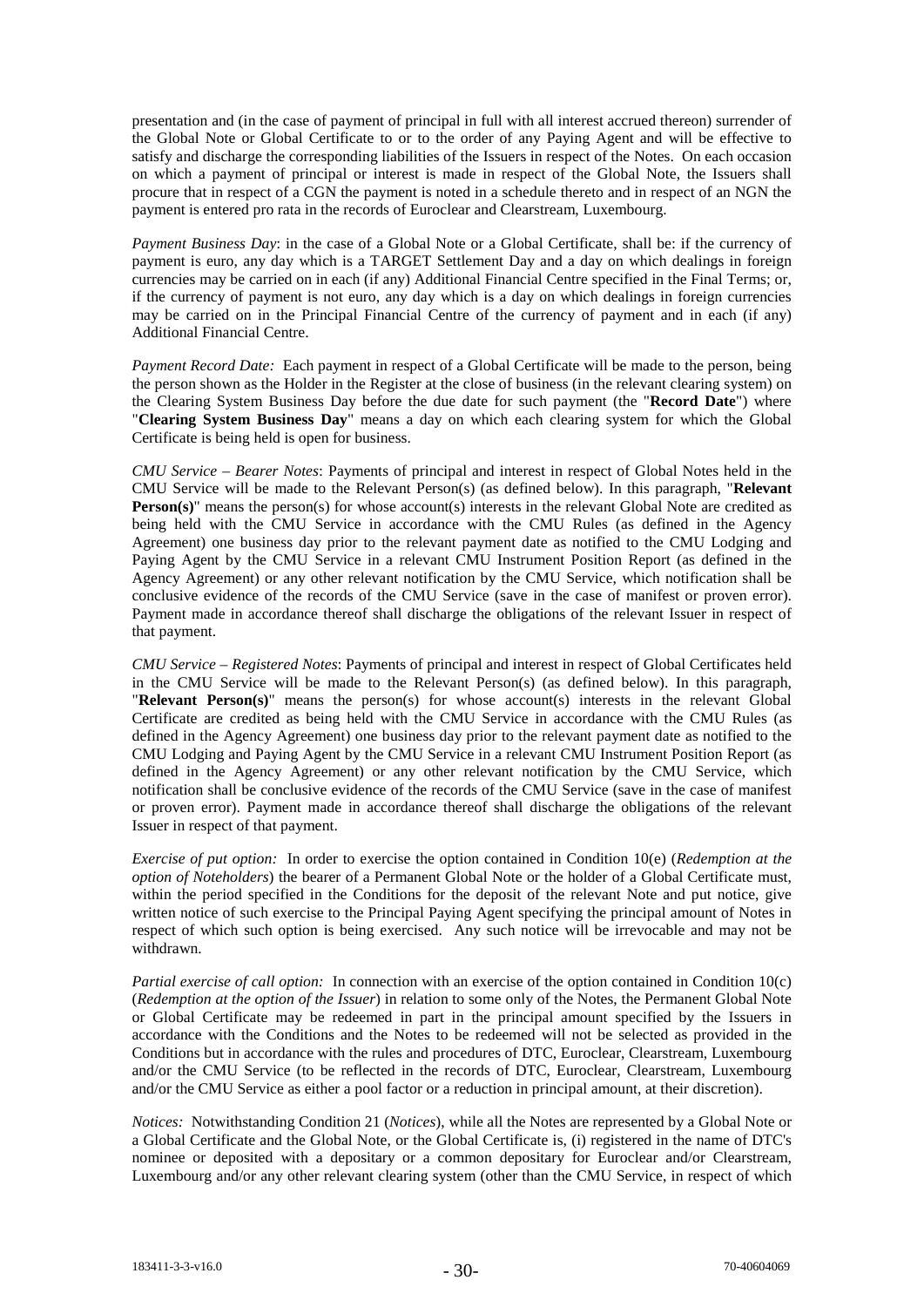presentation and (in the case of payment of principal in full with all interest accrued thereon) surrender of the Global Note or Global Certificate to or to the order of any Paying Agent and will be effective to satisfy and discharge the corresponding liabilities of the Issuers in respect of the Notes. On each occasion on which a payment of principal or interest is made in respect of the Global Note, the Issuers shall procure that in respect of a CGN the payment is noted in a schedule thereto and in respect of an NGN the payment is entered pro rata in the records of Euroclear and Clearstream, Luxembourg.

*Payment Business Day*: in the case of a Global Note or a Global Certificate, shall be: if the currency of payment is euro, any day which is a TARGET Settlement Day and a day on which dealings in foreign currencies may be carried on in each (if any) Additional Financial Centre specified in the Final Terms; or, if the currency of payment is not euro, any day which is a day on which dealings in foreign currencies may be carried on in the Principal Financial Centre of the currency of payment and in each (if any) Additional Financial Centre.

*Payment Record Date:* Each payment in respect of a Global Certificate will be made to the person, being the person shown as the Holder in the Register at the close of business (in the relevant clearing system) on the Clearing System Business Day before the due date for such payment (the "**Record Date**") where "**Clearing System Business Day**" means a day on which each clearing system for which the Global Certificate is being held is open for business.

*CMU Service – Bearer Notes*: Payments of principal and interest in respect of Global Notes held in the CMU Service will be made to the Relevant Person(s) (as defined below). In this paragraph, "**Relevant Person(s)**" means the person(s) for whose account(s) interests in the relevant Global Note are credited as being held with the CMU Service in accordance with the CMU Rules (as defined in the Agency Agreement) one business day prior to the relevant payment date as notified to the CMU Lodging and Paying Agent by the CMU Service in a relevant CMU Instrument Position Report (as defined in the Agency Agreement) or any other relevant notification by the CMU Service, which notification shall be conclusive evidence of the records of the CMU Service (save in the case of manifest or proven error). Payment made in accordance thereof shall discharge the obligations of the relevant Issuer in respect of that payment.

*CMU Service – Registered Notes*: Payments of principal and interest in respect of Global Certificates held in the CMU Service will be made to the Relevant Person(s) (as defined below). In this paragraph, "**Relevant Person(s)**" means the person(s) for whose account(s) interests in the relevant Global Certificate are credited as being held with the CMU Service in accordance with the CMU Rules (as defined in the Agency Agreement) one business day prior to the relevant payment date as notified to the CMU Lodging and Paying Agent by the CMU Service in a relevant CMU Instrument Position Report (as defined in the Agency Agreement) or any other relevant notification by the CMU Service, which notification shall be conclusive evidence of the records of the CMU Service (save in the case of manifest or proven error). Payment made in accordance thereof shall discharge the obligations of the relevant Issuer in respect of that payment.

*Exercise of put option:* In order to exercise the option contained in Condition 10(e) (*Redemption at the option of Noteholders*) the bearer of a Permanent Global Note or the holder of a Global Certificate must, within the period specified in the Conditions for the deposit of the relevant Note and put notice, give written notice of such exercise to the Principal Paying Agent specifying the principal amount of Notes in respect of which such option is being exercised. Any such notice will be irrevocable and may not be withdrawn.

*Partial exercise of call option:* In connection with an exercise of the option contained in Condition 10(c) (*Redemption at the option of the Issuer*) in relation to some only of the Notes, the Permanent Global Note or Global Certificate may be redeemed in part in the principal amount specified by the Issuers in accordance with the Conditions and the Notes to be redeemed will not be selected as provided in the Conditions but in accordance with the rules and procedures of DTC, Euroclear, Clearstream, Luxembourg and/or the CMU Service (to be reflected in the records of DTC, Euroclear, Clearstream, Luxembourg and/or the CMU Service as either a pool factor or a reduction in principal amount, at their discretion).

*Notices:* Notwithstanding Condition 21 (*Notices*), while all the Notes are represented by a Global Note or a Global Certificate and the Global Note, or the Global Certificate is, (i) registered in the name of DTC's nominee or deposited with a depositary or a common depositary for Euroclear and/or Clearstream, Luxembourg and/or any other relevant clearing system (other than the CMU Service, in respect of which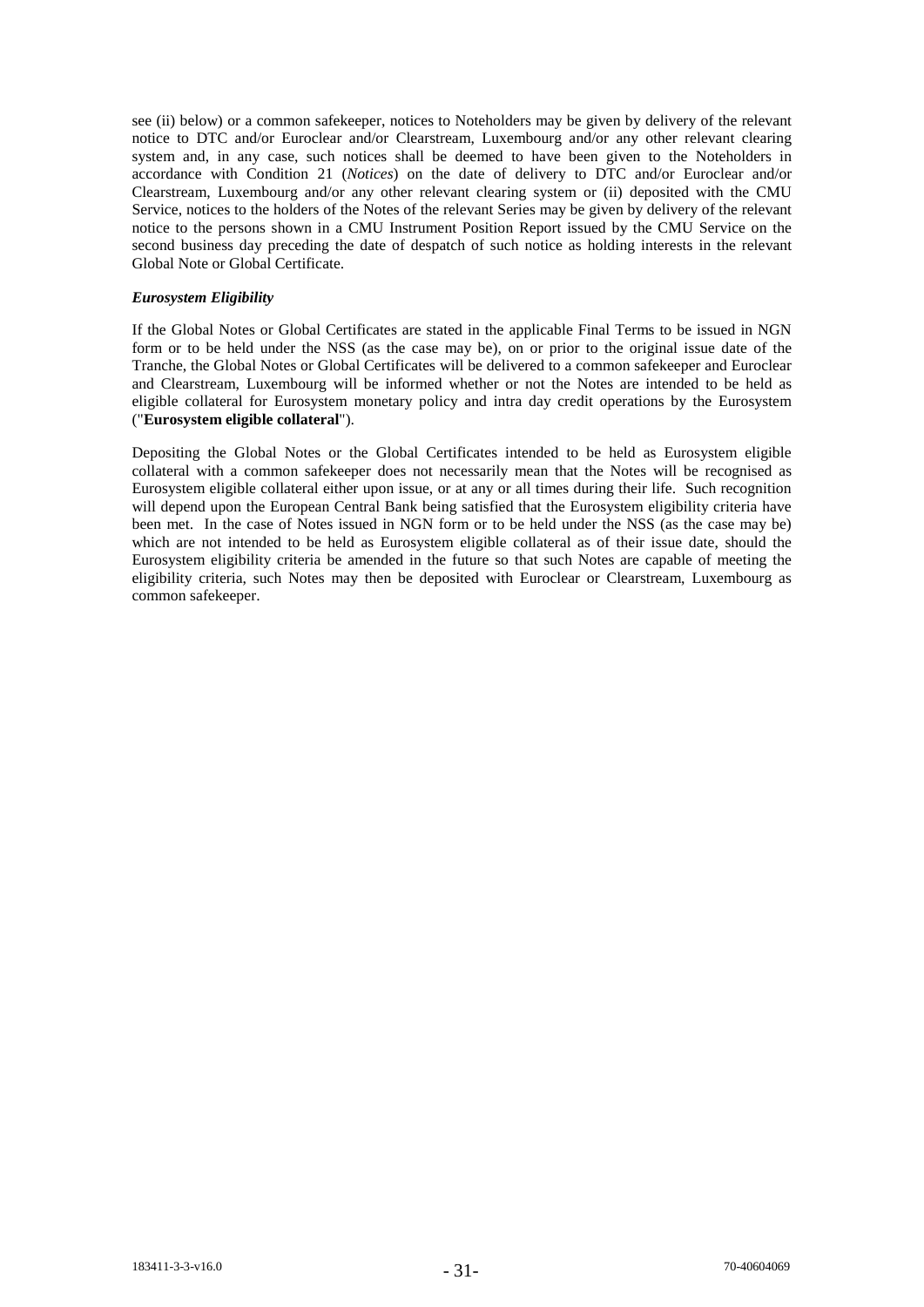see (ii) below) or a common safekeeper, notices to Noteholders may be given by delivery of the relevant notice to DTC and/or Euroclear and/or Clearstream, Luxembourg and/or any other relevant clearing system and, in any case, such notices shall be deemed to have been given to the Noteholders in accordance with Condition 21 (*Notices*) on the date of delivery to DTC and/or Euroclear and/or Clearstream, Luxembourg and/or any other relevant clearing system or (ii) deposited with the CMU Service, notices to the holders of the Notes of the relevant Series may be given by delivery of the relevant notice to the persons shown in a CMU Instrument Position Report issued by the CMU Service on the second business day preceding the date of despatch of such notice as holding interests in the relevant Global Note or Global Certificate.

***Eurosystem Eligibility***

If the Global Notes or Global Certificates are stated in the applicable Final Terms to be issued in NGN form or to be held under the NSS (as the case may be), on or prior to the original issue date of the Tranche, the Global Notes or Global Certificates will be delivered to a common safekeeper and Euroclear and Clearstream, Luxembourg will be informed whether or not the Notes are intended to be held as eligible collateral for Eurosystem monetary policy and intra day credit operations by the Eurosystem ("**Eurosystem eligible collateral**").

Depositing the Global Notes or the Global Certificates intended to be held as Eurosystem eligible collateral with a common safekeeper does not necessarily mean that the Notes will be recognised as Eurosystem eligible collateral either upon issue, or at any or all times during their life. Such recognition will depend upon the European Central Bank being satisfied that the Eurosystem eligibility criteria have been met. In the case of Notes issued in NGN form or to be held under the NSS (as the case may be) which are not intended to be held as Eurosystem eligible collateral as of their issue date, should the Eurosystem eligibility criteria be amended in the future so that such Notes are capable of meeting the eligibility criteria, such Notes may then be deposited with Euroclear or Clearstream, Luxembourg as common safekeeper.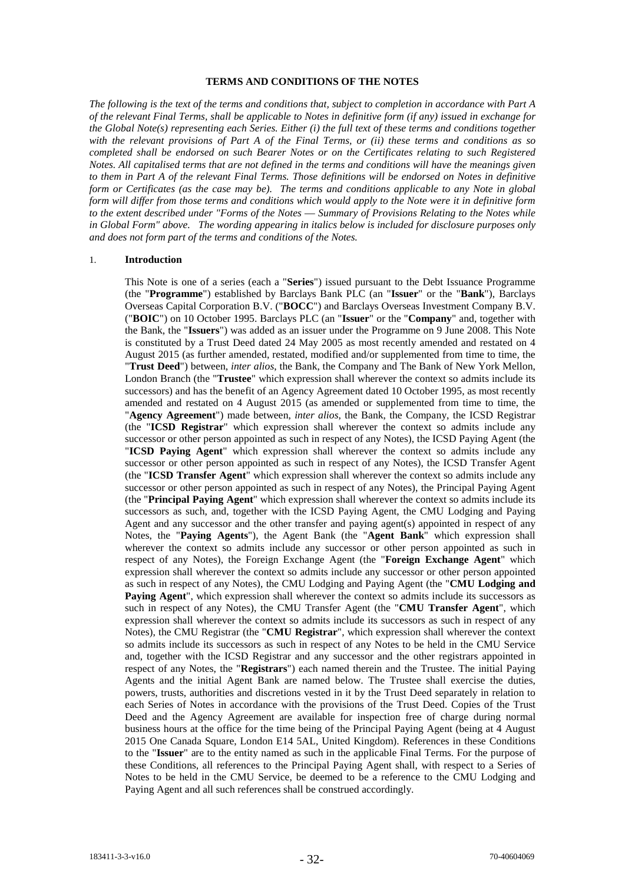## TERMS AND CONDITIONS OF THE NOTES

*The following is the text of the terms and conditions that, subject to completion in accordance with Part A of the relevant Final Terms, shall be applicable to Notes in definitive form (if any) issued in exchange for the Global Note(s) representing each Series. Either (i) the full text of these terms and conditions together with the relevant provisions of Part A of the Final Terms, or (ii) these terms and conditions as so completed shall be endorsed on such Bearer Notes or on the Certificates relating to such Registered Notes. All capitalised terms that are not defined in the terms and conditions will have the meanings given to them in Part A of the relevant Final Terms. Those definitions will be endorsed on Notes in definitive form or Certificates (as the case may be). The terms and conditions applicable to any Note in global form will differ from those terms and conditions which would apply to the Note were it in definitive form to the extent described under "Forms of the Notes — Summary of Provisions Relating to the Notes while in Global Form" above. The wording appearing in italics below is included for disclosure purposes only and does not form part of the terms and conditions of the Notes.*

1. **Introduction**

This Note is one of a series (each a "**Series**") issued pursuant to the Debt Issuance Programme (the "**Programme**") established by Barclays Bank PLC (an "**Issuer**" or the "**Bank**"), Barclays Overseas Capital Corporation B.V. ("**BOCC**") and Barclays Overseas Investment Company B.V. ("**BOIC**") on 10 October 1995. Barclays PLC (an "**Issuer**" or the "**Company**" and, together with the Bank, the "**Issuers**") was added as an issuer under the Programme on 9 June 2008. This Note is constituted by a Trust Deed dated 24 May 2005 as most recently amended and restated on 4 August 2015 (as further amended, restated, modified and/or supplemented from time to time, the "**Trust Deed**") between, *inter alios*, the Bank, the Company and The Bank of New York Mellon, London Branch (the "**Trustee**" which expression shall wherever the context so admits include its successors) and has the benefit of an Agency Agreement dated 10 October 1995, as most recently amended and restated on 4 August 2015 (as amended or supplemented from time to time, the "**Agency Agreement**") made between, *inter alios*, the Bank, the Company, the ICSD Registrar (the "**ICSD Registrar**" which expression shall wherever the context so admits include any successor or other person appointed as such in respect of any Notes), the ICSD Paying Agent (the "**ICSD Paying Agent**" which expression shall wherever the context so admits include any successor or other person appointed as such in respect of any Notes), the ICSD Transfer Agent (the "**ICSD Transfer Agent**" which expression shall wherever the context so admits include any successor or other person appointed as such in respect of any Notes), the Principal Paying Agent (the "**Principal Paying Agent**" which expression shall wherever the context so admits include its successors as such, and, together with the ICSD Paying Agent, the CMU Lodging and Paying Agent and any successor and the other transfer and paying agent(s) appointed in respect of any Notes, the "**Paying Agents**"), the Agent Bank (the "**Agent Bank**" which expression shall wherever the context so admits include any successor or other person appointed as such in respect of any Notes), the Foreign Exchange Agent (the "**Foreign Exchange Agent**" which expression shall wherever the context so admits include any successor or other person appointed as such in respect of any Notes), the CMU Lodging and Paying Agent (the "**CMU Lodging and Paying Agent**", which expression shall wherever the context so admits include its successors as such in respect of any Notes), the CMU Transfer Agent (the "**CMU Transfer Agent**", which expression shall wherever the context so admits include its successors as such in respect of any Notes), the CMU Registrar (the "**CMU Registrar**", which expression shall wherever the context so admits include its successors as such in respect of any Notes to be held in the CMU Service and, together with the ICSD Registrar and any successor and the other registrars appointed in respect of any Notes, the "**Registrars**") each named therein and the Trustee. The initial Paying Agents and the initial Agent Bank are named below. The Trustee shall exercise the duties, powers, trusts, authorities and discretions vested in it by the Trust Deed separately in relation to each Series of Notes in accordance with the provisions of the Trust Deed. Copies of the Trust Deed and the Agency Agreement are available for inspection free of charge during normal business hours at the office for the time being of the Principal Paying Agent (being at 4 August 2015 One Canada Square, London E14 5AL, United Kingdom). References in these Conditions to the "**Issuer**" are to the entity named as such in the applicable Final Terms. For the purpose of these Conditions, all references to the Principal Paying Agent shall, with respect to a Series of Notes to be held in the CMU Service, be deemed to be a reference to the CMU Lodging and Paying Agent and all such references shall be construed accordingly.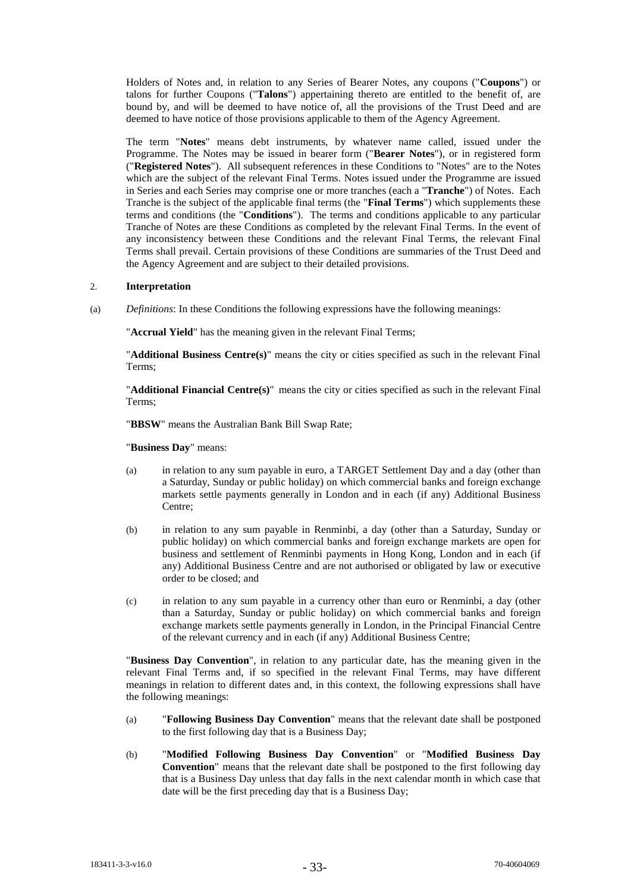Holders of Notes and, in relation to any Series of Bearer Notes, any coupons ("**Coupons**") or talons for further Coupons ("**Talons**") appertaining thereto are entitled to the benefit of, are bound by, and will be deemed to have notice of, all the provisions of the Trust Deed and are deemed to have notice of those provisions applicable to them of the Agency Agreement.

The term "**Notes**" means debt instruments, by whatever name called, issued under the Programme. The Notes may be issued in bearer form ("**Bearer Notes**"), or in registered form ("**Registered Notes**"). All subsequent references in these Conditions to "Notes" are to the Notes which are the subject of the relevant Final Terms. Notes issued under the Programme are issued in Series and each Series may comprise one or more tranches (each a "**Tranche**") of Notes. Each Tranche is the subject of the applicable final terms (the "**Final Terms**") which supplements these terms and conditions (the "**Conditions**"). The terms and conditions applicable to any particular Tranche of Notes are these Conditions as completed by the relevant Final Terms. In the event of any inconsistency between these Conditions and the relevant Final Terms, the relevant Final Terms shall prevail. Certain provisions of these Conditions are summaries of the Trust Deed and the Agency Agreement and are subject to their detailed provisions.

2. **Interpretation**

(a) *Definitions*: In these Conditions the following expressions have the following meanings:

"**Accrual Yield**" has the meaning given in the relevant Final Terms;

"**Additional Business Centre(s)**" means the city or cities specified as such in the relevant Final Terms;

"**Additional Financial Centre(s)**" means the city or cities specified as such in the relevant Final Terms;

"**BBSW**" means the Australian Bank Bill Swap Rate;

"**Business Day**" means:

(a) in relation to any sum payable in euro, a TARGET Settlement Day and a day (other than a Saturday, Sunday or public holiday) on which commercial banks and foreign exchange markets settle payments generally in London and in each (if any) Additional Business Centre;

(b) in relation to any sum payable in Renminbi, a day (other than a Saturday, Sunday or public holiday) on which commercial banks and foreign exchange markets are open for business and settlement of Renminbi payments in Hong Kong, London and in each (if any) Additional Business Centre and are not authorised or obligated by law or executive order to be closed; and

(c) in relation to any sum payable in a currency other than euro or Renminbi, a day (other than a Saturday, Sunday or public holiday) on which commercial banks and foreign exchange markets settle payments generally in London, in the Principal Financial Centre of the relevant currency and in each (if any) Additional Business Centre;

"**Business Day Convention**", in relation to any particular date, has the meaning given in the relevant Final Terms and, if so specified in the relevant Final Terms, may have different meanings in relation to different dates and, in this context, the following expressions shall have the following meanings:

(a) "**Following Business Day Convention**" means that the relevant date shall be postponed to the first following day that is a Business Day;

(b) "**Modified Following Business Day Convention**" or "**Modified Business Day Convention**" means that the relevant date shall be postponed to the first following day that is a Business Day unless that day falls in the next calendar month in which case that date will be the first preceding day that is a Business Day;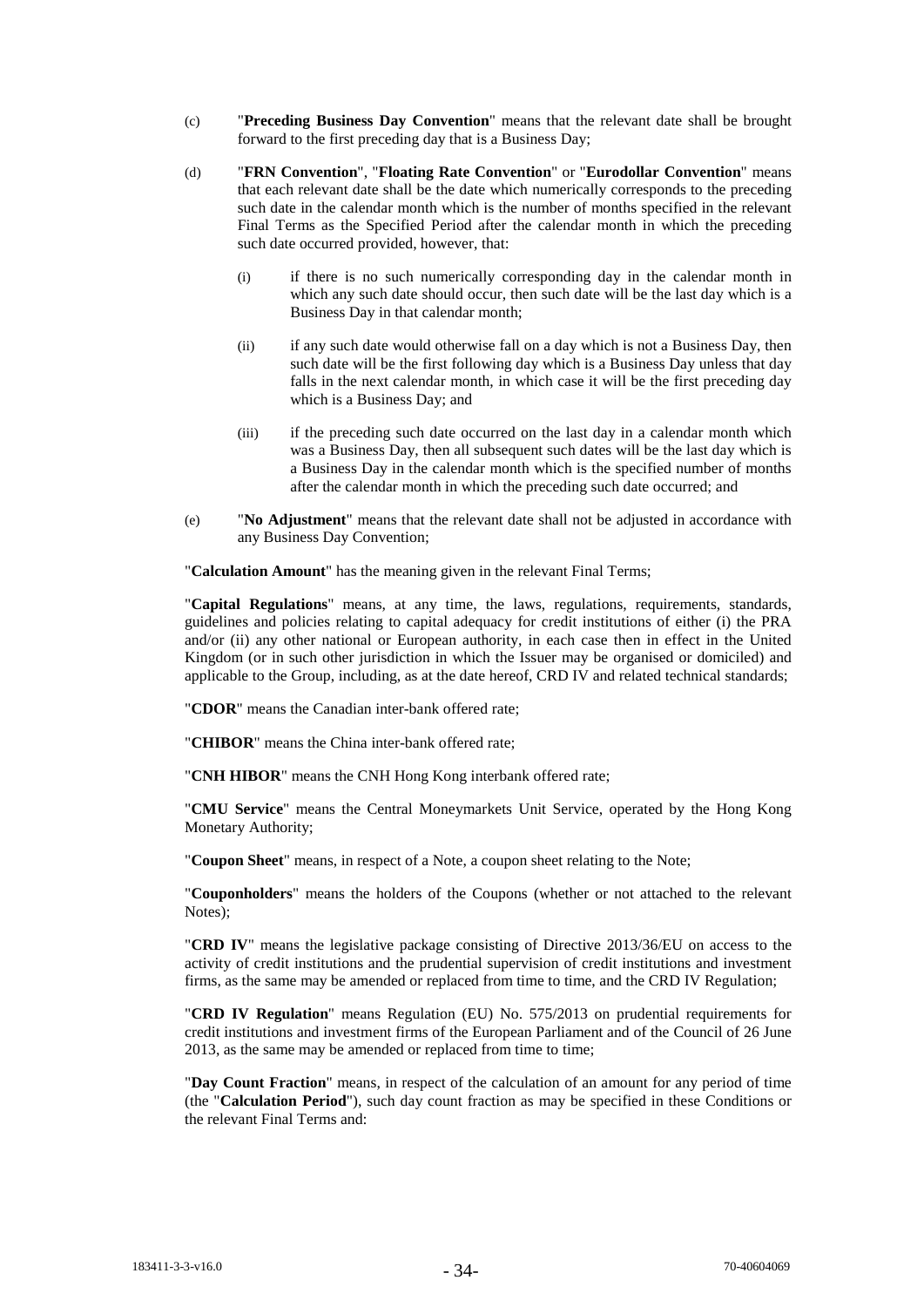(c) "**Preceding Business Day Convention**" means that the relevant date shall be brought forward to the first preceding day that is a Business Day;

(d) "**FRN Convention**", "**Floating Rate Convention**" or "**Eurodollar Convention**" means that each relevant date shall be the date which numerically corresponds to the preceding such date in the calendar month which is the number of months specified in the relevant Final Terms as the Specified Period after the calendar month in which the preceding such date occurred provided, however, that:

   (i) if there is no such numerically corresponding day in the calendar month in which any such date should occur, then such date will be the last day which is a Business Day in that calendar month;

   (ii) if any such date would otherwise fall on a day which is not a Business Day, then such date will be the first following day which is a Business Day unless that day falls in the next calendar month, in which case it will be the first preceding day which is a Business Day; and

   (iii) if the preceding such date occurred on the last day in a calendar month which was a Business Day, then all subsequent such dates will be the last day which is a Business Day in the calendar month which is the specified number of months after the calendar month in which the preceding such date occurred; and

(e) "**No Adjustment**" means that the relevant date shall not be adjusted in accordance with any Business Day Convention;

"**Calculation Amount**" has the meaning given in the relevant Final Terms;

"**Capital Regulations**" means, at any time, the laws, regulations, requirements, standards, guidelines and policies relating to capital adequacy for credit institutions of either (i) the PRA and/or (ii) any other national or European authority, in each case then in effect in the United Kingdom (or in such other jurisdiction in which the Issuer may be organised or domiciled) and applicable to the Group, including, as at the date hereof, CRD IV and related technical standards;

"**CDOR**" means the Canadian inter-bank offered rate;

"**CHIBOR**" means the China inter-bank offered rate;

"**CNH HIBOR**" means the CNH Hong Kong interbank offered rate;

"**CMU Service**" means the Central Moneymarkets Unit Service, operated by the Hong Kong Monetary Authority;

"**Coupon Sheet**" means, in respect of a Note, a coupon sheet relating to the Note;

"**Couponholders**" means the holders of the Coupons (whether or not attached to the relevant Notes);

"**CRD IV**" means the legislative package consisting of Directive 2013/36/EU on access to the activity of credit institutions and the prudential supervision of credit institutions and investment firms, as the same may be amended or replaced from time to time, and the CRD IV Regulation;

"**CRD IV Regulation**" means Regulation (EU) No. 575/2013 on prudential requirements for credit institutions and investment firms of the European Parliament and of the Council of 26 June 2013, as the same may be amended or replaced from time to time;

"**Day Count Fraction**" means, in respect of the calculation of an amount for any period of time (the "**Calculation Period**"), such day count fraction as may be specified in these Conditions or the relevant Final Terms and: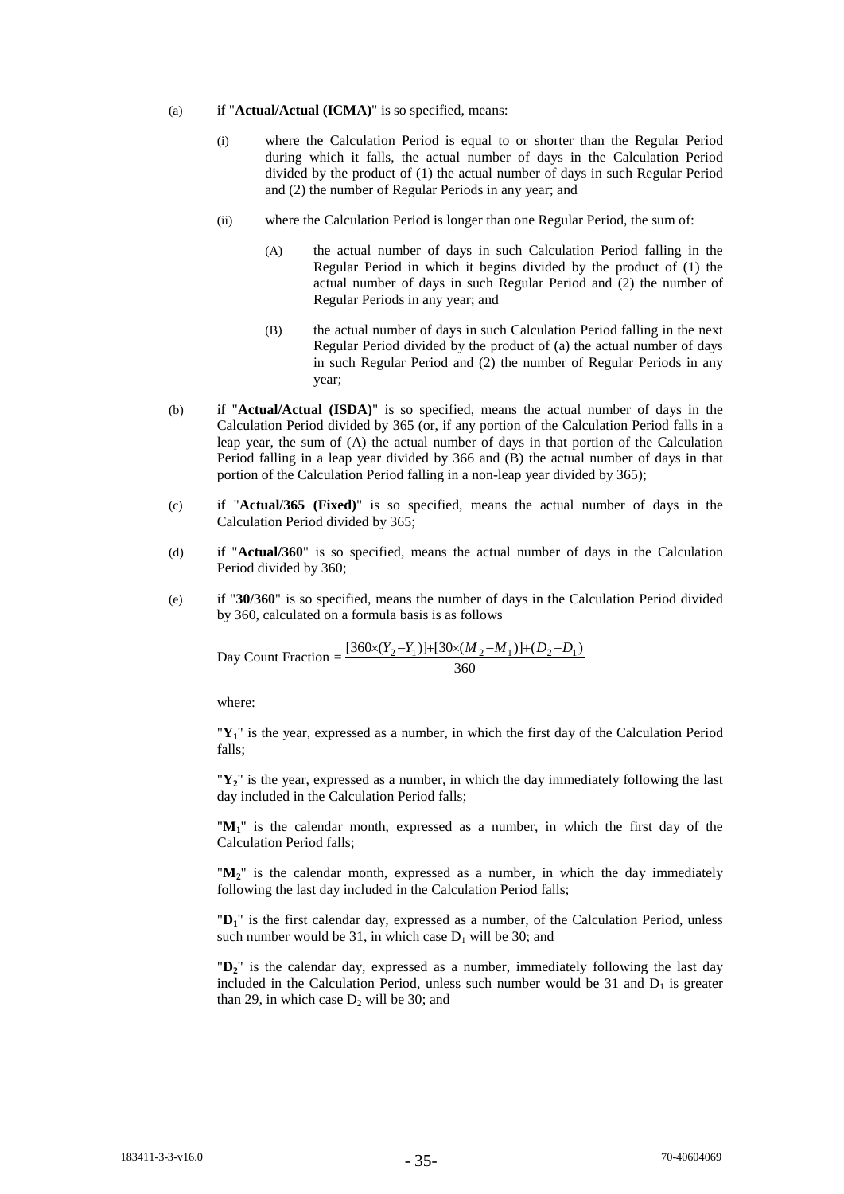(a) if "**Actual/Actual (ICMA)**" is so specified, means:

  (i) where the Calculation Period is equal to or shorter than the Regular Period during which it falls, the actual number of days in the Calculation Period divided by the product of (1) the actual number of days in such Regular Period and (2) the number of Regular Periods in any year; and

  (ii) where the Calculation Period is longer than one Regular Period, the sum of:

    (A) the actual number of days in such Calculation Period falling in the Regular Period in which it begins divided by the product of (1) the actual number of days in such Regular Period and (2) the number of Regular Periods in any year; and

    (B) the actual number of days in such Calculation Period falling in the next Regular Period divided by the product of (a) the actual number of days in such Regular Period and (2) the number of Regular Periods in any year;

(b) if "**Actual/Actual (ISDA)**" is so specified, means the actual number of days in the Calculation Period divided by 365 (or, if any portion of the Calculation Period falls in a leap year, the sum of (A) the actual number of days in that portion of the Calculation Period falling in a leap year divided by 366 and (B) the actual number of days in that portion of the Calculation Period falling in a non-leap year divided by 365);

(c) if "**Actual/365 (Fixed)**" is so specified, means the actual number of days in the Calculation Period divided by 365;

(d) if "**Actual/360**" is so specified, means the actual number of days in the Calculation Period divided by 360;

(e) if "**30/360**" is so specified, means the number of days in the Calculation Period divided by 360, calculated on a formula basis is as follows

$$\text{Day Count Fraction} = \frac{[360 \times (Y_2 - Y_1)] + [30 \times (M_2 - M_1)] + (D_2 - D_1)}{360}$$

where:

"$\mathbf{Y_1}$" is the year, expressed as a number, in which the first day of the Calculation Period falls;

"$\mathbf{Y_2}$" is the year, expressed as a number, in which the day immediately following the last day included in the Calculation Period falls;

"$\mathbf{M_1}$" is the calendar month, expressed as a number, in which the first day of the Calculation Period falls;

"$\mathbf{M_2}$" is the calendar month, expressed as a number, in which the day immediately following the last day included in the Calculation Period falls;

"$\mathbf{D_1}$" is the first calendar day, expressed as a number, of the Calculation Period, unless such number would be 31, in which case $D_1$ will be 30; and

"$\mathbf{D_2}$" is the calendar day, expressed as a number, immediately following the last day included in the Calculation Period, unless such number would be 31 and $D_1$ is greater than 29, in which case $D_2$ will be 30; and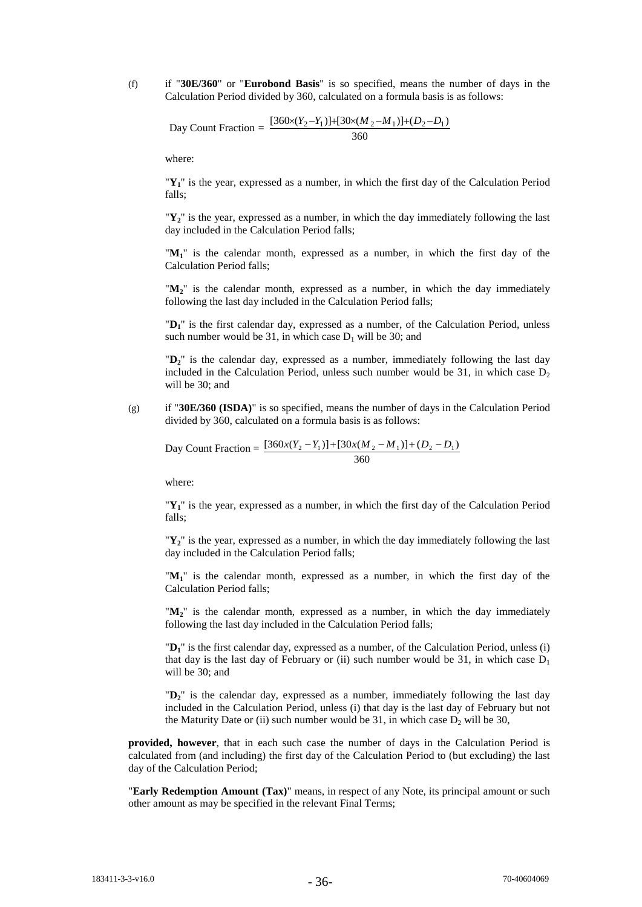(f) if "**30E/360**" or "**Eurobond Basis**" is so specified, means the number of days in the Calculation Period divided by 360, calculated on a formula basis is as follows:

$$\text{Day Count Fraction} = \frac{[360\times(Y_2 - Y_1)] + [30\times(M_2 - M_1)] + (D_2 - D_1)}{360}$$

where:

"$\mathbf{Y_1}$" is the year, expressed as a number, in which the first day of the Calculation Period falls;

"$\mathbf{Y_2}$" is the year, expressed as a number, in which the day immediately following the last day included in the Calculation Period falls;

"$\mathbf{M_1}$" is the calendar month, expressed as a number, in which the first day of the Calculation Period falls;

"$\mathbf{M_2}$" is the calendar month, expressed as a number, in which the day immediately following the last day included in the Calculation Period falls;

"$\mathbf{D_1}$" is the first calendar day, expressed as a number, of the Calculation Period, unless such number would be 31, in which case $D_1$ will be 30; and

"$\mathbf{D_2}$" is the calendar day, expressed as a number, immediately following the last day included in the Calculation Period, unless such number would be 31, in which case $D_2$ will be 30; and

(g) if "**30E/360 (ISDA)**" is so specified, means the number of days in the Calculation Period divided by 360, calculated on a formula basis is as follows:

$$\text{Day Count Fraction} = \frac{[360x(Y_2 - Y_1)] + [30x(M_2 - M_1)] + (D_2 - D_1)}{360}$$

where:

"$\mathbf{Y_1}$" is the year, expressed as a number, in which the first day of the Calculation Period falls;

"$\mathbf{Y_2}$" is the year, expressed as a number, in which the day immediately following the last day included in the Calculation Period falls;

"$\mathbf{M_1}$" is the calendar month, expressed as a number, in which the first day of the Calculation Period falls;

"$\mathbf{M_2}$" is the calendar month, expressed as a number, in which the day immediately following the last day included in the Calculation Period falls;

"$\mathbf{D_1}$" is the first calendar day, expressed as a number, of the Calculation Period, unless (i) that day is the last day of February or (ii) such number would be 31, in which case $D_1$ will be 30; and

"$\mathbf{D_2}$" is the calendar day, expressed as a number, immediately following the last day included in the Calculation Period, unless (i) that day is the last day of February but not the Maturity Date or (ii) such number would be 31, in which case $D_2$ will be 30,

**provided, however**, that in each such case the number of days in the Calculation Period is calculated from (and including) the first day of the Calculation Period to (but excluding) the last day of the Calculation Period;

"**Early Redemption Amount (Tax)**" means, in respect of any Note, its principal amount or such other amount as may be specified in the relevant Final Terms;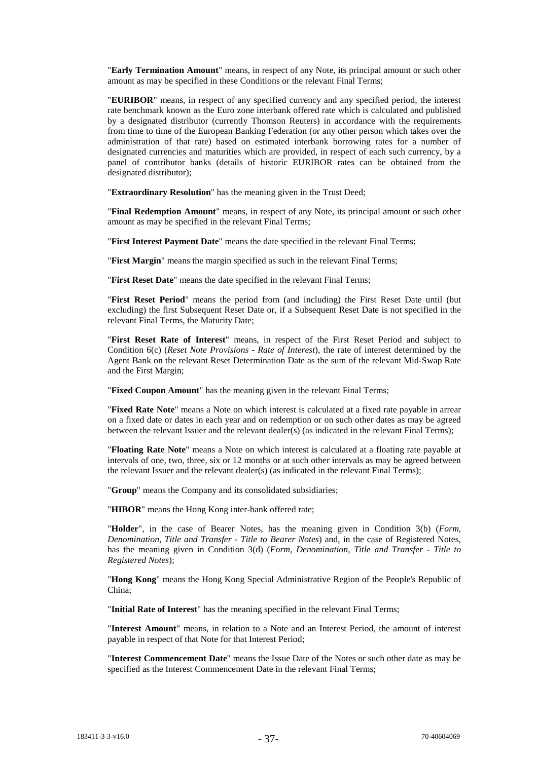"**Early Termination Amount**" means, in respect of any Note, its principal amount or such other amount as may be specified in these Conditions or the relevant Final Terms;

"**EURIBOR**" means, in respect of any specified currency and any specified period, the interest rate benchmark known as the Euro zone interbank offered rate which is calculated and published by a designated distributor (currently Thomson Reuters) in accordance with the requirements from time to time of the European Banking Federation (or any other person which takes over the administration of that rate) based on estimated interbank borrowing rates for a number of designated currencies and maturities which are provided, in respect of each such currency, by a panel of contributor banks (details of historic EURIBOR rates can be obtained from the designated distributor);

"**Extraordinary Resolution**" has the meaning given in the Trust Deed;

"**Final Redemption Amount**" means, in respect of any Note, its principal amount or such other amount as may be specified in the relevant Final Terms;

"**First Interest Payment Date**" means the date specified in the relevant Final Terms;

"**First Margin**" means the margin specified as such in the relevant Final Terms;

"**First Reset Date**" means the date specified in the relevant Final Terms;

"**First Reset Period**" means the period from (and including) the First Reset Date until (but excluding) the first Subsequent Reset Date or, if a Subsequent Reset Date is not specified in the relevant Final Terms, the Maturity Date;

"**First Reset Rate of Interest**" means, in respect of the First Reset Period and subject to Condition 6(c) (*Reset Note Provisions - Rate of Interest*), the rate of interest determined by the Agent Bank on the relevant Reset Determination Date as the sum of the relevant Mid-Swap Rate and the First Margin;

"**Fixed Coupon Amount**" has the meaning given in the relevant Final Terms;

"**Fixed Rate Note**" means a Note on which interest is calculated at a fixed rate payable in arrear on a fixed date or dates in each year and on redemption or on such other dates as may be agreed between the relevant Issuer and the relevant dealer(s) (as indicated in the relevant Final Terms);

"**Floating Rate Note**" means a Note on which interest is calculated at a floating rate payable at intervals of one, two, three, six or 12 months or at such other intervals as may be agreed between the relevant Issuer and the relevant dealer(s) (as indicated in the relevant Final Terms);

"**Group**" means the Company and its consolidated subsidiaries;

"**HIBOR**" means the Hong Kong inter-bank offered rate;

"**Holder**", in the case of Bearer Notes, has the meaning given in Condition 3(b) (*Form, Denomination, Title and Transfer - Title to Bearer Notes*) and, in the case of Registered Notes, has the meaning given in Condition 3(d) (*Form, Denomination, Title and Transfer - Title to Registered Notes*);

"**Hong Kong**" means the Hong Kong Special Administrative Region of the People's Republic of China;

"**Initial Rate of Interest**" has the meaning specified in the relevant Final Terms;

"**Interest Amount**" means, in relation to a Note and an Interest Period, the amount of interest payable in respect of that Note for that Interest Period;

"**Interest Commencement Date**" means the Issue Date of the Notes or such other date as may be specified as the Interest Commencement Date in the relevant Final Terms;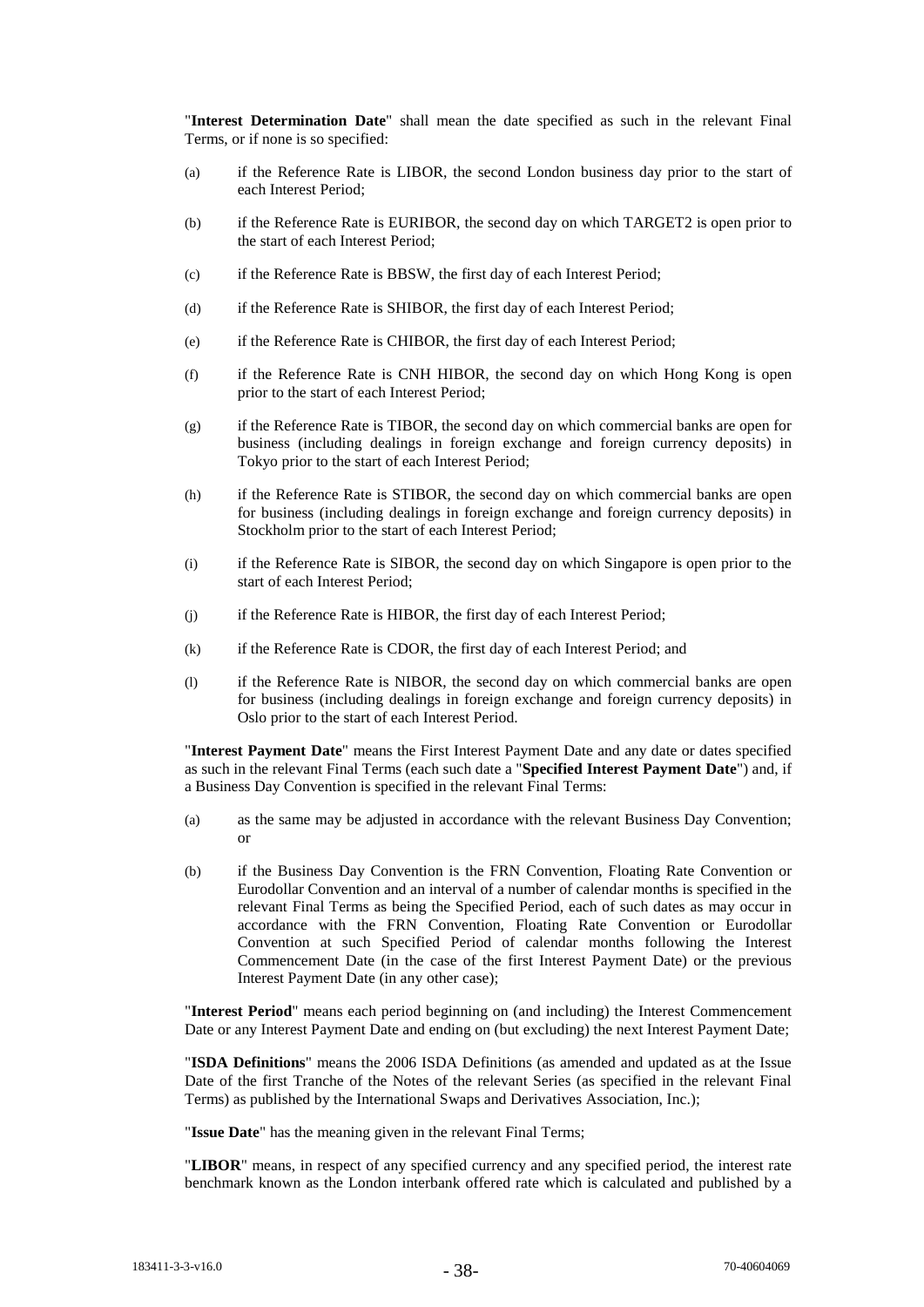"**Interest Determination Date**" shall mean the date specified as such in the relevant Final Terms, or if none is so specified:

(a) if the Reference Rate is LIBOR, the second London business day prior to the start of each Interest Period;

(b) if the Reference Rate is EURIBOR, the second day on which TARGET2 is open prior to the start of each Interest Period;

(c) if the Reference Rate is BBSW, the first day of each Interest Period;

(d) if the Reference Rate is SHIBOR, the first day of each Interest Period;

(e) if the Reference Rate is CHIBOR, the first day of each Interest Period;

(f) if the Reference Rate is CNH HIBOR, the second day on which Hong Kong is open prior to the start of each Interest Period;

(g) if the Reference Rate is TIBOR, the second day on which commercial banks are open for business (including dealings in foreign exchange and foreign currency deposits) in Tokyo prior to the start of each Interest Period;

(h) if the Reference Rate is STIBOR, the second day on which commercial banks are open for business (including dealings in foreign exchange and foreign currency deposits) in Stockholm prior to the start of each Interest Period;

(i) if the Reference Rate is SIBOR, the second day on which Singapore is open prior to the start of each Interest Period;

(j) if the Reference Rate is HIBOR, the first day of each Interest Period;

(k) if the Reference Rate is CDOR, the first day of each Interest Period; and

(l) if the Reference Rate is NIBOR, the second day on which commercial banks are open for business (including dealings in foreign exchange and foreign currency deposits) in Oslo prior to the start of each Interest Period.

"**Interest Payment Date**" means the First Interest Payment Date and any date or dates specified as such in the relevant Final Terms (each such date a "**Specified Interest Payment Date**") and, if a Business Day Convention is specified in the relevant Final Terms:

(a) as the same may be adjusted in accordance with the relevant Business Day Convention; or

(b) if the Business Day Convention is the FRN Convention, Floating Rate Convention or Eurodollar Convention and an interval of a number of calendar months is specified in the relevant Final Terms as being the Specified Period, each of such dates as may occur in accordance with the FRN Convention, Floating Rate Convention or Eurodollar Convention at such Specified Period of calendar months following the Interest Commencement Date (in the case of the first Interest Payment Date) or the previous Interest Payment Date (in any other case);

"**Interest Period**" means each period beginning on (and including) the Interest Commencement Date or any Interest Payment Date and ending on (but excluding) the next Interest Payment Date;

"**ISDA Definitions**" means the 2006 ISDA Definitions (as amended and updated as at the Issue Date of the first Tranche of the Notes of the relevant Series (as specified in the relevant Final Terms) as published by the International Swaps and Derivatives Association, Inc.);

"**Issue Date**" has the meaning given in the relevant Final Terms;

"**LIBOR**" means, in respect of any specified currency and any specified period, the interest rate benchmark known as the London interbank offered rate which is calculated and published by a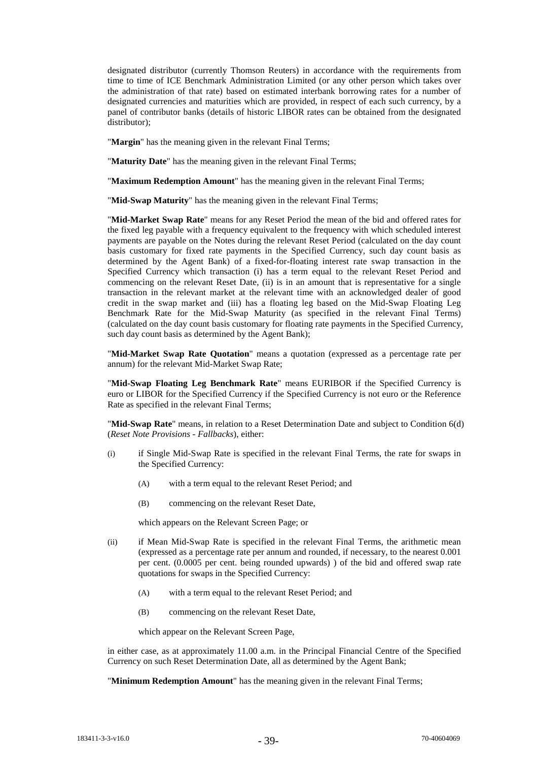designated distributor (currently Thomson Reuters) in accordance with the requirements from time to time of ICE Benchmark Administration Limited (or any other person which takes over the administration of that rate) based on estimated interbank borrowing rates for a number of designated currencies and maturities which are provided, in respect of each such currency, by a panel of contributor banks (details of historic LIBOR rates can be obtained from the designated distributor);

"**Margin**" has the meaning given in the relevant Final Terms;

"**Maturity Date**" has the meaning given in the relevant Final Terms;

"**Maximum Redemption Amount**" has the meaning given in the relevant Final Terms;

"**Mid-Swap Maturity**" has the meaning given in the relevant Final Terms;

"**Mid-Market Swap Rate**" means for any Reset Period the mean of the bid and offered rates for the fixed leg payable with a frequency equivalent to the frequency with which scheduled interest payments are payable on the Notes during the relevant Reset Period (calculated on the day count basis customary for fixed rate payments in the Specified Currency, such day count basis as determined by the Agent Bank) of a fixed-for-floating interest rate swap transaction in the Specified Currency which transaction (i) has a term equal to the relevant Reset Period and commencing on the relevant Reset Date, (ii) is in an amount that is representative for a single transaction in the relevant market at the relevant time with an acknowledged dealer of good credit in the swap market and (iii) has a floating leg based on the Mid-Swap Floating Leg Benchmark Rate for the Mid-Swap Maturity (as specified in the relevant Final Terms) (calculated on the day count basis customary for floating rate payments in the Specified Currency, such day count basis as determined by the Agent Bank);

"**Mid-Market Swap Rate Quotation**" means a quotation (expressed as a percentage rate per annum) for the relevant Mid-Market Swap Rate;

"**Mid-Swap Floating Leg Benchmark Rate**" means EURIBOR if the Specified Currency is euro or LIBOR for the Specified Currency if the Specified Currency is not euro or the Reference Rate as specified in the relevant Final Terms;

"**Mid-Swap Rate**" means, in relation to a Reset Determination Date and subject to Condition 6(d) (*Reset Note Provisions - Fallbacks*), either:

(i) if Single Mid-Swap Rate is specified in the relevant Final Terms, the rate for swaps in the Specified Currency:

  (A) with a term equal to the relevant Reset Period; and

  (B) commencing on the relevant Reset Date,

  which appears on the Relevant Screen Page; or

(ii) if Mean Mid-Swap Rate is specified in the relevant Final Terms, the arithmetic mean (expressed as a percentage rate per annum and rounded, if necessary, to the nearest 0.001 per cent. (0.0005 per cent. being rounded upwards) ) of the bid and offered swap rate quotations for swaps in the Specified Currency:

  (A) with a term equal to the relevant Reset Period; and

  (B) commencing on the relevant Reset Date,

  which appear on the Relevant Screen Page,

in either case, as at approximately 11.00 a.m. in the Principal Financial Centre of the Specified Currency on such Reset Determination Date, all as determined by the Agent Bank;

"**Minimum Redemption Amount**" has the meaning given in the relevant Final Terms;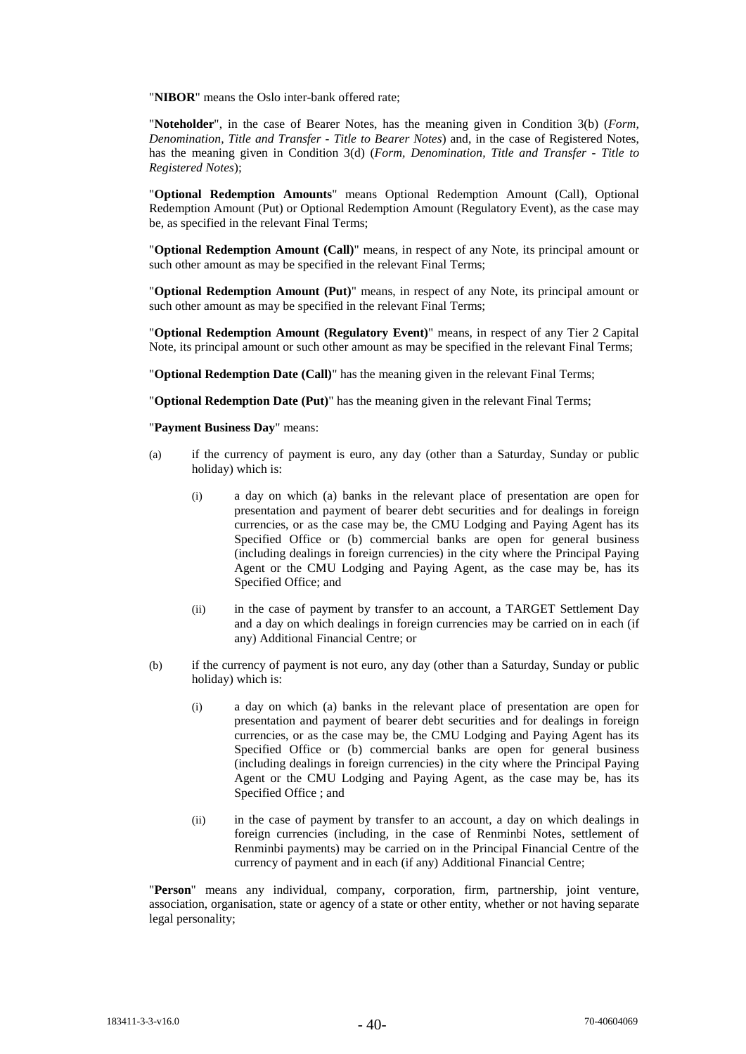"**NIBOR**" means the Oslo inter-bank offered rate;

"**Noteholder**", in the case of Bearer Notes, has the meaning given in Condition 3(b) (*Form, Denomination, Title and Transfer - Title to Bearer Notes*) and, in the case of Registered Notes, has the meaning given in Condition 3(d) (*Form, Denomination, Title and Transfer - Title to Registered Notes*);

"**Optional Redemption Amounts**" means Optional Redemption Amount (Call), Optional Redemption Amount (Put) or Optional Redemption Amount (Regulatory Event), as the case may be, as specified in the relevant Final Terms;

"**Optional Redemption Amount (Call)**" means, in respect of any Note, its principal amount or such other amount as may be specified in the relevant Final Terms;

"**Optional Redemption Amount (Put)**" means, in respect of any Note, its principal amount or such other amount as may be specified in the relevant Final Terms;

"**Optional Redemption Amount (Regulatory Event)**" means, in respect of any Tier 2 Capital Note, its principal amount or such other amount as may be specified in the relevant Final Terms;

"**Optional Redemption Date (Call)**" has the meaning given in the relevant Final Terms;

"**Optional Redemption Date (Put)**" has the meaning given in the relevant Final Terms;

"**Payment Business Day**" means:

(a) if the currency of payment is euro, any day (other than a Saturday, Sunday or public holiday) which is:

 (i) a day on which (a) banks in the relevant place of presentation are open for presentation and payment of bearer debt securities and for dealings in foreign currencies, or as the case may be, the CMU Lodging and Paying Agent has its Specified Office or (b) commercial banks are open for general business (including dealings in foreign currencies) in the city where the Principal Paying Agent or the CMU Lodging and Paying Agent, as the case may be, has its Specified Office; and

 (ii) in the case of payment by transfer to an account, a TARGET Settlement Day and a day on which dealings in foreign currencies may be carried on in each (if any) Additional Financial Centre; or

(b) if the currency of payment is not euro, any day (other than a Saturday, Sunday or public holiday) which is:

 (i) a day on which (a) banks in the relevant place of presentation are open for presentation and payment of bearer debt securities and for dealings in foreign currencies, or as the case may be, the CMU Lodging and Paying Agent has its Specified Office or (b) commercial banks are open for general business (including dealings in foreign currencies) in the city where the Principal Paying Agent or the CMU Lodging and Paying Agent, as the case may be, has its Specified Office ; and

 (ii) in the case of payment by transfer to an account, a day on which dealings in foreign currencies (including, in the case of Renminbi Notes, settlement of Renminbi payments) may be carried on in the Principal Financial Centre of the currency of payment and in each (if any) Additional Financial Centre;

"**Person**" means any individual, company, corporation, firm, partnership, joint venture, association, organisation, state or agency of a state or other entity, whether or not having separate legal personality;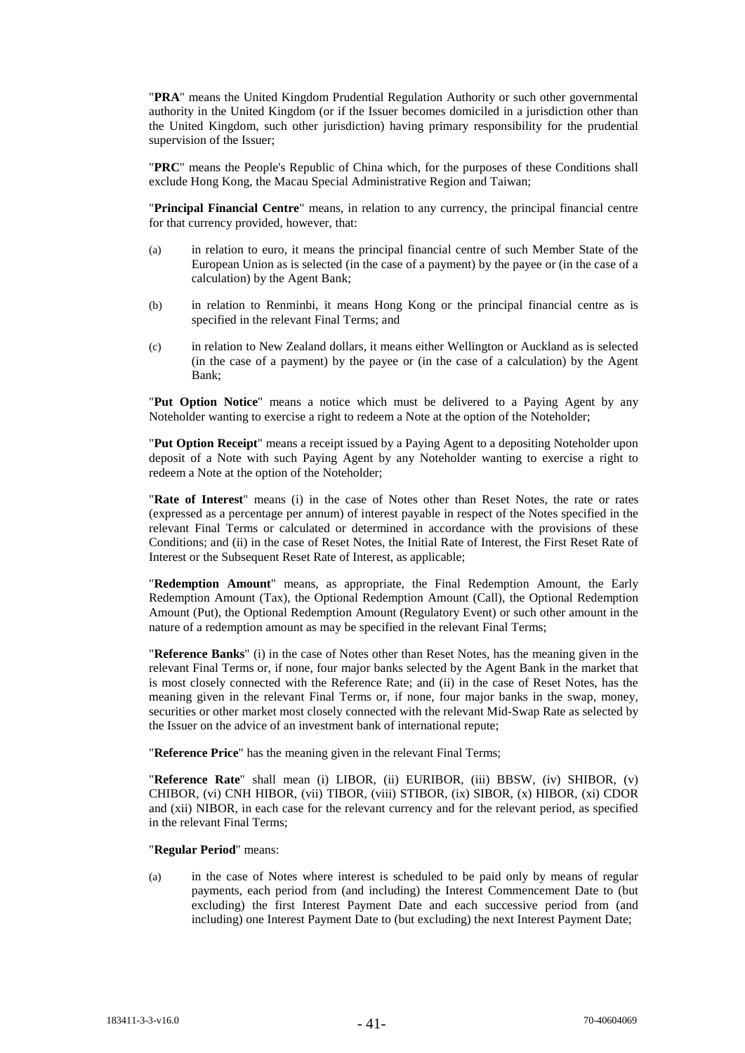"**PRA**" means the United Kingdom Prudential Regulation Authority or such other governmental authority in the United Kingdom (or if the Issuer becomes domiciled in a jurisdiction other than the United Kingdom, such other jurisdiction) having primary responsibility for the prudential supervision of the Issuer;

"**PRC**" means the People's Republic of China which, for the purposes of these Conditions shall exclude Hong Kong, the Macau Special Administrative Region and Taiwan;

"**Principal Financial Centre**" means, in relation to any currency, the principal financial centre for that currency provided, however, that:

(a) in relation to euro, it means the principal financial centre of such Member State of the European Union as is selected (in the case of a payment) by the payee or (in the case of a calculation) by the Agent Bank;

(b) in relation to Renminbi, it means Hong Kong or the principal financial centre as is specified in the relevant Final Terms; and

(c) in relation to New Zealand dollars, it means either Wellington or Auckland as is selected (in the case of a payment) by the payee or (in the case of a calculation) by the Agent Bank;

"**Put Option Notice**" means a notice which must be delivered to a Paying Agent by any Noteholder wanting to exercise a right to redeem a Note at the option of the Noteholder;

"**Put Option Receipt**" means a receipt issued by a Paying Agent to a depositing Noteholder upon deposit of a Note with such Paying Agent by any Noteholder wanting to exercise a right to redeem a Note at the option of the Noteholder;

"**Rate of Interest**" means (i) in the case of Notes other than Reset Notes, the rate or rates (expressed as a percentage per annum) of interest payable in respect of the Notes specified in the relevant Final Terms or calculated or determined in accordance with the provisions of these Conditions; and (ii) in the case of Reset Notes, the Initial Rate of Interest, the First Reset Rate of Interest or the Subsequent Reset Rate of Interest, as applicable;

"**Redemption Amount**" means, as appropriate, the Final Redemption Amount, the Early Redemption Amount (Tax), the Optional Redemption Amount (Call), the Optional Redemption Amount (Put), the Optional Redemption Amount (Regulatory Event) or such other amount in the nature of a redemption amount as may be specified in the relevant Final Terms;

"**Reference Banks**" (i) in the case of Notes other than Reset Notes, has the meaning given in the relevant Final Terms or, if none, four major banks selected by the Agent Bank in the market that is most closely connected with the Reference Rate; and (ii) in the case of Reset Notes, has the meaning given in the relevant Final Terms or, if none, four major banks in the swap, money, securities or other market most closely connected with the relevant Mid-Swap Rate as selected by the Issuer on the advice of an investment bank of international repute;

"**Reference Price**" has the meaning given in the relevant Final Terms;

"**Reference Rate**" shall mean (i) LIBOR, (ii) EURIBOR, (iii) BBSW, (iv) SHIBOR, (v) CHIBOR, (vi) CNH HIBOR, (vii) TIBOR, (viii) STIBOR, (ix) SIBOR, (x) HIBOR, (xi) CDOR and (xii) NIBOR, in each case for the relevant currency and for the relevant period, as specified in the relevant Final Terms;

"**Regular Period**" means:

(a) in the case of Notes where interest is scheduled to be paid only by means of regular payments, each period from (and including) the Interest Commencement Date to (but excluding) the first Interest Payment Date and each successive period from (and including) one Interest Payment Date to (but excluding) the next Interest Payment Date;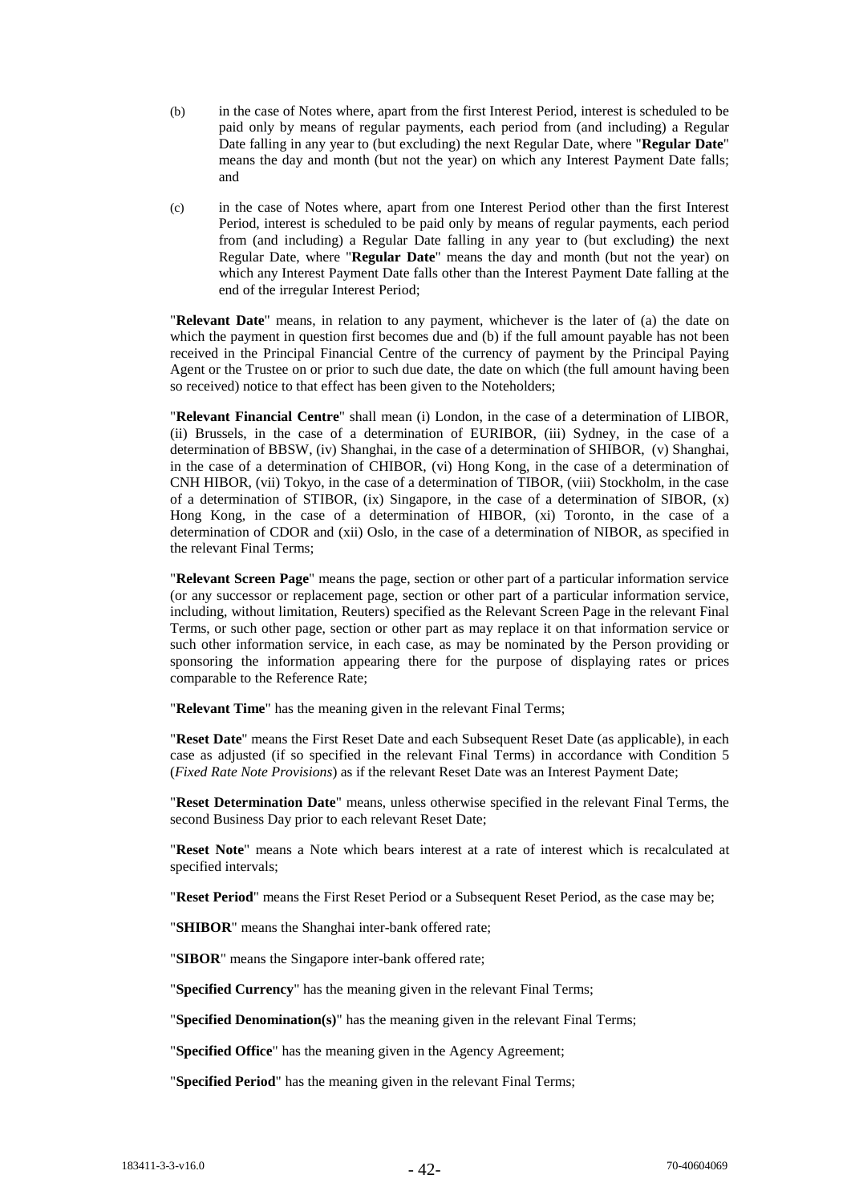(b) in the case of Notes where, apart from the first Interest Period, interest is scheduled to be paid only by means of regular payments, each period from (and including) a Regular Date falling in any year to (but excluding) the next Regular Date, where "**Regular Date**" means the day and month (but not the year) on which any Interest Payment Date falls; and

(c) in the case of Notes where, apart from one Interest Period other than the first Interest Period, interest is scheduled to be paid only by means of regular payments, each period from (and including) a Regular Date falling in any year to (but excluding) the next Regular Date, where "**Regular Date**" means the day and month (but not the year) on which any Interest Payment Date falls other than the Interest Payment Date falling at the end of the irregular Interest Period;

"**Relevant Date**" means, in relation to any payment, whichever is the later of (a) the date on which the payment in question first becomes due and (b) if the full amount payable has not been received in the Principal Financial Centre of the currency of payment by the Principal Paying Agent or the Trustee on or prior to such due date, the date on which (the full amount having been so received) notice to that effect has been given to the Noteholders;

"**Relevant Financial Centre**" shall mean (i) London, in the case of a determination of LIBOR, (ii) Brussels, in the case of a determination of EURIBOR, (iii) Sydney, in the case of a determination of BBSW, (iv) Shanghai, in the case of a determination of SHIBOR, (v) Shanghai, in the case of a determination of CHIBOR, (vi) Hong Kong, in the case of a determination of CNH HIBOR, (vii) Tokyo, in the case of a determination of TIBOR, (viii) Stockholm, in the case of a determination of STIBOR, (ix) Singapore, in the case of a determination of SIBOR, (x) Hong Kong, in the case of a determination of HIBOR, (xi) Toronto, in the case of a determination of CDOR and (xii) Oslo, in the case of a determination of NIBOR, as specified in the relevant Final Terms;

"**Relevant Screen Page**" means the page, section or other part of a particular information service (or any successor or replacement page, section or other part of a particular information service, including, without limitation, Reuters) specified as the Relevant Screen Page in the relevant Final Terms, or such other page, section or other part as may replace it on that information service or such other information service, in each case, as may be nominated by the Person providing or sponsoring the information appearing there for the purpose of displaying rates or prices comparable to the Reference Rate;

"**Relevant Time**" has the meaning given in the relevant Final Terms;

"**Reset Date**" means the First Reset Date and each Subsequent Reset Date (as applicable), in each case as adjusted (if so specified in the relevant Final Terms) in accordance with Condition 5 (*Fixed Rate Note Provisions*) as if the relevant Reset Date was an Interest Payment Date;

"**Reset Determination Date**" means, unless otherwise specified in the relevant Final Terms, the second Business Day prior to each relevant Reset Date;

"**Reset Note**" means a Note which bears interest at a rate of interest which is recalculated at specified intervals;

"**Reset Period**" means the First Reset Period or a Subsequent Reset Period, as the case may be;

"**SHIBOR**" means the Shanghai inter-bank offered rate;

"**SIBOR**" means the Singapore inter-bank offered rate;

"**Specified Currency**" has the meaning given in the relevant Final Terms;

"**Specified Denomination(s)**" has the meaning given in the relevant Final Terms;

"**Specified Office**" has the meaning given in the Agency Agreement;

"**Specified Period**" has the meaning given in the relevant Final Terms;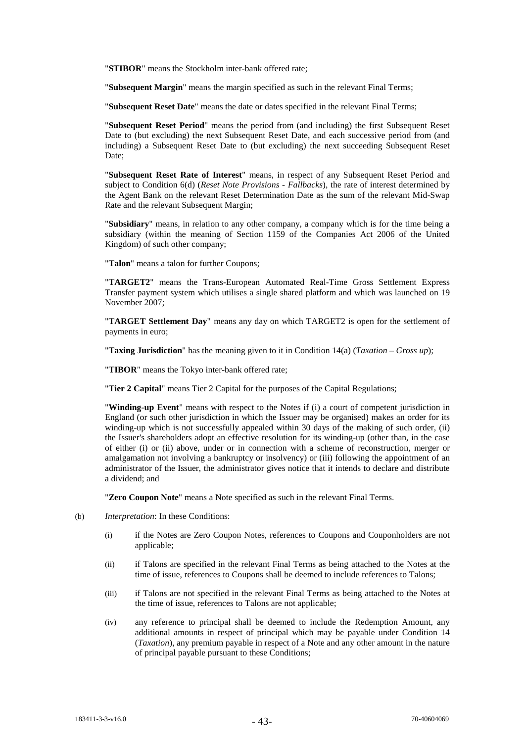"**STIBOR**" means the Stockholm inter-bank offered rate;

"**Subsequent Margin**" means the margin specified as such in the relevant Final Terms;

"**Subsequent Reset Date**" means the date or dates specified in the relevant Final Terms;

"**Subsequent Reset Period**" means the period from (and including) the first Subsequent Reset Date to (but excluding) the next Subsequent Reset Date, and each successive period from (and including) a Subsequent Reset Date to (but excluding) the next succeeding Subsequent Reset Date;

"**Subsequent Reset Rate of Interest**" means, in respect of any Subsequent Reset Period and subject to Condition 6(d) (*Reset Note Provisions - Fallbacks*), the rate of interest determined by the Agent Bank on the relevant Reset Determination Date as the sum of the relevant Mid-Swap Rate and the relevant Subsequent Margin;

"**Subsidiary**" means, in relation to any other company, a company which is for the time being a subsidiary (within the meaning of Section 1159 of the Companies Act 2006 of the United Kingdom) of such other company;

"**Talon**" means a talon for further Coupons;

"**TARGET2**" means the Trans-European Automated Real-Time Gross Settlement Express Transfer payment system which utilises a single shared platform and which was launched on 19 November 2007;

"**TARGET Settlement Day**" means any day on which TARGET2 is open for the settlement of payments in euro;

"**Taxing Jurisdiction**" has the meaning given to it in Condition 14(a) (*Taxation – Gross up*);

"**TIBOR**" means the Tokyo inter-bank offered rate;

"**Tier 2 Capital**" means Tier 2 Capital for the purposes of the Capital Regulations;

"**Winding-up Event**" means with respect to the Notes if (i) a court of competent jurisdiction in England (or such other jurisdiction in which the Issuer may be organised) makes an order for its winding-up which is not successfully appealed within 30 days of the making of such order, (ii) the Issuer's shareholders adopt an effective resolution for its winding-up (other than, in the case of either (i) or (ii) above, under or in connection with a scheme of reconstruction, merger or amalgamation not involving a bankruptcy or insolvency) or (iii) following the appointment of an administrator of the Issuer, the administrator gives notice that it intends to declare and distribute a dividend; and

"**Zero Coupon Note**" means a Note specified as such in the relevant Final Terms.

(b) *Interpretation*: In these Conditions:

  (i) if the Notes are Zero Coupon Notes, references to Coupons and Couponholders are not applicable;

  (ii) if Talons are specified in the relevant Final Terms as being attached to the Notes at the time of issue, references to Coupons shall be deemed to include references to Talons;

  (iii) if Talons are not specified in the relevant Final Terms as being attached to the Notes at the time of issue, references to Talons are not applicable;

  (iv) any reference to principal shall be deemed to include the Redemption Amount, any additional amounts in respect of principal which may be payable under Condition 14 (*Taxation*), any premium payable in respect of a Note and any other amount in the nature of principal payable pursuant to these Conditions;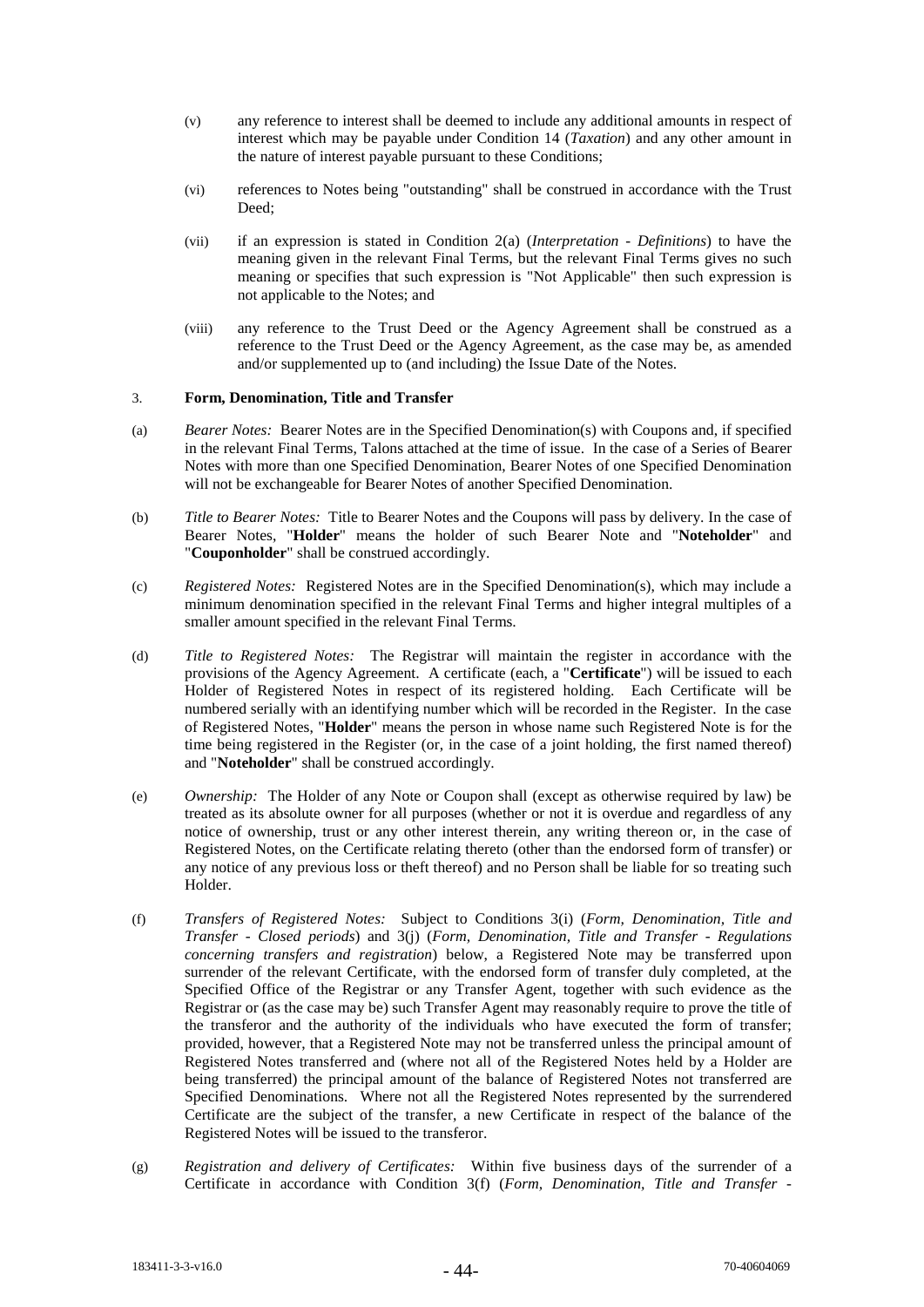(v) any reference to interest shall be deemed to include any additional amounts in respect of interest which may be payable under Condition 14 (*Taxation*) and any other amount in the nature of interest payable pursuant to these Conditions;

(vi) references to Notes being "outstanding" shall be construed in accordance with the Trust Deed;

(vii) if an expression is stated in Condition 2(a) (*Interpretation - Definitions*) to have the meaning given in the relevant Final Terms, but the relevant Final Terms gives no such meaning or specifies that such expression is "Not Applicable" then such expression is not applicable to the Notes; and

(viii) any reference to the Trust Deed or the Agency Agreement shall be construed as a reference to the Trust Deed or the Agency Agreement, as the case may be, as amended and/or supplemented up to (and including) the Issue Date of the Notes.

3. **Form, Denomination, Title and Transfer**

(a) *Bearer Notes:* Bearer Notes are in the Specified Denomination(s) with Coupons and, if specified in the relevant Final Terms, Talons attached at the time of issue. In the case of a Series of Bearer Notes with more than one Specified Denomination, Bearer Notes of one Specified Denomination will not be exchangeable for Bearer Notes of another Specified Denomination.

(b) *Title to Bearer Notes:* Title to Bearer Notes and the Coupons will pass by delivery. In the case of Bearer Notes, "**Holder**" means the holder of such Bearer Note and "**Noteholder**" and "**Couponholder**" shall be construed accordingly.

(c) *Registered Notes:* Registered Notes are in the Specified Denomination(s), which may include a minimum denomination specified in the relevant Final Terms and higher integral multiples of a smaller amount specified in the relevant Final Terms.

(d) *Title to Registered Notes:* The Registrar will maintain the register in accordance with the provisions of the Agency Agreement. A certificate (each, a "**Certificate**") will be issued to each Holder of Registered Notes in respect of its registered holding. Each Certificate will be numbered serially with an identifying number which will be recorded in the Register. In the case of Registered Notes, "**Holder**" means the person in whose name such Registered Note is for the time being registered in the Register (or, in the case of a joint holding, the first named thereof) and "**Noteholder**" shall be construed accordingly.

(e) *Ownership:* The Holder of any Note or Coupon shall (except as otherwise required by law) be treated as its absolute owner for all purposes (whether or not it is overdue and regardless of any notice of ownership, trust or any other interest therein, any writing thereon or, in the case of Registered Notes, on the Certificate relating thereto (other than the endorsed form of transfer) or any notice of any previous loss or theft thereof) and no Person shall be liable for so treating such Holder.

(f) *Transfers of Registered Notes:* Subject to Conditions 3(i) (*Form, Denomination, Title and Transfer - Closed periods*) and 3(j) (*Form, Denomination, Title and Transfer - Regulations concerning transfers and registration*) below, a Registered Note may be transferred upon surrender of the relevant Certificate, with the endorsed form of transfer duly completed, at the Specified Office of the Registrar or any Transfer Agent, together with such evidence as the Registrar or (as the case may be) such Transfer Agent may reasonably require to prove the title of the transferor and the authority of the individuals who have executed the form of transfer; provided, however, that a Registered Note may not be transferred unless the principal amount of Registered Notes transferred and (where not all of the Registered Notes held by a Holder are being transferred) the principal amount of the balance of Registered Notes not transferred are Specified Denominations. Where not all the Registered Notes represented by the surrendered Certificate are the subject of the transfer, a new Certificate in respect of the balance of the Registered Notes will be issued to the transferor.

(g) *Registration and delivery of Certificates:* Within five business days of the surrender of a Certificate in accordance with Condition 3(f) (*Form, Denomination, Title and Transfer -*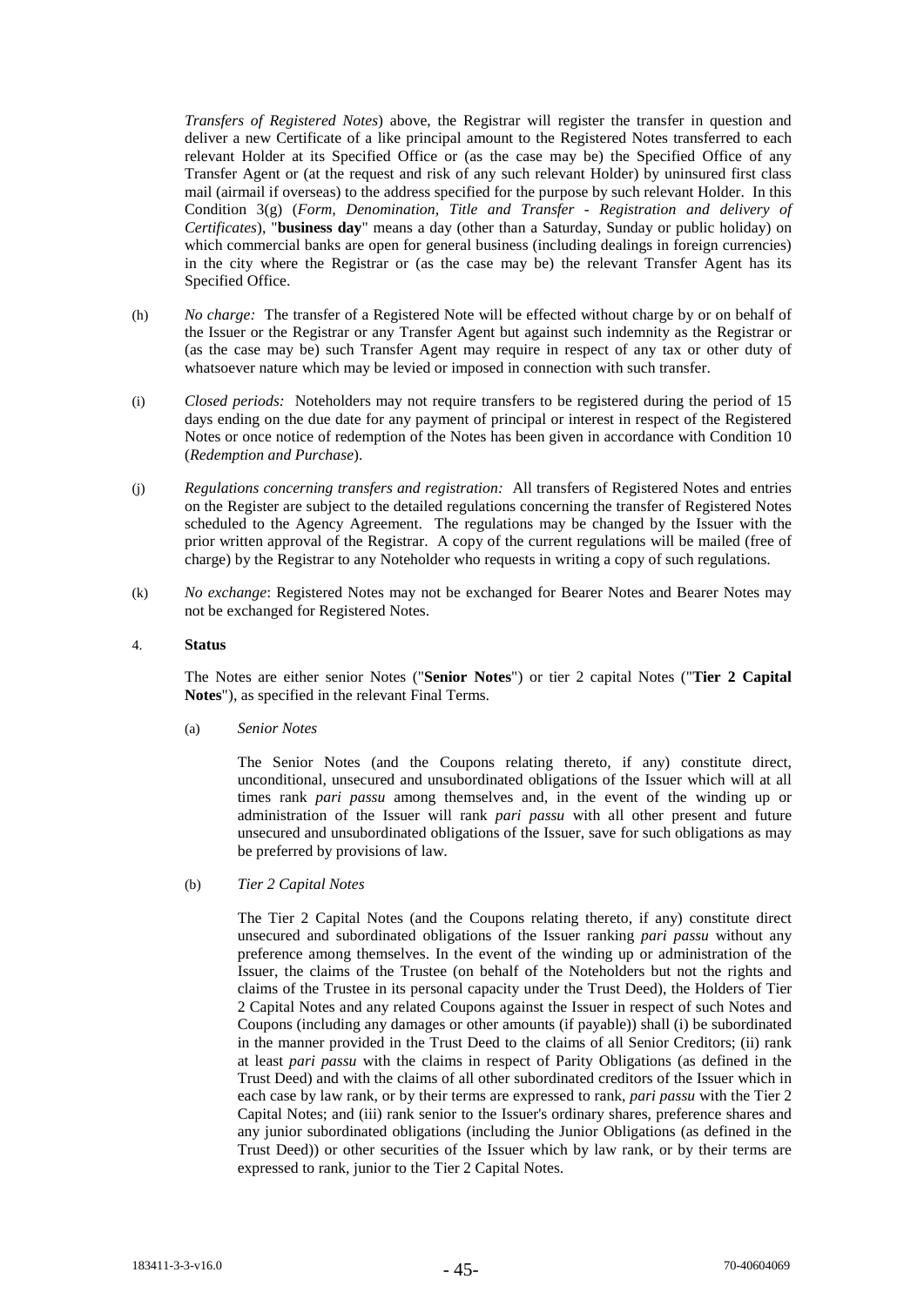*Transfers of Registered Notes*) above, the Registrar will register the transfer in question and deliver a new Certificate of a like principal amount to the Registered Notes transferred to each relevant Holder at its Specified Office or (as the case may be) the Specified Office of any Transfer Agent or (at the request and risk of any such relevant Holder) by uninsured first class mail (airmail if overseas) to the address specified for the purpose by such relevant Holder. In this Condition 3(g) (*Form, Denomination, Title and Transfer - Registration and delivery of Certificates*), "**business day**" means a day (other than a Saturday, Sunday or public holiday) on which commercial banks are open for general business (including dealings in foreign currencies) in the city where the Registrar or (as the case may be) the relevant Transfer Agent has its Specified Office.

(h) *No charge:* The transfer of a Registered Note will be effected without charge by or on behalf of the Issuer or the Registrar or any Transfer Agent but against such indemnity as the Registrar or (as the case may be) such Transfer Agent may require in respect of any tax or other duty of whatsoever nature which may be levied or imposed in connection with such transfer.

(i) *Closed periods:* Noteholders may not require transfers to be registered during the period of 15 days ending on the due date for any payment of principal or interest in respect of the Registered Notes or once notice of redemption of the Notes has been given in accordance with Condition 10 (*Redemption and Purchase*).

(j) *Regulations concerning transfers and registration:* All transfers of Registered Notes and entries on the Register are subject to the detailed regulations concerning the transfer of Registered Notes scheduled to the Agency Agreement. The regulations may be changed by the Issuer with the prior written approval of the Registrar. A copy of the current regulations will be mailed (free of charge) by the Registrar to any Noteholder who requests in writing a copy of such regulations.

(k) *No exchange*: Registered Notes may not be exchanged for Bearer Notes and Bearer Notes may not be exchanged for Registered Notes.

4. **Status**

The Notes are either senior Notes ("**Senior Notes**") or tier 2 capital Notes ("**Tier 2 Capital Notes**"), as specified in the relevant Final Terms.

(a) *Senior Notes*

The Senior Notes (and the Coupons relating thereto, if any) constitute direct, unconditional, unsecured and unsubordinated obligations of the Issuer which will at all times rank *pari passu* among themselves and, in the event of the winding up or administration of the Issuer will rank *pari passu* with all other present and future unsecured and unsubordinated obligations of the Issuer, save for such obligations as may be preferred by provisions of law.

(b) *Tier 2 Capital Notes*

The Tier 2 Capital Notes (and the Coupons relating thereto, if any) constitute direct unsecured and subordinated obligations of the Issuer ranking *pari passu* without any preference among themselves. In the event of the winding up or administration of the Issuer, the claims of the Trustee (on behalf of the Noteholders but not the rights and claims of the Trustee in its personal capacity under the Trust Deed), the Holders of Tier 2 Capital Notes and any related Coupons against the Issuer in respect of such Notes and Coupons (including any damages or other amounts (if payable)) shall (i) be subordinated in the manner provided in the Trust Deed to the claims of all Senior Creditors; (ii) rank at least *pari passu* with the claims in respect of Parity Obligations (as defined in the Trust Deed) and with the claims of all other subordinated creditors of the Issuer which in each case by law rank, or by their terms are expressed to rank, *pari passu* with the Tier 2 Capital Notes; and (iii) rank senior to the Issuer's ordinary shares, preference shares and any junior subordinated obligations (including the Junior Obligations (as defined in the Trust Deed)) or other securities of the Issuer which by law rank, or by their terms are expressed to rank, junior to the Tier 2 Capital Notes.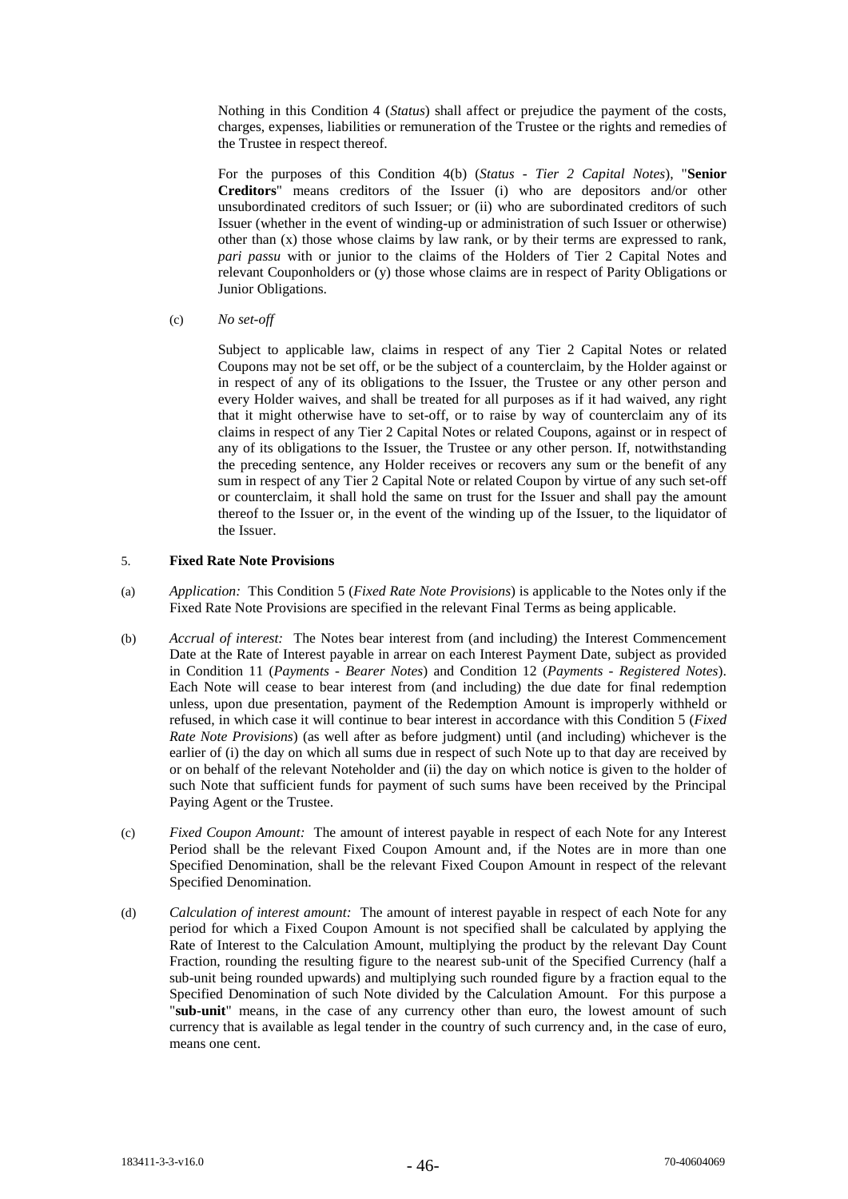Nothing in this Condition 4 (*Status*) shall affect or prejudice the payment of the costs, charges, expenses, liabilities or remuneration of the Trustee or the rights and remedies of the Trustee in respect thereof.

For the purposes of this Condition 4(b) (*Status - Tier 2 Capital Notes*), "**Senior Creditors**" means creditors of the Issuer (i) who are depositors and/or other unsubordinated creditors of such Issuer; or (ii) who are subordinated creditors of such Issuer (whether in the event of winding-up or administration of such Issuer or otherwise) other than (x) those whose claims by law rank, or by their terms are expressed to rank, *pari passu* with or junior to the claims of the Holders of Tier 2 Capital Notes and relevant Couponholders or (y) those whose claims are in respect of Parity Obligations or Junior Obligations.

(c) *No set-off*

Subject to applicable law, claims in respect of any Tier 2 Capital Notes or related Coupons may not be set off, or be the subject of a counterclaim, by the Holder against or in respect of any of its obligations to the Issuer, the Trustee or any other person and every Holder waives, and shall be treated for all purposes as if it had waived, any right that it might otherwise have to set-off, or to raise by way of counterclaim any of its claims in respect of any Tier 2 Capital Notes or related Coupons, against or in respect of any of its obligations to the Issuer, the Trustee or any other person. If, notwithstanding the preceding sentence, any Holder receives or recovers any sum or the benefit of any sum in respect of any Tier 2 Capital Note or related Coupon by virtue of any such set-off or counterclaim, it shall hold the same on trust for the Issuer and shall pay the amount thereof to the Issuer or, in the event of the winding up of the Issuer, to the liquidator of the Issuer.

## 5. Fixed Rate Note Provisions

(a) *Application:* This Condition 5 (*Fixed Rate Note Provisions*) is applicable to the Notes only if the Fixed Rate Note Provisions are specified in the relevant Final Terms as being applicable.

(b) *Accrual of interest:* The Notes bear interest from (and including) the Interest Commencement Date at the Rate of Interest payable in arrear on each Interest Payment Date, subject as provided in Condition 11 (*Payments - Bearer Notes*) and Condition 12 (*Payments - Registered Notes*). Each Note will cease to bear interest from (and including) the due date for final redemption unless, upon due presentation, payment of the Redemption Amount is improperly withheld or refused, in which case it will continue to bear interest in accordance with this Condition 5 (*Fixed Rate Note Provisions*) (as well after as before judgment) until (and including) whichever is the earlier of (i) the day on which all sums due in respect of such Note up to that day are received by or on behalf of the relevant Noteholder and (ii) the day on which notice is given to the holder of such Note that sufficient funds for payment of such sums have been received by the Principal Paying Agent or the Trustee.

(c) *Fixed Coupon Amount:* The amount of interest payable in respect of each Note for any Interest Period shall be the relevant Fixed Coupon Amount and, if the Notes are in more than one Specified Denomination, shall be the relevant Fixed Coupon Amount in respect of the relevant Specified Denomination.

(d) *Calculation of interest amount:* The amount of interest payable in respect of each Note for any period for which a Fixed Coupon Amount is not specified shall be calculated by applying the Rate of Interest to the Calculation Amount, multiplying the product by the relevant Day Count Fraction, rounding the resulting figure to the nearest sub-unit of the Specified Currency (half a sub-unit being rounded upwards) and multiplying such rounded figure by a fraction equal to the Specified Denomination of such Note divided by the Calculation Amount. For this purpose a "**sub-unit**" means, in the case of any currency other than euro, the lowest amount of such currency that is available as legal tender in the country of such currency and, in the case of euro, means one cent.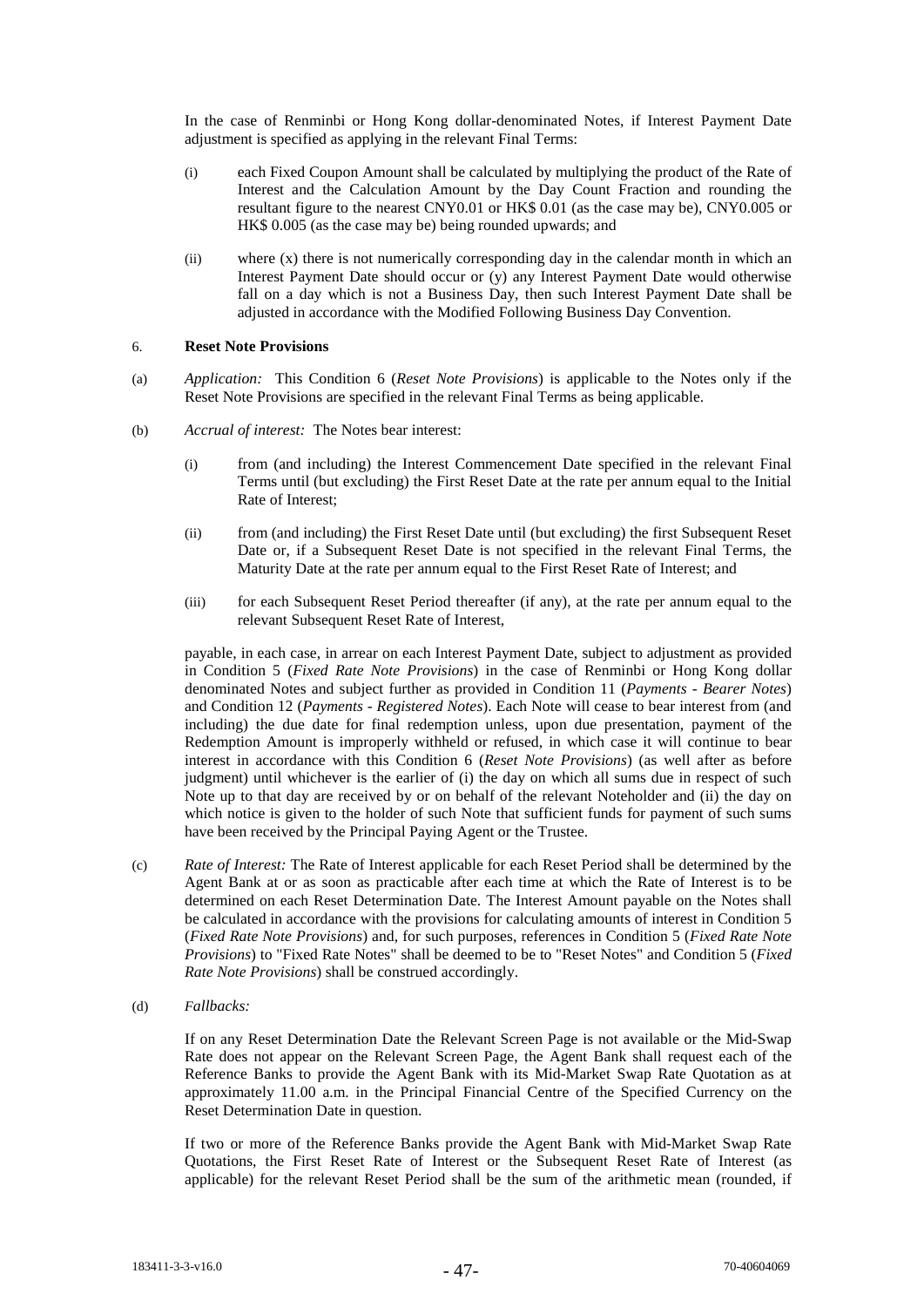In the case of Renminbi or Hong Kong dollar-denominated Notes, if Interest Payment Date adjustment is specified as applying in the relevant Final Terms:

(i) each Fixed Coupon Amount shall be calculated by multiplying the product of the Rate of Interest and the Calculation Amount by the Day Count Fraction and rounding the resultant figure to the nearest CNY0.01 or HK$ 0.01 (as the case may be), CNY0.005 or HK$ 0.005 (as the case may be) being rounded upwards; and

(ii) where (x) there is not numerically corresponding day in the calendar month in which an Interest Payment Date should occur or (y) any Interest Payment Date would otherwise fall on a day which is not a Business Day, then such Interest Payment Date shall be adjusted in accordance with the Modified Following Business Day Convention.

## 6. Reset Note Provisions

(a) *Application:* This Condition 6 (*Reset Note Provisions*) is applicable to the Notes only if the Reset Note Provisions are specified in the relevant Final Terms as being applicable.

(b) *Accrual of interest:* The Notes bear interest:

(i) from (and including) the Interest Commencement Date specified in the relevant Final Terms until (but excluding) the First Reset Date at the rate per annum equal to the Initial Rate of Interest;

(ii) from (and including) the First Reset Date until (but excluding) the first Subsequent Reset Date or, if a Subsequent Reset Date is not specified in the relevant Final Terms, the Maturity Date at the rate per annum equal to the First Reset Rate of Interest; and

(iii) for each Subsequent Reset Period thereafter (if any), at the rate per annum equal to the relevant Subsequent Reset Rate of Interest,

payable, in each case, in arrear on each Interest Payment Date, subject to adjustment as provided in Condition 5 (*Fixed Rate Note Provisions*) in the case of Renminbi or Hong Kong dollar denominated Notes and subject further as provided in Condition 11 (*Payments - Bearer Notes*) and Condition 12 (*Payments - Registered Notes*). Each Note will cease to bear interest from (and including) the due date for final redemption unless, upon due presentation, payment of the Redemption Amount is improperly withheld or refused, in which case it will continue to bear interest in accordance with this Condition 6 (*Reset Note Provisions*) (as well after as before judgment) until whichever is the earlier of (i) the day on which all sums due in respect of such Note up to that day are received by or on behalf of the relevant Noteholder and (ii) the day on which notice is given to the holder of such Note that sufficient funds for payment of such sums have been received by the Principal Paying Agent or the Trustee.

(c) *Rate of Interest:* The Rate of Interest applicable for each Reset Period shall be determined by the Agent Bank at or as soon as practicable after each time at which the Rate of Interest is to be determined on each Reset Determination Date. The Interest Amount payable on the Notes shall be calculated in accordance with the provisions for calculating amounts of interest in Condition 5 (*Fixed Rate Note Provisions*) and, for such purposes, references in Condition 5 (*Fixed Rate Note Provisions*) to "Fixed Rate Notes" shall be deemed to be to "Reset Notes" and Condition 5 (*Fixed Rate Note Provisions*) shall be construed accordingly.

(d) *Fallbacks:*

If on any Reset Determination Date the Relevant Screen Page is not available or the Mid-Swap Rate does not appear on the Relevant Screen Page, the Agent Bank shall request each of the Reference Banks to provide the Agent Bank with its Mid-Market Swap Rate Quotation as at approximately 11.00 a.m. in the Principal Financial Centre of the Specified Currency on the Reset Determination Date in question.

If two or more of the Reference Banks provide the Agent Bank with Mid-Market Swap Rate Quotations, the First Reset Rate of Interest or the Subsequent Reset Rate of Interest (as applicable) for the relevant Reset Period shall be the sum of the arithmetic mean (rounded, if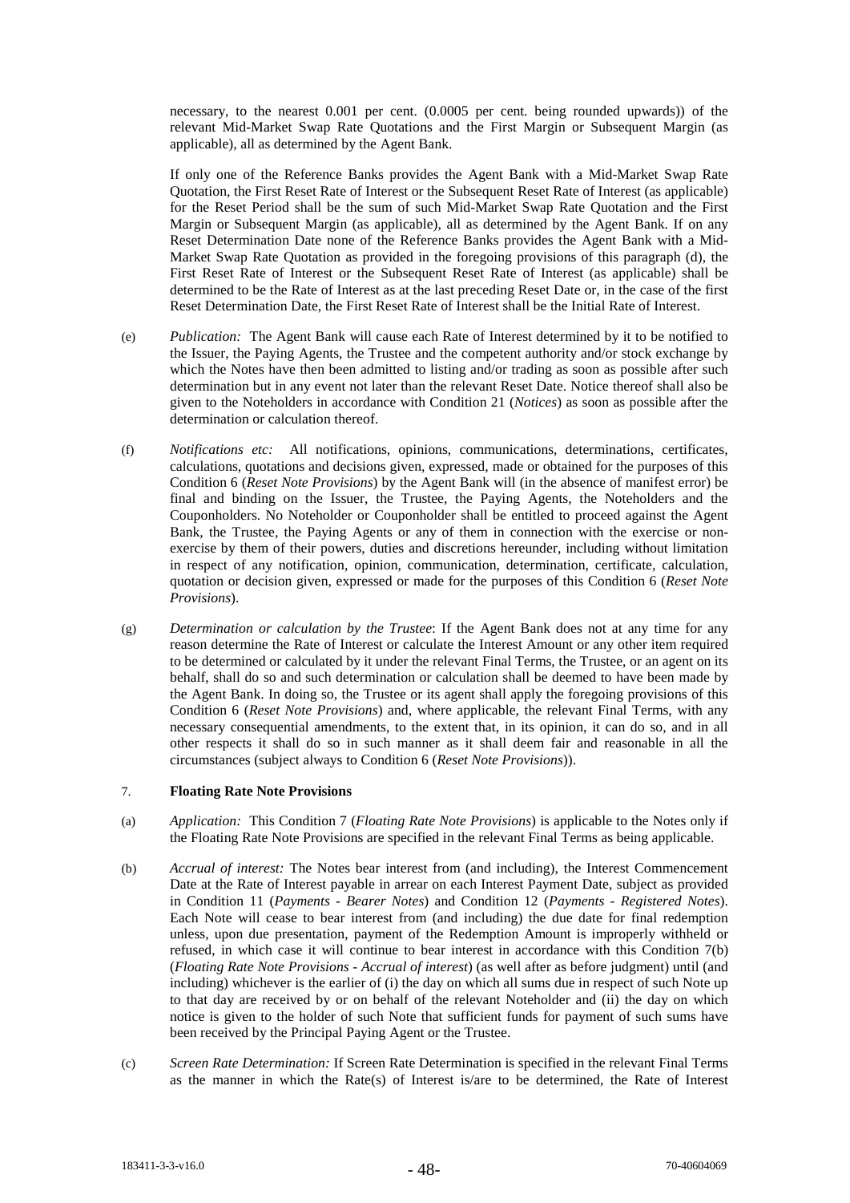necessary, to the nearest 0.001 per cent. (0.0005 per cent. being rounded upwards)) of the relevant Mid-Market Swap Rate Quotations and the First Margin or Subsequent Margin (as applicable), all as determined by the Agent Bank.

If only one of the Reference Banks provides the Agent Bank with a Mid-Market Swap Rate Quotation, the First Reset Rate of Interest or the Subsequent Reset Rate of Interest (as applicable) for the Reset Period shall be the sum of such Mid-Market Swap Rate Quotation and the First Margin or Subsequent Margin (as applicable), all as determined by the Agent Bank. If on any Reset Determination Date none of the Reference Banks provides the Agent Bank with a Mid-Market Swap Rate Quotation as provided in the foregoing provisions of this paragraph (d), the First Reset Rate of Interest or the Subsequent Reset Rate of Interest (as applicable) shall be determined to be the Rate of Interest as at the last preceding Reset Date or, in the case of the first Reset Determination Date, the First Reset Rate of Interest shall be the Initial Rate of Interest.

(e) *Publication:* The Agent Bank will cause each Rate of Interest determined by it to be notified to the Issuer, the Paying Agents, the Trustee and the competent authority and/or stock exchange by which the Notes have then been admitted to listing and/or trading as soon as possible after such determination but in any event not later than the relevant Reset Date. Notice thereof shall also be given to the Noteholders in accordance with Condition 21 (*Notices*) as soon as possible after the determination or calculation thereof.

(f) *Notifications etc:* All notifications, opinions, communications, determinations, certificates, calculations, quotations and decisions given, expressed, made or obtained for the purposes of this Condition 6 (*Reset Note Provisions*) by the Agent Bank will (in the absence of manifest error) be final and binding on the Issuer, the Trustee, the Paying Agents, the Noteholders and the Couponholders. No Noteholder or Couponholder shall be entitled to proceed against the Agent Bank, the Trustee, the Paying Agents or any of them in connection with the exercise or non-exercise by them of their powers, duties and discretions hereunder, including without limitation in respect of any notification, opinion, communication, determination, certificate, calculation, quotation or decision given, expressed or made for the purposes of this Condition 6 (*Reset Note Provisions*).

(g) *Determination or calculation by the Trustee*: If the Agent Bank does not at any time for any reason determine the Rate of Interest or calculate the Interest Amount or any other item required to be determined or calculated by it under the relevant Final Terms, the Trustee, or an agent on its behalf, shall do so and such determination or calculation shall be deemed to have been made by the Agent Bank. In doing so, the Trustee or its agent shall apply the foregoing provisions of this Condition 6 (*Reset Note Provisions*) and, where applicable, the relevant Final Terms, with any necessary consequential amendments, to the extent that, in its opinion, it can do so, and in all other respects it shall do so in such manner as it shall deem fair and reasonable in all the circumstances (subject always to Condition 6 (*Reset Note Provisions*)).

## 7. Floating Rate Note Provisions

(a) *Application:* This Condition 7 (*Floating Rate Note Provisions*) is applicable to the Notes only if the Floating Rate Note Provisions are specified in the relevant Final Terms as being applicable.

(b) *Accrual of interest:* The Notes bear interest from (and including), the Interest Commencement Date at the Rate of Interest payable in arrear on each Interest Payment Date, subject as provided in Condition 11 (*Payments - Bearer Notes*) and Condition 12 (*Payments - Registered Notes*). Each Note will cease to bear interest from (and including) the due date for final redemption unless, upon due presentation, payment of the Redemption Amount is improperly withheld or refused, in which case it will continue to bear interest in accordance with this Condition 7(b) (*Floating Rate Note Provisions - Accrual of interest*) (as well after as before judgment) until (and including) whichever is the earlier of (i) the day on which all sums due in respect of such Note up to that day are received by or on behalf of the relevant Noteholder and (ii) the day on which notice is given to the holder of such Note that sufficient funds for payment of such sums have been received by the Principal Paying Agent or the Trustee.

(c) *Screen Rate Determination:* If Screen Rate Determination is specified in the relevant Final Terms as the manner in which the Rate(s) of Interest is/are to be determined, the Rate of Interest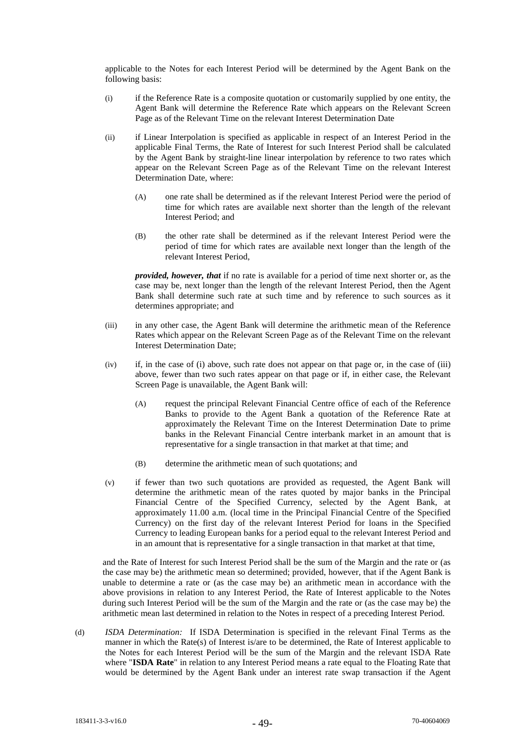applicable to the Notes for each Interest Period will be determined by the Agent Bank on the following basis:

(i) if the Reference Rate is a composite quotation or customarily supplied by one entity, the Agent Bank will determine the Reference Rate which appears on the Relevant Screen Page as of the Relevant Time on the relevant Interest Determination Date

(ii) if Linear Interpolation is specified as applicable in respect of an Interest Period in the applicable Final Terms, the Rate of Interest for such Interest Period shall be calculated by the Agent Bank by straight-line linear interpolation by reference to two rates which appear on the Relevant Screen Page as of the Relevant Time on the relevant Interest Determination Date, where:

  (A) one rate shall be determined as if the relevant Interest Period were the period of time for which rates are available next shorter than the length of the relevant Interest Period; and

  (B) the other rate shall be determined as if the relevant Interest Period were the period of time for which rates are available next longer than the length of the relevant Interest Period,

  ***provided, however, that*** if no rate is available for a period of time next shorter or, as the case may be, next longer than the length of the relevant Interest Period, then the Agent Bank shall determine such rate at such time and by reference to such sources as it determines appropriate; and

(iii) in any other case, the Agent Bank will determine the arithmetic mean of the Reference Rates which appear on the Relevant Screen Page as of the Relevant Time on the relevant Interest Determination Date;

(iv) if, in the case of (i) above, such rate does not appear on that page or, in the case of (iii) above, fewer than two such rates appear on that page or if, in either case, the Relevant Screen Page is unavailable, the Agent Bank will:

  (A) request the principal Relevant Financial Centre office of each of the Reference Banks to provide to the Agent Bank a quotation of the Reference Rate at approximately the Relevant Time on the Interest Determination Date to prime banks in the Relevant Financial Centre interbank market in an amount that is representative for a single transaction in that market at that time; and

  (B) determine the arithmetic mean of such quotations; and

(v) if fewer than two such quotations are provided as requested, the Agent Bank will determine the arithmetic mean of the rates quoted by major banks in the Principal Financial Centre of the Specified Currency, selected by the Agent Bank, at approximately 11.00 a.m. (local time in the Principal Financial Centre of the Specified Currency) on the first day of the relevant Interest Period for loans in the Specified Currency to leading European banks for a period equal to the relevant Interest Period and in an amount that is representative for a single transaction in that market at that time,

and the Rate of Interest for such Interest Period shall be the sum of the Margin and the rate or (as the case may be) the arithmetic mean so determined; provided, however, that if the Agent Bank is unable to determine a rate or (as the case may be) an arithmetic mean in accordance with the above provisions in relation to any Interest Period, the Rate of Interest applicable to the Notes during such Interest Period will be the sum of the Margin and the rate or (as the case may be) the arithmetic mean last determined in relation to the Notes in respect of a preceding Interest Period.

(d) *ISDA Determination:* If ISDA Determination is specified in the relevant Final Terms as the manner in which the Rate(s) of Interest is/are to be determined, the Rate of Interest applicable to the Notes for each Interest Period will be the sum of the Margin and the relevant ISDA Rate where "**ISDA Rate**" in relation to any Interest Period means a rate equal to the Floating Rate that would be determined by the Agent Bank under an interest rate swap transaction if the Agent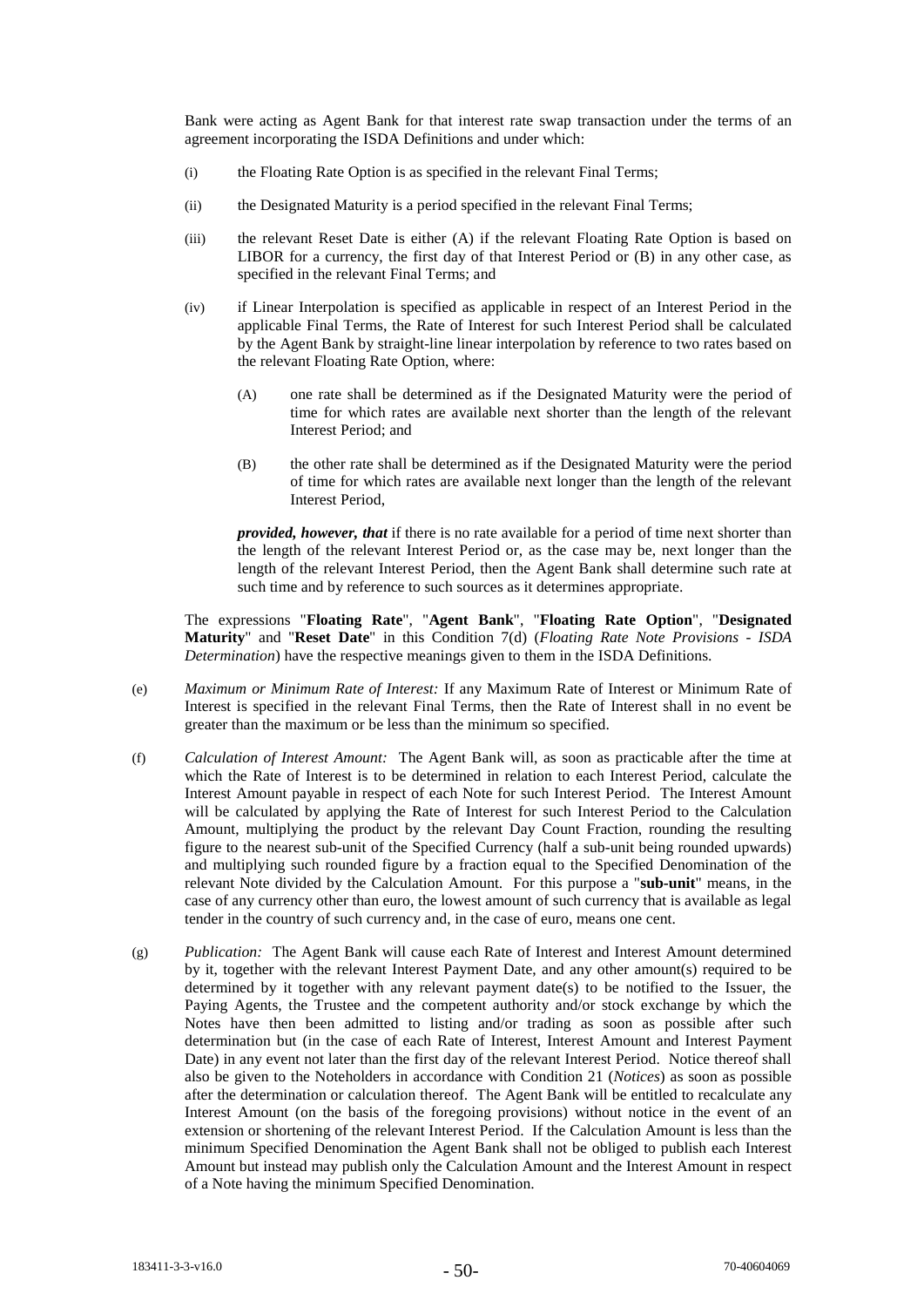Bank were acting as Agent Bank for that interest rate swap transaction under the terms of an agreement incorporating the ISDA Definitions and under which:

(i) the Floating Rate Option is as specified in the relevant Final Terms;

(ii) the Designated Maturity is a period specified in the relevant Final Terms;

(iii) the relevant Reset Date is either (A) if the relevant Floating Rate Option is based on LIBOR for a currency, the first day of that Interest Period or (B) in any other case, as specified in the relevant Final Terms; and

(iv) if Linear Interpolation is specified as applicable in respect of an Interest Period in the applicable Final Terms, the Rate of Interest for such Interest Period shall be calculated by the Agent Bank by straight-line linear interpolation by reference to two rates based on the relevant Floating Rate Option, where:

 (A) one rate shall be determined as if the Designated Maturity were the period of time for which rates are available next shorter than the length of the relevant Interest Period; and

 (B) the other rate shall be determined as if the Designated Maturity were the period of time for which rates are available next longer than the length of the relevant Interest Period,

 ***provided, however, that*** if there is no rate available for a period of time next shorter than the length of the relevant Interest Period or, as the case may be, next longer than the length of the relevant Interest Period, then the Agent Bank shall determine such rate at such time and by reference to such sources as it determines appropriate.

The expressions "**Floating Rate**", "**Agent Bank**", "**Floating Rate Option**", "**Designated Maturity**" and "**Reset Date**" in this Condition 7(d) (*Floating Rate Note Provisions - ISDA Determination*) have the respective meanings given to them in the ISDA Definitions.

(e) *Maximum or Minimum Rate of Interest:* If any Maximum Rate of Interest or Minimum Rate of Interest is specified in the relevant Final Terms, then the Rate of Interest shall in no event be greater than the maximum or be less than the minimum so specified.

(f) *Calculation of Interest Amount:* The Agent Bank will, as soon as practicable after the time at which the Rate of Interest is to be determined in relation to each Interest Period, calculate the Interest Amount payable in respect of each Note for such Interest Period. The Interest Amount will be calculated by applying the Rate of Interest for such Interest Period to the Calculation Amount, multiplying the product by the relevant Day Count Fraction, rounding the resulting figure to the nearest sub-unit of the Specified Currency (half a sub-unit being rounded upwards) and multiplying such rounded figure by a fraction equal to the Specified Denomination of the relevant Note divided by the Calculation Amount. For this purpose a "**sub-unit**" means, in the case of any currency other than euro, the lowest amount of such currency that is available as legal tender in the country of such currency and, in the case of euro, means one cent.

(g) *Publication:* The Agent Bank will cause each Rate of Interest and Interest Amount determined by it, together with the relevant Interest Payment Date, and any other amount(s) required to be determined by it together with any relevant payment date(s) to be notified to the Issuer, the Paying Agents, the Trustee and the competent authority and/or stock exchange by which the Notes have then been admitted to listing and/or trading as soon as possible after such determination but (in the case of each Rate of Interest, Interest Amount and Interest Payment Date) in any event not later than the first day of the relevant Interest Period. Notice thereof shall also be given to the Noteholders in accordance with Condition 21 (*Notices*) as soon as possible after the determination or calculation thereof. The Agent Bank will be entitled to recalculate any Interest Amount (on the basis of the foregoing provisions) without notice in the event of an extension or shortening of the relevant Interest Period. If the Calculation Amount is less than the minimum Specified Denomination the Agent Bank shall not be obliged to publish each Interest Amount but instead may publish only the Calculation Amount and the Interest Amount in respect of a Note having the minimum Specified Denomination.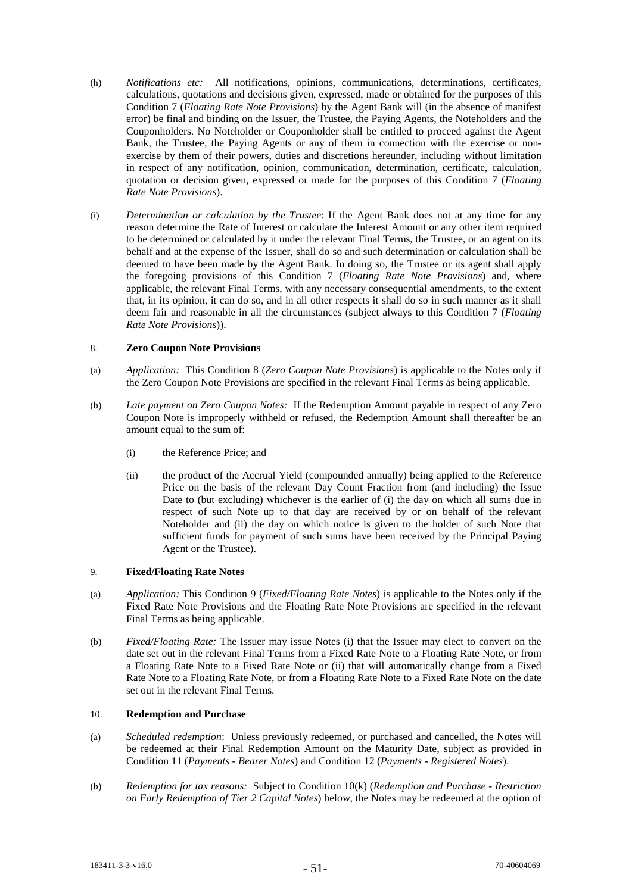(h) *Notifications etc:* All notifications, opinions, communications, determinations, certificates, calculations, quotations and decisions given, expressed, made or obtained for the purposes of this Condition 7 (*Floating Rate Note Provisions*) by the Agent Bank will (in the absence of manifest error) be final and binding on the Issuer, the Trustee, the Paying Agents, the Noteholders and the Couponholders. No Noteholder or Couponholder shall be entitled to proceed against the Agent Bank, the Trustee, the Paying Agents or any of them in connection with the exercise or non-exercise by them of their powers, duties and discretions hereunder, including without limitation in respect of any notification, opinion, communication, determination, certificate, calculation, quotation or decision given, expressed or made for the purposes of this Condition 7 (*Floating Rate Note Provisions*).

(i) *Determination or calculation by the Trustee*: If the Agent Bank does not at any time for any reason determine the Rate of Interest or calculate the Interest Amount or any other item required to be determined or calculated by it under the relevant Final Terms, the Trustee, or an agent on its behalf and at the expense of the Issuer, shall do so and such determination or calculation shall be deemed to have been made by the Agent Bank. In doing so, the Trustee or its agent shall apply the foregoing provisions of this Condition 7 (*Floating Rate Note Provisions*) and, where applicable, the relevant Final Terms, with any necessary consequential amendments, to the extent that, in its opinion, it can do so, and in all other respects it shall do so in such manner as it shall deem fair and reasonable in all the circumstances (subject always to this Condition 7 (*Floating Rate Note Provisions*)).

## 8. Zero Coupon Note Provisions

(a) *Application:* This Condition 8 (*Zero Coupon Note Provisions*) is applicable to the Notes only if the Zero Coupon Note Provisions are specified in the relevant Final Terms as being applicable.

(b) *Late payment on Zero Coupon Notes:* If the Redemption Amount payable in respect of any Zero Coupon Note is improperly withheld or refused, the Redemption Amount shall thereafter be an amount equal to the sum of:

   (i) the Reference Price; and

   (ii) the product of the Accrual Yield (compounded annually) being applied to the Reference Price on the basis of the relevant Day Count Fraction from (and including) the Issue Date to (but excluding) whichever is the earlier of (i) the day on which all sums due in respect of such Note up to that day are received by or on behalf of the relevant Noteholder and (ii) the day on which notice is given to the holder of such Note that sufficient funds for payment of such sums have been received by the Principal Paying Agent or the Trustee).

## 9. Fixed/Floating Rate Notes

(a) *Application:* This Condition 9 (*Fixed/Floating Rate Notes*) is applicable to the Notes only if the Fixed Rate Note Provisions and the Floating Rate Note Provisions are specified in the relevant Final Terms as being applicable.

(b) *Fixed/Floating Rate:* The Issuer may issue Notes (i) that the Issuer may elect to convert on the date set out in the relevant Final Terms from a Fixed Rate Note to a Floating Rate Note, or from a Floating Rate Note to a Fixed Rate Note or (ii) that will automatically change from a Fixed Rate Note to a Floating Rate Note, or from a Floating Rate Note to a Fixed Rate Note on the date set out in the relevant Final Terms.

## 10. Redemption and Purchase

(a) *Scheduled redemption*: Unless previously redeemed, or purchased and cancelled, the Notes will be redeemed at their Final Redemption Amount on the Maturity Date, subject as provided in Condition 11 (*Payments - Bearer Notes*) and Condition 12 (*Payments - Registered Notes*).

(b) *Redemption for tax reasons:* Subject to Condition 10(k) (*Redemption and Purchase - Restriction on Early Redemption of Tier 2 Capital Notes*) below, the Notes may be redeemed at the option of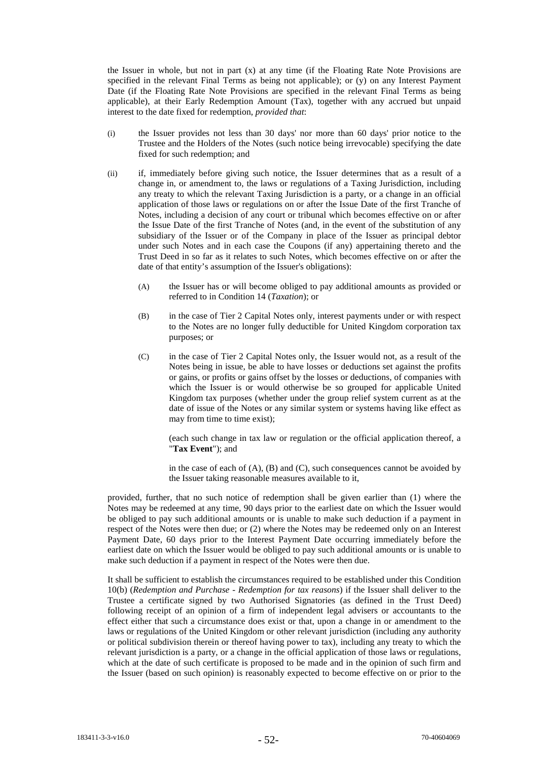the Issuer in whole, but not in part (x) at any time (if the Floating Rate Note Provisions are specified in the relevant Final Terms as being not applicable); or (y) on any Interest Payment Date (if the Floating Rate Note Provisions are specified in the relevant Final Terms as being applicable), at their Early Redemption Amount (Tax), together with any accrued but unpaid interest to the date fixed for redemption, *provided that*:

(i) the Issuer provides not less than 30 days' nor more than 60 days' prior notice to the Trustee and the Holders of the Notes (such notice being irrevocable) specifying the date fixed for such redemption; and

(ii) if, immediately before giving such notice, the Issuer determines that as a result of a change in, or amendment to, the laws or regulations of a Taxing Jurisdiction, including any treaty to which the relevant Taxing Jurisdiction is a party, or a change in an official application of those laws or regulations on or after the Issue Date of the first Tranche of Notes, including a decision of any court or tribunal which becomes effective on or after the Issue Date of the first Tranche of Notes (and, in the event of the substitution of any subsidiary of the Issuer or of the Company in place of the Issuer as principal debtor under such Notes and in each case the Coupons (if any) appertaining thereto and the Trust Deed in so far as it relates to such Notes, which becomes effective on or after the date of that entity's assumption of the Issuer's obligations):

   (A) the Issuer has or will become obliged to pay additional amounts as provided or referred to in Condition 14 (*Taxation*); or

   (B) in the case of Tier 2 Capital Notes only, interest payments under or with respect to the Notes are no longer fully deductible for United Kingdom corporation tax purposes; or

   (C) in the case of Tier 2 Capital Notes only, the Issuer would not, as a result of the Notes being in issue, be able to have losses or deductions set against the profits or gains, or profits or gains offset by the losses or deductions, of companies with which the Issuer is or would otherwise be so grouped for applicable United Kingdom tax purposes (whether under the group relief system current as at the date of issue of the Notes or any similar system or systems having like effect as may from time to time exist);

   (each such change in tax law or regulation or the official application thereof, a "**Tax Event**"); and

   in the case of each of (A), (B) and (C), such consequences cannot be avoided by the Issuer taking reasonable measures available to it,

provided, further, that no such notice of redemption shall be given earlier than (1) where the Notes may be redeemed at any time, 90 days prior to the earliest date on which the Issuer would be obliged to pay such additional amounts or is unable to make such deduction if a payment in respect of the Notes were then due; or (2) where the Notes may be redeemed only on an Interest Payment Date, 60 days prior to the Interest Payment Date occurring immediately before the earliest date on which the Issuer would be obliged to pay such additional amounts or is unable to make such deduction if a payment in respect of the Notes were then due.

It shall be sufficient to establish the circumstances required to be established under this Condition 10(b) (*Redemption and Purchase - Redemption for tax reasons*) if the Issuer shall deliver to the Trustee a certificate signed by two Authorised Signatories (as defined in the Trust Deed) following receipt of an opinion of a firm of independent legal advisers or accountants to the effect either that such a circumstance does exist or that, upon a change in or amendment to the laws or regulations of the United Kingdom or other relevant jurisdiction (including any authority or political subdivision therein or thereof having power to tax), including any treaty to which the relevant jurisdiction is a party, or a change in the official application of those laws or regulations, which at the date of such certificate is proposed to be made and in the opinion of such firm and the Issuer (based on such opinion) is reasonably expected to become effective on or prior to the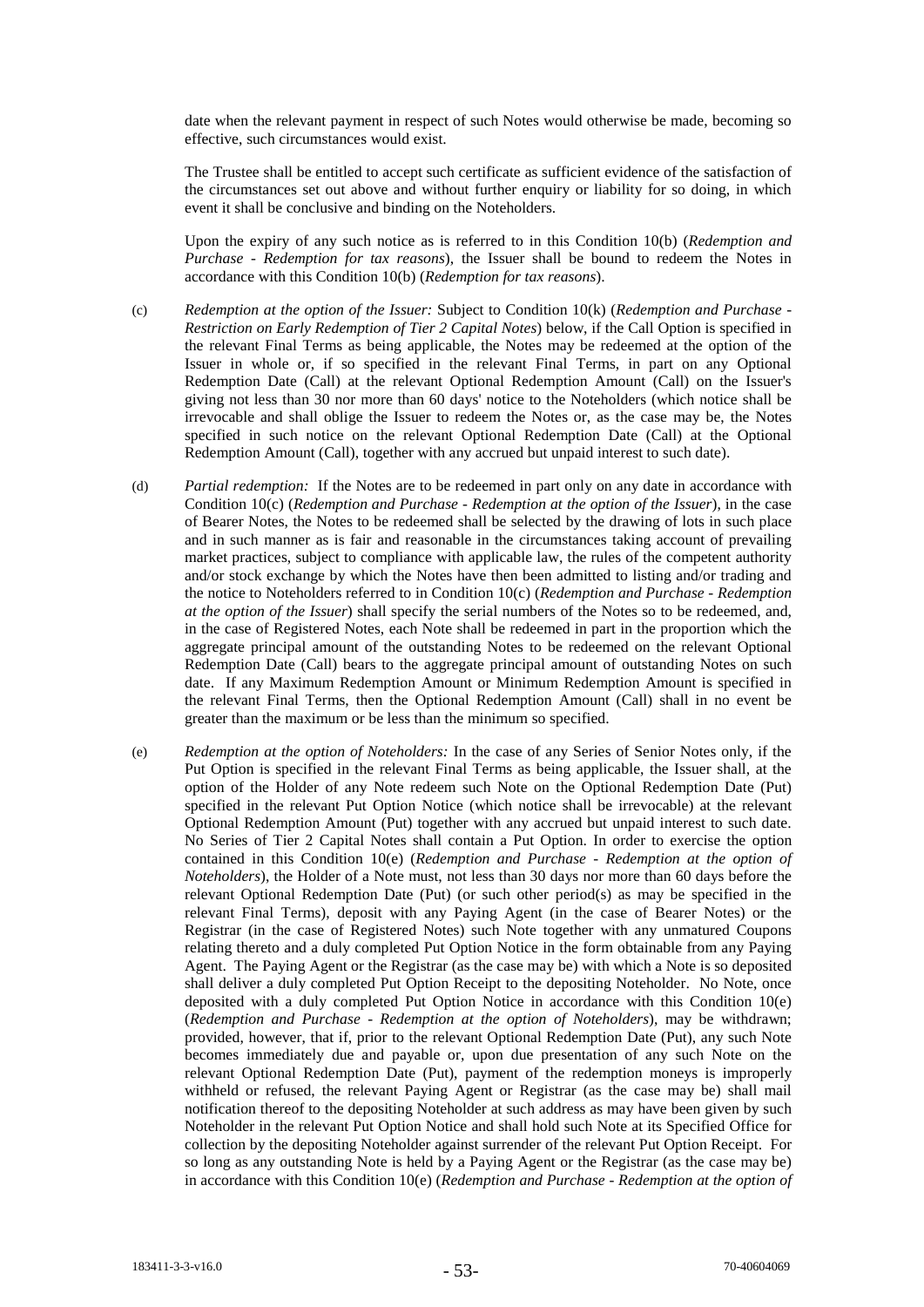date when the relevant payment in respect of such Notes would otherwise be made, becoming so effective, such circumstances would exist.

The Trustee shall be entitled to accept such certificate as sufficient evidence of the satisfaction of the circumstances set out above and without further enquiry or liability for so doing, in which event it shall be conclusive and binding on the Noteholders.

Upon the expiry of any such notice as is referred to in this Condition 10(b) (*Redemption and Purchase - Redemption for tax reasons*), the Issuer shall be bound to redeem the Notes in accordance with this Condition 10(b) (*Redemption for tax reasons*).

(c) *Redemption at the option of the Issuer:* Subject to Condition 10(k) (*Redemption and Purchase - Restriction on Early Redemption of Tier 2 Capital Notes*) below, if the Call Option is specified in the relevant Final Terms as being applicable, the Notes may be redeemed at the option of the Issuer in whole or, if so specified in the relevant Final Terms, in part on any Optional Redemption Date (Call) at the relevant Optional Redemption Amount (Call) on the Issuer's giving not less than 30 nor more than 60 days' notice to the Noteholders (which notice shall be irrevocable and shall oblige the Issuer to redeem the Notes or, as the case may be, the Notes specified in such notice on the relevant Optional Redemption Date (Call) at the Optional Redemption Amount (Call), together with any accrued but unpaid interest to such date).

(d) *Partial redemption:* If the Notes are to be redeemed in part only on any date in accordance with Condition 10(c) (*Redemption and Purchase - Redemption at the option of the Issuer*), in the case of Bearer Notes, the Notes to be redeemed shall be selected by the drawing of lots in such place and in such manner as is fair and reasonable in the circumstances taking account of prevailing market practices, subject to compliance with applicable law, the rules of the competent authority and/or stock exchange by which the Notes have then been admitted to listing and/or trading and the notice to Noteholders referred to in Condition 10(c) (*Redemption and Purchase - Redemption at the option of the Issuer*) shall specify the serial numbers of the Notes so to be redeemed, and, in the case of Registered Notes, each Note shall be redeemed in part in the proportion which the aggregate principal amount of the outstanding Notes to be redeemed on the relevant Optional Redemption Date (Call) bears to the aggregate principal amount of outstanding Notes on such date. If any Maximum Redemption Amount or Minimum Redemption Amount is specified in the relevant Final Terms, then the Optional Redemption Amount (Call) shall in no event be greater than the maximum or be less than the minimum so specified.

(e) *Redemption at the option of Noteholders:* In the case of any Series of Senior Notes only, if the Put Option is specified in the relevant Final Terms as being applicable, the Issuer shall, at the option of the Holder of any Note redeem such Note on the Optional Redemption Date (Put) specified in the relevant Put Option Notice (which notice shall be irrevocable) at the relevant Optional Redemption Amount (Put) together with any accrued but unpaid interest to such date. No Series of Tier 2 Capital Notes shall contain a Put Option. In order to exercise the option contained in this Condition 10(e) (*Redemption and Purchase - Redemption at the option of Noteholders*), the Holder of a Note must, not less than 30 days nor more than 60 days before the relevant Optional Redemption Date (Put) (or such other period(s) as may be specified in the relevant Final Terms), deposit with any Paying Agent (in the case of Bearer Notes) or the Registrar (in the case of Registered Notes) such Note together with any unmatured Coupons relating thereto and a duly completed Put Option Notice in the form obtainable from any Paying Agent. The Paying Agent or the Registrar (as the case may be) with which a Note is so deposited shall deliver a duly completed Put Option Receipt to the depositing Noteholder. No Note, once deposited with a duly completed Put Option Notice in accordance with this Condition 10(e) (*Redemption and Purchase - Redemption at the option of Noteholders*), may be withdrawn; provided, however, that if, prior to the relevant Optional Redemption Date (Put), any such Note becomes immediately due and payable or, upon due presentation of any such Note on the relevant Optional Redemption Date (Put), payment of the redemption moneys is improperly withheld or refused, the relevant Paying Agent or Registrar (as the case may be) shall mail notification thereof to the depositing Noteholder at such address as may have been given by such Noteholder in the relevant Put Option Notice and shall hold such Note at its Specified Office for collection by the depositing Noteholder against surrender of the relevant Put Option Receipt. For so long as any outstanding Note is held by a Paying Agent or the Registrar (as the case may be) in accordance with this Condition 10(e) (*Redemption and Purchase - Redemption at the option of*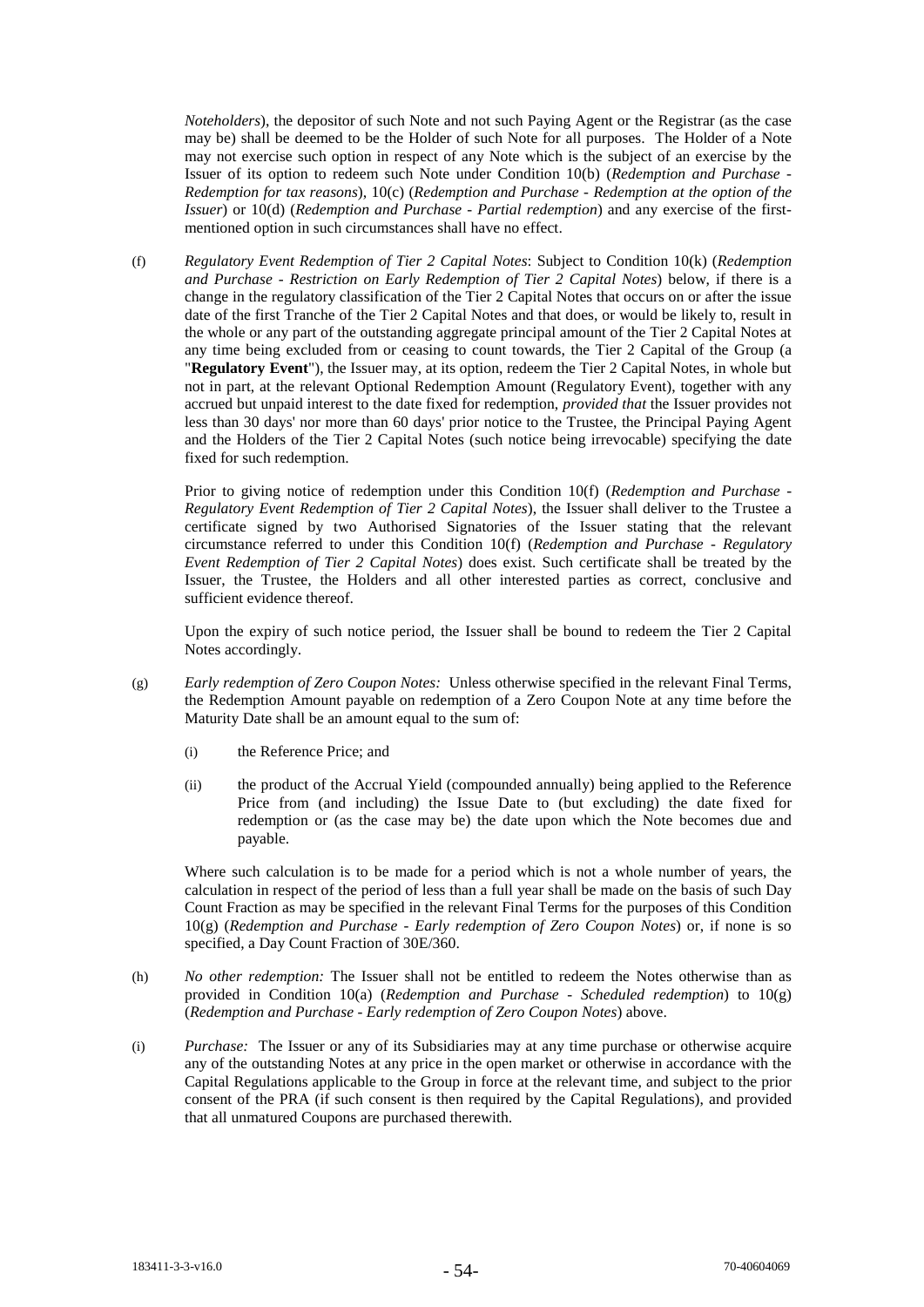*Noteholders*), the depositor of such Note and not such Paying Agent or the Registrar (as the case may be) shall be deemed to be the Holder of such Note for all purposes. The Holder of a Note may not exercise such option in respect of any Note which is the subject of an exercise by the Issuer of its option to redeem such Note under Condition 10(b) (*Redemption and Purchase - Redemption for tax reasons*), 10(c) (*Redemption and Purchase - Redemption at the option of the Issuer*) or 10(d) (*Redemption and Purchase - Partial redemption*) and any exercise of the first-mentioned option in such circumstances shall have no effect.

(f) *Regulatory Event Redemption of Tier 2 Capital Notes*: Subject to Condition 10(k) (*Redemption and Purchase - Restriction on Early Redemption of Tier 2 Capital Notes*) below, if there is a change in the regulatory classification of the Tier 2 Capital Notes that occurs on or after the issue date of the first Tranche of the Tier 2 Capital Notes and that does, or would be likely to, result in the whole or any part of the outstanding aggregate principal amount of the Tier 2 Capital Notes at any time being excluded from or ceasing to count towards, the Tier 2 Capital of the Group (a "**Regulatory Event**"), the Issuer may, at its option, redeem the Tier 2 Capital Notes, in whole but not in part, at the relevant Optional Redemption Amount (Regulatory Event), together with any accrued but unpaid interest to the date fixed for redemption, *provided that* the Issuer provides not less than 30 days' nor more than 60 days' prior notice to the Trustee, the Principal Paying Agent and the Holders of the Tier 2 Capital Notes (such notice being irrevocable) specifying the date fixed for such redemption.

Prior to giving notice of redemption under this Condition 10(f) (*Redemption and Purchase - Regulatory Event Redemption of Tier 2 Capital Notes*), the Issuer shall deliver to the Trustee a certificate signed by two Authorised Signatories of the Issuer stating that the relevant circumstance referred to under this Condition 10(f) (*Redemption and Purchase - Regulatory Event Redemption of Tier 2 Capital Notes*) does exist. Such certificate shall be treated by the Issuer, the Trustee, the Holders and all other interested parties as correct, conclusive and sufficient evidence thereof.

Upon the expiry of such notice period, the Issuer shall be bound to redeem the Tier 2 Capital Notes accordingly.

(g) *Early redemption of Zero Coupon Notes:* Unless otherwise specified in the relevant Final Terms, the Redemption Amount payable on redemption of a Zero Coupon Note at any time before the Maturity Date shall be an amount equal to the sum of:

(i) the Reference Price; and

(ii) the product of the Accrual Yield (compounded annually) being applied to the Reference Price from (and including) the Issue Date to (but excluding) the date fixed for redemption or (as the case may be) the date upon which the Note becomes due and payable.

Where such calculation is to be made for a period which is not a whole number of years, the calculation in respect of the period of less than a full year shall be made on the basis of such Day Count Fraction as may be specified in the relevant Final Terms for the purposes of this Condition 10(g) (*Redemption and Purchase - Early redemption of Zero Coupon Notes*) or, if none is so specified, a Day Count Fraction of 30E/360.

(h) *No other redemption:* The Issuer shall not be entitled to redeem the Notes otherwise than as provided in Condition 10(a) (*Redemption and Purchase - Scheduled redemption*) to 10(g) (*Redemption and Purchase - Early redemption of Zero Coupon Notes*) above.

(i) *Purchase:* The Issuer or any of its Subsidiaries may at any time purchase or otherwise acquire any of the outstanding Notes at any price in the open market or otherwise in accordance with the Capital Regulations applicable to the Group in force at the relevant time, and subject to the prior consent of the PRA (if such consent is then required by the Capital Regulations), and provided that all unmatured Coupons are purchased therewith.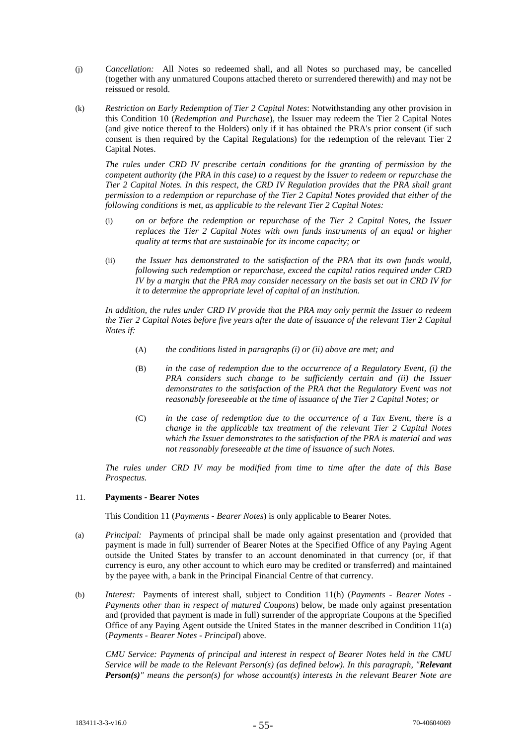(j) *Cancellation:* All Notes so redeemed shall, and all Notes so purchased may, be cancelled (together with any unmatured Coupons attached thereto or surrendered therewith) and may not be reissued or resold.

(k) *Restriction on Early Redemption of Tier 2 Capital Notes*: Notwithstanding any other provision in this Condition 10 (*Redemption and Purchase*), the Issuer may redeem the Tier 2 Capital Notes (and give notice thereof to the Holders) only if it has obtained the PRA's prior consent (if such consent is then required by the Capital Regulations) for the redemption of the relevant Tier 2 Capital Notes.

*The rules under CRD IV prescribe certain conditions for the granting of permission by the competent authority (the PRA in this case) to a request by the Issuer to redeem or repurchase the Tier 2 Capital Notes. In this respect, the CRD IV Regulation provides that the PRA shall grant permission to a redemption or repurchase of the Tier 2 Capital Notes provided that either of the following conditions is met, as applicable to the relevant Tier 2 Capital Notes:*

(i) *on or before the redemption or repurchase of the Tier 2 Capital Notes, the Issuer replaces the Tier 2 Capital Notes with own funds instruments of an equal or higher quality at terms that are sustainable for its income capacity; or*

(ii) *the Issuer has demonstrated to the satisfaction of the PRA that its own funds would, following such redemption or repurchase, exceed the capital ratios required under CRD IV by a margin that the PRA may consider necessary on the basis set out in CRD IV for it to determine the appropriate level of capital of an institution.*

*In addition, the rules under CRD IV provide that the PRA may only permit the Issuer to redeem the Tier 2 Capital Notes before five years after the date of issuance of the relevant Tier 2 Capital Notes if:*

(A) *the conditions listed in paragraphs (i) or (ii) above are met; and*

(B) *in the case of redemption due to the occurrence of a Regulatory Event, (i) the PRA considers such change to be sufficiently certain and (ii) the Issuer demonstrates to the satisfaction of the PRA that the Regulatory Event was not reasonably foreseeable at the time of issuance of the Tier 2 Capital Notes; or*

(C) *in the case of redemption due to the occurrence of a Tax Event, there is a change in the applicable tax treatment of the relevant Tier 2 Capital Notes which the Issuer demonstrates to the satisfaction of the PRA is material and was not reasonably foreseeable at the time of issuance of such Notes.*

*The rules under CRD IV may be modified from time to time after the date of this Base Prospectus.*

## 11. Payments - Bearer Notes

This Condition 11 (*Payments - Bearer Notes*) is only applicable to Bearer Notes.

(a) *Principal:* Payments of principal shall be made only against presentation and (provided that payment is made in full) surrender of Bearer Notes at the Specified Office of any Paying Agent outside the United States by transfer to an account denominated in that currency (or, if that currency is euro, any other account to which euro may be credited or transferred) and maintained by the payee with, a bank in the Principal Financial Centre of that currency.

(b) *Interest:* Payments of interest shall, subject to Condition 11(h) (*Payments - Bearer Notes - Payments other than in respect of matured Coupons*) below, be made only against presentation and (provided that payment is made in full) surrender of the appropriate Coupons at the Specified Office of any Paying Agent outside the United States in the manner described in Condition 11(a) (*Payments - Bearer Notes - Principal*) above.

*CMU Service: Payments of principal and interest in respect of Bearer Notes held in the CMU Service will be made to the Relevant Person(s) (as defined below). In this paragraph, "**Relevant Person(s)**" means the person(s) for whose account(s) interests in the relevant Bearer Note are*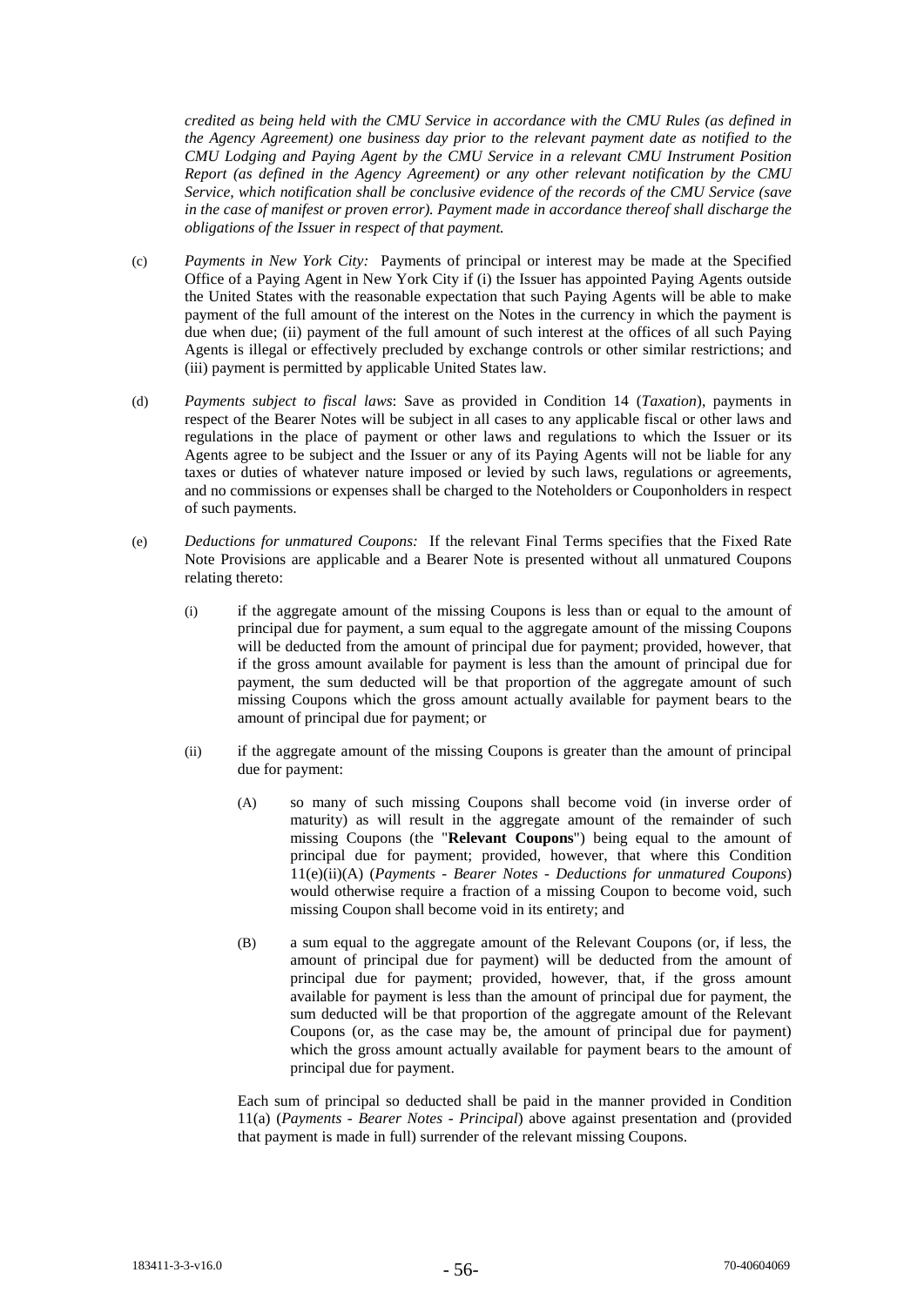*credited as being held with the CMU Service in accordance with the CMU Rules (as defined in the Agency Agreement) one business day prior to the relevant payment date as notified to the CMU Lodging and Paying Agent by the CMU Service in a relevant CMU Instrument Position Report (as defined in the Agency Agreement) or any other relevant notification by the CMU Service, which notification shall be conclusive evidence of the records of the CMU Service (save in the case of manifest or proven error). Payment made in accordance thereof shall discharge the obligations of the Issuer in respect of that payment.*

(c) *Payments in New York City:* Payments of principal or interest may be made at the Specified Office of a Paying Agent in New York City if (i) the Issuer has appointed Paying Agents outside the United States with the reasonable expectation that such Paying Agents will be able to make payment of the full amount of the interest on the Notes in the currency in which the payment is due when due; (ii) payment of the full amount of such interest at the offices of all such Paying Agents is illegal or effectively precluded by exchange controls or other similar restrictions; and (iii) payment is permitted by applicable United States law.

(d) *Payments subject to fiscal laws*: Save as provided in Condition 14 (*Taxation*), payments in respect of the Bearer Notes will be subject in all cases to any applicable fiscal or other laws and regulations in the place of payment or other laws and regulations to which the Issuer or its Agents agree to be subject and the Issuer or any of its Paying Agents will not be liable for any taxes or duties of whatever nature imposed or levied by such laws, regulations or agreements, and no commissions or expenses shall be charged to the Noteholders or Couponholders in respect of such payments.

(e) *Deductions for unmatured Coupons:* If the relevant Final Terms specifies that the Fixed Rate Note Provisions are applicable and a Bearer Note is presented without all unmatured Coupons relating thereto:

   (i) if the aggregate amount of the missing Coupons is less than or equal to the amount of principal due for payment, a sum equal to the aggregate amount of the missing Coupons will be deducted from the amount of principal due for payment; provided, however, that if the gross amount available for payment is less than the amount of principal due for payment, the sum deducted will be that proportion of the aggregate amount of such missing Coupons which the gross amount actually available for payment bears to the amount of principal due for payment; or

   (ii) if the aggregate amount of the missing Coupons is greater than the amount of principal due for payment:

      (A) so many of such missing Coupons shall become void (in inverse order of maturity) as will result in the aggregate amount of the remainder of such missing Coupons (the "**Relevant Coupons**") being equal to the amount of principal due for payment; provided, however, that where this Condition 11(e)(ii)(A) (*Payments - Bearer Notes - Deductions for unmatured Coupons*) would otherwise require a fraction of a missing Coupon to become void, such missing Coupon shall become void in its entirety; and

      (B) a sum equal to the aggregate amount of the Relevant Coupons (or, if less, the amount of principal due for payment) will be deducted from the amount of principal due for payment; provided, however, that, if the gross amount available for payment is less than the amount of principal due for payment, the sum deducted will be that proportion of the aggregate amount of the Relevant Coupons (or, as the case may be, the amount of principal due for payment) which the gross amount actually available for payment bears to the amount of principal due for payment.

   Each sum of principal so deducted shall be paid in the manner provided in Condition 11(a) (*Payments - Bearer Notes - Principal*) above against presentation and (provided that payment is made in full) surrender of the relevant missing Coupons.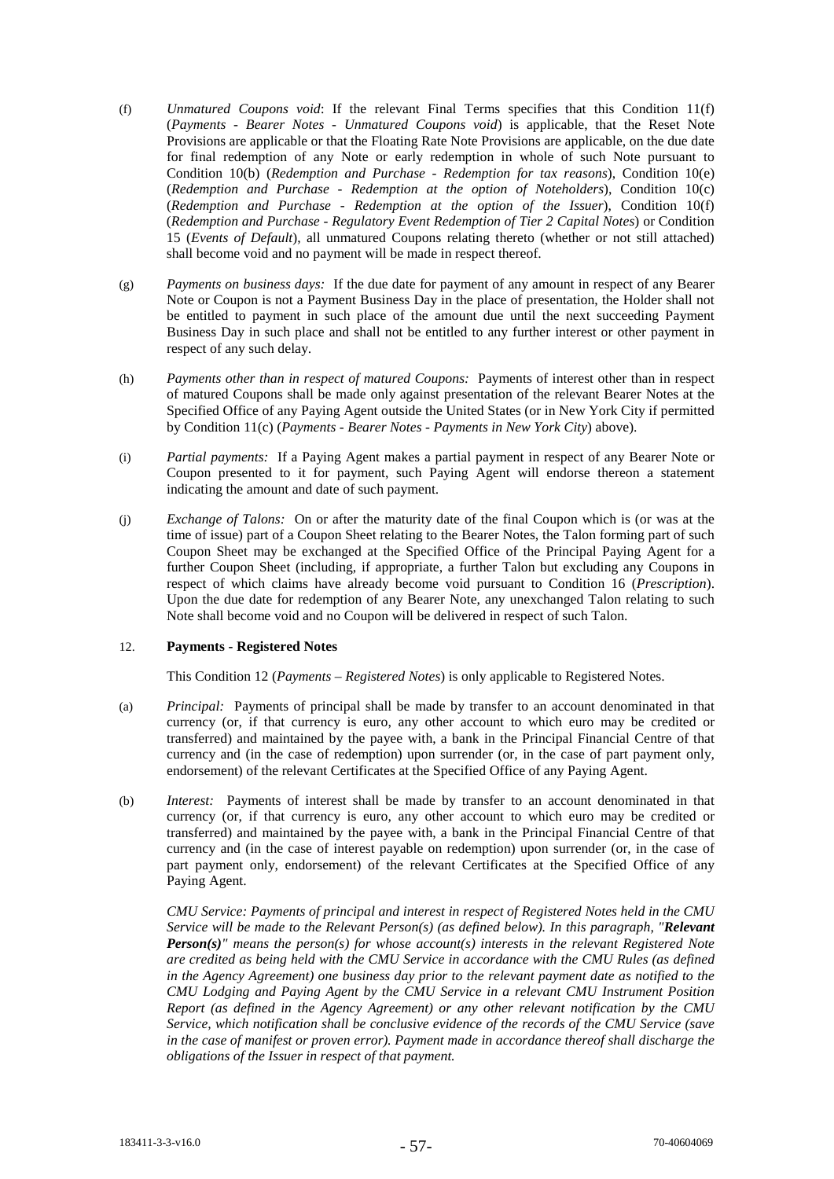(f) *Unmatured Coupons void*: If the relevant Final Terms specifies that this Condition 11(f) (*Payments - Bearer Notes - Unmatured Coupons void*) is applicable, that the Reset Note Provisions are applicable or that the Floating Rate Note Provisions are applicable, on the due date for final redemption of any Note or early redemption in whole of such Note pursuant to Condition 10(b) (*Redemption and Purchase - Redemption for tax reasons*), Condition 10(e) (*Redemption and Purchase - Redemption at the option of Noteholders*), Condition 10(c) (*Redemption and Purchase - Redemption at the option of the Issuer*), Condition 10(f) (*Redemption and Purchase - Regulatory Event Redemption of Tier 2 Capital Notes*) or Condition 15 (*Events of Default*), all unmatured Coupons relating thereto (whether or not still attached) shall become void and no payment will be made in respect thereof.

(g) *Payments on business days:* If the due date for payment of any amount in respect of any Bearer Note or Coupon is not a Payment Business Day in the place of presentation, the Holder shall not be entitled to payment in such place of the amount due until the next succeeding Payment Business Day in such place and shall not be entitled to any further interest or other payment in respect of any such delay.

(h) *Payments other than in respect of matured Coupons:* Payments of interest other than in respect of matured Coupons shall be made only against presentation of the relevant Bearer Notes at the Specified Office of any Paying Agent outside the United States (or in New York City if permitted by Condition 11(c) (*Payments - Bearer Notes - Payments in New York City*) above).

(i) *Partial payments:* If a Paying Agent makes a partial payment in respect of any Bearer Note or Coupon presented to it for payment, such Paying Agent will endorse thereon a statement indicating the amount and date of such payment.

(j) *Exchange of Talons:* On or after the maturity date of the final Coupon which is (or was at the time of issue) part of a Coupon Sheet relating to the Bearer Notes, the Talon forming part of such Coupon Sheet may be exchanged at the Specified Office of the Principal Paying Agent for a further Coupon Sheet (including, if appropriate, a further Talon but excluding any Coupons in respect of which claims have already become void pursuant to Condition 16 (*Prescription*). Upon the due date for redemption of any Bearer Note, any unexchanged Talon relating to such Note shall become void and no Coupon will be delivered in respect of such Talon.

## 12. Payments - Registered Notes

This Condition 12 (*Payments – Registered Notes*) is only applicable to Registered Notes.

(a) *Principal:* Payments of principal shall be made by transfer to an account denominated in that currency (or, if that currency is euro, any other account to which euro may be credited or transferred) and maintained by the payee with, a bank in the Principal Financial Centre of that currency and (in the case of redemption) upon surrender (or, in the case of part payment only, endorsement) of the relevant Certificates at the Specified Office of any Paying Agent.

(b) *Interest:* Payments of interest shall be made by transfer to an account denominated in that currency (or, if that currency is euro, any other account to which euro may be credited or transferred) and maintained by the payee with, a bank in the Principal Financial Centre of that currency and (in the case of interest payable on redemption) upon surrender (or, in the case of part payment only, endorsement) of the relevant Certificates at the Specified Office of any Paying Agent.

*CMU Service: Payments of principal and interest in respect of Registered Notes held in the CMU Service will be made to the Relevant Person(s) (as defined below). In this paragraph, "**Relevant Person(s)**" means the person(s) for whose account(s) interests in the relevant Registered Note are credited as being held with the CMU Service in accordance with the CMU Rules (as defined in the Agency Agreement) one business day prior to the relevant payment date as notified to the CMU Lodging and Paying Agent by the CMU Service in a relevant CMU Instrument Position Report (as defined in the Agency Agreement) or any other relevant notification by the CMU Service, which notification shall be conclusive evidence of the records of the CMU Service (save in the case of manifest or proven error). Payment made in accordance thereof shall discharge the obligations of the Issuer in respect of that payment.*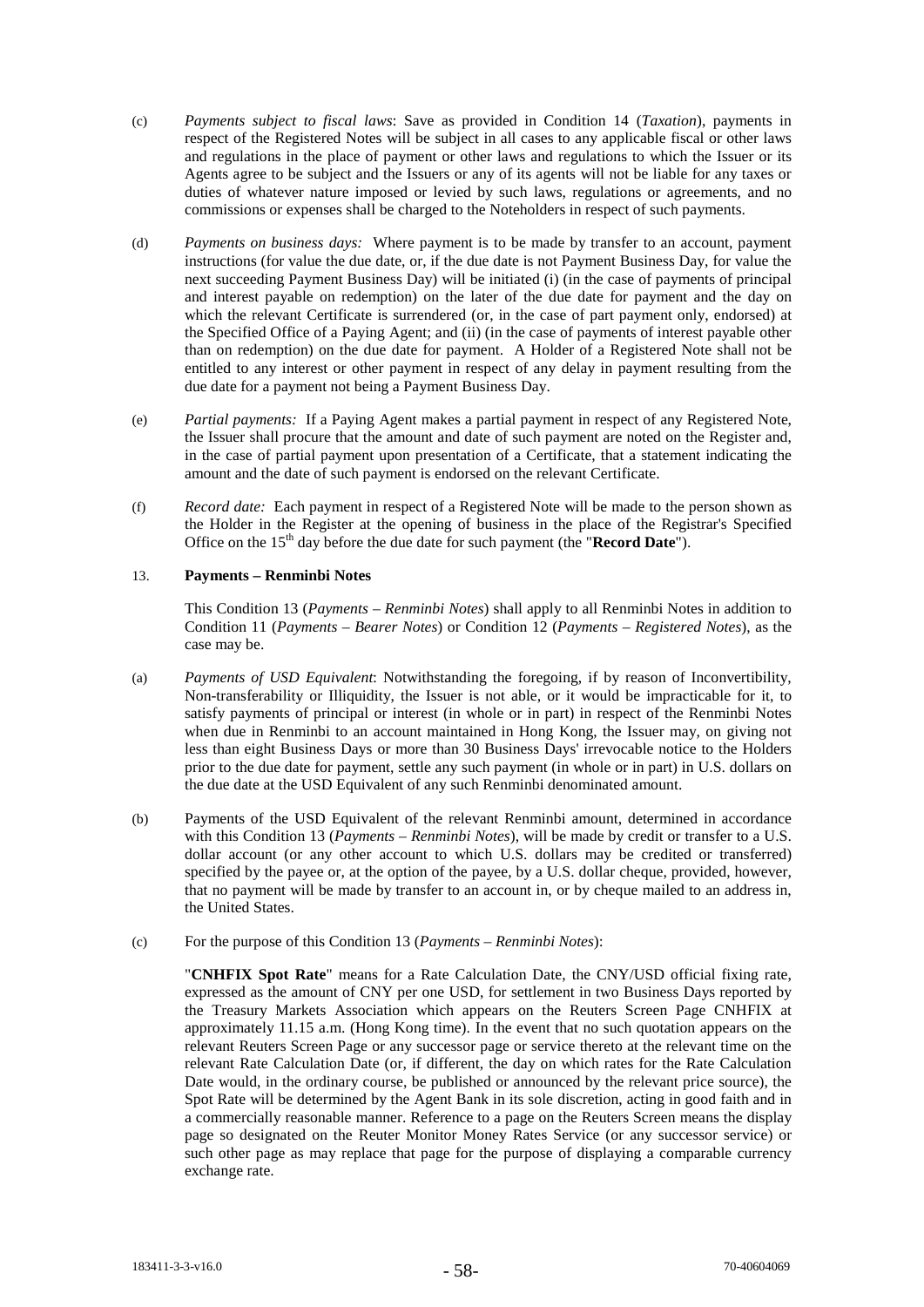(c) *Payments subject to fiscal laws*: Save as provided in Condition 14 (*Taxation*), payments in respect of the Registered Notes will be subject in all cases to any applicable fiscal or other laws and regulations in the place of payment or other laws and regulations to which the Issuer or its Agents agree to be subject and the Issuers or any of its agents will not be liable for any taxes or duties of whatever nature imposed or levied by such laws, regulations or agreements, and no commissions or expenses shall be charged to the Noteholders in respect of such payments.

(d) *Payments on business days:* Where payment is to be made by transfer to an account, payment instructions (for value the due date, or, if the due date is not Payment Business Day, for value the next succeeding Payment Business Day) will be initiated (i) (in the case of payments of principal and interest payable on redemption) on the later of the due date for payment and the day on which the relevant Certificate is surrendered (or, in the case of part payment only, endorsed) at the Specified Office of a Paying Agent; and (ii) (in the case of payments of interest payable other than on redemption) on the due date for payment. A Holder of a Registered Note shall not be entitled to any interest or other payment in respect of any delay in payment resulting from the due date for a payment not being a Payment Business Day.

(e) *Partial payments:* If a Paying Agent makes a partial payment in respect of any Registered Note, the Issuer shall procure that the amount and date of such payment are noted on the Register and, in the case of partial payment upon presentation of a Certificate, that a statement indicating the amount and the date of such payment is endorsed on the relevant Certificate.

(f) *Record date:* Each payment in respect of a Registered Note will be made to the person shown as the Holder in the Register at the opening of business in the place of the Registrar's Specified Office on the 15th day before the due date for such payment (the "**Record Date**").

## 13. Payments – Renminbi Notes

This Condition 13 (*Payments – Renminbi Notes*) shall apply to all Renminbi Notes in addition to Condition 11 (*Payments – Bearer Notes*) or Condition 12 (*Payments – Registered Notes*), as the case may be.

(a) *Payments of USD Equivalent*: Notwithstanding the foregoing, if by reason of Inconvertibility, Non-transferability or Illiquidity, the Issuer is not able, or it would be impracticable for it, to satisfy payments of principal or interest (in whole or in part) in respect of the Renminbi Notes when due in Renminbi to an account maintained in Hong Kong, the Issuer may, on giving not less than eight Business Days or more than 30 Business Days' irrevocable notice to the Holders prior to the due date for payment, settle any such payment (in whole or in part) in U.S. dollars on the due date at the USD Equivalent of any such Renminbi denominated amount.

(b) Payments of the USD Equivalent of the relevant Renminbi amount, determined in accordance with this Condition 13 (*Payments – Renminbi Notes*), will be made by credit or transfer to a U.S. dollar account (or any other account to which U.S. dollars may be credited or transferred) specified by the payee or, at the option of the payee, by a U.S. dollar cheque, provided, however, that no payment will be made by transfer to an account in, or by cheque mailed to an address in, the United States.

(c) For the purpose of this Condition 13 (*Payments – Renminbi Notes*):

"**CNHFIX Spot Rate**" means for a Rate Calculation Date, the CNY/USD official fixing rate, expressed as the amount of CNY per one USD, for settlement in two Business Days reported by the Treasury Markets Association which appears on the Reuters Screen Page CNHFIX at approximately 11.15 a.m. (Hong Kong time). In the event that no such quotation appears on the relevant Reuters Screen Page or any successor page or service thereto at the relevant time on the relevant Rate Calculation Date (or, if different, the day on which rates for the Rate Calculation Date would, in the ordinary course, be published or announced by the relevant price source), the Spot Rate will be determined by the Agent Bank in its sole discretion, acting in good faith and in a commercially reasonable manner. Reference to a page on the Reuters Screen means the display page so designated on the Reuter Monitor Money Rates Service (or any successor service) or such other page as may replace that page for the purpose of displaying a comparable currency exchange rate.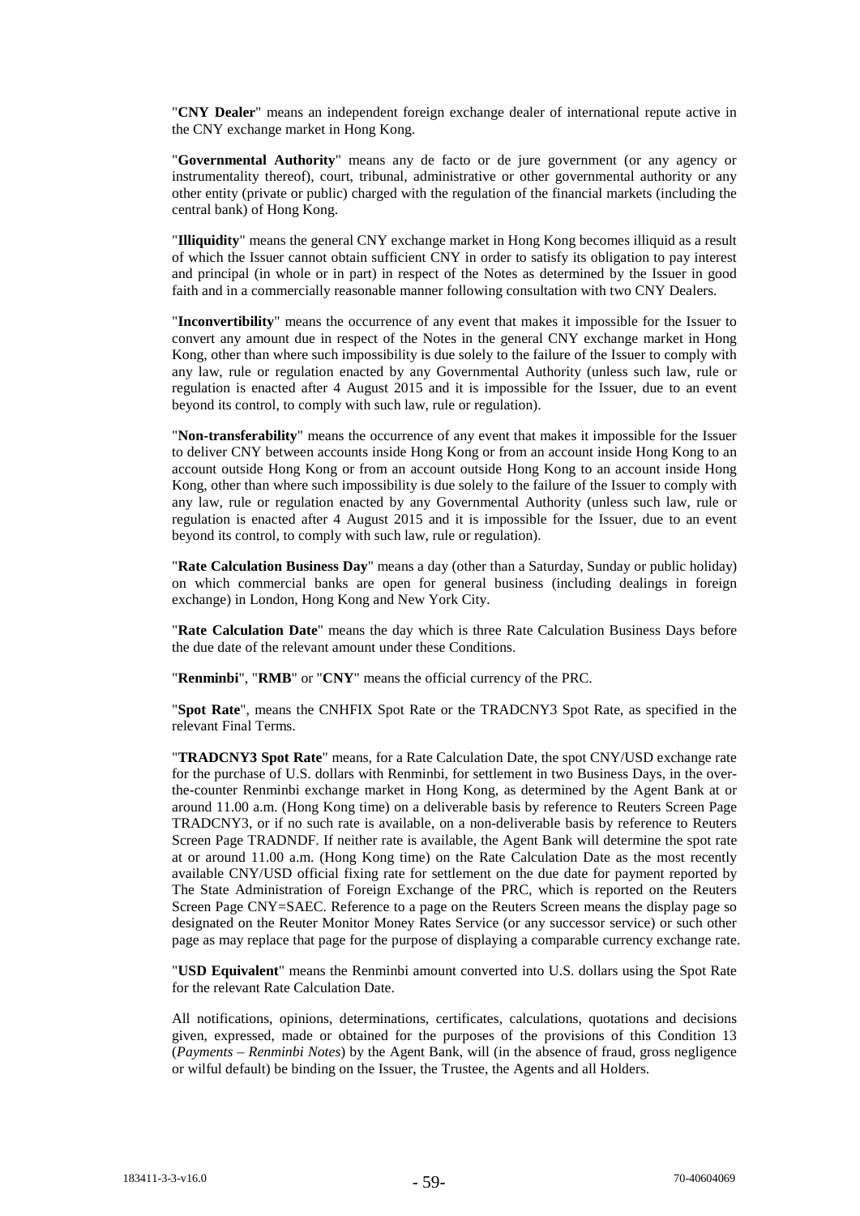"**CNY Dealer**" means an independent foreign exchange dealer of international repute active in the CNY exchange market in Hong Kong.

"**Governmental Authority**" means any de facto or de jure government (or any agency or instrumentality thereof), court, tribunal, administrative or other governmental authority or any other entity (private or public) charged with the regulation of the financial markets (including the central bank) of Hong Kong.

"**Illiquidity**" means the general CNY exchange market in Hong Kong becomes illiquid as a result of which the Issuer cannot obtain sufficient CNY in order to satisfy its obligation to pay interest and principal (in whole or in part) in respect of the Notes as determined by the Issuer in good faith and in a commercially reasonable manner following consultation with two CNY Dealers.

"**Inconvertibility**" means the occurrence of any event that makes it impossible for the Issuer to convert any amount due in respect of the Notes in the general CNY exchange market in Hong Kong, other than where such impossibility is due solely to the failure of the Issuer to comply with any law, rule or regulation enacted by any Governmental Authority (unless such law, rule or regulation is enacted after 4 August 2015 and it is impossible for the Issuer, due to an event beyond its control, to comply with such law, rule or regulation).

"**Non-transferability**" means the occurrence of any event that makes it impossible for the Issuer to deliver CNY between accounts inside Hong Kong or from an account inside Hong Kong to an account outside Hong Kong or from an account outside Hong Kong to an account inside Hong Kong, other than where such impossibility is due solely to the failure of the Issuer to comply with any law, rule or regulation enacted by any Governmental Authority (unless such law, rule or regulation is enacted after 4 August 2015 and it is impossible for the Issuer, due to an event beyond its control, to comply with such law, rule or regulation).

"**Rate Calculation Business Day**" means a day (other than a Saturday, Sunday or public holiday) on which commercial banks are open for general business (including dealings in foreign exchange) in London, Hong Kong and New York City.

"**Rate Calculation Date**" means the day which is three Rate Calculation Business Days before the due date of the relevant amount under these Conditions.

"**Renminbi**", "**RMB**" or "**CNY**" means the official currency of the PRC.

"**Spot Rate**", means the CNHFIX Spot Rate or the TRADCNY3 Spot Rate, as specified in the relevant Final Terms.

"**TRADCNY3 Spot Rate**" means, for a Rate Calculation Date, the spot CNY/USD exchange rate for the purchase of U.S. dollars with Renminbi, for settlement in two Business Days, in the over-the-counter Renminbi exchange market in Hong Kong, as determined by the Agent Bank at or around 11.00 a.m. (Hong Kong time) on a deliverable basis by reference to Reuters Screen Page TRADCNY3, or if no such rate is available, on a non-deliverable basis by reference to Reuters Screen Page TRADNDF. If neither rate is available, the Agent Bank will determine the spot rate at or around 11.00 a.m. (Hong Kong time) on the Rate Calculation Date as the most recently available CNY/USD official fixing rate for settlement on the due date for payment reported by The State Administration of Foreign Exchange of the PRC, which is reported on the Reuters Screen Page CNY=SAEC. Reference to a page on the Reuters Screen means the display page so designated on the Reuter Monitor Money Rates Service (or any successor service) or such other page as may replace that page for the purpose of displaying a comparable currency exchange rate.

"**USD Equivalent**" means the Renminbi amount converted into U.S. dollars using the Spot Rate for the relevant Rate Calculation Date.

All notifications, opinions, determinations, certificates, calculations, quotations and decisions given, expressed, made or obtained for the purposes of the provisions of this Condition 13 (*Payments – Renminbi Notes*) by the Agent Bank, will (in the absence of fraud, gross negligence or wilful default) be binding on the Issuer, the Trustee, the Agents and all Holders.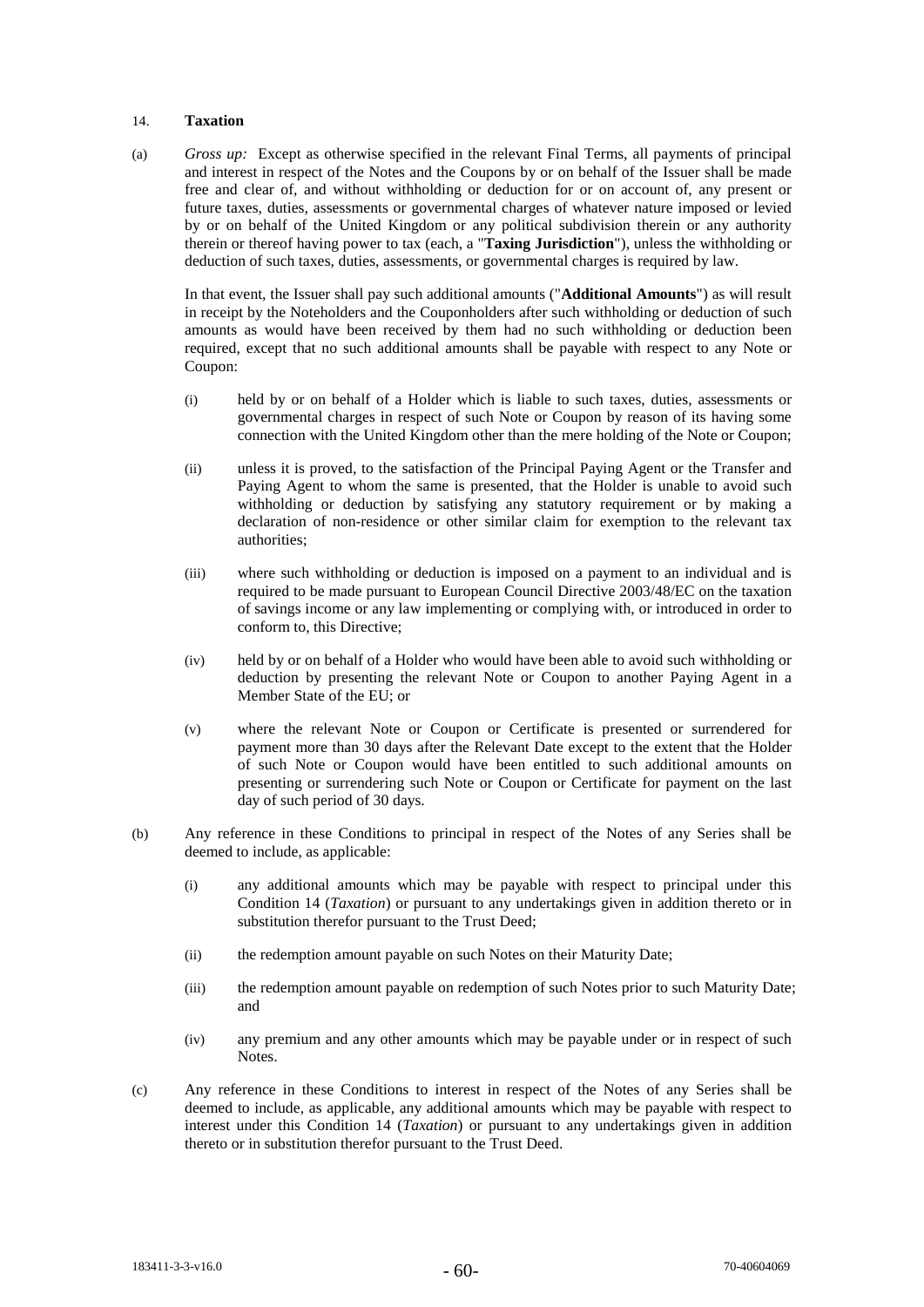## 14. **Taxation**

(a) *Gross up:* Except as otherwise specified in the relevant Final Terms, all payments of principal and interest in respect of the Notes and the Coupons by or on behalf of the Issuer shall be made free and clear of, and without withholding or deduction for or on account of, any present or future taxes, duties, assessments or governmental charges of whatever nature imposed or levied by or on behalf of the United Kingdom or any political subdivision therein or any authority therein or thereof having power to tax (each, a "**Taxing Jurisdiction**"), unless the withholding or deduction of such taxes, duties, assessments, or governmental charges is required by law.

In that event, the Issuer shall pay such additional amounts ("**Additional Amounts**") as will result in receipt by the Noteholders and the Couponholders after such withholding or deduction of such amounts as would have been received by them had no such withholding or deduction been required, except that no such additional amounts shall be payable with respect to any Note or Coupon:

(i) held by or on behalf of a Holder which is liable to such taxes, duties, assessments or governmental charges in respect of such Note or Coupon by reason of its having some connection with the United Kingdom other than the mere holding of the Note or Coupon;

(ii) unless it is proved, to the satisfaction of the Principal Paying Agent or the Transfer and Paying Agent to whom the same is presented, that the Holder is unable to avoid such withholding or deduction by satisfying any statutory requirement or by making a declaration of non-residence or other similar claim for exemption to the relevant tax authorities;

(iii) where such withholding or deduction is imposed on a payment to an individual and is required to be made pursuant to European Council Directive 2003/48/EC on the taxation of savings income or any law implementing or complying with, or introduced in order to conform to, this Directive;

(iv) held by or on behalf of a Holder who would have been able to avoid such withholding or deduction by presenting the relevant Note or Coupon to another Paying Agent in a Member State of the EU; or

(v) where the relevant Note or Coupon or Certificate is presented or surrendered for payment more than 30 days after the Relevant Date except to the extent that the Holder of such Note or Coupon would have been entitled to such additional amounts on presenting or surrendering such Note or Coupon or Certificate for payment on the last day of such period of 30 days.

(b) Any reference in these Conditions to principal in respect of the Notes of any Series shall be deemed to include, as applicable:

(i) any additional amounts which may be payable with respect to principal under this Condition 14 (*Taxation*) or pursuant to any undertakings given in addition thereto or in substitution therefor pursuant to the Trust Deed;

(ii) the redemption amount payable on such Notes on their Maturity Date;

(iii) the redemption amount payable on redemption of such Notes prior to such Maturity Date; and

(iv) any premium and any other amounts which may be payable under or in respect of such Notes.

(c) Any reference in these Conditions to interest in respect of the Notes of any Series shall be deemed to include, as applicable, any additional amounts which may be payable with respect to interest under this Condition 14 (*Taxation*) or pursuant to any undertakings given in addition thereto or in substitution therefor pursuant to the Trust Deed.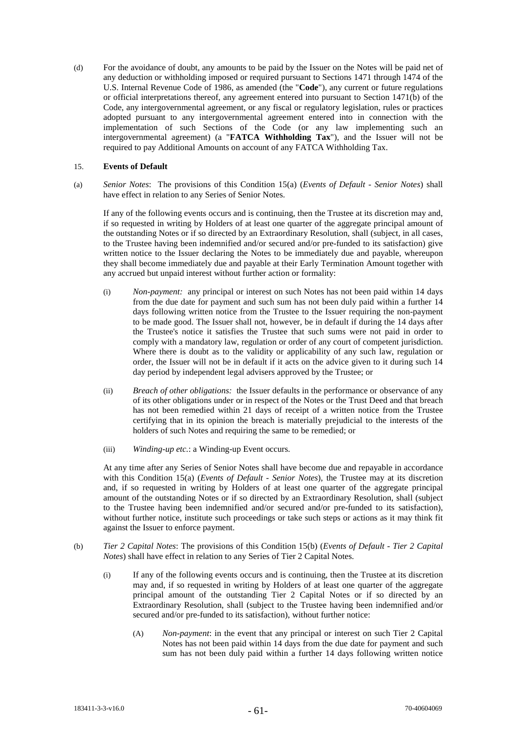(d) For the avoidance of doubt, any amounts to be paid by the Issuer on the Notes will be paid net of any deduction or withholding imposed or required pursuant to Sections 1471 through 1474 of the U.S. Internal Revenue Code of 1986, as amended (the "**Code**"), any current or future regulations or official interpretations thereof, any agreement entered into pursuant to Section 1471(b) of the Code, any intergovernmental agreement, or any fiscal or regulatory legislation, rules or practices adopted pursuant to any intergovernmental agreement entered into in connection with the implementation of such Sections of the Code (or any law implementing such an intergovernmental agreement) (a "**FATCA Withholding Tax**"), and the Issuer will not be required to pay Additional Amounts on account of any FATCA Withholding Tax.

## 15. Events of Default

(a) *Senior Notes*: The provisions of this Condition 15(a) (*Events of Default - Senior Notes*) shall have effect in relation to any Series of Senior Notes.

If any of the following events occurs and is continuing, then the Trustee at its discretion may and, if so requested in writing by Holders of at least one quarter of the aggregate principal amount of the outstanding Notes or if so directed by an Extraordinary Resolution, shall (subject, in all cases, to the Trustee having been indemnified and/or secured and/or pre-funded to its satisfaction) give written notice to the Issuer declaring the Notes to be immediately due and payable, whereupon they shall become immediately due and payable at their Early Termination Amount together with any accrued but unpaid interest without further action or formality:

(i) *Non-payment:* any principal or interest on such Notes has not been paid within 14 days from the due date for payment and such sum has not been duly paid within a further 14 days following written notice from the Trustee to the Issuer requiring the non-payment to be made good. The Issuer shall not, however, be in default if during the 14 days after the Trustee's notice it satisfies the Trustee that such sums were not paid in order to comply with a mandatory law, regulation or order of any court of competent jurisdiction. Where there is doubt as to the validity or applicability of any such law, regulation or order, the Issuer will not be in default if it acts on the advice given to it during such 14 day period by independent legal advisers approved by the Trustee; or

(ii) *Breach of other obligations:* the Issuer defaults in the performance or observance of any of its other obligations under or in respect of the Notes or the Trust Deed and that breach has not been remedied within 21 days of receipt of a written notice from the Trustee certifying that in its opinion the breach is materially prejudicial to the interests of the holders of such Notes and requiring the same to be remedied; or

(iii) *Winding-up etc.*: a Winding-up Event occurs.

At any time after any Series of Senior Notes shall have become due and repayable in accordance with this Condition 15(a) (*Events of Default - Senior Notes*), the Trustee may at its discretion and, if so requested in writing by Holders of at least one quarter of the aggregate principal amount of the outstanding Notes or if so directed by an Extraordinary Resolution, shall (subject to the Trustee having been indemnified and/or secured and/or pre-funded to its satisfaction), without further notice, institute such proceedings or take such steps or actions as it may think fit against the Issuer to enforce payment.

(b) *Tier 2 Capital Notes*: The provisions of this Condition 15(b) (*Events of Default - Tier 2 Capital Notes*) shall have effect in relation to any Series of Tier 2 Capital Notes.

(i) If any of the following events occurs and is continuing, then the Trustee at its discretion may and, if so requested in writing by Holders of at least one quarter of the aggregate principal amount of the outstanding Tier 2 Capital Notes or if so directed by an Extraordinary Resolution, shall (subject to the Trustee having been indemnified and/or secured and/or pre-funded to its satisfaction), without further notice:

(A) *Non-payment*: in the event that any principal or interest on such Tier 2 Capital Notes has not been paid within 14 days from the due date for payment and such sum has not been duly paid within a further 14 days following written notice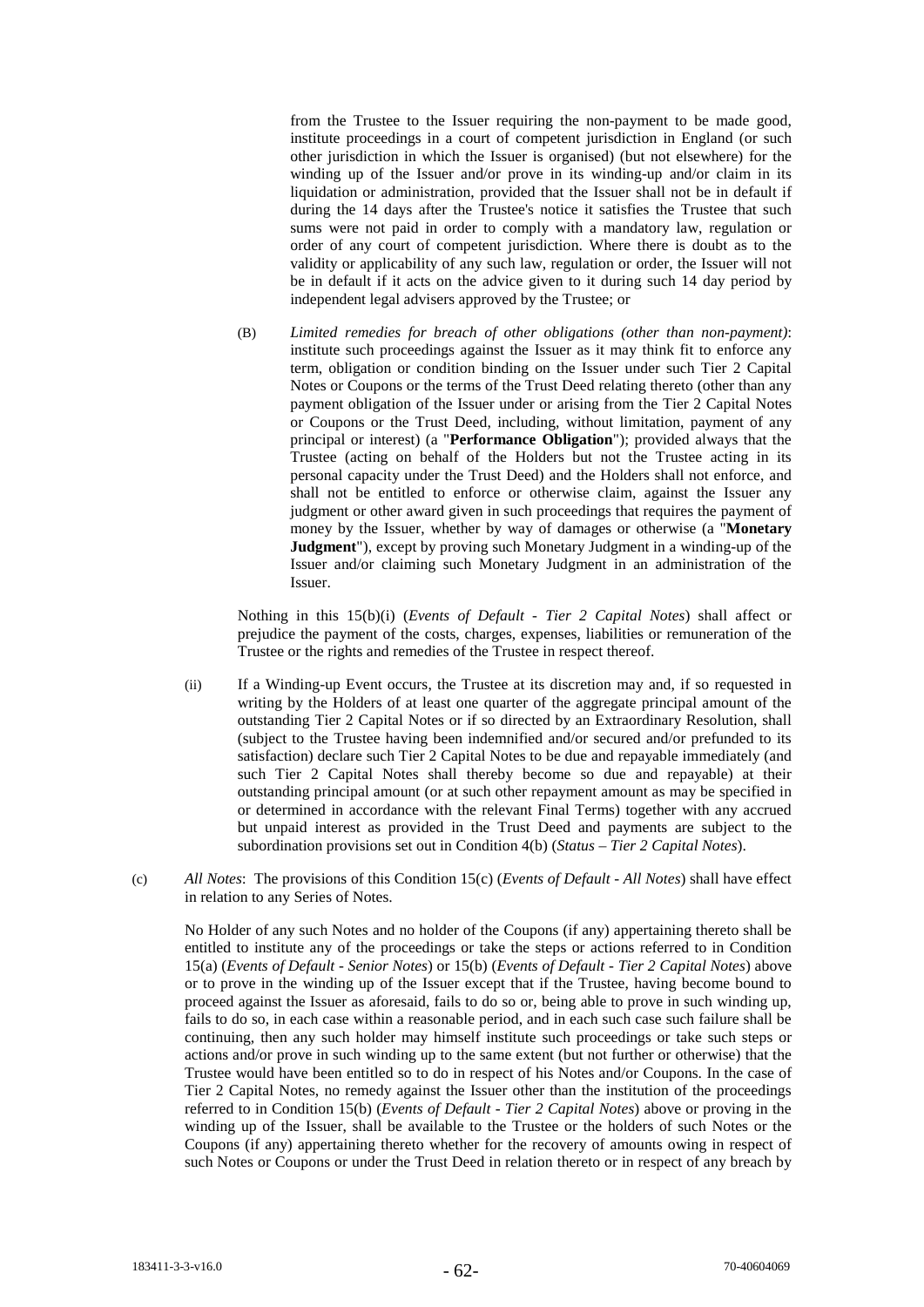from the Trustee to the Issuer requiring the non-payment to be made good, institute proceedings in a court of competent jurisdiction in England (or such other jurisdiction in which the Issuer is organised) (but not elsewhere) for the winding up of the Issuer and/or prove in its winding-up and/or claim in its liquidation or administration, provided that the Issuer shall not be in default if during the 14 days after the Trustee's notice it satisfies the Trustee that such sums were not paid in order to comply with a mandatory law, regulation or order of any court of competent jurisdiction. Where there is doubt as to the validity or applicability of any such law, regulation or order, the Issuer will not be in default if it acts on the advice given to it during such 14 day period by independent legal advisers approved by the Trustee; or

(B) *Limited remedies for breach of other obligations (other than non-payment)*: institute such proceedings against the Issuer as it may think fit to enforce any term, obligation or condition binding on the Issuer under such Tier 2 Capital Notes or Coupons or the terms of the Trust Deed relating thereto (other than any payment obligation of the Issuer under or arising from the Tier 2 Capital Notes or Coupons or the Trust Deed, including, without limitation, payment of any principal or interest) (a "**Performance Obligation**"); provided always that the Trustee (acting on behalf of the Holders but not the Trustee acting in its personal capacity under the Trust Deed) and the Holders shall not enforce, and shall not be entitled to enforce or otherwise claim, against the Issuer any judgment or other award given in such proceedings that requires the payment of money by the Issuer, whether by way of damages or otherwise (a "**Monetary Judgment**"), except by proving such Monetary Judgment in a winding-up of the Issuer and/or claiming such Monetary Judgment in an administration of the Issuer.

Nothing in this 15(b)(i) (*Events of Default - Tier 2 Capital Notes*) shall affect or prejudice the payment of the costs, charges, expenses, liabilities or remuneration of the Trustee or the rights and remedies of the Trustee in respect thereof.

(ii) If a Winding-up Event occurs, the Trustee at its discretion may and, if so requested in writing by the Holders of at least one quarter of the aggregate principal amount of the outstanding Tier 2 Capital Notes or if so directed by an Extraordinary Resolution, shall (subject to the Trustee having been indemnified and/or secured and/or prefunded to its satisfaction) declare such Tier 2 Capital Notes to be due and repayable immediately (and such Tier 2 Capital Notes shall thereby become so due and repayable) at their outstanding principal amount (or at such other repayment amount as may be specified in or determined in accordance with the relevant Final Terms) together with any accrued but unpaid interest as provided in the Trust Deed and payments are subject to the subordination provisions set out in Condition 4(b) (*Status – Tier 2 Capital Notes*).

(c) *All Notes*: The provisions of this Condition 15(c) (*Events of Default - All Notes*) shall have effect in relation to any Series of Notes.

No Holder of any such Notes and no holder of the Coupons (if any) appertaining thereto shall be entitled to institute any of the proceedings or take the steps or actions referred to in Condition 15(a) (*Events of Default - Senior Notes*) or 15(b) (*Events of Default - Tier 2 Capital Notes*) above or to prove in the winding up of the Issuer except that if the Trustee, having become bound to proceed against the Issuer as aforesaid, fails to do so or, being able to prove in such winding up, fails to do so, in each case within a reasonable period, and in each such case such failure shall be continuing, then any such holder may himself institute such proceedings or take such steps or actions and/or prove in such winding up to the same extent (but not further or otherwise) that the Trustee would have been entitled so to do in respect of his Notes and/or Coupons. In the case of Tier 2 Capital Notes, no remedy against the Issuer other than the institution of the proceedings referred to in Condition 15(b) (*Events of Default - Tier 2 Capital Notes*) above or proving in the winding up of the Issuer, shall be available to the Trustee or the holders of such Notes or the Coupons (if any) appertaining thereto whether for the recovery of amounts owing in respect of such Notes or Coupons or under the Trust Deed in relation thereto or in respect of any breach by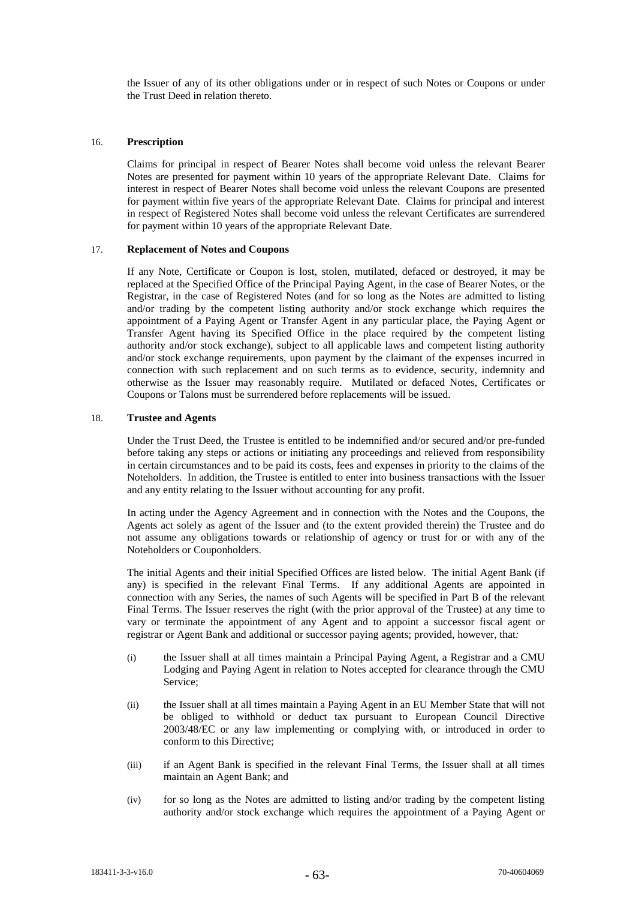the Issuer of any of its other obligations under or in respect of such Notes or Coupons or under the Trust Deed in relation thereto.

## 16. Prescription

Claims for principal in respect of Bearer Notes shall become void unless the relevant Bearer Notes are presented for payment within 10 years of the appropriate Relevant Date. Claims for interest in respect of Bearer Notes shall become void unless the relevant Coupons are presented for payment within five years of the appropriate Relevant Date. Claims for principal and interest in respect of Registered Notes shall become void unless the relevant Certificates are surrendered for payment within 10 years of the appropriate Relevant Date.

## 17. Replacement of Notes and Coupons

If any Note, Certificate or Coupon is lost, stolen, mutilated, defaced or destroyed, it may be replaced at the Specified Office of the Principal Paying Agent, in the case of Bearer Notes, or the Registrar, in the case of Registered Notes (and for so long as the Notes are admitted to listing and/or trading by the competent listing authority and/or stock exchange which requires the appointment of a Paying Agent or Transfer Agent in any particular place, the Paying Agent or Transfer Agent having its Specified Office in the place required by the competent listing authority and/or stock exchange), subject to all applicable laws and competent listing authority and/or stock exchange requirements, upon payment by the claimant of the expenses incurred in connection with such replacement and on such terms as to evidence, security, indemnity and otherwise as the Issuer may reasonably require. Mutilated or defaced Notes, Certificates or Coupons or Talons must be surrendered before replacements will be issued.

## 18. Trustee and Agents

Under the Trust Deed, the Trustee is entitled to be indemnified and/or secured and/or pre-funded before taking any steps or actions or initiating any proceedings and relieved from responsibility in certain circumstances and to be paid its costs, fees and expenses in priority to the claims of the Noteholders. In addition, the Trustee is entitled to enter into business transactions with the Issuer and any entity relating to the Issuer without accounting for any profit.

In acting under the Agency Agreement and in connection with the Notes and the Coupons, the Agents act solely as agent of the Issuer and (to the extent provided therein) the Trustee and do not assume any obligations towards or relationship of agency or trust for or with any of the Noteholders or Couponholders.

The initial Agents and their initial Specified Offices are listed below. The initial Agent Bank (if any) is specified in the relevant Final Terms. If any additional Agents are appointed in connection with any Series, the names of such Agents will be specified in Part B of the relevant Final Terms. The Issuer reserves the right (with the prior approval of the Trustee) at any time to vary or terminate the appointment of any Agent and to appoint a successor fiscal agent or registrar or Agent Bank and additional or successor paying agents; provided, however, that*:*

(i) the Issuer shall at all times maintain a Principal Paying Agent, a Registrar and a CMU Lodging and Paying Agent in relation to Notes accepted for clearance through the CMU Service;

(ii) the Issuer shall at all times maintain a Paying Agent in an EU Member State that will not be obliged to withhold or deduct tax pursuant to European Council Directive 2003/48/EC or any law implementing or complying with, or introduced in order to conform to this Directive;

(iii) if an Agent Bank is specified in the relevant Final Terms, the Issuer shall at all times maintain an Agent Bank; and

(iv) for so long as the Notes are admitted to listing and/or trading by the competent listing authority and/or stock exchange which requires the appointment of a Paying Agent or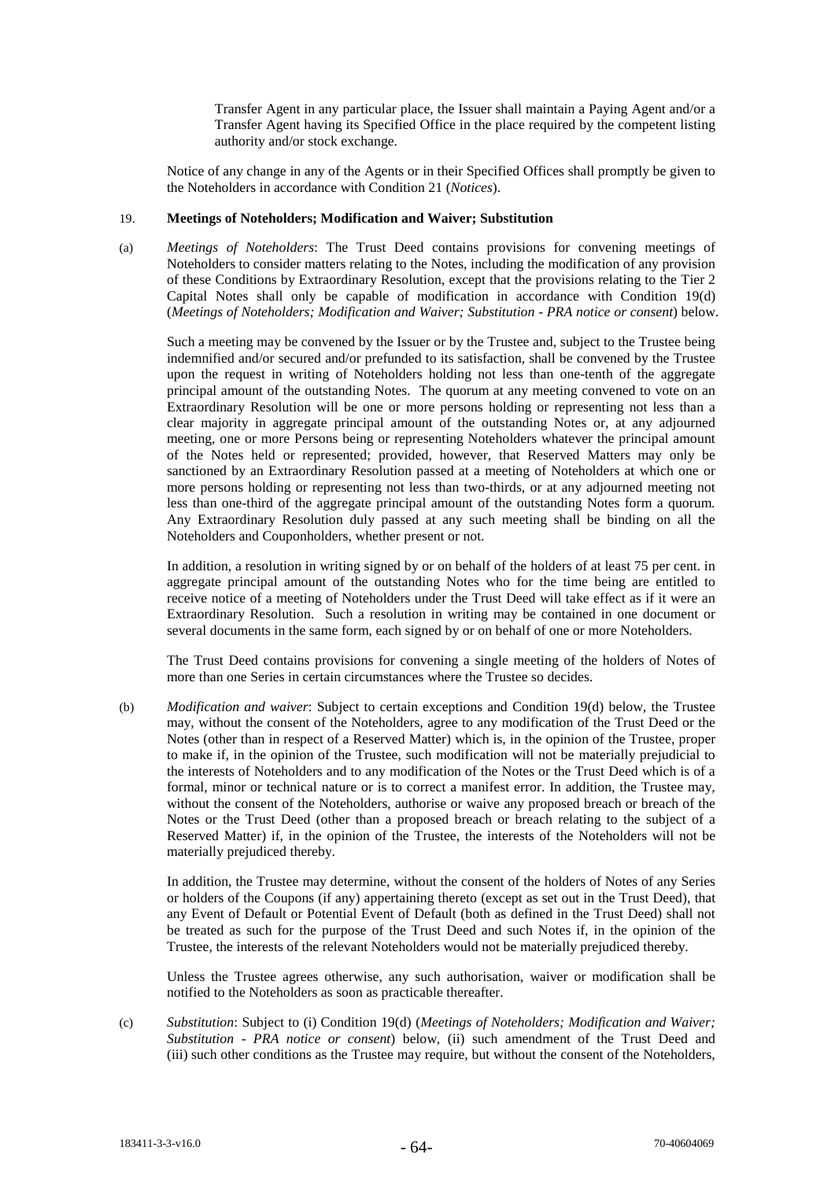Transfer Agent in any particular place, the Issuer shall maintain a Paying Agent and/or a Transfer Agent having its Specified Office in the place required by the competent listing authority and/or stock exchange.

Notice of any change in any of the Agents or in their Specified Offices shall promptly be given to the Noteholders in accordance with Condition 21 (*Notices*).

19. **Meetings of Noteholders; Modification and Waiver; Substitution**

(a) *Meetings of Noteholders*: The Trust Deed contains provisions for convening meetings of Noteholders to consider matters relating to the Notes, including the modification of any provision of these Conditions by Extraordinary Resolution, except that the provisions relating to the Tier 2 Capital Notes shall only be capable of modification in accordance with Condition 19(d) (*Meetings of Noteholders; Modification and Waiver; Substitution - PRA notice or consent*) below.

Such a meeting may be convened by the Issuer or by the Trustee and, subject to the Trustee being indemnified and/or secured and/or prefunded to its satisfaction, shall be convened by the Trustee upon the request in writing of Noteholders holding not less than one-tenth of the aggregate principal amount of the outstanding Notes. The quorum at any meeting convened to vote on an Extraordinary Resolution will be one or more persons holding or representing not less than a clear majority in aggregate principal amount of the outstanding Notes or, at any adjourned meeting, one or more Persons being or representing Noteholders whatever the principal amount of the Notes held or represented; provided, however, that Reserved Matters may only be sanctioned by an Extraordinary Resolution passed at a meeting of Noteholders at which one or more persons holding or representing not less than two-thirds, or at any adjourned meeting not less than one-third of the aggregate principal amount of the outstanding Notes form a quorum. Any Extraordinary Resolution duly passed at any such meeting shall be binding on all the Noteholders and Couponholders, whether present or not.

In addition, a resolution in writing signed by or on behalf of the holders of at least 75 per cent. in aggregate principal amount of the outstanding Notes who for the time being are entitled to receive notice of a meeting of Noteholders under the Trust Deed will take effect as if it were an Extraordinary Resolution. Such a resolution in writing may be contained in one document or several documents in the same form, each signed by or on behalf of one or more Noteholders.

The Trust Deed contains provisions for convening a single meeting of the holders of Notes of more than one Series in certain circumstances where the Trustee so decides.

(b) *Modification and waiver*: Subject to certain exceptions and Condition 19(d) below, the Trustee may, without the consent of the Noteholders, agree to any modification of the Trust Deed or the Notes (other than in respect of a Reserved Matter) which is, in the opinion of the Trustee, proper to make if, in the opinion of the Trustee, such modification will not be materially prejudicial to the interests of Noteholders and to any modification of the Notes or the Trust Deed which is of a formal, minor or technical nature or is to correct a manifest error. In addition, the Trustee may, without the consent of the Noteholders, authorise or waive any proposed breach or breach of the Notes or the Trust Deed (other than a proposed breach or breach relating to the subject of a Reserved Matter) if, in the opinion of the Trustee, the interests of the Noteholders will not be materially prejudiced thereby.

In addition, the Trustee may determine, without the consent of the holders of Notes of any Series or holders of the Coupons (if any) appertaining thereto (except as set out in the Trust Deed), that any Event of Default or Potential Event of Default (both as defined in the Trust Deed) shall not be treated as such for the purpose of the Trust Deed and such Notes if, in the opinion of the Trustee, the interests of the relevant Noteholders would not be materially prejudiced thereby.

Unless the Trustee agrees otherwise, any such authorisation, waiver or modification shall be notified to the Noteholders as soon as practicable thereafter.

(c) *Substitution*: Subject to (i) Condition 19(d) (*Meetings of Noteholders; Modification and Waiver; Substitution - PRA notice or consent*) below, (ii) such amendment of the Trust Deed and (iii) such other conditions as the Trustee may require, but without the consent of the Noteholders,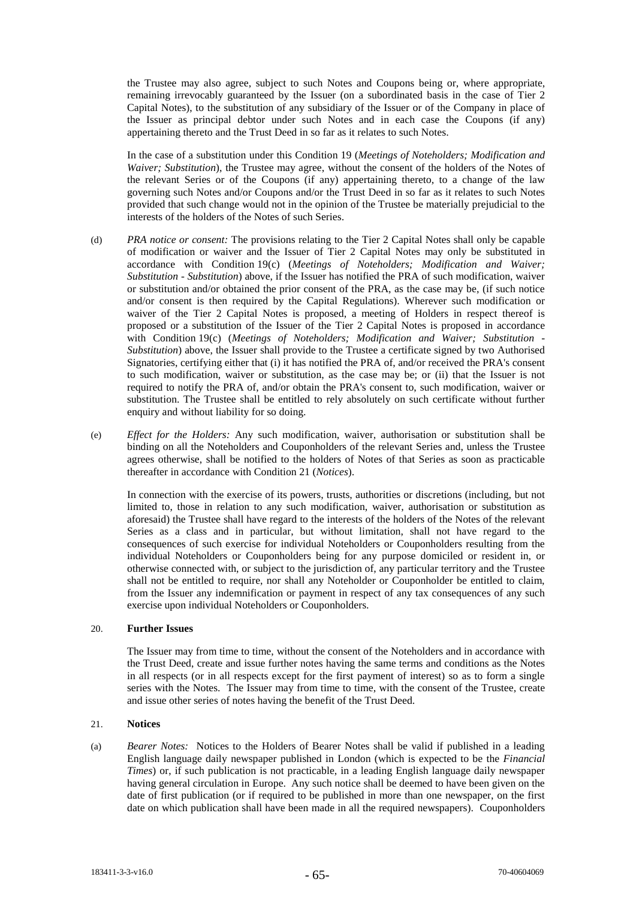the Trustee may also agree, subject to such Notes and Coupons being or, where appropriate, remaining irrevocably guaranteed by the Issuer (on a subordinated basis in the case of Tier 2 Capital Notes), to the substitution of any subsidiary of the Issuer or of the Company in place of the Issuer as principal debtor under such Notes and in each case the Coupons (if any) appertaining thereto and the Trust Deed in so far as it relates to such Notes.

In the case of a substitution under this Condition 19 (*Meetings of Noteholders; Modification and Waiver; Substitution*), the Trustee may agree, without the consent of the holders of the Notes of the relevant Series or of the Coupons (if any) appertaining thereto, to a change of the law governing such Notes and/or Coupons and/or the Trust Deed in so far as it relates to such Notes provided that such change would not in the opinion of the Trustee be materially prejudicial to the interests of the holders of the Notes of such Series.

(d) *PRA notice or consent:* The provisions relating to the Tier 2 Capital Notes shall only be capable of modification or waiver and the Issuer of Tier 2 Capital Notes may only be substituted in accordance with Condition 19(c) (*Meetings of Noteholders; Modification and Waiver; Substitution - Substitution*) above, if the Issuer has notified the PRA of such modification, waiver or substitution and/or obtained the prior consent of the PRA, as the case may be, (if such notice and/or consent is then required by the Capital Regulations). Wherever such modification or waiver of the Tier 2 Capital Notes is proposed, a meeting of Holders in respect thereof is proposed or a substitution of the Issuer of the Tier 2 Capital Notes is proposed in accordance with Condition 19(c) (*Meetings of Noteholders; Modification and Waiver; Substitution - Substitution*) above, the Issuer shall provide to the Trustee a certificate signed by two Authorised Signatories, certifying either that (i) it has notified the PRA of, and/or received the PRA's consent to such modification, waiver or substitution, as the case may be; or (ii) that the Issuer is not required to notify the PRA of, and/or obtain the PRA's consent to, such modification, waiver or substitution. The Trustee shall be entitled to rely absolutely on such certificate without further enquiry and without liability for so doing.

(e) *Effect for the Holders:* Any such modification, waiver, authorisation or substitution shall be binding on all the Noteholders and Couponholders of the relevant Series and, unless the Trustee agrees otherwise, shall be notified to the holders of Notes of that Series as soon as practicable thereafter in accordance with Condition 21 (*Notices*).

In connection with the exercise of its powers, trusts, authorities or discretions (including, but not limited to, those in relation to any such modification, waiver, authorisation or substitution as aforesaid) the Trustee shall have regard to the interests of the holders of the Notes of the relevant Series as a class and in particular, but without limitation, shall not have regard to the consequences of such exercise for individual Noteholders or Couponholders resulting from the individual Noteholders or Couponholders being for any purpose domiciled or resident in, or otherwise connected with, or subject to the jurisdiction of, any particular territory and the Trustee shall not be entitled to require, nor shall any Noteholder or Couponholder be entitled to claim, from the Issuer any indemnification or payment in respect of any tax consequences of any such exercise upon individual Noteholders or Couponholders.

## 20. Further Issues

The Issuer may from time to time, without the consent of the Noteholders and in accordance with the Trust Deed, create and issue further notes having the same terms and conditions as the Notes in all respects (or in all respects except for the first payment of interest) so as to form a single series with the Notes. The Issuer may from time to time, with the consent of the Trustee, create and issue other series of notes having the benefit of the Trust Deed.

## 21. Notices

(a) *Bearer Notes:* Notices to the Holders of Bearer Notes shall be valid if published in a leading English language daily newspaper published in London (which is expected to be the *Financial Times*) or, if such publication is not practicable, in a leading English language daily newspaper having general circulation in Europe. Any such notice shall be deemed to have been given on the date of first publication (or if required to be published in more than one newspaper, on the first date on which publication shall have been made in all the required newspapers). Couponholders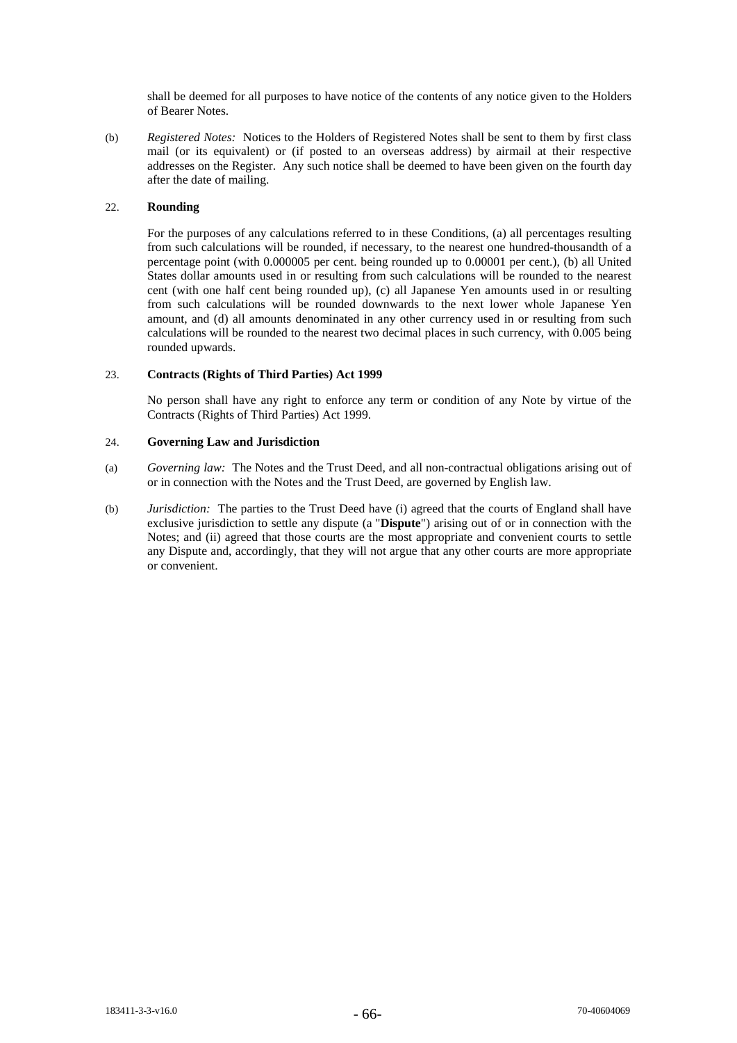shall be deemed for all purposes to have notice of the contents of any notice given to the Holders of Bearer Notes.

(b) *Registered Notes:* Notices to the Holders of Registered Notes shall be sent to them by first class mail (or its equivalent) or (if posted to an overseas address) by airmail at their respective addresses on the Register. Any such notice shall be deemed to have been given on the fourth day after the date of mailing.

## 22. Rounding

For the purposes of any calculations referred to in these Conditions, (a) all percentages resulting from such calculations will be rounded, if necessary, to the nearest one hundred-thousandth of a percentage point (with 0.000005 per cent. being rounded up to 0.00001 per cent.), (b) all United States dollar amounts used in or resulting from such calculations will be rounded to the nearest cent (with one half cent being rounded up), (c) all Japanese Yen amounts used in or resulting from such calculations will be rounded downwards to the next lower whole Japanese Yen amount, and (d) all amounts denominated in any other currency used in or resulting from such calculations will be rounded to the nearest two decimal places in such currency, with 0.005 being rounded upwards.

## 23. Contracts (Rights of Third Parties) Act 1999

No person shall have any right to enforce any term or condition of any Note by virtue of the Contracts (Rights of Third Parties) Act 1999.

## 24. Governing Law and Jurisdiction

(a) *Governing law:* The Notes and the Trust Deed, and all non-contractual obligations arising out of or in connection with the Notes and the Trust Deed, are governed by English law.

(b) *Jurisdiction:* The parties to the Trust Deed have (i) agreed that the courts of England shall have exclusive jurisdiction to settle any dispute (a "**Dispute**") arising out of or in connection with the Notes; and (ii) agreed that those courts are the most appropriate and convenient courts to settle any Dispute and, accordingly, that they will not argue that any other courts are more appropriate or convenient.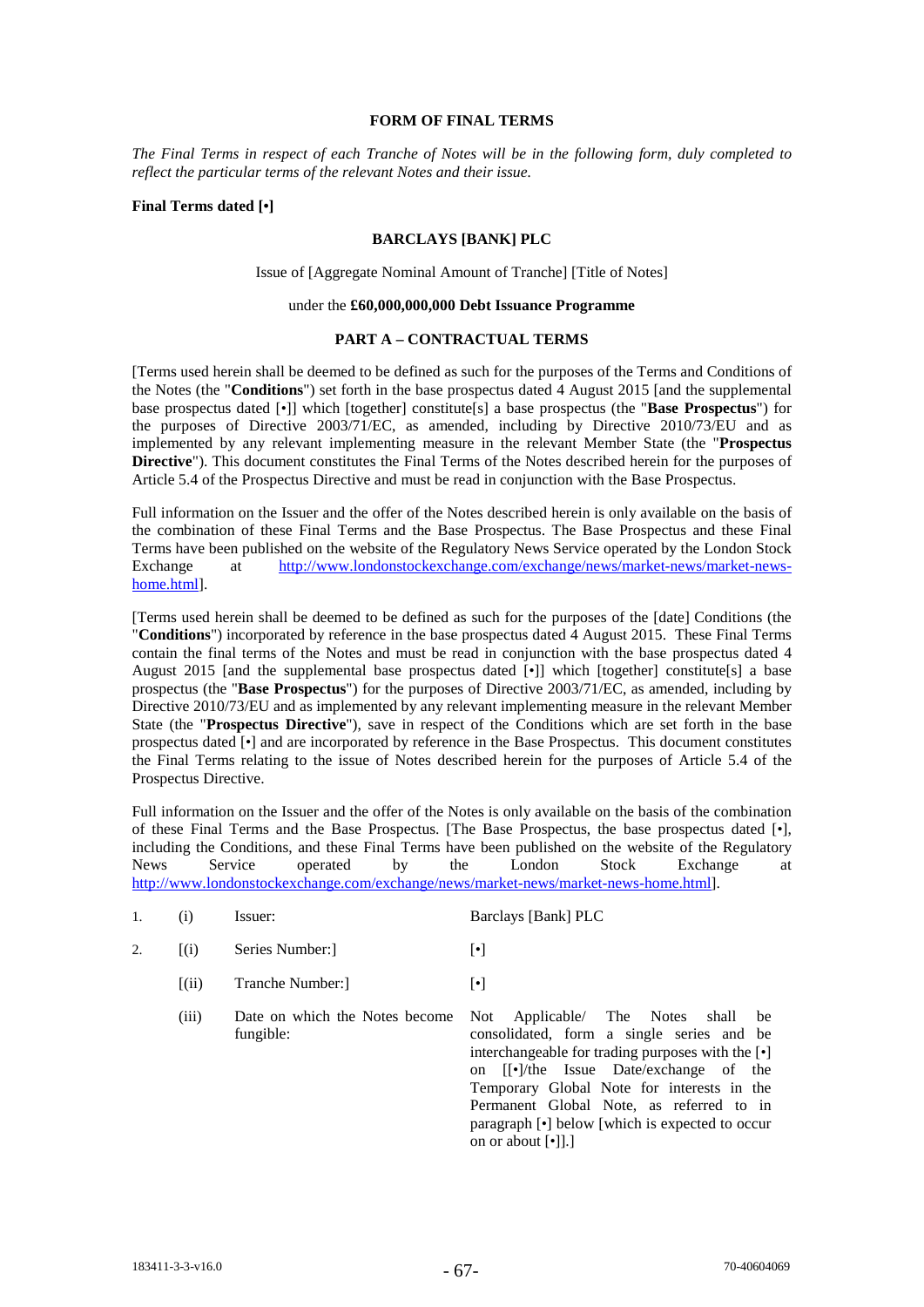# FORM OF FINAL TERMS

*The Final Terms in respect of each Tranche of Notes will be in the following form, duly completed to reflect the particular terms of the relevant Notes and their issue.*

**Final Terms dated [•]**

## BARCLAYS [BANK] PLC

Issue of [Aggregate Nominal Amount of Tranche] [Title of Notes]

under the **£60,000,000,000 Debt Issuance Programme**

## PART A – CONTRACTUAL TERMS

[Terms used herein shall be deemed to be defined as such for the purposes of the Terms and Conditions of the Notes (the "**Conditions**") set forth in the base prospectus dated 4 August 2015 [and the supplemental base prospectus dated [•]] which [together] constitute[s] a base prospectus (the "**Base Prospectus**") for the purposes of Directive 2003/71/EC, as amended, including by Directive 2010/73/EU and as implemented by any relevant implementing measure in the relevant Member State (the "**Prospectus Directive**"). This document constitutes the Final Terms of the Notes described herein for the purposes of Article 5.4 of the Prospectus Directive and must be read in conjunction with the Base Prospectus.

Full information on the Issuer and the offer of the Notes described herein is only available on the basis of the combination of these Final Terms and the Base Prospectus. The Base Prospectus and these Final Terms have been published on the website of the Regulatory News Service operated by the London Stock Exchange at http://www.londonstockexchange.com/exchange/news/market-news/market-news-home.html].

[Terms used herein shall be deemed to be defined as such for the purposes of the [date] Conditions (the "**Conditions**") incorporated by reference in the base prospectus dated 4 August 2015. These Final Terms contain the final terms of the Notes and must be read in conjunction with the base prospectus dated 4 August 2015 [and the supplemental base prospectus dated [•]] which [together] constitute[s] a base prospectus (the "**Base Prospectus**") for the purposes of Directive 2003/71/EC, as amended, including by Directive 2010/73/EU and as implemented by any relevant implementing measure in the relevant Member State (the "**Prospectus Directive**"), save in respect of the Conditions which are set forth in the base prospectus dated [•] and are incorporated by reference in the Base Prospectus. This document constitutes the Final Terms relating to the issue of Notes described herein for the purposes of Article 5.4 of the Prospectus Directive.

Full information on the Issuer and the offer of the Notes is only available on the basis of the combination of these Final Terms and the Base Prospectus. [The Base Prospectus, the base prospectus dated [•], including the Conditions, and these Final Terms have been published on the website of the Regulatory News Service operated by the London Stock Exchange at http://www.londonstockexchange.com/exchange/news/market-news/market-news-home.html].

| | | | |
|---|---|---|---|
| 1. | (i) | Issuer: | Barclays [Bank] PLC |
| 2. | [(i) | Series Number:] | [•] |
| | [(ii) | Tranche Number:] | [•] |
| | (iii) | Date on which the Notes become fungible: | Not Applicable/ The Notes shall be consolidated, form a single series and be interchangeable for trading purposes with the [•] on [[•]/the Issue Date/exchange of the Temporary Global Note for interests in the Permanent Global Note, as referred to in paragraph [•] below [which is expected to occur on or about [•]].] |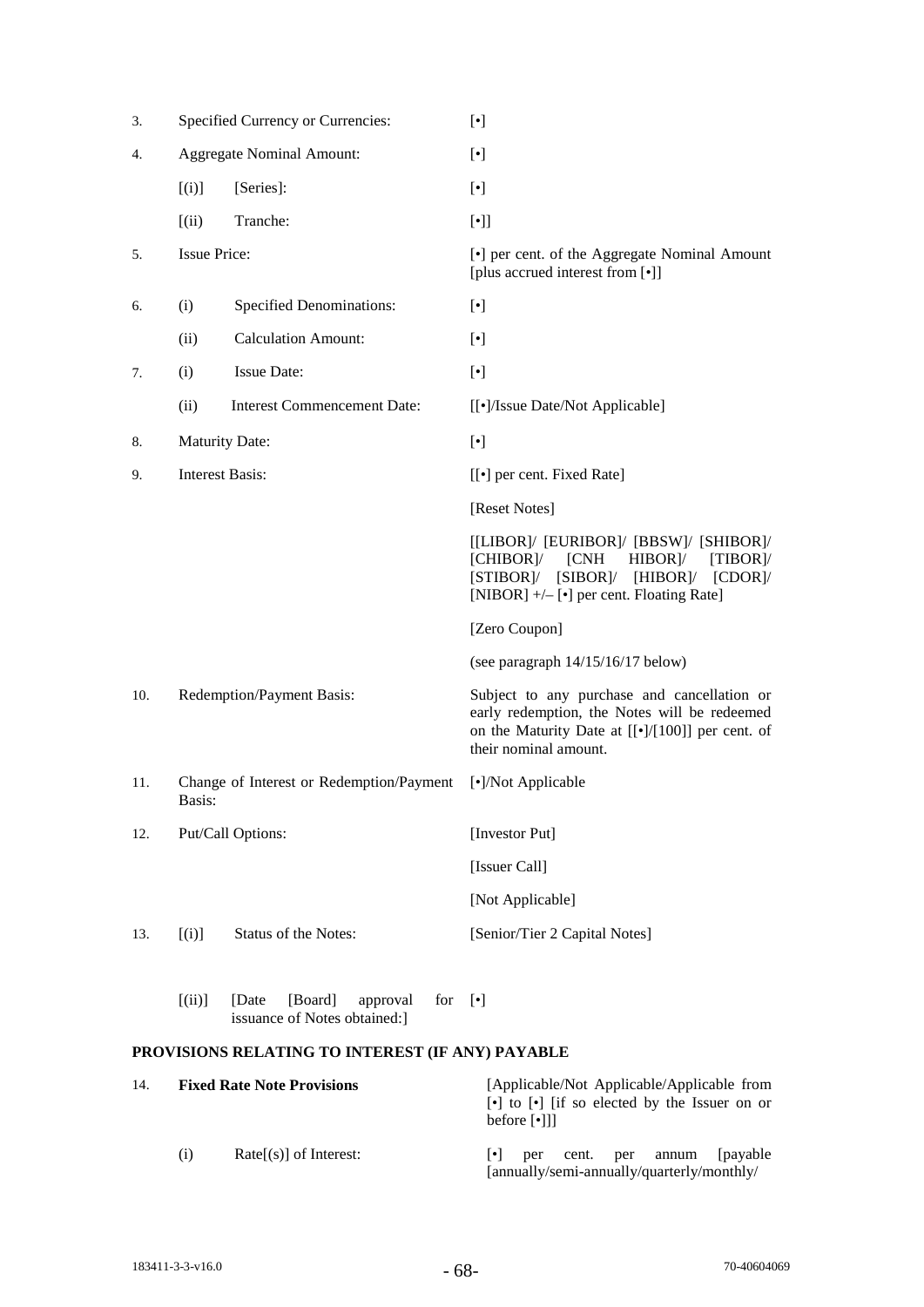| | | |
|---|---|---|
| 3. | Specified Currency or Currencies: | [•] |
| 4. | Aggregate Nominal Amount: | [•] |
| | [(i)] [Series]: | [•] |
| | [(ii) Tranche: | [•]] |
| 5. | Issue Price: | [•] per cent. of the Aggregate Nominal Amount [plus accrued interest from [•]] |
| 6. | (i) Specified Denominations: | [•] |
| | (ii) Calculation Amount: | [•] |
| 7. | (i) Issue Date: | [•] |
| | (ii) Interest Commencement Date: | [[•]/Issue Date/Not Applicable] |
| 8. | Maturity Date: | [•] |
| 9. | Interest Basis: | [[•] per cent. Fixed Rate] |
| | | [Reset Notes] |
| | | [[LIBOR]/ [EURIBOR]/ [BBSW]/ [SHIBOR]/ [CHIBOR]/ [CNH HIBOR]/ [TIBOR]/ [STIBOR]/ [SIBOR]/ [HIBOR]/ [CDOR]/ [NIBOR] +/– [•] per cent. Floating Rate] |
| | | [Zero Coupon] |
| | | (see paragraph 14/15/16/17 below) |
| 10. | Redemption/Payment Basis: | Subject to any purchase and cancellation or early redemption, the Notes will be redeemed on the Maturity Date at [[•]/[100]] per cent. of their nominal amount. |
| 11. | Change of Interest or Redemption/Payment Basis: | [•]/Not Applicable |
| 12. | Put/Call Options: | [Investor Put] |
| | | [Issuer Call] |
| | | [Not Applicable] |
| 13. | [(i)] Status of the Notes: | [Senior/Tier 2 Capital Notes] |
| | [(ii)] [Date [Board] approval for issuance of Notes obtained:] | [•] |

**PROVISIONS RELATING TO INTEREST (IF ANY) PAYABLE**

| | | |
|---|---|---|
| 14. | **Fixed Rate Note Provisions** | [Applicable/Not Applicable/Applicable from [•] to [•] [if so elected by the Issuer on or before [•]]] |
| | (i) Rate[(s)] of Interest: | [•] per cent. per annum [payable [annually/semi-annually/quarterly/monthly/ |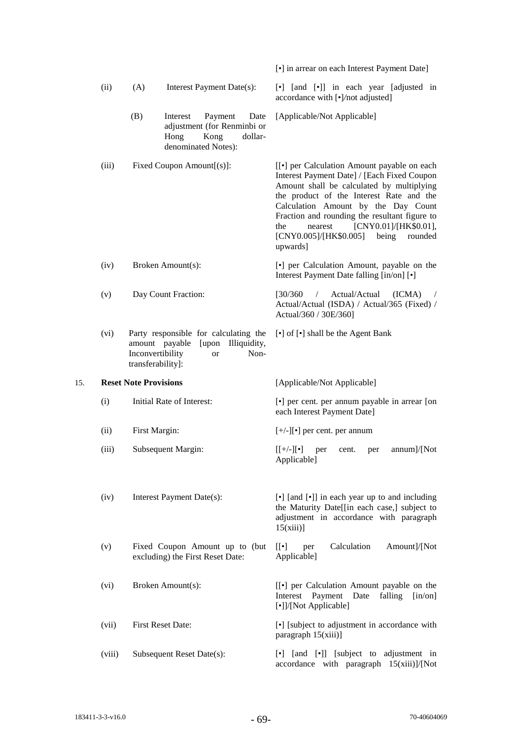| | | | |
|---|---|---|---|
| | | | [•] in arrear on each Interest Payment Date] |
| | (ii) | (A) Interest Payment Date(s): | [•] [and [•]] in each year [adjusted in accordance with [•]/not adjusted] |
| | | (B) Interest Payment Date adjustment (for Renminbi or Hong Kong dollar-denominated Notes): | [Applicable/Not Applicable] |
| | (iii) | Fixed Coupon Amount[(s)]: | [[•] per Calculation Amount payable on each Interest Payment Date] / [Each Fixed Coupon Amount shall be calculated by multiplying the product of the Interest Rate and the Calculation Amount by the Day Count Fraction and rounding the resultant figure to the nearest [CNY0.01]/[HK$0.01], [CNY0.005]/[HK$0.005] being rounded upwards] |
| | (iv) | Broken Amount(s): | [•] per Calculation Amount, payable on the Interest Payment Date falling [in/on] [•] |
| | (v) | Day Count Fraction: | [30/360 / Actual/Actual (ICMA) / Actual/Actual (ISDA) / Actual/365 (Fixed) / Actual/360 / 30E/360] |
| | (vi) | Party responsible for calculating the amount payable [upon Illiquidity, Inconvertibility or Non-transferability]: | [•] of [•] shall be the Agent Bank |
| 15. | **Reset Note Provisions** | | [Applicable/Not Applicable] |
| | (i) | Initial Rate of Interest: | [•] per cent. per annum payable in arrear [on each Interest Payment Date] |
| | (ii) | First Margin: | [+/-][•] per cent. per annum |
| | (iii) | Subsequent Margin: | [[+/-][•] per cent. per annum]/[Not Applicable] |
| | (iv) | Interest Payment Date(s): | [•] [and [•]] in each year up to and including the Maturity Date[[in each case,] subject to adjustment in accordance with paragraph 15(xiii)] |
| | (v) | Fixed Coupon Amount up to (but excluding) the First Reset Date: | [[•] per Calculation Amount]/[Not Applicable] |
| | (vi) | Broken Amount(s): | [[•] per Calculation Amount payable on the Interest Payment Date falling [in/on] [•]]/[Not Applicable] |
| | (vii) | First Reset Date: | [•] [subject to adjustment in accordance with paragraph 15(xiii)] |
| | (viii) | Subsequent Reset Date(s): | [•] [and [•]] [subject to adjustment in accordance with paragraph 15(xiii)]/[Not |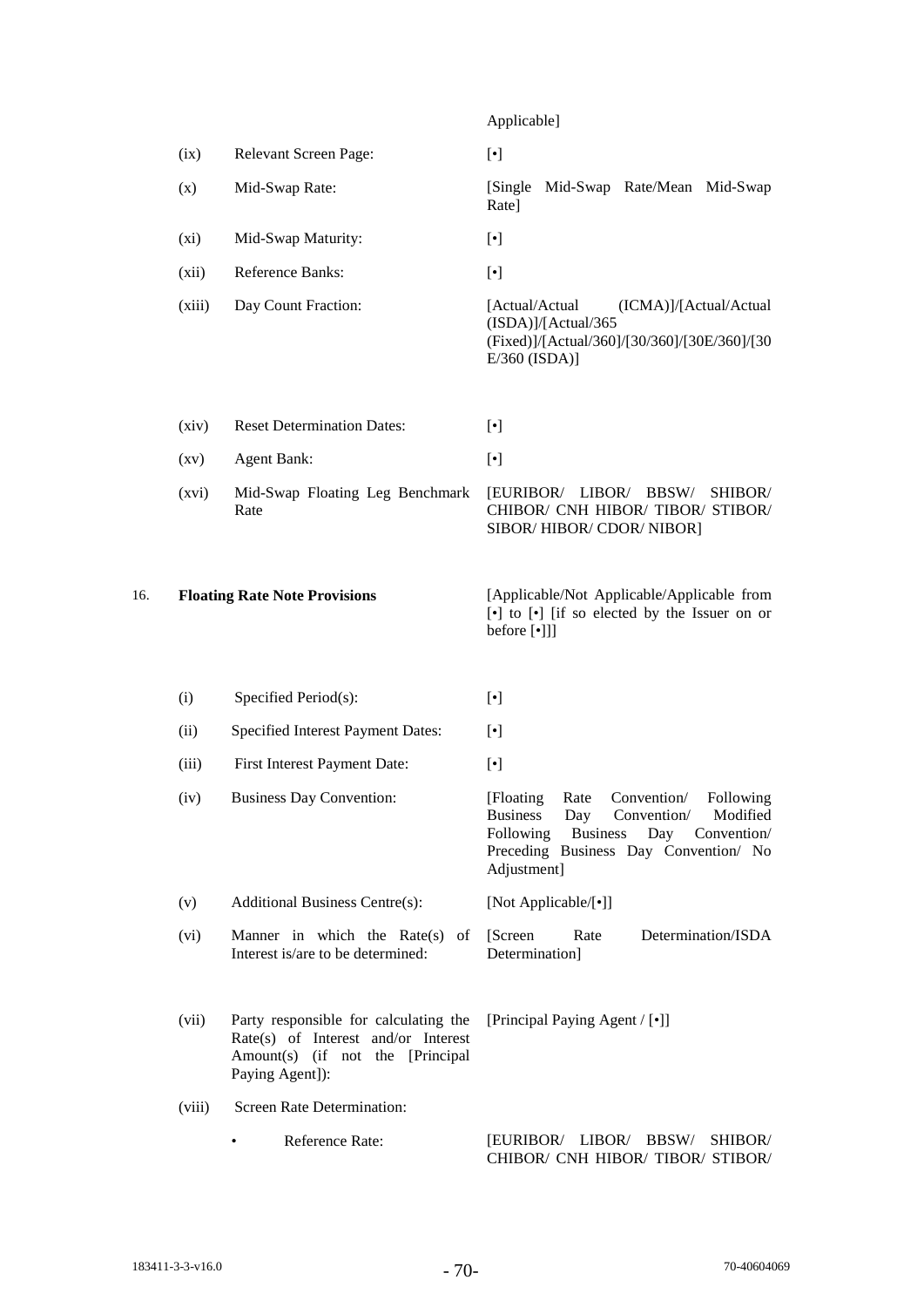| | | |
|---|---|---|
| | | Applicable] |
| (ix) | Relevant Screen Page: | [•] |
| (x) | Mid-Swap Rate: | [Single Mid-Swap Rate/Mean Mid-Swap Rate] |
| (xi) | Mid-Swap Maturity: | [•] |
| (xii) | Reference Banks: | [•] |
| (xiii) | Day Count Fraction: | [Actual/Actual (ICMA)]/[Actual/Actual (ISDA)]/[Actual/365 (Fixed)]/[Actual/360]/[30/360]/[30E/360]/[30E/360 (ISDA)] |
| (xiv) | Reset Determination Dates: | [•] |
| (xv) | Agent Bank: | [•] |
| (xvi) | Mid-Swap Floating Leg Benchmark Rate | [EURIBOR/ LIBOR/ BBSW/ SHIBOR/ CHIBOR/ CNH HIBOR/ TIBOR/ STIBOR/ SIBOR/ HIBOR/ CDOR/ NIBOR] |

| | | |
|---|---|---|
| 16. | **Floating Rate Note Provisions** | [Applicable/Not Applicable/Applicable from [•] to [•] [if so elected by the Issuer on or before [•]]] |

| | | |
|---|---|---|
| (i) | Specified Period(s): | [•] |
| (ii) | Specified Interest Payment Dates: | [•] |
| (iii) | First Interest Payment Date: | [•] |
| (iv) | Business Day Convention: | [Floating Rate Convention/ Following Business Day Convention/ Modified Following Business Day Convention/ Preceding Business Day Convention/ No Adjustment] |
| (v) | Additional Business Centre(s): | [Not Applicable/[•]] |
| (vi) | Manner in which the Rate(s) of Interest is/are to be determined: | [Screen Rate Determination/ISDA Determination] |
| (vii) | Party responsible for calculating the Rate(s) of Interest and/or Interest Amount(s) (if not the [Principal Paying Agent]): | [Principal Paying Agent / [•]] |
| (viii) | Screen Rate Determination: | |
| | • Reference Rate: | [EURIBOR/ LIBOR/ BBSW/ SHIBOR/ CHIBOR/ CNH HIBOR/ TIBOR/ STIBOR/ |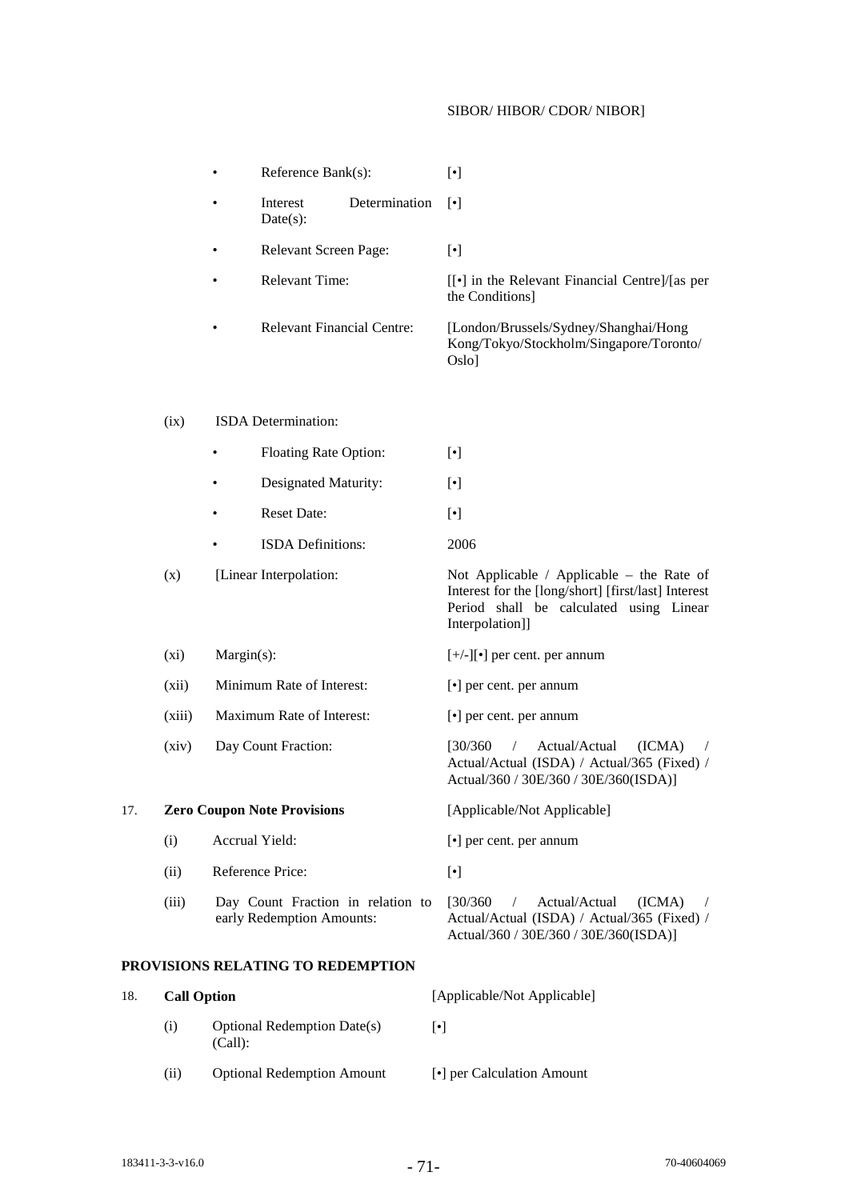SIBOR/ HIBOR/ CDOR/ NIBOR]

| | | |
|---|---|---|
| | • Reference Bank(s): | [•] |
| | • Interest Determination Date(s): | [•] |
| | • Relevant Screen Page: | [•] |
| | • Relevant Time: | [[•] in the Relevant Financial Centre]/[as per the Conditions] |
| | • Relevant Financial Centre: | [London/Brussels/Sydney/Shanghai/Hong Kong/Tokyo/Stockholm/Singapore/Toronto/ Oslo] |
| (ix) | ISDA Determination: | |
| | • Floating Rate Option: | [•] |
| | • Designated Maturity: | [•] |
| | • Reset Date: | [•] |
| | • ISDA Definitions: | 2006 |
| (x) | [Linear Interpolation: | Not Applicable / Applicable – the Rate of Interest for the [long/short] [first/last] Interest Period shall be calculated using Linear Interpolation]] |
| (xi) | Margin(s): | [+/-][•] per cent. per annum |
| (xii) | Minimum Rate of Interest: | [•] per cent. per annum |
| (xiii) | Maximum Rate of Interest: | [•] per cent. per annum |
| (xiv) | Day Count Fraction: | [30/360 / Actual/Actual (ICMA) / Actual/Actual (ISDA) / Actual/365 (Fixed) / Actual/360 / 30E/360 / 30E/360(ISDA)] |

| | | |
|---|---|---|
| 17. | **Zero Coupon Note Provisions** | [Applicable/Not Applicable] |
| (i) | Accrual Yield: | [•] per cent. per annum |
| (ii) | Reference Price: | [•] |
| (iii) | Day Count Fraction in relation to early Redemption Amounts: | [30/360 / Actual/Actual (ICMA) / Actual/Actual (ISDA) / Actual/365 (Fixed) / Actual/360 / 30E/360 / 30E/360(ISDA)] |

**PROVISIONS RELATING TO REDEMPTION**

| | | |
|---|---|---|
| 18. | **Call Option** | [Applicable/Not Applicable] |
| (i) | Optional Redemption Date(s) (Call): | [•] |
| (ii) | Optional Redemption Amount | [•] per Calculation Amount |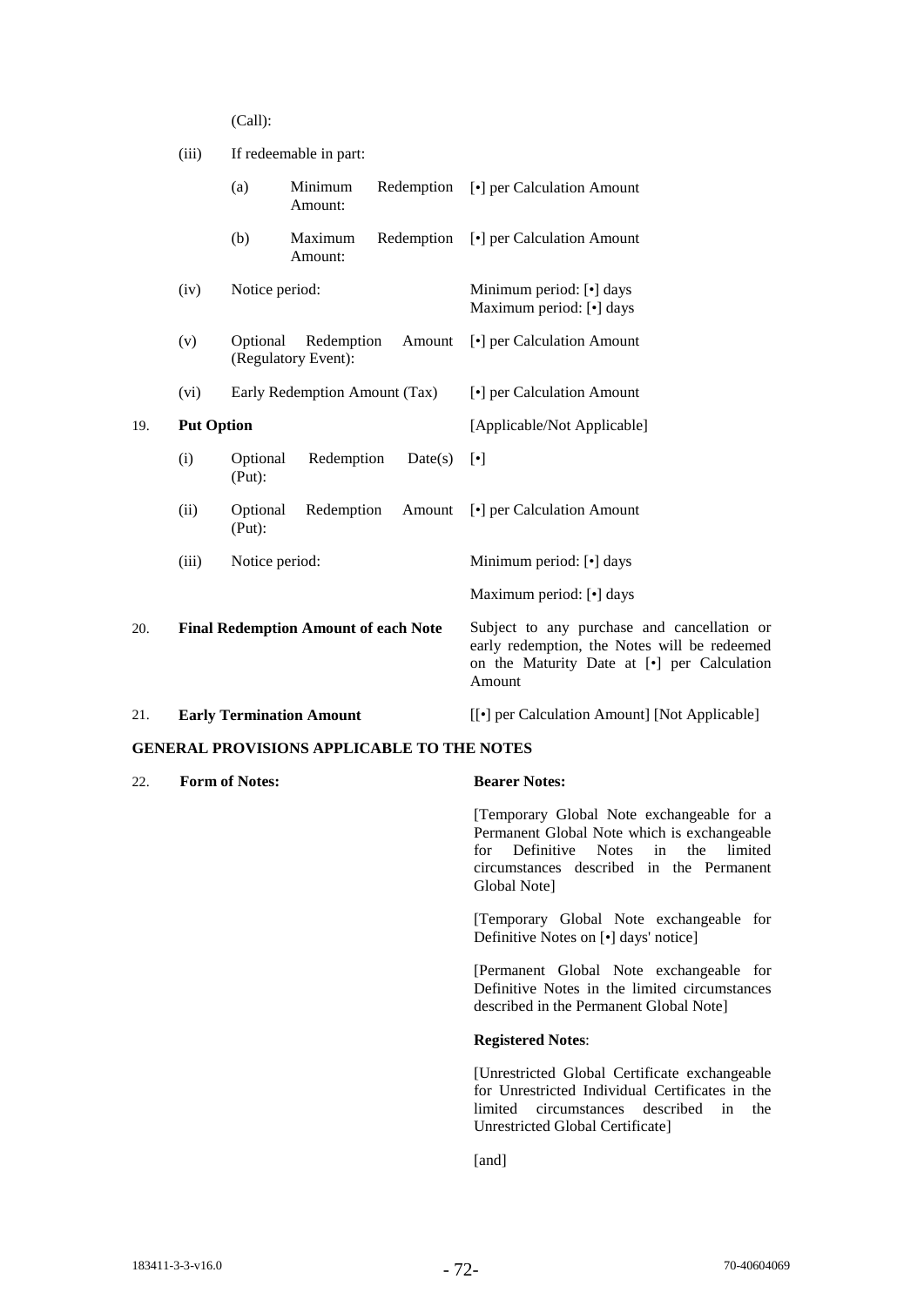| | | | |
|---|---|---|---|
| | | (Call): | |
| | (iii) | If redeemable in part: | |
| | | (a) Minimum Redemption Amount: | [•] per Calculation Amount |
| | | (b) Maximum Redemption Amount: | [•] per Calculation Amount |
| | (iv) | Notice period: | Minimum period: [•] days<br>Maximum period: [•] days |
| | (v) | Optional Redemption Amount (Regulatory Event): | [•] per Calculation Amount |
| | (vi) | Early Redemption Amount (Tax) | [•] per Calculation Amount |
| 19. | **Put Option** | | [Applicable/Not Applicable] |
| | (i) | Optional Redemption Date(s) (Put): | [•] |
| | (ii) | Optional Redemption Amount (Put): | [•] per Calculation Amount |
| | (iii) | Notice period: | Minimum period: [•] days<br>Maximum period: [•] days |
| 20. | **Final Redemption Amount of each Note** | | Subject to any purchase and cancellation or early redemption, the Notes will be redeemed on the Maturity Date at [•] per Calculation Amount |
| 21. | **Early Termination Amount** | | [[•] per Calculation Amount] [Not Applicable] |

**GENERAL PROVISIONS APPLICABLE TO THE NOTES**

| | | |
|---|---|---|
| 22. | **Form of Notes:** | **Bearer Notes:**<br><br>[Temporary Global Note exchangeable for a Permanent Global Note which is exchangeable for Definitive Notes in the limited circumstances described in the Permanent Global Note]<br><br>[Temporary Global Note exchangeable for Definitive Notes on [•] days' notice]<br><br>[Permanent Global Note exchangeable for Definitive Notes in the limited circumstances described in the Permanent Global Note]<br><br>**Registered Notes**:<br><br>[Unrestricted Global Certificate exchangeable for Unrestricted Individual Certificates in the limited circumstances described in the Unrestricted Global Certificate]<br><br>[and] |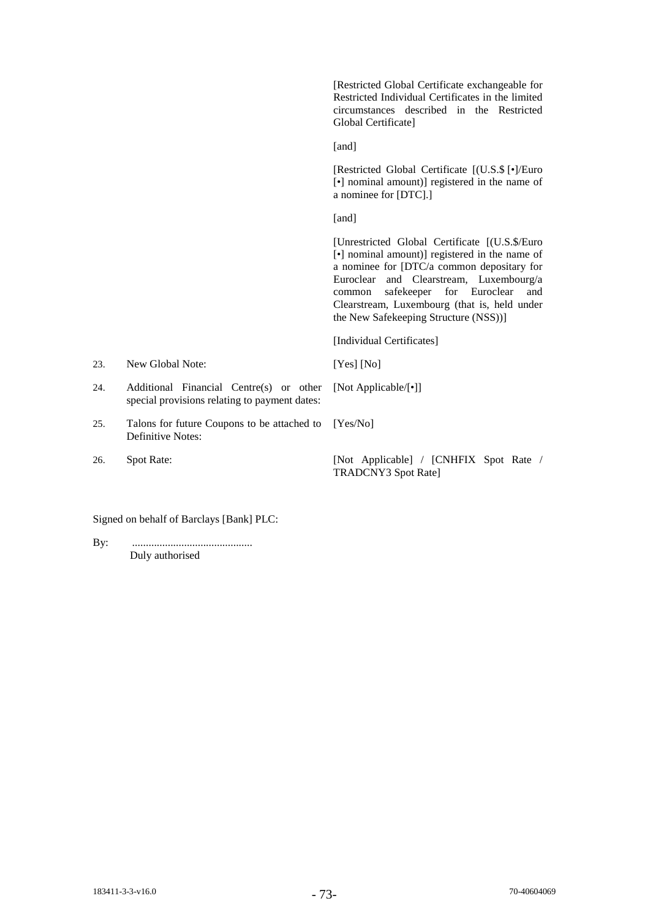| | | |
|---|---|---|
| | | [Restricted Global Certificate exchangeable for Restricted Individual Certificates in the limited circumstances described in the Restricted Global Certificate]<br><br>[and]<br><br>[Restricted Global Certificate [(U.S.$ [•]/Euro [•] nominal amount)] registered in the name of a nominee for [DTC].]<br><br>[and]<br><br>[Unrestricted Global Certificate [(U.S.$/Euro [•] nominal amount)] registered in the name of a nominee for [DTC/a common depositary for Euroclear and Clearstream, Luxembourg/a common safekeeper for Euroclear and Clearstream, Luxembourg (that is, held under the New Safekeeping Structure (NSS))]<br><br>[Individual Certificates] |
| 23. | New Global Note: | [Yes] [No] |
| 24. | Additional Financial Centre(s) or other special provisions relating to payment dates: | [Not Applicable/[•]] |
| 25. | Talons for future Coupons to be attached to Definitive Notes: | [Yes/No] |
| 26. | Spot Rate: | [Not Applicable] / [CNHFIX Spot Rate / TRADCNY3 Spot Rate] |

Signed on behalf of Barclays [Bank] PLC:

By: ...........................................
Duly authorised

183411-3-3-v16.0 70-40604069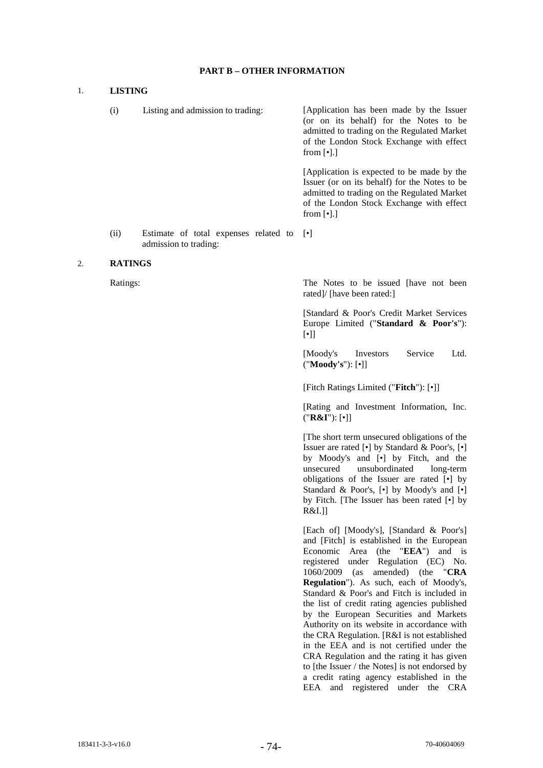**PART B – OTHER INFORMATION**

1. **LISTING**

| | |
|---|---|
| (i) Listing and admission to trading: | [Application has been made by the Issuer (or on its behalf) for the Notes to be admitted to trading on the Regulated Market of the London Stock Exchange with effect from [•].]<br><br>[Application is expected to be made by the Issuer (or on its behalf) for the Notes to be admitted to trading on the Regulated Market of the London Stock Exchange with effect from [•].] |
| (ii) Estimate of total expenses related to admission to trading: | [•] |

2. **RATINGS**

| | |
|---|---|
| Ratings: | The Notes to be issued [have not been rated]/ [have been rated:]<br><br>[Standard & Poor's Credit Market Services Europe Limited ("**Standard & Poor's**"): [•]]<br><br>[Moody's Investors Service Ltd. ("**Moody's**"): [•]]<br><br>[Fitch Ratings Limited ("**Fitch**"): [•]]<br><br>[Rating and Investment Information, Inc. ("**R&I**"): [•]]<br><br>[The short term unsecured obligations of the Issuer are rated [•] by Standard & Poor's, [•] by Moody's and [•] by Fitch, and the unsecured unsubordinated long-term obligations of the Issuer are rated [•] by Standard & Poor's, [•] by Moody's and [•] by Fitch. [The Issuer has been rated [•] by R&I.]]<br><br>[Each of] [Moody's], [Standard & Poor's] and [Fitch] is established in the European Economic Area (the "**EEA**") and is registered under Regulation (EC) No. 1060/2009 (as amended) (the "**CRA Regulation**"). As such, each of Moody's, Standard & Poor's and Fitch is included in the list of credit rating agencies published by the European Securities and Markets Authority on its website in accordance with the CRA Regulation. [R&I is not established in the EEA and is not certified under the CRA Regulation and the rating it has given to [the Issuer / the Notes] is not endorsed by a credit rating agency established in the EEA and registered under the CRA |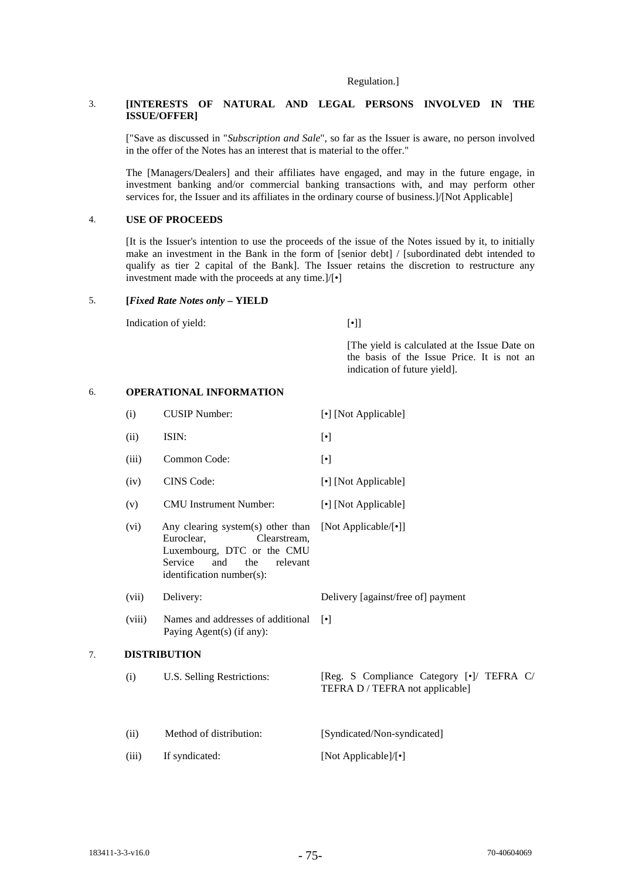Regulation.]

3. **[INTERESTS OF NATURAL AND LEGAL PERSONS INVOLVED IN THE ISSUE/OFFER]**

["Save as discussed in "*Subscription and Sale*", so far as the Issuer is aware, no person involved in the offer of the Notes has an interest that is material to the offer."

The [Managers/Dealers] and their affiliates have engaged, and may in the future engage, in investment banking and/or commercial banking transactions with, and may perform other services for, the Issuer and its affiliates in the ordinary course of business.]/[Not Applicable]

4. **USE OF PROCEEDS**

[It is the Issuer's intention to use the proceeds of the issue of the Notes issued by it, to initially make an investment in the Bank in the form of [senior debt] / [subordinated debt intended to qualify as tier 2 capital of the Bank]. The Issuer retains the discretion to restructure any investment made with the proceeds at any time.]/[•]

5. **[*Fixed Rate Notes only* – YIELD**

| | |
|---|---|
| Indication of yield: | [•]] |
| | [The yield is calculated at the Issue Date on the basis of the Issue Price. It is not an indication of future yield]. |

6. **OPERATIONAL INFORMATION**

| | | |
|---|---|---|
| (i) | CUSIP Number: | [•] [Not Applicable] |
| (ii) | ISIN: | [•] |
| (iii) | Common Code: | [•] |
| (iv) | CINS Code: | [•] [Not Applicable] |
| (v) | CMU Instrument Number: | [•] [Not Applicable] |
| (vi) | Any clearing system(s) other than Euroclear, Clearstream, Luxembourg, DTC or the CMU Service and the relevant identification number(s): | [Not Applicable/[•]] |
| (vii) | Delivery: | Delivery [against/free of] payment |
| (viii) | Names and addresses of additional Paying Agent(s) (if any): | [•] |

7. **DISTRIBUTION**

| | | |
|---|---|---|
| (i) | U.S. Selling Restrictions: | [Reg. S Compliance Category [•]/ TEFRA C/ TEFRA D / TEFRA not applicable] |
| (ii) | Method of distribution: | [Syndicated/Non-syndicated] |
| (iii) | If syndicated: | [Not Applicable]/[•] |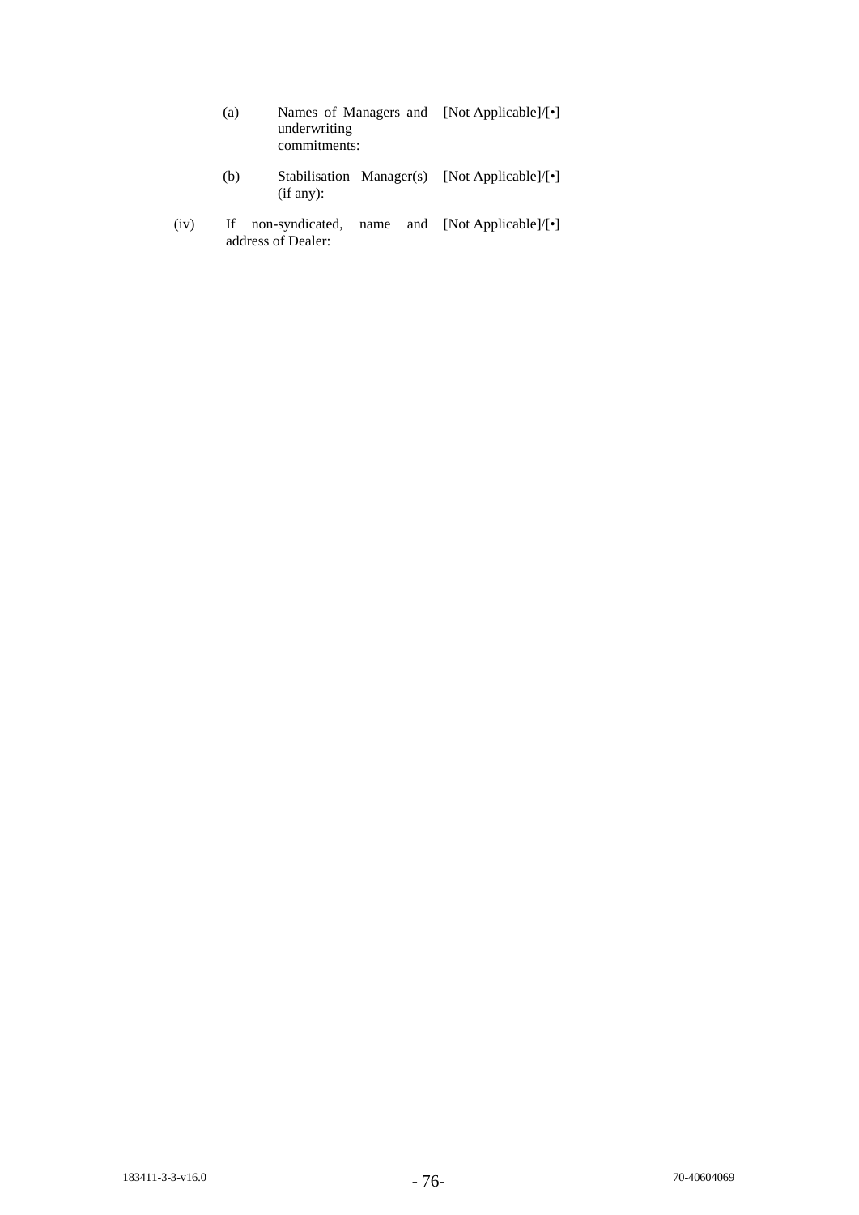| | | |
|---|---|---|
| | (a) Names of Managers and underwriting commitments: | [Not Applicable]/[•] |
| | (b) Stabilisation Manager(s) (if any): | [Not Applicable]/[•] |
| (iv) | If non-syndicated, name and address of Dealer: | [Not Applicable]/[•] |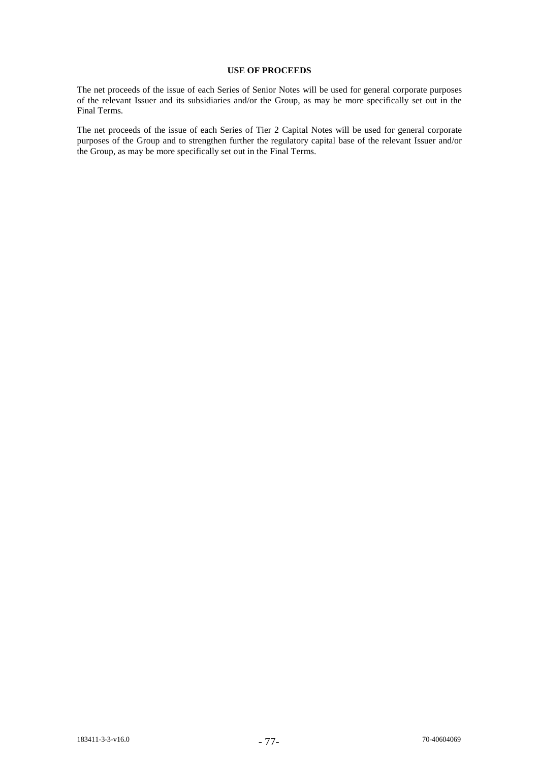# USE OF PROCEEDS

The net proceeds of the issue of each Series of Senior Notes will be used for general corporate purposes of the relevant Issuer and its subsidiaries and/or the Group, as may be more specifically set out in the Final Terms.

The net proceeds of the issue of each Series of Tier 2 Capital Notes will be used for general corporate purposes of the Group and to strengthen further the regulatory capital base of the relevant Issuer and/or the Group, as may be more specifically set out in the Final Terms.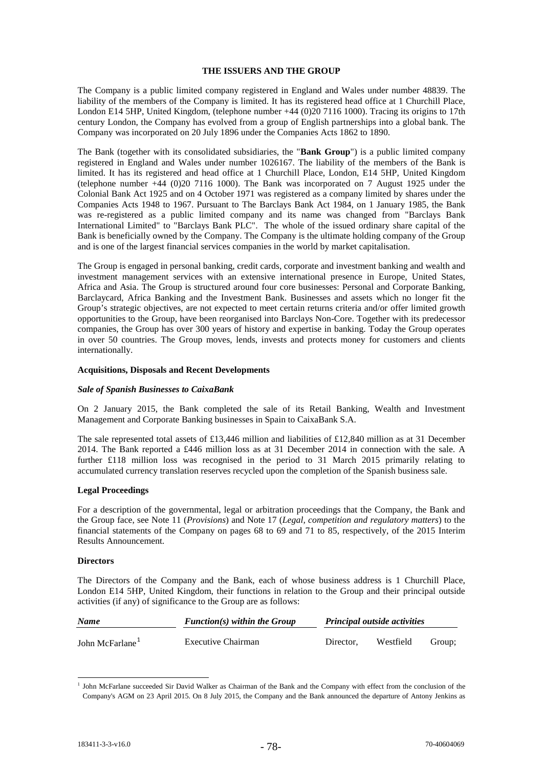## THE ISSUERS AND THE GROUP

The Company is a public limited company registered in England and Wales under number 48839. The liability of the members of the Company is limited. It has its registered head office at 1 Churchill Place, London E14 5HP, United Kingdom, (telephone number +44 (0)20 7116 1000). Tracing its origins to 17th century London, the Company has evolved from a group of English partnerships into a global bank. The Company was incorporated on 20 July 1896 under the Companies Acts 1862 to 1890.

The Bank (together with its consolidated subsidiaries, the "**Bank Group**") is a public limited company registered in England and Wales under number 1026167. The liability of the members of the Bank is limited. It has its registered and head office at 1 Churchill Place, London, E14 5HP, United Kingdom (telephone number +44 (0)20 7116 1000). The Bank was incorporated on 7 August 1925 under the Colonial Bank Act 1925 and on 4 October 1971 was registered as a company limited by shares under the Companies Acts 1948 to 1967. Pursuant to The Barclays Bank Act 1984, on 1 January 1985, the Bank was re-registered as a public limited company and its name was changed from "Barclays Bank International Limited" to "Barclays Bank PLC". The whole of the issued ordinary share capital of the Bank is beneficially owned by the Company. The Company is the ultimate holding company of the Group and is one of the largest financial services companies in the world by market capitalisation.

The Group is engaged in personal banking, credit cards, corporate and investment banking and wealth and investment management services with an extensive international presence in Europe, United States, Africa and Asia. The Group is structured around four core businesses: Personal and Corporate Banking, Barclaycard, Africa Banking and the Investment Bank. Businesses and assets which no longer fit the Group's strategic objectives, are not expected to meet certain returns criteria and/or offer limited growth opportunities to the Group, have been reorganised into Barclays Non-Core. Together with its predecessor companies, the Group has over 300 years of history and expertise in banking. Today the Group operates in over 50 countries. The Group moves, lends, invests and protects money for customers and clients internationally.

### Acquisitions, Disposals and Recent Developments

#### *Sale of Spanish Businesses to CaixaBank*

On 2 January 2015, the Bank completed the sale of its Retail Banking, Wealth and Investment Management and Corporate Banking businesses in Spain to CaixaBank S.A.

The sale represented total assets of £13,446 million and liabilities of £12,840 million as at 31 December 2014. The Bank reported a £446 million loss as at 31 December 2014 in connection with the sale. A further £118 million loss was recognised in the period to 31 March 2015 primarily relating to accumulated currency translation reserves recycled upon the completion of the Spanish business sale.

### Legal Proceedings

For a description of the governmental, legal or arbitration proceedings that the Company, the Bank and the Group face, see Note 11 (*Provisions*) and Note 17 (*Legal, competition and regulatory matters*) to the financial statements of the Company on pages 68 to 69 and 71 to 85, respectively, of the 2015 Interim Results Announcement.

### Directors

The Directors of the Company and the Bank, each of whose business address is 1 Churchill Place, London E14 5HP, United Kingdom, their functions in relation to the Group and their principal outside activities (if any) of significance to the Group are as follows:

| *Name* | *Function(s) within the Group* | *Principal outside activities* |
|---|---|---|
| John McFarlane[1] | Executive Chairman | Director, Westfield Group; |

[1] John McFarlane succeeded Sir David Walker as Chairman of the Bank and the Company with effect from the conclusion of the Company's AGM on 23 April 2015. On 8 July 2015, the Company and the Bank announced the departure of Antony Jenkins as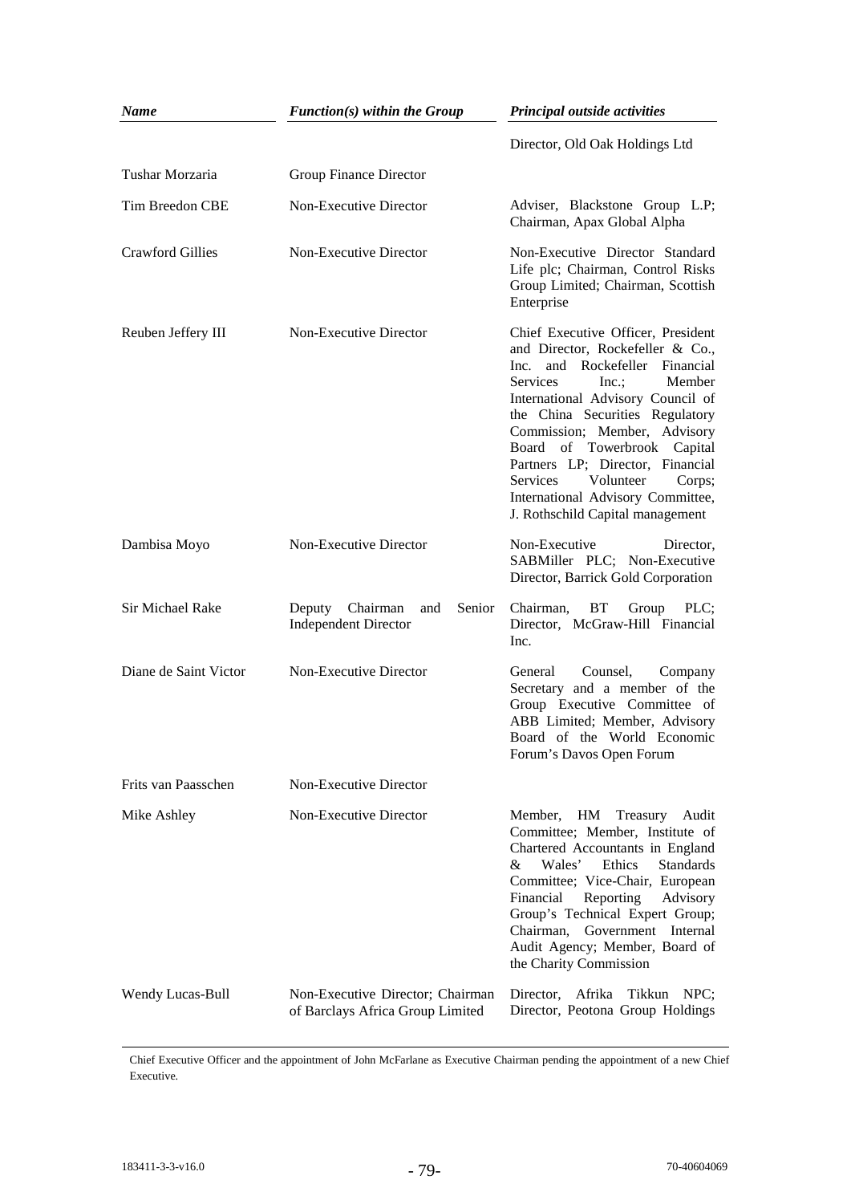| *Name* | *Function(s) within the Group* | *Principal outside activities* |
|---|---|---|
| | | Director, Old Oak Holdings Ltd |
| Tushar Morzaria | Group Finance Director | |
| Tim Breedon CBE | Non-Executive Director | Adviser, Blackstone Group L.P; Chairman, Apax Global Alpha |
| Crawford Gillies | Non-Executive Director | Non-Executive Director Standard Life plc; Chairman, Control Risks Group Limited; Chairman, Scottish Enterprise |
| Reuben Jeffery III | Non-Executive Director | Chief Executive Officer, President and Director, Rockefeller & Co., Inc. and Rockefeller Financial Services Inc.; Member International Advisory Council of the China Securities Regulatory Commission; Member, Advisory Board of Towerbrook Capital Partners LP; Director, Financial Services Volunteer Corps; International Advisory Committee, J. Rothschild Capital management |
| Dambisa Moyo | Non-Executive Director | Non-Executive Director, SABMiller PLC; Non-Executive Director, Barrick Gold Corporation |
| Sir Michael Rake | Deputy Chairman and Senior Independent Director | Chairman, BT Group PLC; Director, McGraw-Hill Financial Inc. |
| Diane de Saint Victor | Non-Executive Director | General Counsel, Company Secretary and a member of the Group Executive Committee of ABB Limited; Member, Advisory Board of the World Economic Forum's Davos Open Forum |
| Frits van Paasschen | Non-Executive Director | |
| Mike Ashley | Non-Executive Director | Member, HM Treasury Audit Committee; Member, Institute of Chartered Accountants in England & Wales' Ethics Standards Committee; Vice-Chair, European Financial Reporting Advisory Group's Technical Expert Group; Chairman, Government Internal Audit Agency; Member, Board of the Charity Commission |
| Wendy Lucas-Bull | Non-Executive Director; Chairman of Barclays Africa Group Limited | Director, Afrika Tikkun NPC; Director, Peotona Group Holdings |

Chief Executive Officer and the appointment of John McFarlane as Executive Chairman pending the appointment of a new Chief Executive.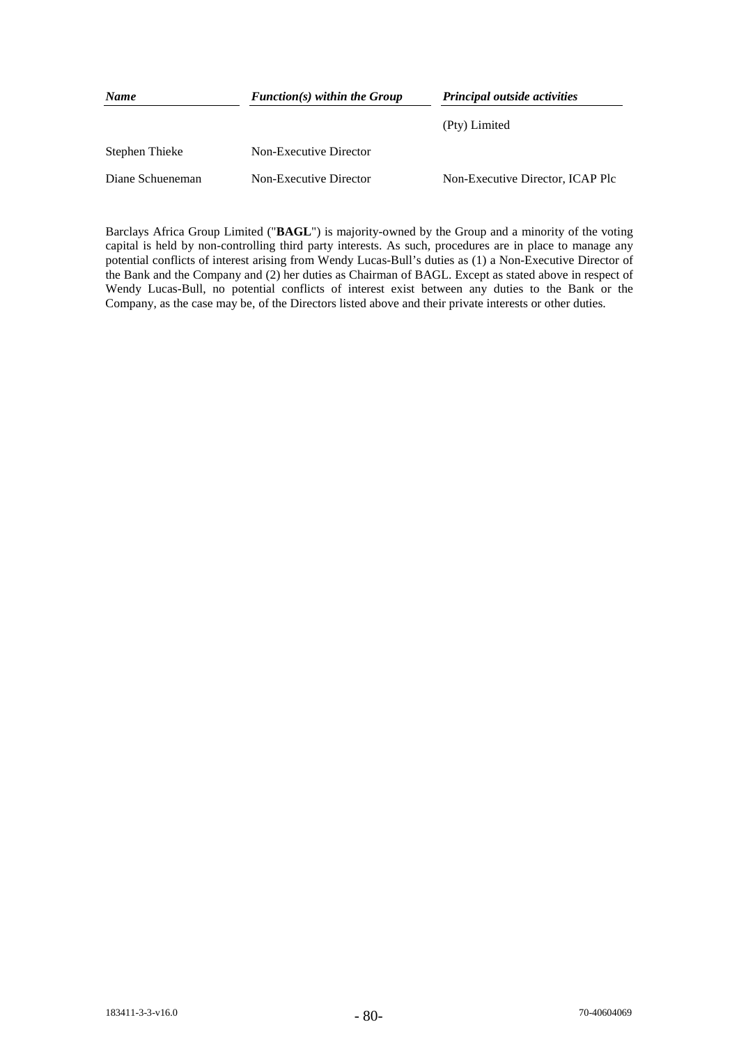| *Name* | *Function(s) within the Group* | *Principal outside activities* |
|---|---|---|
| | | (Pty) Limited |
| Stephen Thieke | Non-Executive Director | |
| Diane Schueneman | Non-Executive Director | Non-Executive Director, ICAP Plc |

Barclays Africa Group Limited ("**BAGL**") is majority-owned by the Group and a minority of the voting capital is held by non-controlling third party interests. As such, procedures are in place to manage any potential conflicts of interest arising from Wendy Lucas-Bull's duties as (1) a Non-Executive Director of the Bank and the Company and (2) her duties as Chairman of BAGL. Except as stated above in respect of Wendy Lucas-Bull, no potential conflicts of interest exist between any duties to the Bank or the Company, as the case may be, of the Directors listed above and their private interests or other duties.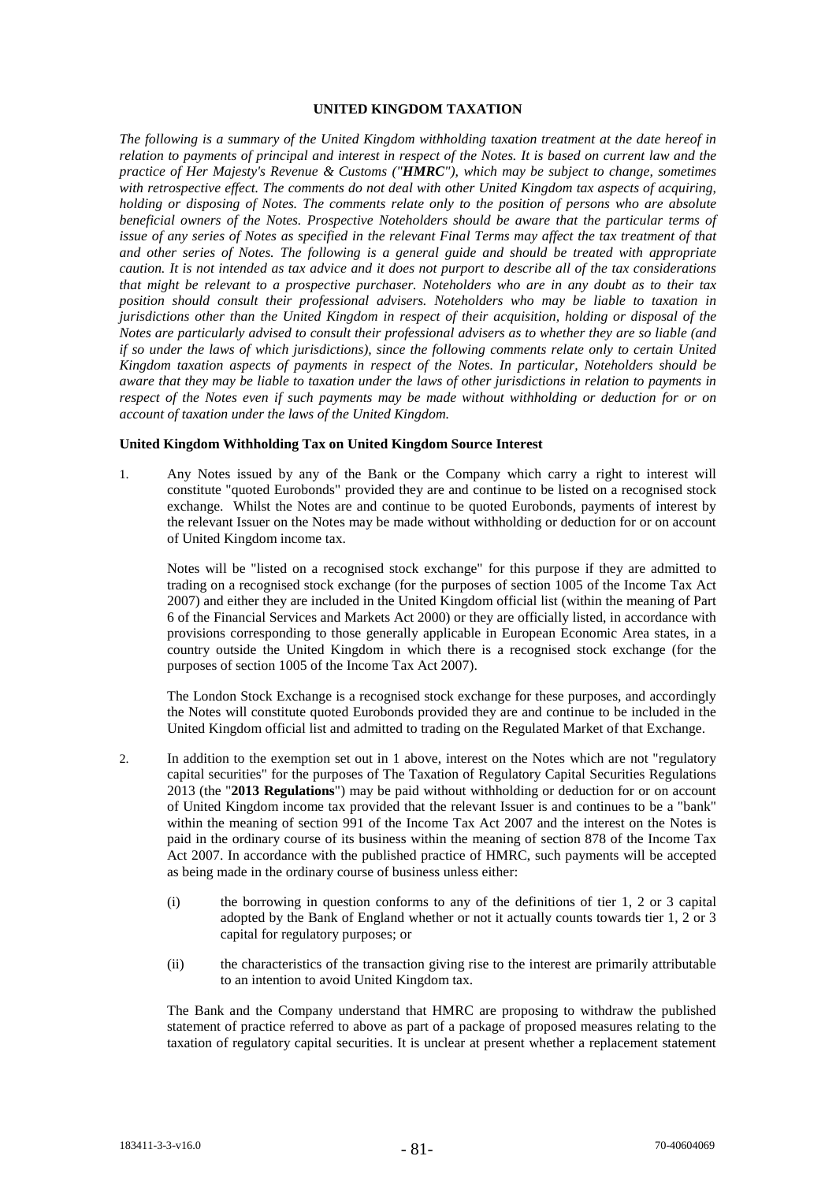## UNITED KINGDOM TAXATION

*The following is a summary of the United Kingdom withholding taxation treatment at the date hereof in relation to payments of principal and interest in respect of the Notes. It is based on current law and the practice of Her Majesty's Revenue & Customs ("**HMRC**"), which may be subject to change, sometimes with retrospective effect. The comments do not deal with other United Kingdom tax aspects of acquiring, holding or disposing of Notes. The comments relate only to the position of persons who are absolute beneficial owners of the Notes. Prospective Noteholders should be aware that the particular terms of issue of any series of Notes as specified in the relevant Final Terms may affect the tax treatment of that and other series of Notes. The following is a general guide and should be treated with appropriate caution. It is not intended as tax advice and it does not purport to describe all of the tax considerations that might be relevant to a prospective purchaser. Noteholders who are in any doubt as to their tax position should consult their professional advisers. Noteholders who may be liable to taxation in jurisdictions other than the United Kingdom in respect of their acquisition, holding or disposal of the Notes are particularly advised to consult their professional advisers as to whether they are so liable (and if so under the laws of which jurisdictions), since the following comments relate only to certain United Kingdom taxation aspects of payments in respect of the Notes. In particular, Noteholders should be aware that they may be liable to taxation under the laws of other jurisdictions in relation to payments in respect of the Notes even if such payments may be made without withholding or deduction for or on account of taxation under the laws of the United Kingdom.*

### United Kingdom Withholding Tax on United Kingdom Source Interest

1. Any Notes issued by any of the Bank or the Company which carry a right to interest will constitute "quoted Eurobonds" provided they are and continue to be listed on a recognised stock exchange. Whilst the Notes are and continue to be quoted Eurobonds, payments of interest by the relevant Issuer on the Notes may be made without withholding or deduction for or on account of United Kingdom income tax.

   Notes will be "listed on a recognised stock exchange" for this purpose if they are admitted to trading on a recognised stock exchange (for the purposes of section 1005 of the Income Tax Act 2007) and either they are included in the United Kingdom official list (within the meaning of Part 6 of the Financial Services and Markets Act 2000) or they are officially listed, in accordance with provisions corresponding to those generally applicable in European Economic Area states, in a country outside the United Kingdom in which there is a recognised stock exchange (for the purposes of section 1005 of the Income Tax Act 2007).

   The London Stock Exchange is a recognised stock exchange for these purposes, and accordingly the Notes will constitute quoted Eurobonds provided they are and continue to be included in the United Kingdom official list and admitted to trading on the Regulated Market of that Exchange.

2. In addition to the exemption set out in 1 above, interest on the Notes which are not "regulatory capital securities" for the purposes of The Taxation of Regulatory Capital Securities Regulations 2013 (the "**2013 Regulations**") may be paid without withholding or deduction for or on account of United Kingdom income tax provided that the relevant Issuer is and continues to be a "bank" within the meaning of section 991 of the Income Tax Act 2007 and the interest on the Notes is paid in the ordinary course of its business within the meaning of section 878 of the Income Tax Act 2007. In accordance with the published practice of HMRC, such payments will be accepted as being made in the ordinary course of business unless either:

   (i) the borrowing in question conforms to any of the definitions of tier 1, 2 or 3 capital adopted by the Bank of England whether or not it actually counts towards tier 1, 2 or 3 capital for regulatory purposes; or

   (ii) the characteristics of the transaction giving rise to the interest are primarily attributable to an intention to avoid United Kingdom tax.

   The Bank and the Company understand that HMRC are proposing to withdraw the published statement of practice referred to above as part of a package of proposed measures relating to the taxation of regulatory capital securities. It is unclear at present whether a replacement statement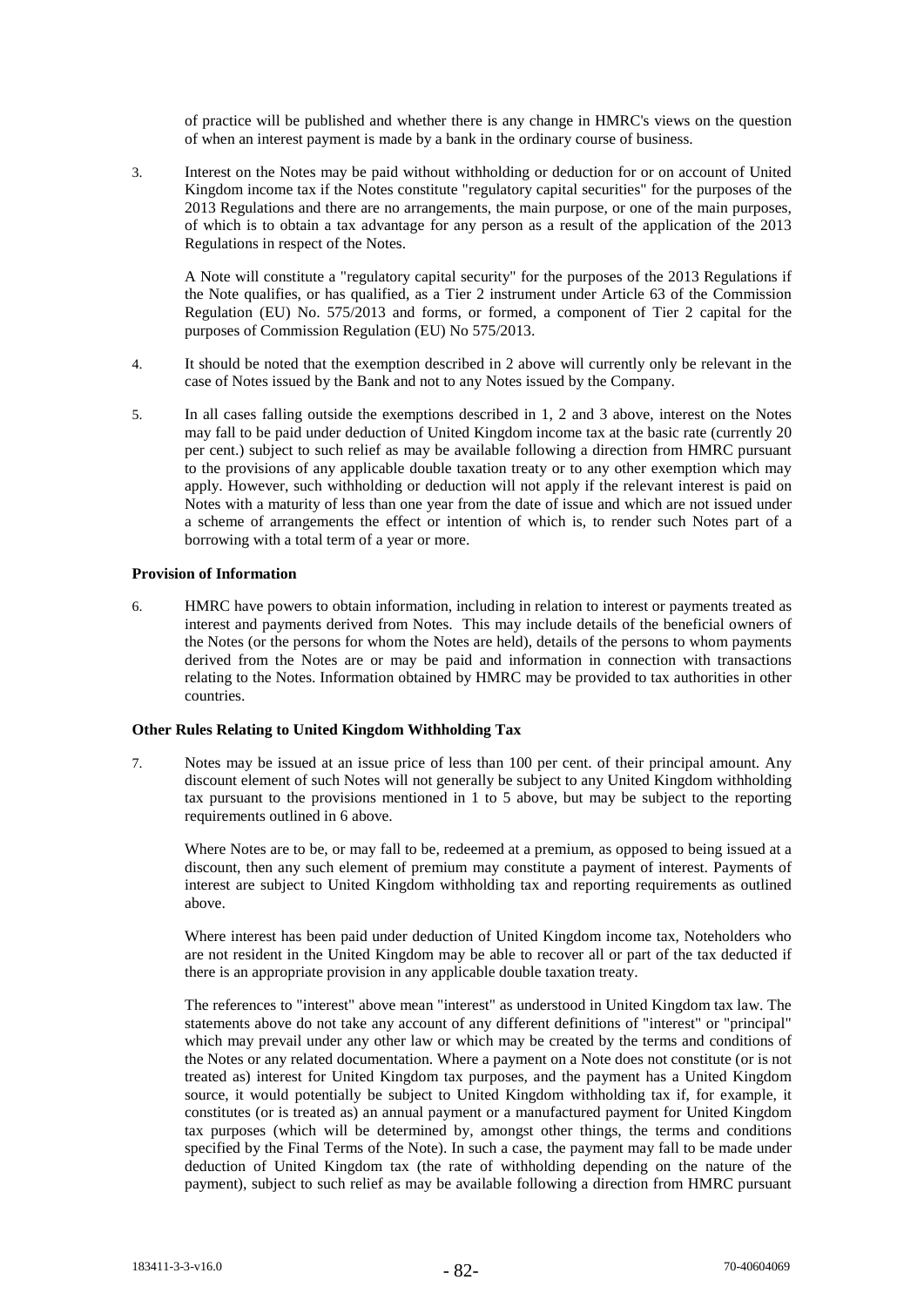of practice will be published and whether there is any change in HMRC's views on the question of when an interest payment is made by a bank in the ordinary course of business.

3. Interest on the Notes may be paid without withholding or deduction for or on account of United Kingdom income tax if the Notes constitute "regulatory capital securities" for the purposes of the 2013 Regulations and there are no arrangements, the main purpose, or one of the main purposes, of which is to obtain a tax advantage for any person as a result of the application of the 2013 Regulations in respect of the Notes.

   A Note will constitute a "regulatory capital security" for the purposes of the 2013 Regulations if the Note qualifies, or has qualified, as a Tier 2 instrument under Article 63 of the Commission Regulation (EU) No. 575/2013 and forms, or formed, a component of Tier 2 capital for the purposes of Commission Regulation (EU) No 575/2013.

4. It should be noted that the exemption described in 2 above will currently only be relevant in the case of Notes issued by the Bank and not to any Notes issued by the Company.

5. In all cases falling outside the exemptions described in 1, 2 and 3 above, interest on the Notes may fall to be paid under deduction of United Kingdom income tax at the basic rate (currently 20 per cent.) subject to such relief as may be available following a direction from HMRC pursuant to the provisions of any applicable double taxation treaty or to any other exemption which may apply. However, such withholding or deduction will not apply if the relevant interest is paid on Notes with a maturity of less than one year from the date of issue and which are not issued under a scheme of arrangements the effect or intention of which is, to render such Notes part of a borrowing with a total term of a year or more.

**Provision of Information**

6. HMRC have powers to obtain information, including in relation to interest or payments treated as interest and payments derived from Notes. This may include details of the beneficial owners of the Notes (or the persons for whom the Notes are held), details of the persons to whom payments derived from the Notes are or may be paid and information in connection with transactions relating to the Notes. Information obtained by HMRC may be provided to tax authorities in other countries.

**Other Rules Relating to United Kingdom Withholding Tax**

7. Notes may be issued at an issue price of less than 100 per cent. of their principal amount. Any discount element of such Notes will not generally be subject to any United Kingdom withholding tax pursuant to the provisions mentioned in 1 to 5 above, but may be subject to the reporting requirements outlined in 6 above.

   Where Notes are to be, or may fall to be, redeemed at a premium, as opposed to being issued at a discount, then any such element of premium may constitute a payment of interest. Payments of interest are subject to United Kingdom withholding tax and reporting requirements as outlined above.

   Where interest has been paid under deduction of United Kingdom income tax, Noteholders who are not resident in the United Kingdom may be able to recover all or part of the tax deducted if there is an appropriate provision in any applicable double taxation treaty.

   The references to "interest" above mean "interest" as understood in United Kingdom tax law. The statements above do not take any account of any different definitions of "interest" or "principal" which may prevail under any other law or which may be created by the terms and conditions of the Notes or any related documentation. Where a payment on a Note does not constitute (or is not treated as) interest for United Kingdom tax purposes, and the payment has a United Kingdom source, it would potentially be subject to United Kingdom withholding tax if, for example, it constitutes (or is treated as) an annual payment or a manufactured payment for United Kingdom tax purposes (which will be determined by, amongst other things, the terms and conditions specified by the Final Terms of the Note). In such a case, the payment may fall to be made under deduction of United Kingdom tax (the rate of withholding depending on the nature of the payment), subject to such relief as may be available following a direction from HMRC pursuant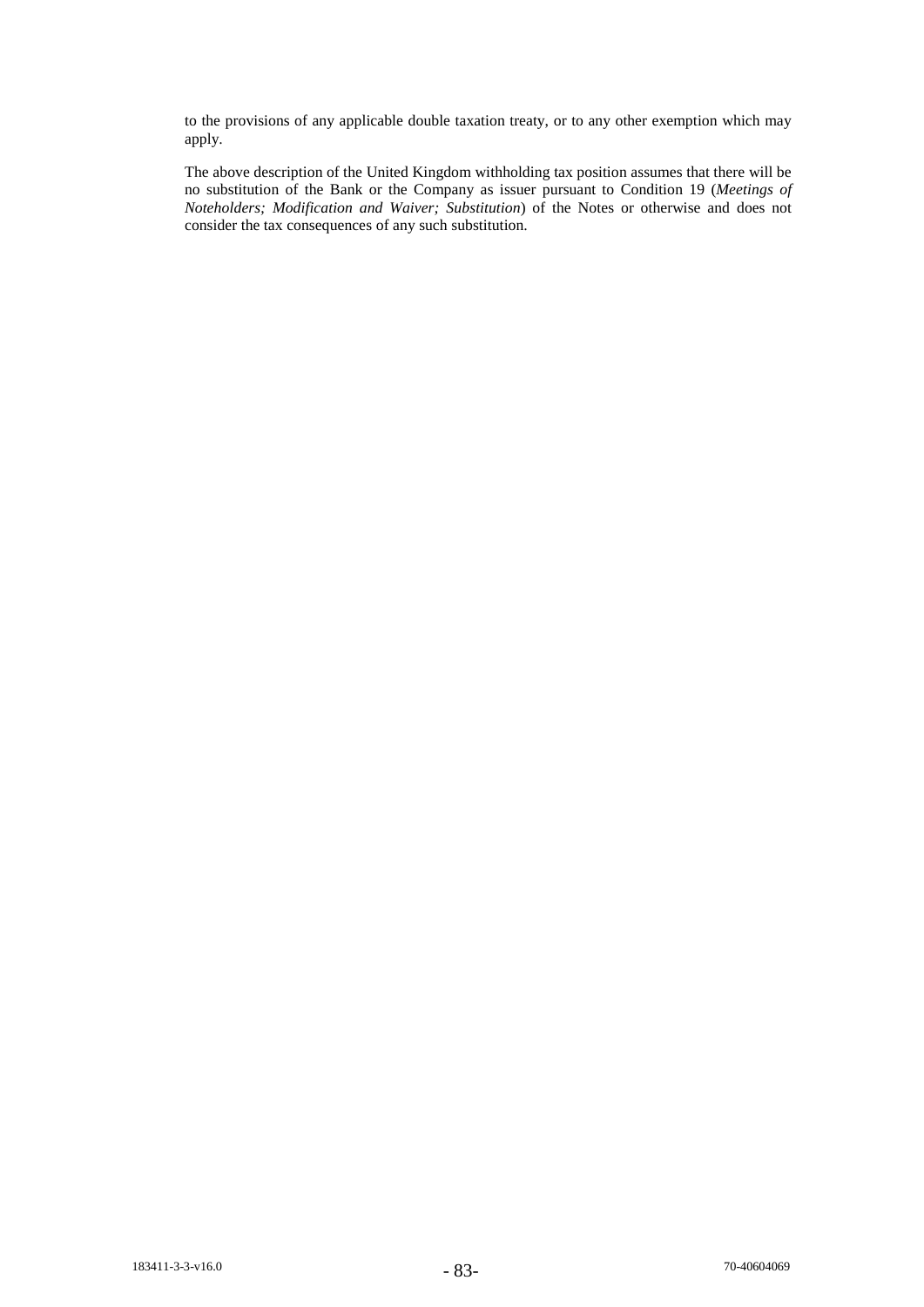to the provisions of any applicable double taxation treaty, or to any other exemption which may apply.

The above description of the United Kingdom withholding tax position assumes that there will be no substitution of the Bank or the Company as issuer pursuant to Condition 19 (*Meetings of Noteholders; Modification and Waiver; Substitution*) of the Notes or otherwise and does not consider the tax consequences of any such substitution.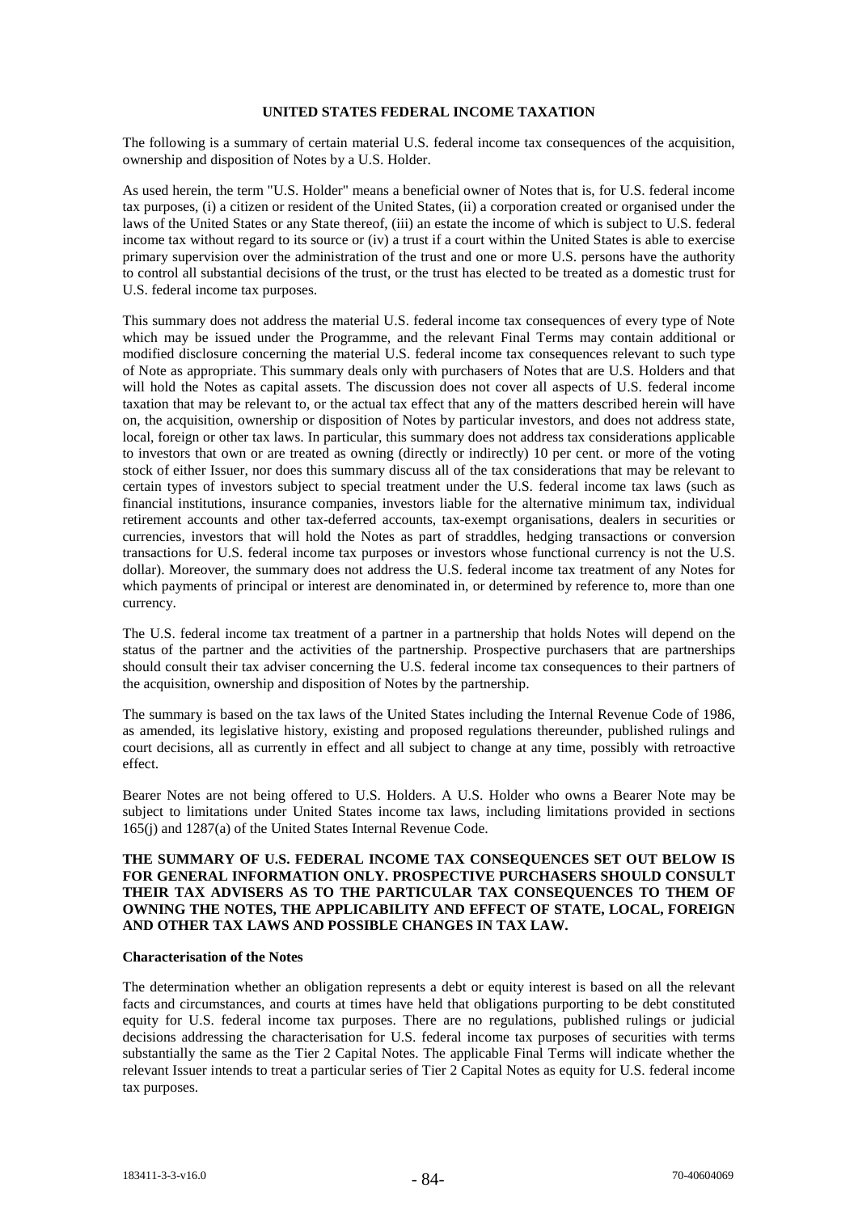## UNITED STATES FEDERAL INCOME TAXATION

The following is a summary of certain material U.S. federal income tax consequences of the acquisition, ownership and disposition of Notes by a U.S. Holder.

As used herein, the term "U.S. Holder" means a beneficial owner of Notes that is, for U.S. federal income tax purposes, (i) a citizen or resident of the United States, (ii) a corporation created or organised under the laws of the United States or any State thereof, (iii) an estate the income of which is subject to U.S. federal income tax without regard to its source or (iv) a trust if a court within the United States is able to exercise primary supervision over the administration of the trust and one or more U.S. persons have the authority to control all substantial decisions of the trust, or the trust has elected to be treated as a domestic trust for U.S. federal income tax purposes.

This summary does not address the material U.S. federal income tax consequences of every type of Note which may be issued under the Programme, and the relevant Final Terms may contain additional or modified disclosure concerning the material U.S. federal income tax consequences relevant to such type of Note as appropriate. This summary deals only with purchasers of Notes that are U.S. Holders and that will hold the Notes as capital assets. The discussion does not cover all aspects of U.S. federal income taxation that may be relevant to, or the actual tax effect that any of the matters described herein will have on, the acquisition, ownership or disposition of Notes by particular investors, and does not address state, local, foreign or other tax laws. In particular, this summary does not address tax considerations applicable to investors that own or are treated as owning (directly or indirectly) 10 per cent. or more of the voting stock of either Issuer, nor does this summary discuss all of the tax considerations that may be relevant to certain types of investors subject to special treatment under the U.S. federal income tax laws (such as financial institutions, insurance companies, investors liable for the alternative minimum tax, individual retirement accounts and other tax-deferred accounts, tax-exempt organisations, dealers in securities or currencies, investors that will hold the Notes as part of straddles, hedging transactions or conversion transactions for U.S. federal income tax purposes or investors whose functional currency is not the U.S. dollar). Moreover, the summary does not address the U.S. federal income tax treatment of any Notes for which payments of principal or interest are denominated in, or determined by reference to, more than one currency.

The U.S. federal income tax treatment of a partner in a partnership that holds Notes will depend on the status of the partner and the activities of the partnership. Prospective purchasers that are partnerships should consult their tax adviser concerning the U.S. federal income tax consequences to their partners of the acquisition, ownership and disposition of Notes by the partnership.

The summary is based on the tax laws of the United States including the Internal Revenue Code of 1986, as amended, its legislative history, existing and proposed regulations thereunder, published rulings and court decisions, all as currently in effect and all subject to change at any time, possibly with retroactive effect.

Bearer Notes are not being offered to U.S. Holders. A U.S. Holder who owns a Bearer Note may be subject to limitations under United States income tax laws, including limitations provided in sections 165(j) and 1287(a) of the United States Internal Revenue Code.

**THE SUMMARY OF U.S. FEDERAL INCOME TAX CONSEQUENCES SET OUT BELOW IS FOR GENERAL INFORMATION ONLY. PROSPECTIVE PURCHASERS SHOULD CONSULT THEIR TAX ADVISERS AS TO THE PARTICULAR TAX CONSEQUENCES TO THEM OF OWNING THE NOTES, THE APPLICABILITY AND EFFECT OF STATE, LOCAL, FOREIGN AND OTHER TAX LAWS AND POSSIBLE CHANGES IN TAX LAW.**

### Characterisation of the Notes

The determination whether an obligation represents a debt or equity interest is based on all the relevant facts and circumstances, and courts at times have held that obligations purporting to be debt constituted equity for U.S. federal income tax purposes. There are no regulations, published rulings or judicial decisions addressing the characterisation for U.S. federal income tax purposes of securities with terms substantially the same as the Tier 2 Capital Notes. The applicable Final Terms will indicate whether the relevant Issuer intends to treat a particular series of Tier 2 Capital Notes as equity for U.S. federal income tax purposes.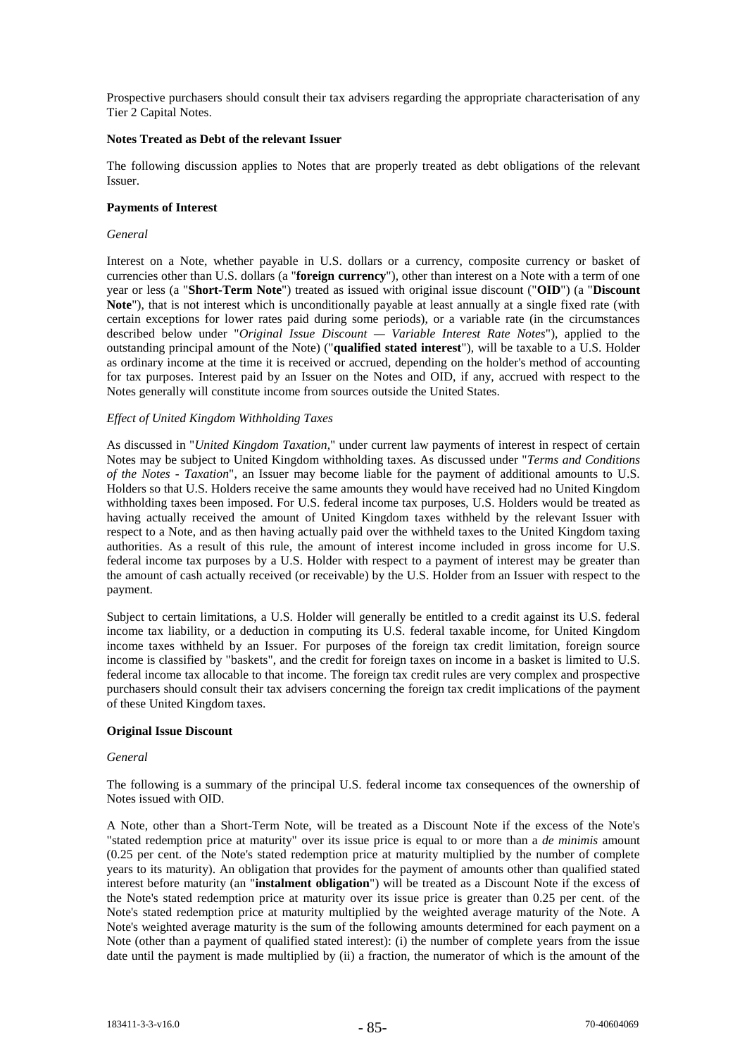Prospective purchasers should consult their tax advisers regarding the appropriate characterisation of any Tier 2 Capital Notes.

**Notes Treated as Debt of the relevant Issuer**

The following discussion applies to Notes that are properly treated as debt obligations of the relevant Issuer.

**Payments of Interest**

*General*

Interest on a Note, whether payable in U.S. dollars or a currency, composite currency or basket of currencies other than U.S. dollars (a "**foreign currency**"), other than interest on a Note with a term of one year or less (a "**Short-Term Note**") treated as issued with original issue discount ("**OID**") (a "**Discount Note**"), that is not interest which is unconditionally payable at least annually at a single fixed rate (with certain exceptions for lower rates paid during some periods), or a variable rate (in the circumstances described below under "*Original Issue Discount — Variable Interest Rate Notes*"), applied to the outstanding principal amount of the Note) ("**qualified stated interest**"), will be taxable to a U.S. Holder as ordinary income at the time it is received or accrued, depending on the holder's method of accounting for tax purposes. Interest paid by an Issuer on the Notes and OID, if any, accrued with respect to the Notes generally will constitute income from sources outside the United States.

*Effect of United Kingdom Withholding Taxes*

As discussed in "*United Kingdom Taxation*," under current law payments of interest in respect of certain Notes may be subject to United Kingdom withholding taxes. As discussed under "*Terms and Conditions of the Notes - Taxation*", an Issuer may become liable for the payment of additional amounts to U.S. Holders so that U.S. Holders receive the same amounts they would have received had no United Kingdom withholding taxes been imposed. For U.S. federal income tax purposes, U.S. Holders would be treated as having actually received the amount of United Kingdom taxes withheld by the relevant Issuer with respect to a Note, and as then having actually paid over the withheld taxes to the United Kingdom taxing authorities. As a result of this rule, the amount of interest income included in gross income for U.S. federal income tax purposes by a U.S. Holder with respect to a payment of interest may be greater than the amount of cash actually received (or receivable) by the U.S. Holder from an Issuer with respect to the payment.

Subject to certain limitations, a U.S. Holder will generally be entitled to a credit against its U.S. federal income tax liability, or a deduction in computing its U.S. federal taxable income, for United Kingdom income taxes withheld by an Issuer. For purposes of the foreign tax credit limitation, foreign source income is classified by "baskets", and the credit for foreign taxes on income in a basket is limited to U.S. federal income tax allocable to that income. The foreign tax credit rules are very complex and prospective purchasers should consult their tax advisers concerning the foreign tax credit implications of the payment of these United Kingdom taxes.

**Original Issue Discount**

*General*

The following is a summary of the principal U.S. federal income tax consequences of the ownership of Notes issued with OID.

A Note, other than a Short-Term Note, will be treated as a Discount Note if the excess of the Note's "stated redemption price at maturity" over its issue price is equal to or more than a *de minimis* amount (0.25 per cent. of the Note's stated redemption price at maturity multiplied by the number of complete years to its maturity). An obligation that provides for the payment of amounts other than qualified stated interest before maturity (an "**instalment obligation**") will be treated as a Discount Note if the excess of the Note's stated redemption price at maturity over its issue price is greater than 0.25 per cent. of the Note's stated redemption price at maturity multiplied by the weighted average maturity of the Note. A Note's weighted average maturity is the sum of the following amounts determined for each payment on a Note (other than a payment of qualified stated interest): (i) the number of complete years from the issue date until the payment is made multiplied by (ii) a fraction, the numerator of which is the amount of the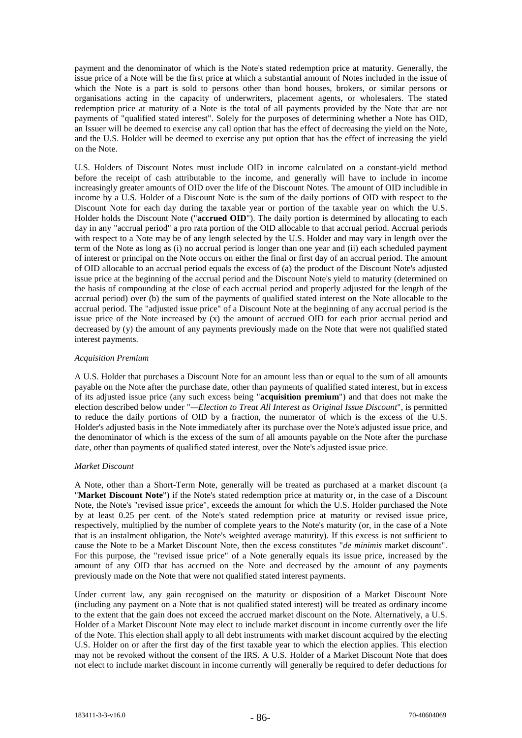payment and the denominator of which is the Note's stated redemption price at maturity. Generally, the issue price of a Note will be the first price at which a substantial amount of Notes included in the issue of which the Note is a part is sold to persons other than bond houses, brokers, or similar persons or organisations acting in the capacity of underwriters, placement agents, or wholesalers. The stated redemption price at maturity of a Note is the total of all payments provided by the Note that are not payments of "qualified stated interest". Solely for the purposes of determining whether a Note has OID, an Issuer will be deemed to exercise any call option that has the effect of decreasing the yield on the Note, and the U.S. Holder will be deemed to exercise any put option that has the effect of increasing the yield on the Note.

U.S. Holders of Discount Notes must include OID in income calculated on a constant-yield method before the receipt of cash attributable to the income, and generally will have to include in income increasingly greater amounts of OID over the life of the Discount Notes. The amount of OID includible in income by a U.S. Holder of a Discount Note is the sum of the daily portions of OID with respect to the Discount Note for each day during the taxable year or portion of the taxable year on which the U.S. Holder holds the Discount Note ("**accrued OID**"). The daily portion is determined by allocating to each day in any "accrual period" a pro rata portion of the OID allocable to that accrual period. Accrual periods with respect to a Note may be of any length selected by the U.S. Holder and may vary in length over the term of the Note as long as (i) no accrual period is longer than one year and (ii) each scheduled payment of interest or principal on the Note occurs on either the final or first day of an accrual period. The amount of OID allocable to an accrual period equals the excess of (a) the product of the Discount Note's adjusted issue price at the beginning of the accrual period and the Discount Note's yield to maturity (determined on the basis of compounding at the close of each accrual period and properly adjusted for the length of the accrual period) over (b) the sum of the payments of qualified stated interest on the Note allocable to the accrual period. The "adjusted issue price" of a Discount Note at the beginning of any accrual period is the issue price of the Note increased by (x) the amount of accrued OID for each prior accrual period and decreased by (y) the amount of any payments previously made on the Note that were not qualified stated interest payments.

*Acquisition Premium*

A U.S. Holder that purchases a Discount Note for an amount less than or equal to the sum of all amounts payable on the Note after the purchase date, other than payments of qualified stated interest, but in excess of its adjusted issue price (any such excess being "**acquisition premium**") and that does not make the election described below under "*—Election to Treat All Interest as Original Issue Discount*", is permitted to reduce the daily portions of OID by a fraction, the numerator of which is the excess of the U.S. Holder's adjusted basis in the Note immediately after its purchase over the Note's adjusted issue price, and the denominator of which is the excess of the sum of all amounts payable on the Note after the purchase date, other than payments of qualified stated interest, over the Note's adjusted issue price.

*Market Discount*

A Note, other than a Short-Term Note, generally will be treated as purchased at a market discount (a "**Market Discount Note**") if the Note's stated redemption price at maturity or, in the case of a Discount Note, the Note's "revised issue price", exceeds the amount for which the U.S. Holder purchased the Note by at least 0.25 per cent. of the Note's stated redemption price at maturity or revised issue price, respectively, multiplied by the number of complete years to the Note's maturity (or, in the case of a Note that is an instalment obligation, the Note's weighted average maturity). If this excess is not sufficient to cause the Note to be a Market Discount Note, then the excess constitutes "*de minimis* market discount". For this purpose, the "revised issue price" of a Note generally equals its issue price, increased by the amount of any OID that has accrued on the Note and decreased by the amount of any payments previously made on the Note that were not qualified stated interest payments.

Under current law, any gain recognised on the maturity or disposition of a Market Discount Note (including any payment on a Note that is not qualified stated interest) will be treated as ordinary income to the extent that the gain does not exceed the accrued market discount on the Note. Alternatively, a U.S. Holder of a Market Discount Note may elect to include market discount in income currently over the life of the Note. This election shall apply to all debt instruments with market discount acquired by the electing U.S. Holder on or after the first day of the first taxable year to which the election applies. This election may not be revoked without the consent of the IRS. A U.S. Holder of a Market Discount Note that does not elect to include market discount in income currently will generally be required to defer deductions for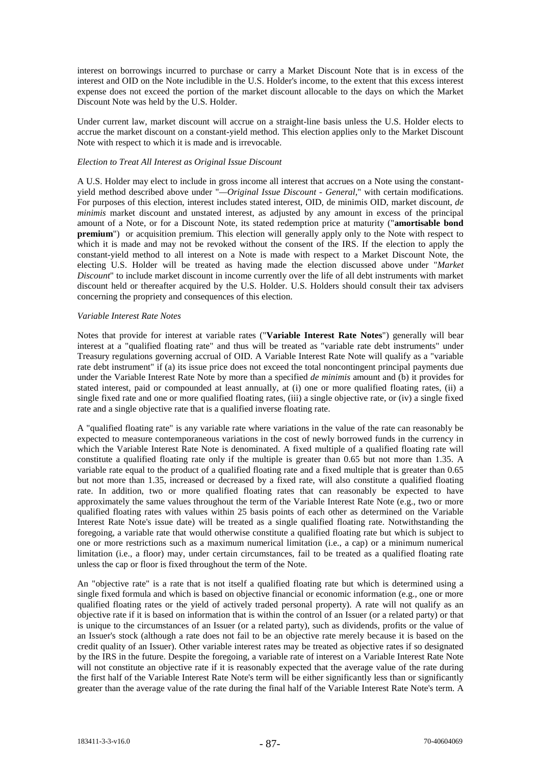interest on borrowings incurred to purchase or carry a Market Discount Note that is in excess of the interest and OID on the Note includible in the U.S. Holder's income, to the extent that this excess interest expense does not exceed the portion of the market discount allocable to the days on which the Market Discount Note was held by the U.S. Holder.

Under current law, market discount will accrue on a straight-line basis unless the U.S. Holder elects to accrue the market discount on a constant-yield method. This election applies only to the Market Discount Note with respect to which it is made and is irrevocable.

*Election to Treat All Interest as Original Issue Discount*

A U.S. Holder may elect to include in gross income all interest that accrues on a Note using the constant-yield method described above under "*—Original Issue Discount - General*," with certain modifications. For purposes of this election, interest includes stated interest, OID, de minimis OID, market discount, *de minimis* market discount and unstated interest, as adjusted by any amount in excess of the principal amount of a Note, or for a Discount Note, its stated redemption price at maturity ("**amortisable bond premium**") or acquisition premium. This election will generally apply only to the Note with respect to which it is made and may not be revoked without the consent of the IRS. If the election to apply the constant-yield method to all interest on a Note is made with respect to a Market Discount Note, the electing U.S. Holder will be treated as having made the election discussed above under "*Market Discount*" to include market discount in income currently over the life of all debt instruments with market discount held or thereafter acquired by the U.S. Holder. U.S. Holders should consult their tax advisers concerning the propriety and consequences of this election.

*Variable Interest Rate Notes*

Notes that provide for interest at variable rates ("**Variable Interest Rate Notes**") generally will bear interest at a "qualified floating rate" and thus will be treated as "variable rate debt instruments" under Treasury regulations governing accrual of OID. A Variable Interest Rate Note will qualify as a "variable rate debt instrument" if (a) its issue price does not exceed the total noncontingent principal payments due under the Variable Interest Rate Note by more than a specified *de minimis* amount and (b) it provides for stated interest, paid or compounded at least annually, at (i) one or more qualified floating rates, (ii) a single fixed rate and one or more qualified floating rates, (iii) a single objective rate, or (iv) a single fixed rate and a single objective rate that is a qualified inverse floating rate.

A "qualified floating rate" is any variable rate where variations in the value of the rate can reasonably be expected to measure contemporaneous variations in the cost of newly borrowed funds in the currency in which the Variable Interest Rate Note is denominated. A fixed multiple of a qualified floating rate will constitute a qualified floating rate only if the multiple is greater than 0.65 but not more than 1.35. A variable rate equal to the product of a qualified floating rate and a fixed multiple that is greater than 0.65 but not more than 1.35, increased or decreased by a fixed rate, will also constitute a qualified floating rate. In addition, two or more qualified floating rates that can reasonably be expected to have approximately the same values throughout the term of the Variable Interest Rate Note (e.g., two or more qualified floating rates with values within 25 basis points of each other as determined on the Variable Interest Rate Note's issue date) will be treated as a single qualified floating rate. Notwithstanding the foregoing, a variable rate that would otherwise constitute a qualified floating rate but which is subject to one or more restrictions such as a maximum numerical limitation (i.e., a cap) or a minimum numerical limitation (i.e., a floor) may, under certain circumstances, fail to be treated as a qualified floating rate unless the cap or floor is fixed throughout the term of the Note.

An "objective rate" is a rate that is not itself a qualified floating rate but which is determined using a single fixed formula and which is based on objective financial or economic information (e.g., one or more qualified floating rates or the yield of actively traded personal property). A rate will not qualify as an objective rate if it is based on information that is within the control of an Issuer (or a related party) or that is unique to the circumstances of an Issuer (or a related party), such as dividends, profits or the value of an Issuer's stock (although a rate does not fail to be an objective rate merely because it is based on the credit quality of an Issuer). Other variable interest rates may be treated as objective rates if so designated by the IRS in the future. Despite the foregoing, a variable rate of interest on a Variable Interest Rate Note will not constitute an objective rate if it is reasonably expected that the average value of the rate during the first half of the Variable Interest Rate Note's term will be either significantly less than or significantly greater than the average value of the rate during the final half of the Variable Interest Rate Note's term. A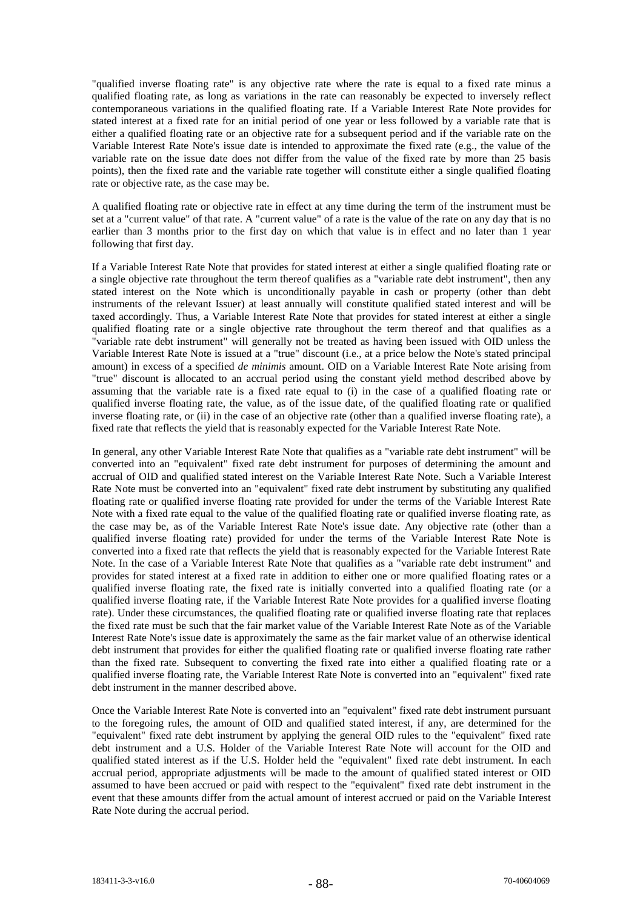"qualified inverse floating rate" is any objective rate where the rate is equal to a fixed rate minus a qualified floating rate, as long as variations in the rate can reasonably be expected to inversely reflect contemporaneous variations in the qualified floating rate. If a Variable Interest Rate Note provides for stated interest at a fixed rate for an initial period of one year or less followed by a variable rate that is either a qualified floating rate or an objective rate for a subsequent period and if the variable rate on the Variable Interest Rate Note's issue date is intended to approximate the fixed rate (e.g., the value of the variable rate on the issue date does not differ from the value of the fixed rate by more than 25 basis points), then the fixed rate and the variable rate together will constitute either a single qualified floating rate or objective rate, as the case may be.

A qualified floating rate or objective rate in effect at any time during the term of the instrument must be set at a "current value" of that rate. A "current value" of a rate is the value of the rate on any day that is no earlier than 3 months prior to the first day on which that value is in effect and no later than 1 year following that first day.

If a Variable Interest Rate Note that provides for stated interest at either a single qualified floating rate or a single objective rate throughout the term thereof qualifies as a "variable rate debt instrument", then any stated interest on the Note which is unconditionally payable in cash or property (other than debt instruments of the relevant Issuer) at least annually will constitute qualified stated interest and will be taxed accordingly. Thus, a Variable Interest Rate Note that provides for stated interest at either a single qualified floating rate or a single objective rate throughout the term thereof and that qualifies as a "variable rate debt instrument" will generally not be treated as having been issued with OID unless the Variable Interest Rate Note is issued at a "true" discount (i.e., at a price below the Note's stated principal amount) in excess of a specified *de minimis* amount. OID on a Variable Interest Rate Note arising from "true" discount is allocated to an accrual period using the constant yield method described above by assuming that the variable rate is a fixed rate equal to (i) in the case of a qualified floating rate or qualified inverse floating rate, the value, as of the issue date, of the qualified floating rate or qualified inverse floating rate, or (ii) in the case of an objective rate (other than a qualified inverse floating rate), a fixed rate that reflects the yield that is reasonably expected for the Variable Interest Rate Note.

In general, any other Variable Interest Rate Note that qualifies as a "variable rate debt instrument" will be converted into an "equivalent" fixed rate debt instrument for purposes of determining the amount and accrual of OID and qualified stated interest on the Variable Interest Rate Note. Such a Variable Interest Rate Note must be converted into an "equivalent" fixed rate debt instrument by substituting any qualified floating rate or qualified inverse floating rate provided for under the terms of the Variable Interest Rate Note with a fixed rate equal to the value of the qualified floating rate or qualified inverse floating rate, as the case may be, as of the Variable Interest Rate Note's issue date. Any objective rate (other than a qualified inverse floating rate) provided for under the terms of the Variable Interest Rate Note is converted into a fixed rate that reflects the yield that is reasonably expected for the Variable Interest Rate Note. In the case of a Variable Interest Rate Note that qualifies as a "variable rate debt instrument" and provides for stated interest at a fixed rate in addition to either one or more qualified floating rates or a qualified inverse floating rate, the fixed rate is initially converted into a qualified floating rate (or a qualified inverse floating rate, if the Variable Interest Rate Note provides for a qualified inverse floating rate). Under these circumstances, the qualified floating rate or qualified inverse floating rate that replaces the fixed rate must be such that the fair market value of the Variable Interest Rate Note as of the Variable Interest Rate Note's issue date is approximately the same as the fair market value of an otherwise identical debt instrument that provides for either the qualified floating rate or qualified inverse floating rate rather than the fixed rate. Subsequent to converting the fixed rate into either a qualified floating rate or a qualified inverse floating rate, the Variable Interest Rate Note is converted into an "equivalent" fixed rate debt instrument in the manner described above.

Once the Variable Interest Rate Note is converted into an "equivalent" fixed rate debt instrument pursuant to the foregoing rules, the amount of OID and qualified stated interest, if any, are determined for the "equivalent" fixed rate debt instrument by applying the general OID rules to the "equivalent" fixed rate debt instrument and a U.S. Holder of the Variable Interest Rate Note will account for the OID and qualified stated interest as if the U.S. Holder held the "equivalent" fixed rate debt instrument. In each accrual period, appropriate adjustments will be made to the amount of qualified stated interest or OID assumed to have been accrued or paid with respect to the "equivalent" fixed rate debt instrument in the event that these amounts differ from the actual amount of interest accrued or paid on the Variable Interest Rate Note during the accrual period.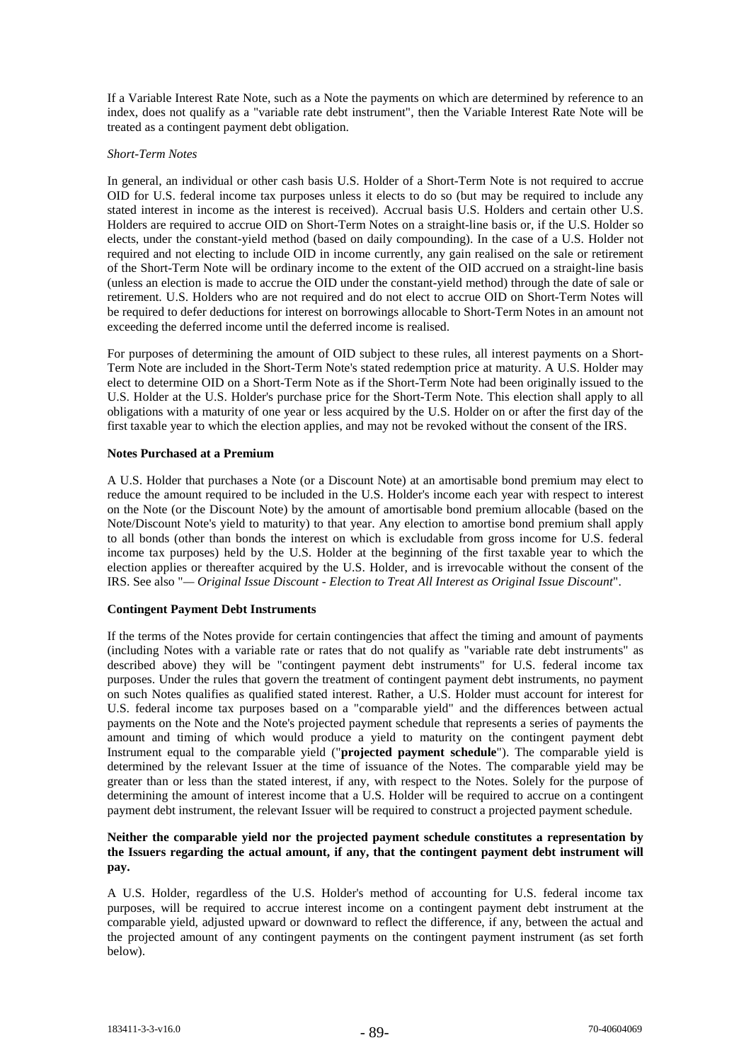If a Variable Interest Rate Note, such as a Note the payments on which are determined by reference to an index, does not qualify as a "variable rate debt instrument", then the Variable Interest Rate Note will be treated as a contingent payment debt obligation.

*Short-Term Notes*

In general, an individual or other cash basis U.S. Holder of a Short-Term Note is not required to accrue OID for U.S. federal income tax purposes unless it elects to do so (but may be required to include any stated interest in income as the interest is received). Accrual basis U.S. Holders and certain other U.S. Holders are required to accrue OID on Short-Term Notes on a straight-line basis or, if the U.S. Holder so elects, under the constant-yield method (based on daily compounding). In the case of a U.S. Holder not required and not electing to include OID in income currently, any gain realised on the sale or retirement of the Short-Term Note will be ordinary income to the extent of the OID accrued on a straight-line basis (unless an election is made to accrue the OID under the constant-yield method) through the date of sale or retirement. U.S. Holders who are not required and do not elect to accrue OID on Short-Term Notes will be required to defer deductions for interest on borrowings allocable to Short-Term Notes in an amount not exceeding the deferred income until the deferred income is realised.

For purposes of determining the amount of OID subject to these rules, all interest payments on a Short-Term Note are included in the Short-Term Note's stated redemption price at maturity. A U.S. Holder may elect to determine OID on a Short-Term Note as if the Short-Term Note had been originally issued to the U.S. Holder at the U.S. Holder's purchase price for the Short-Term Note. This election shall apply to all obligations with a maturity of one year or less acquired by the U.S. Holder on or after the first day of the first taxable year to which the election applies, and may not be revoked without the consent of the IRS.

**Notes Purchased at a Premium**

A U.S. Holder that purchases a Note (or a Discount Note) at an amortisable bond premium may elect to reduce the amount required to be included in the U.S. Holder's income each year with respect to interest on the Note (or the Discount Note) by the amount of amortisable bond premium allocable (based on the Note/Discount Note's yield to maturity) to that year. Any election to amortise bond premium shall apply to all bonds (other than bonds the interest on which is excludable from gross income for U.S. federal income tax purposes) held by the U.S. Holder at the beginning of the first taxable year to which the election applies or thereafter acquired by the U.S. Holder, and is irrevocable without the consent of the IRS. See also "*— Original Issue Discount - Election to Treat All Interest as Original Issue Discount*".

**Contingent Payment Debt Instruments**

If the terms of the Notes provide for certain contingencies that affect the timing and amount of payments (including Notes with a variable rate or rates that do not qualify as "variable rate debt instruments" as described above) they will be "contingent payment debt instruments" for U.S. federal income tax purposes. Under the rules that govern the treatment of contingent payment debt instruments, no payment on such Notes qualifies as qualified stated interest. Rather, a U.S. Holder must account for interest for U.S. federal income tax purposes based on a "comparable yield" and the differences between actual payments on the Note and the Note's projected payment schedule that represents a series of payments the amount and timing of which would produce a yield to maturity on the contingent payment debt Instrument equal to the comparable yield ("**projected payment schedule**"). The comparable yield is determined by the relevant Issuer at the time of issuance of the Notes. The comparable yield may be greater than or less than the stated interest, if any, with respect to the Notes. Solely for the purpose of determining the amount of interest income that a U.S. Holder will be required to accrue on a contingent payment debt instrument, the relevant Issuer will be required to construct a projected payment schedule.

**Neither the comparable yield nor the projected payment schedule constitutes a representation by the Issuers regarding the actual amount, if any, that the contingent payment debt instrument will pay.**

A U.S. Holder, regardless of the U.S. Holder's method of accounting for U.S. federal income tax purposes, will be required to accrue interest income on a contingent payment debt instrument at the comparable yield, adjusted upward or downward to reflect the difference, if any, between the actual and the projected amount of any contingent payments on the contingent payment instrument (as set forth below).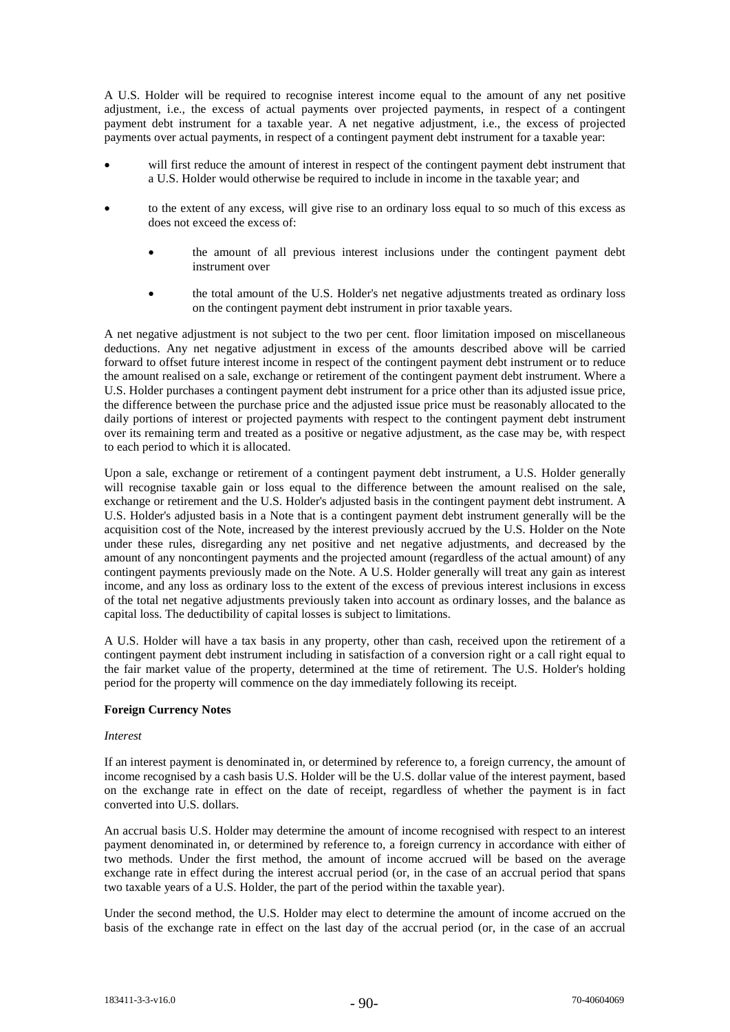A U.S. Holder will be required to recognise interest income equal to the amount of any net positive adjustment, i.e., the excess of actual payments over projected payments, in respect of a contingent payment debt instrument for a taxable year. A net negative adjustment, i.e., the excess of projected payments over actual payments, in respect of a contingent payment debt instrument for a taxable year:

- will first reduce the amount of interest in respect of the contingent payment debt instrument that a U.S. Holder would otherwise be required to include in income in the taxable year; and
- to the extent of any excess, will give rise to an ordinary loss equal to so much of this excess as does not exceed the excess of:
    - the amount of all previous interest inclusions under the contingent payment debt instrument over
    - the total amount of the U.S. Holder's net negative adjustments treated as ordinary loss on the contingent payment debt instrument in prior taxable years.

A net negative adjustment is not subject to the two per cent. floor limitation imposed on miscellaneous deductions. Any net negative adjustment in excess of the amounts described above will be carried forward to offset future interest income in respect of the contingent payment debt instrument or to reduce the amount realised on a sale, exchange or retirement of the contingent payment debt instrument. Where a U.S. Holder purchases a contingent payment debt instrument for a price other than its adjusted issue price, the difference between the purchase price and the adjusted issue price must be reasonably allocated to the daily portions of interest or projected payments with respect to the contingent payment debt instrument over its remaining term and treated as a positive or negative adjustment, as the case may be, with respect to each period to which it is allocated.

Upon a sale, exchange or retirement of a contingent payment debt instrument, a U.S. Holder generally will recognise taxable gain or loss equal to the difference between the amount realised on the sale, exchange or retirement and the U.S. Holder's adjusted basis in the contingent payment debt instrument. A U.S. Holder's adjusted basis in a Note that is a contingent payment debt instrument generally will be the acquisition cost of the Note, increased by the interest previously accrued by the U.S. Holder on the Note under these rules, disregarding any net positive and net negative adjustments, and decreased by the amount of any noncontingent payments and the projected amount (regardless of the actual amount) of any contingent payments previously made on the Note. A U.S. Holder generally will treat any gain as interest income, and any loss as ordinary loss to the extent of the excess of previous interest inclusions in excess of the total net negative adjustments previously taken into account as ordinary losses, and the balance as capital loss. The deductibility of capital losses is subject to limitations.

A U.S. Holder will have a tax basis in any property, other than cash, received upon the retirement of a contingent payment debt instrument including in satisfaction of a conversion right or a call right equal to the fair market value of the property, determined at the time of retirement. The U.S. Holder's holding period for the property will commence on the day immediately following its receipt.

**Foreign Currency Notes**

*Interest*

If an interest payment is denominated in, or determined by reference to, a foreign currency, the amount of income recognised by a cash basis U.S. Holder will be the U.S. dollar value of the interest payment, based on the exchange rate in effect on the date of receipt, regardless of whether the payment is in fact converted into U.S. dollars.

An accrual basis U.S. Holder may determine the amount of income recognised with respect to an interest payment denominated in, or determined by reference to, a foreign currency in accordance with either of two methods. Under the first method, the amount of income accrued will be based on the average exchange rate in effect during the interest accrual period (or, in the case of an accrual period that spans two taxable years of a U.S. Holder, the part of the period within the taxable year).

Under the second method, the U.S. Holder may elect to determine the amount of income accrued on the basis of the exchange rate in effect on the last day of the accrual period (or, in the case of an accrual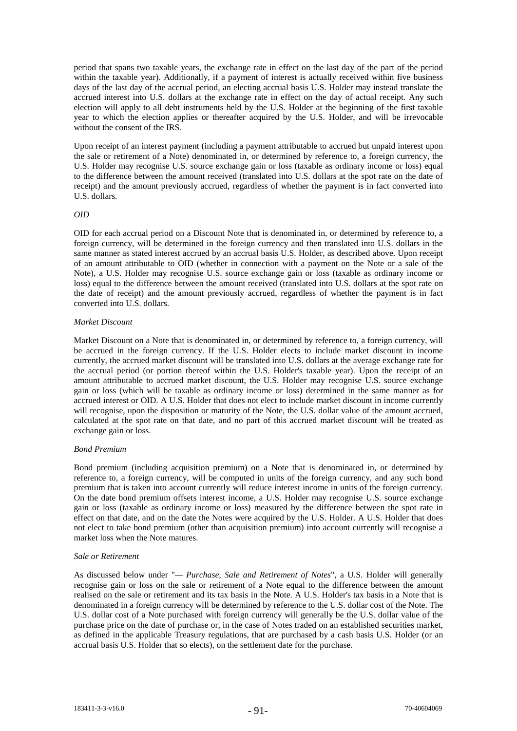period that spans two taxable years, the exchange rate in effect on the last day of the part of the period within the taxable year). Additionally, if a payment of interest is actually received within five business days of the last day of the accrual period, an electing accrual basis U.S. Holder may instead translate the accrued interest into U.S. dollars at the exchange rate in effect on the day of actual receipt. Any such election will apply to all debt instruments held by the U.S. Holder at the beginning of the first taxable year to which the election applies or thereafter acquired by the U.S. Holder, and will be irrevocable without the consent of the IRS.

Upon receipt of an interest payment (including a payment attributable to accrued but unpaid interest upon the sale or retirement of a Note) denominated in, or determined by reference to, a foreign currency, the U.S. Holder may recognise U.S. source exchange gain or loss (taxable as ordinary income or loss) equal to the difference between the amount received (translated into U.S. dollars at the spot rate on the date of receipt) and the amount previously accrued, regardless of whether the payment is in fact converted into U.S. dollars.

*OID*

OID for each accrual period on a Discount Note that is denominated in, or determined by reference to, a foreign currency, will be determined in the foreign currency and then translated into U.S. dollars in the same manner as stated interest accrued by an accrual basis U.S. Holder, as described above. Upon receipt of an amount attributable to OID (whether in connection with a payment on the Note or a sale of the Note), a U.S. Holder may recognise U.S. source exchange gain or loss (taxable as ordinary income or loss) equal to the difference between the amount received (translated into U.S. dollars at the spot rate on the date of receipt) and the amount previously accrued, regardless of whether the payment is in fact converted into U.S. dollars.

*Market Discount*

Market Discount on a Note that is denominated in, or determined by reference to, a foreign currency, will be accrued in the foreign currency. If the U.S. Holder elects to include market discount in income currently, the accrued market discount will be translated into U.S. dollars at the average exchange rate for the accrual period (or portion thereof within the U.S. Holder's taxable year). Upon the receipt of an amount attributable to accrued market discount, the U.S. Holder may recognise U.S. source exchange gain or loss (which will be taxable as ordinary income or loss) determined in the same manner as for accrued interest or OID. A U.S. Holder that does not elect to include market discount in income currently will recognise, upon the disposition or maturity of the Note, the U.S. dollar value of the amount accrued, calculated at the spot rate on that date, and no part of this accrued market discount will be treated as exchange gain or loss.

*Bond Premium*

Bond premium (including acquisition premium) on a Note that is denominated in, or determined by reference to, a foreign currency, will be computed in units of the foreign currency, and any such bond premium that is taken into account currently will reduce interest income in units of the foreign currency. On the date bond premium offsets interest income, a U.S. Holder may recognise U.S. source exchange gain or loss (taxable as ordinary income or loss) measured by the difference between the spot rate in effect on that date, and on the date the Notes were acquired by the U.S. Holder. A U.S. Holder that does not elect to take bond premium (other than acquisition premium) into account currently will recognise a market loss when the Note matures.

*Sale or Retirement*

As discussed below under "— *Purchase, Sale and Retirement of Notes*", a U.S. Holder will generally recognise gain or loss on the sale or retirement of a Note equal to the difference between the amount realised on the sale or retirement and its tax basis in the Note. A U.S. Holder's tax basis in a Note that is denominated in a foreign currency will be determined by reference to the U.S. dollar cost of the Note. The U.S. dollar cost of a Note purchased with foreign currency will generally be the U.S. dollar value of the purchase price on the date of purchase or, in the case of Notes traded on an established securities market, as defined in the applicable Treasury regulations, that are purchased by a cash basis U.S. Holder (or an accrual basis U.S. Holder that so elects), on the settlement date for the purchase.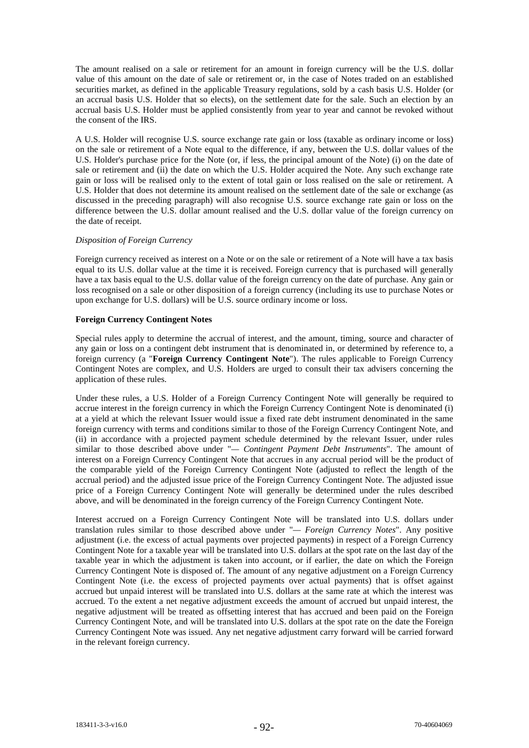The amount realised on a sale or retirement for an amount in foreign currency will be the U.S. dollar value of this amount on the date of sale or retirement or, in the case of Notes traded on an established securities market, as defined in the applicable Treasury regulations, sold by a cash basis U.S. Holder (or an accrual basis U.S. Holder that so elects), on the settlement date for the sale. Such an election by an accrual basis U.S. Holder must be applied consistently from year to year and cannot be revoked without the consent of the IRS.

A U.S. Holder will recognise U.S. source exchange rate gain or loss (taxable as ordinary income or loss) on the sale or retirement of a Note equal to the difference, if any, between the U.S. dollar values of the U.S. Holder's purchase price for the Note (or, if less, the principal amount of the Note) (i) on the date of sale or retirement and (ii) the date on which the U.S. Holder acquired the Note. Any such exchange rate gain or loss will be realised only to the extent of total gain or loss realised on the sale or retirement. A U.S. Holder that does not determine its amount realised on the settlement date of the sale or exchange (as discussed in the preceding paragraph) will also recognise U.S. source exchange rate gain or loss on the difference between the U.S. dollar amount realised and the U.S. dollar value of the foreign currency on the date of receipt.

*Disposition of Foreign Currency*

Foreign currency received as interest on a Note or on the sale or retirement of a Note will have a tax basis equal to its U.S. dollar value at the time it is received. Foreign currency that is purchased will generally have a tax basis equal to the U.S. dollar value of the foreign currency on the date of purchase. Any gain or loss recognised on a sale or other disposition of a foreign currency (including its use to purchase Notes or upon exchange for U.S. dollars) will be U.S. source ordinary income or loss.

**Foreign Currency Contingent Notes**

Special rules apply to determine the accrual of interest, and the amount, timing, source and character of any gain or loss on a contingent debt instrument that is denominated in, or determined by reference to, a foreign currency (a "**Foreign Currency Contingent Note**"). The rules applicable to Foreign Currency Contingent Notes are complex, and U.S. Holders are urged to consult their tax advisers concerning the application of these rules.

Under these rules, a U.S. Holder of a Foreign Currency Contingent Note will generally be required to accrue interest in the foreign currency in which the Foreign Currency Contingent Note is denominated (i) at a yield at which the relevant Issuer would issue a fixed rate debt instrument denominated in the same foreign currency with terms and conditions similar to those of the Foreign Currency Contingent Note, and (ii) in accordance with a projected payment schedule determined by the relevant Issuer, under rules similar to those described above under "— *Contingent Payment Debt Instruments*". The amount of interest on a Foreign Currency Contingent Note that accrues in any accrual period will be the product of the comparable yield of the Foreign Currency Contingent Note (adjusted to reflect the length of the accrual period) and the adjusted issue price of the Foreign Currency Contingent Note. The adjusted issue price of a Foreign Currency Contingent Note will generally be determined under the rules described above, and will be denominated in the foreign currency of the Foreign Currency Contingent Note.

Interest accrued on a Foreign Currency Contingent Note will be translated into U.S. dollars under translation rules similar to those described above under "— *Foreign Currency Notes*". Any positive adjustment (i.e. the excess of actual payments over projected payments) in respect of a Foreign Currency Contingent Note for a taxable year will be translated into U.S. dollars at the spot rate on the last day of the taxable year in which the adjustment is taken into account, or if earlier, the date on which the Foreign Currency Contingent Note is disposed of. The amount of any negative adjustment on a Foreign Currency Contingent Note (i.e. the excess of projected payments over actual payments) that is offset against accrued but unpaid interest will be translated into U.S. dollars at the same rate at which the interest was accrued. To the extent a net negative adjustment exceeds the amount of accrued but unpaid interest, the negative adjustment will be treated as offsetting interest that has accrued and been paid on the Foreign Currency Contingent Note, and will be translated into U.S. dollars at the spot rate on the date the Foreign Currency Contingent Note was issued. Any net negative adjustment carry forward will be carried forward in the relevant foreign currency.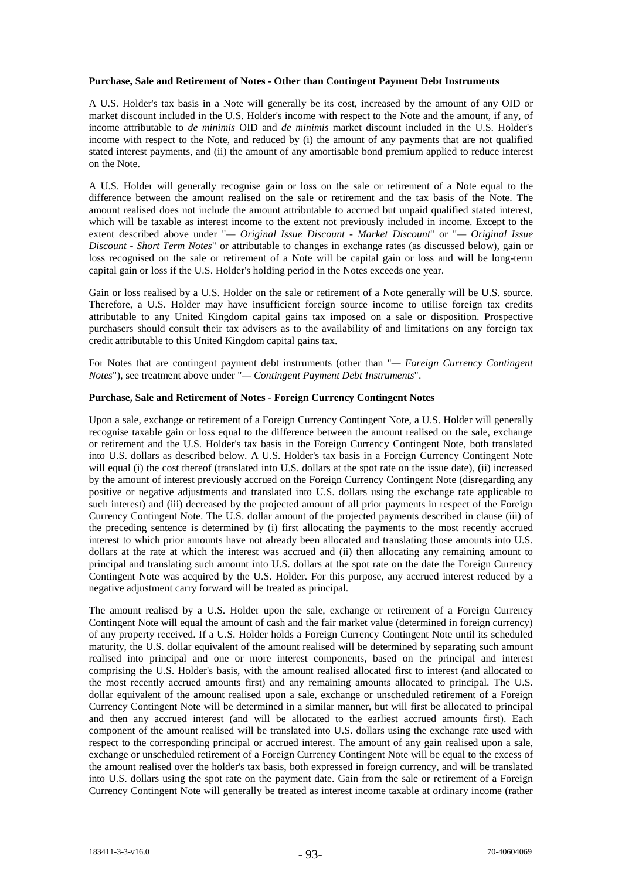**Purchase, Sale and Retirement of Notes - Other than Contingent Payment Debt Instruments**

A U.S. Holder's tax basis in a Note will generally be its cost, increased by the amount of any OID or market discount included in the U.S. Holder's income with respect to the Note and the amount, if any, of income attributable to *de minimis* OID and *de minimis* market discount included in the U.S. Holder's income with respect to the Note, and reduced by (i) the amount of any payments that are not qualified stated interest payments, and (ii) the amount of any amortisable bond premium applied to reduce interest on the Note.

A U.S. Holder will generally recognise gain or loss on the sale or retirement of a Note equal to the difference between the amount realised on the sale or retirement and the tax basis of the Note. The amount realised does not include the amount attributable to accrued but unpaid qualified stated interest, which will be taxable as interest income to the extent not previously included in income. Except to the extent described above under "*— Original Issue Discount - Market Discount*" or "*— Original Issue Discount - Short Term Notes*" or attributable to changes in exchange rates (as discussed below), gain or loss recognised on the sale or retirement of a Note will be capital gain or loss and will be long-term capital gain or loss if the U.S. Holder's holding period in the Notes exceeds one year.

Gain or loss realised by a U.S. Holder on the sale or retirement of a Note generally will be U.S. source. Therefore, a U.S. Holder may have insufficient foreign source income to utilise foreign tax credits attributable to any United Kingdom capital gains tax imposed on a sale or disposition. Prospective purchasers should consult their tax advisers as to the availability of and limitations on any foreign tax credit attributable to this United Kingdom capital gains tax.

For Notes that are contingent payment debt instruments (other than "*— Foreign Currency Contingent Notes*"), see treatment above under "*— Contingent Payment Debt Instruments*".

**Purchase, Sale and Retirement of Notes - Foreign Currency Contingent Notes**

Upon a sale, exchange or retirement of a Foreign Currency Contingent Note, a U.S. Holder will generally recognise taxable gain or loss equal to the difference between the amount realised on the sale, exchange or retirement and the U.S. Holder's tax basis in the Foreign Currency Contingent Note, both translated into U.S. dollars as described below. A U.S. Holder's tax basis in a Foreign Currency Contingent Note will equal (i) the cost thereof (translated into U.S. dollars at the spot rate on the issue date), (ii) increased by the amount of interest previously accrued on the Foreign Currency Contingent Note (disregarding any positive or negative adjustments and translated into U.S. dollars using the exchange rate applicable to such interest) and (iii) decreased by the projected amount of all prior payments in respect of the Foreign Currency Contingent Note. The U.S. dollar amount of the projected payments described in clause (iii) of the preceding sentence is determined by (i) first allocating the payments to the most recently accrued interest to which prior amounts have not already been allocated and translating those amounts into U.S. dollars at the rate at which the interest was accrued and (ii) then allocating any remaining amount to principal and translating such amount into U.S. dollars at the spot rate on the date the Foreign Currency Contingent Note was acquired by the U.S. Holder. For this purpose, any accrued interest reduced by a negative adjustment carry forward will be treated as principal.

The amount realised by a U.S. Holder upon the sale, exchange or retirement of a Foreign Currency Contingent Note will equal the amount of cash and the fair market value (determined in foreign currency) of any property received. If a U.S. Holder holds a Foreign Currency Contingent Note until its scheduled maturity, the U.S. dollar equivalent of the amount realised will be determined by separating such amount realised into principal and one or more interest components, based on the principal and interest comprising the U.S. Holder's basis, with the amount realised allocated first to interest (and allocated to the most recently accrued amounts first) and any remaining amounts allocated to principal. The U.S. dollar equivalent of the amount realised upon a sale, exchange or unscheduled retirement of a Foreign Currency Contingent Note will be determined in a similar manner, but will first be allocated to principal and then any accrued interest (and will be allocated to the earliest accrued amounts first). Each component of the amount realised will be translated into U.S. dollars using the exchange rate used with respect to the corresponding principal or accrued interest. The amount of any gain realised upon a sale, exchange or unscheduled retirement of a Foreign Currency Contingent Note will be equal to the excess of the amount realised over the holder's tax basis, both expressed in foreign currency, and will be translated into U.S. dollars using the spot rate on the payment date. Gain from the sale or retirement of a Foreign Currency Contingent Note will generally be treated as interest income taxable at ordinary income (rather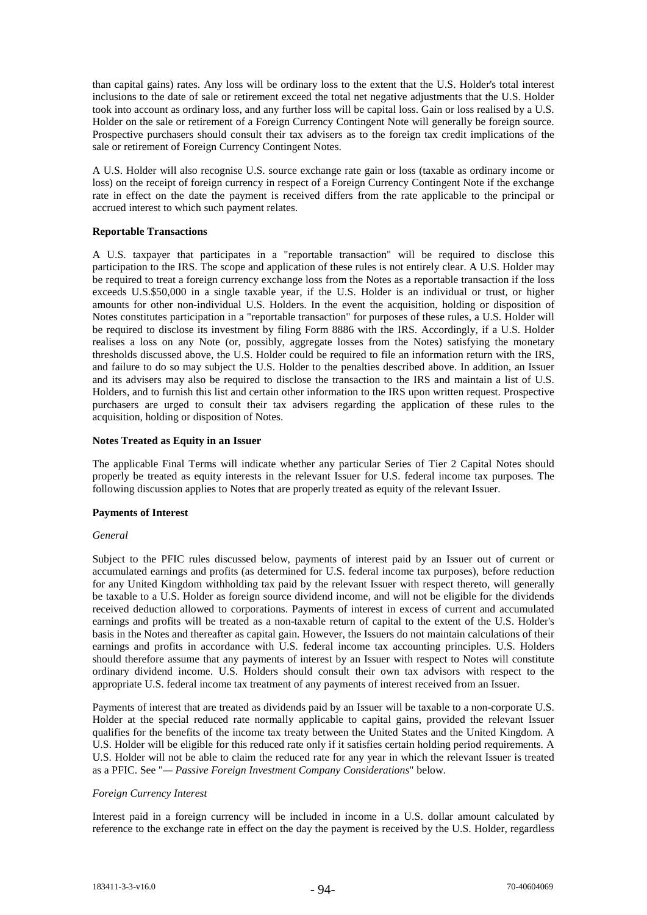than capital gains) rates. Any loss will be ordinary loss to the extent that the U.S. Holder's total interest inclusions to the date of sale or retirement exceed the total net negative adjustments that the U.S. Holder took into account as ordinary loss, and any further loss will be capital loss. Gain or loss realised by a U.S. Holder on the sale or retirement of a Foreign Currency Contingent Note will generally be foreign source. Prospective purchasers should consult their tax advisers as to the foreign tax credit implications of the sale or retirement of Foreign Currency Contingent Notes.

A U.S. Holder will also recognise U.S. source exchange rate gain or loss (taxable as ordinary income or loss) on the receipt of foreign currency in respect of a Foreign Currency Contingent Note if the exchange rate in effect on the date the payment is received differs from the rate applicable to the principal or accrued interest to which such payment relates.

**Reportable Transactions**

A U.S. taxpayer that participates in a "reportable transaction" will be required to disclose this participation to the IRS. The scope and application of these rules is not entirely clear. A U.S. Holder may be required to treat a foreign currency exchange loss from the Notes as a reportable transaction if the loss exceeds U.S.$50,000 in a single taxable year, if the U.S. Holder is an individual or trust, or higher amounts for other non-individual U.S. Holders. In the event the acquisition, holding or disposition of Notes constitutes participation in a "reportable transaction" for purposes of these rules, a U.S. Holder will be required to disclose its investment by filing Form 8886 with the IRS. Accordingly, if a U.S. Holder realises a loss on any Note (or, possibly, aggregate losses from the Notes) satisfying the monetary thresholds discussed above, the U.S. Holder could be required to file an information return with the IRS, and failure to do so may subject the U.S. Holder to the penalties described above. In addition, an Issuer and its advisers may also be required to disclose the transaction to the IRS and maintain a list of U.S. Holders, and to furnish this list and certain other information to the IRS upon written request. Prospective purchasers are urged to consult their tax advisers regarding the application of these rules to the acquisition, holding or disposition of Notes.

**Notes Treated as Equity in an Issuer**

The applicable Final Terms will indicate whether any particular Series of Tier 2 Capital Notes should properly be treated as equity interests in the relevant Issuer for U.S. federal income tax purposes. The following discussion applies to Notes that are properly treated as equity of the relevant Issuer.

**Payments of Interest**

*General*

Subject to the PFIC rules discussed below, payments of interest paid by an Issuer out of current or accumulated earnings and profits (as determined for U.S. federal income tax purposes), before reduction for any United Kingdom withholding tax paid by the relevant Issuer with respect thereto, will generally be taxable to a U.S. Holder as foreign source dividend income, and will not be eligible for the dividends received deduction allowed to corporations. Payments of interest in excess of current and accumulated earnings and profits will be treated as a non-taxable return of capital to the extent of the U.S. Holder's basis in the Notes and thereafter as capital gain. However, the Issuers do not maintain calculations of their earnings and profits in accordance with U.S. federal income tax accounting principles. U.S. Holders should therefore assume that any payments of interest by an Issuer with respect to Notes will constitute ordinary dividend income. U.S. Holders should consult their own tax advisors with respect to the appropriate U.S. federal income tax treatment of any payments of interest received from an Issuer.

Payments of interest that are treated as dividends paid by an Issuer will be taxable to a non-corporate U.S. Holder at the special reduced rate normally applicable to capital gains, provided the relevant Issuer qualifies for the benefits of the income tax treaty between the United States and the United Kingdom. A U.S. Holder will be eligible for this reduced rate only if it satisfies certain holding period requirements. A U.S. Holder will not be able to claim the reduced rate for any year in which the relevant Issuer is treated as a PFIC. See "*— Passive Foreign Investment Company Considerations*" below.

*Foreign Currency Interest*

Interest paid in a foreign currency will be included in income in a U.S. dollar amount calculated by reference to the exchange rate in effect on the day the payment is received by the U.S. Holder, regardless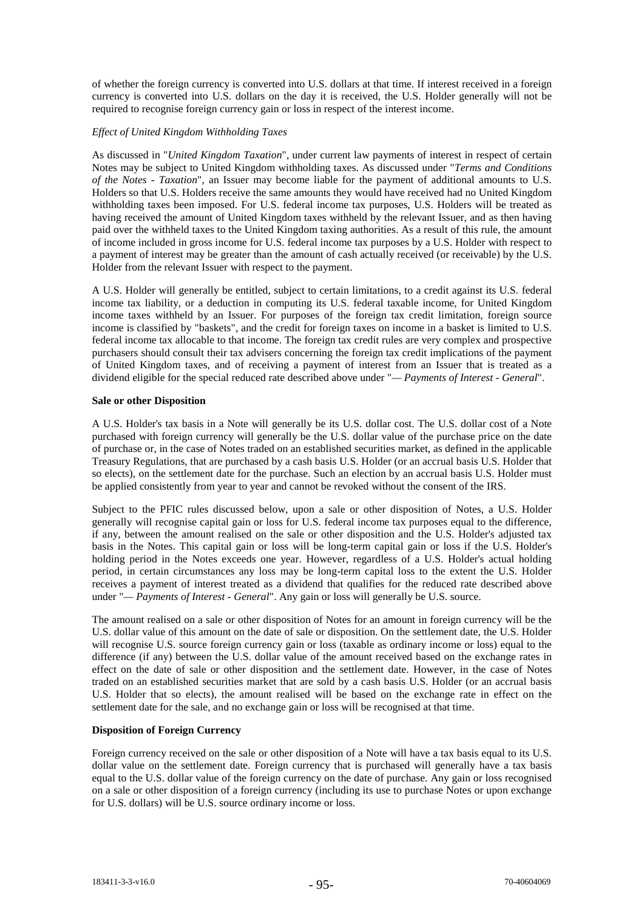of whether the foreign currency is converted into U.S. dollars at that time. If interest received in a foreign currency is converted into U.S. dollars on the day it is received, the U.S. Holder generally will not be required to recognise foreign currency gain or loss in respect of the interest income.

*Effect of United Kingdom Withholding Taxes*

As discussed in "*United Kingdom Taxation*", under current law payments of interest in respect of certain Notes may be subject to United Kingdom withholding taxes. As discussed under "*Terms and Conditions of the Notes - Taxation*", an Issuer may become liable for the payment of additional amounts to U.S. Holders so that U.S. Holders receive the same amounts they would have received had no United Kingdom withholding taxes been imposed. For U.S. federal income tax purposes, U.S. Holders will be treated as having received the amount of United Kingdom taxes withheld by the relevant Issuer, and as then having paid over the withheld taxes to the United Kingdom taxing authorities. As a result of this rule, the amount of income included in gross income for U.S. federal income tax purposes by a U.S. Holder with respect to a payment of interest may be greater than the amount of cash actually received (or receivable) by the U.S. Holder from the relevant Issuer with respect to the payment.

A U.S. Holder will generally be entitled, subject to certain limitations, to a credit against its U.S. federal income tax liability, or a deduction in computing its U.S. federal taxable income, for United Kingdom income taxes withheld by an Issuer. For purposes of the foreign tax credit limitation, foreign source income is classified by "baskets", and the credit for foreign taxes on income in a basket is limited to U.S. federal income tax allocable to that income. The foreign tax credit rules are very complex and prospective purchasers should consult their tax advisers concerning the foreign tax credit implications of the payment of United Kingdom taxes, and of receiving a payment of interest from an Issuer that is treated as a dividend eligible for the special reduced rate described above under "*— Payments of Interest - General*".

**Sale or other Disposition**

A U.S. Holder's tax basis in a Note will generally be its U.S. dollar cost. The U.S. dollar cost of a Note purchased with foreign currency will generally be the U.S. dollar value of the purchase price on the date of purchase or, in the case of Notes traded on an established securities market, as defined in the applicable Treasury Regulations, that are purchased by a cash basis U.S. Holder (or an accrual basis U.S. Holder that so elects), on the settlement date for the purchase. Such an election by an accrual basis U.S. Holder must be applied consistently from year to year and cannot be revoked without the consent of the IRS.

Subject to the PFIC rules discussed below, upon a sale or other disposition of Notes, a U.S. Holder generally will recognise capital gain or loss for U.S. federal income tax purposes equal to the difference, if any, between the amount realised on the sale or other disposition and the U.S. Holder's adjusted tax basis in the Notes. This capital gain or loss will be long-term capital gain or loss if the U.S. Holder's holding period in the Notes exceeds one year. However, regardless of a U.S. Holder's actual holding period, in certain circumstances any loss may be long-term capital loss to the extent the U.S. Holder receives a payment of interest treated as a dividend that qualifies for the reduced rate described above under "*— Payments of Interest - General*". Any gain or loss will generally be U.S. source.

The amount realised on a sale or other disposition of Notes for an amount in foreign currency will be the U.S. dollar value of this amount on the date of sale or disposition. On the settlement date, the U.S. Holder will recognise U.S. source foreign currency gain or loss (taxable as ordinary income or loss) equal to the difference (if any) between the U.S. dollar value of the amount received based on the exchange rates in effect on the date of sale or other disposition and the settlement date. However, in the case of Notes traded on an established securities market that are sold by a cash basis U.S. Holder (or an accrual basis U.S. Holder that so elects), the amount realised will be based on the exchange rate in effect on the settlement date for the sale, and no exchange gain or loss will be recognised at that time.

**Disposition of Foreign Currency**

Foreign currency received on the sale or other disposition of a Note will have a tax basis equal to its U.S. dollar value on the settlement date. Foreign currency that is purchased will generally have a tax basis equal to the U.S. dollar value of the foreign currency on the date of purchase. Any gain or loss recognised on a sale or other disposition of a foreign currency (including its use to purchase Notes or upon exchange for U.S. dollars) will be U.S. source ordinary income or loss.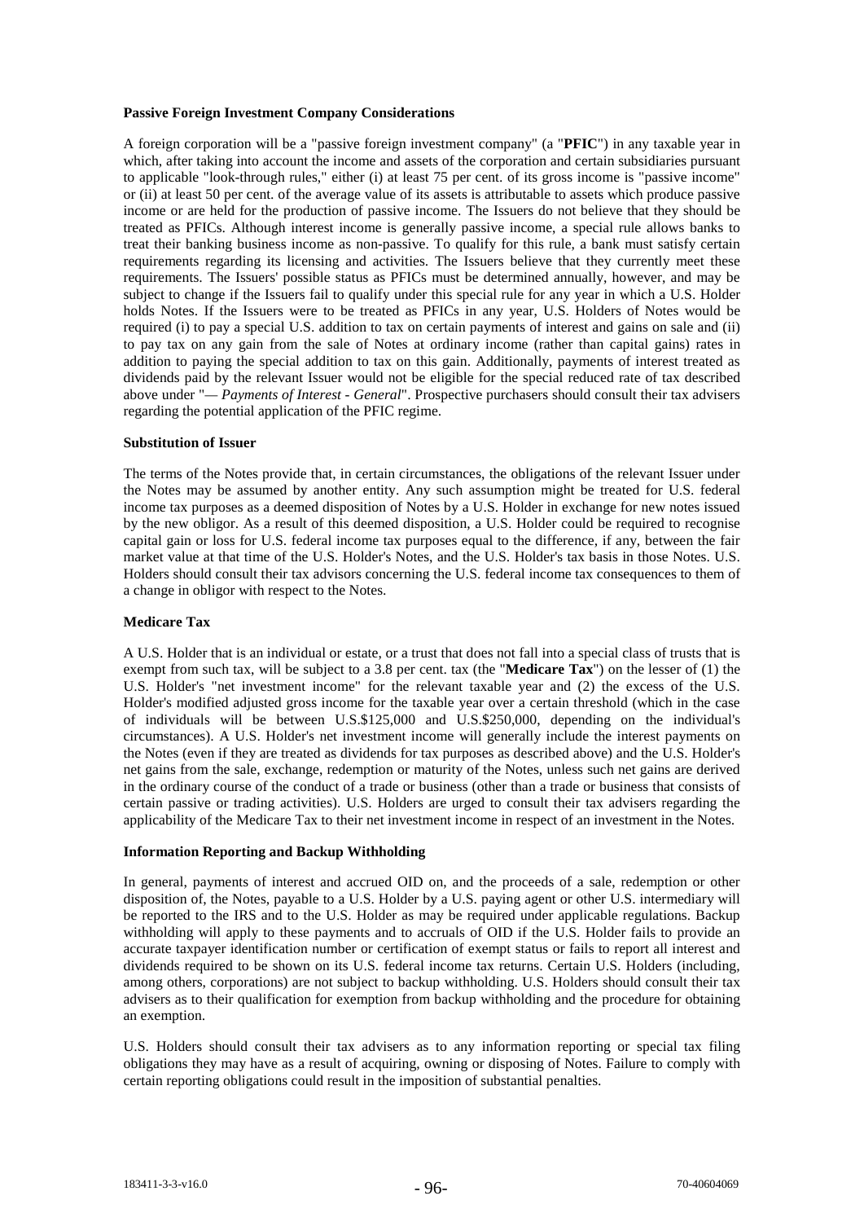**Passive Foreign Investment Company Considerations**

A foreign corporation will be a "passive foreign investment company" (a "**PFIC**") in any taxable year in which, after taking into account the income and assets of the corporation and certain subsidiaries pursuant to applicable "look-through rules," either (i) at least 75 per cent. of its gross income is "passive income" or (ii) at least 50 per cent. of the average value of its assets is attributable to assets which produce passive income or are held for the production of passive income. The Issuers do not believe that they should be treated as PFICs. Although interest income is generally passive income, a special rule allows banks to treat their banking business income as non-passive. To qualify for this rule, a bank must satisfy certain requirements regarding its licensing and activities. The Issuers believe that they currently meet these requirements. The Issuers' possible status as PFICs must be determined annually, however, and may be subject to change if the Issuers fail to qualify under this special rule for any year in which a U.S. Holder holds Notes. If the Issuers were to be treated as PFICs in any year, U.S. Holders of Notes would be required (i) to pay a special U.S. addition to tax on certain payments of interest and gains on sale and (ii) to pay tax on any gain from the sale of Notes at ordinary income (rather than capital gains) rates in addition to paying the special addition to tax on this gain. Additionally, payments of interest treated as dividends paid by the relevant Issuer would not be eligible for the special reduced rate of tax described above under "*— Payments of Interest - General*". Prospective purchasers should consult their tax advisers regarding the potential application of the PFIC regime.

**Substitution of Issuer**

The terms of the Notes provide that, in certain circumstances, the obligations of the relevant Issuer under the Notes may be assumed by another entity. Any such assumption might be treated for U.S. federal income tax purposes as a deemed disposition of Notes by a U.S. Holder in exchange for new notes issued by the new obligor. As a result of this deemed disposition, a U.S. Holder could be required to recognise capital gain or loss for U.S. federal income tax purposes equal to the difference, if any, between the fair market value at that time of the U.S. Holder's Notes, and the U.S. Holder's tax basis in those Notes. U.S. Holders should consult their tax advisors concerning the U.S. federal income tax consequences to them of a change in obligor with respect to the Notes.

**Medicare Tax**

A U.S. Holder that is an individual or estate, or a trust that does not fall into a special class of trusts that is exempt from such tax, will be subject to a 3.8 per cent. tax (the "**Medicare Tax**") on the lesser of (1) the U.S. Holder's "net investment income" for the relevant taxable year and (2) the excess of the U.S. Holder's modified adjusted gross income for the taxable year over a certain threshold (which in the case of individuals will be between U.S.$125,000 and U.S.$250,000, depending on the individual's circumstances). A U.S. Holder's net investment income will generally include the interest payments on the Notes (even if they are treated as dividends for tax purposes as described above) and the U.S. Holder's net gains from the sale, exchange, redemption or maturity of the Notes, unless such net gains are derived in the ordinary course of the conduct of a trade or business (other than a trade or business that consists of certain passive or trading activities). U.S. Holders are urged to consult their tax advisers regarding the applicability of the Medicare Tax to their net investment income in respect of an investment in the Notes.

**Information Reporting and Backup Withholding**

In general, payments of interest and accrued OID on, and the proceeds of a sale, redemption or other disposition of, the Notes, payable to a U.S. Holder by a U.S. paying agent or other U.S. intermediary will be reported to the IRS and to the U.S. Holder as may be required under applicable regulations. Backup withholding will apply to these payments and to accruals of OID if the U.S. Holder fails to provide an accurate taxpayer identification number or certification of exempt status or fails to report all interest and dividends required to be shown on its U.S. federal income tax returns. Certain U.S. Holders (including, among others, corporations) are not subject to backup withholding. U.S. Holders should consult their tax advisers as to their qualification for exemption from backup withholding and the procedure for obtaining an exemption.

U.S. Holders should consult their tax advisers as to any information reporting or special tax filing obligations they may have as a result of acquiring, owning or disposing of Notes. Failure to comply with certain reporting obligations could result in the imposition of substantial penalties.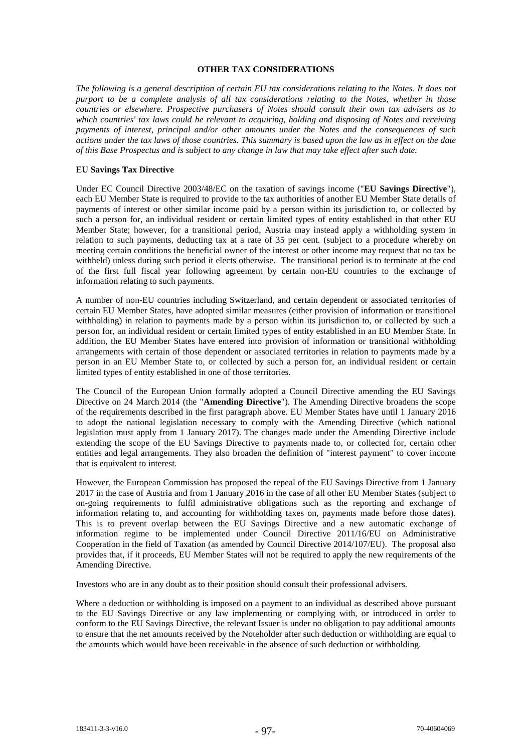## OTHER TAX CONSIDERATIONS

*The following is a general description of certain EU tax considerations relating to the Notes. It does not purport to be a complete analysis of all tax considerations relating to the Notes, whether in those countries or elsewhere. Prospective purchasers of Notes should consult their own tax advisers as to which countries' tax laws could be relevant to acquiring, holding and disposing of Notes and receiving payments of interest, principal and/or other amounts under the Notes and the consequences of such actions under the tax laws of those countries. This summary is based upon the law as in effect on the date of this Base Prospectus and is subject to any change in law that may take effect after such date.*

### EU Savings Tax Directive

Under EC Council Directive 2003/48/EC on the taxation of savings income ("**EU Savings Directive**"), each EU Member State is required to provide to the tax authorities of another EU Member State details of payments of interest or other similar income paid by a person within its jurisdiction to, or collected by such a person for, an individual resident or certain limited types of entity established in that other EU Member State; however, for a transitional period, Austria may instead apply a withholding system in relation to such payments, deducting tax at a rate of 35 per cent. (subject to a procedure whereby on meeting certain conditions the beneficial owner of the interest or other income may request that no tax be withheld) unless during such period it elects otherwise. The transitional period is to terminate at the end of the first full fiscal year following agreement by certain non-EU countries to the exchange of information relating to such payments.

A number of non-EU countries including Switzerland, and certain dependent or associated territories of certain EU Member States, have adopted similar measures (either provision of information or transitional withholding) in relation to payments made by a person within its jurisdiction to, or collected by such a person for, an individual resident or certain limited types of entity established in an EU Member State. In addition, the EU Member States have entered into provision of information or transitional withholding arrangements with certain of those dependent or associated territories in relation to payments made by a person in an EU Member State to, or collected by such a person for, an individual resident or certain limited types of entity established in one of those territories.

The Council of the European Union formally adopted a Council Directive amending the EU Savings Directive on 24 March 2014 (the "**Amending Directive**"). The Amending Directive broadens the scope of the requirements described in the first paragraph above. EU Member States have until 1 January 2016 to adopt the national legislation necessary to comply with the Amending Directive (which national legislation must apply from 1 January 2017). The changes made under the Amending Directive include extending the scope of the EU Savings Directive to payments made to, or collected for, certain other entities and legal arrangements. They also broaden the definition of "interest payment" to cover income that is equivalent to interest.

However, the European Commission has proposed the repeal of the EU Savings Directive from 1 January 2017 in the case of Austria and from 1 January 2016 in the case of all other EU Member States (subject to on-going requirements to fulfil administrative obligations such as the reporting and exchange of information relating to, and accounting for withholding taxes on, payments made before those dates). This is to prevent overlap between the EU Savings Directive and a new automatic exchange of information regime to be implemented under Council Directive 2011/16/EU on Administrative Cooperation in the field of Taxation (as amended by Council Directive 2014/107/EU). The proposal also provides that, if it proceeds, EU Member States will not be required to apply the new requirements of the Amending Directive.

Investors who are in any doubt as to their position should consult their professional advisers.

Where a deduction or withholding is imposed on a payment to an individual as described above pursuant to the EU Savings Directive or any law implementing or complying with, or introduced in order to conform to the EU Savings Directive, the relevant Issuer is under no obligation to pay additional amounts to ensure that the net amounts received by the Noteholder after such deduction or withholding are equal to the amounts which would have been receivable in the absence of such deduction or withholding.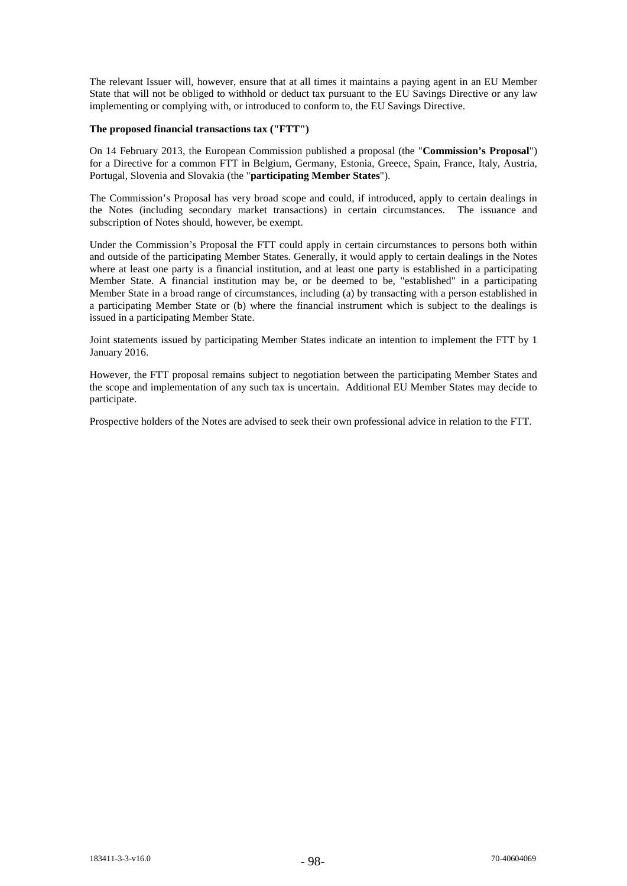The relevant Issuer will, however, ensure that at all times it maintains a paying agent in an EU Member State that will not be obliged to withhold or deduct tax pursuant to the EU Savings Directive or any law implementing or complying with, or introduced to conform to, the EU Savings Directive.

**The proposed financial transactions tax ("FTT")**

On 14 February 2013, the European Commission published a proposal (the "**Commission's Proposal**") for a Directive for a common FTT in Belgium, Germany, Estonia, Greece, Spain, France, Italy, Austria, Portugal, Slovenia and Slovakia (the "**participating Member States**").

The Commission's Proposal has very broad scope and could, if introduced, apply to certain dealings in the Notes (including secondary market transactions) in certain circumstances. The issuance and subscription of Notes should, however, be exempt.

Under the Commission's Proposal the FTT could apply in certain circumstances to persons both within and outside of the participating Member States. Generally, it would apply to certain dealings in the Notes where at least one party is a financial institution, and at least one party is established in a participating Member State. A financial institution may be, or be deemed to be, "established" in a participating Member State in a broad range of circumstances, including (a) by transacting with a person established in a participating Member State or (b) where the financial instrument which is subject to the dealings is issued in a participating Member State.

Joint statements issued by participating Member States indicate an intention to implement the FTT by 1 January 2016.

However, the FTT proposal remains subject to negotiation between the participating Member States and the scope and implementation of any such tax is uncertain. Additional EU Member States may decide to participate.

Prospective holders of the Notes are advised to seek their own professional advice in relation to the FTT.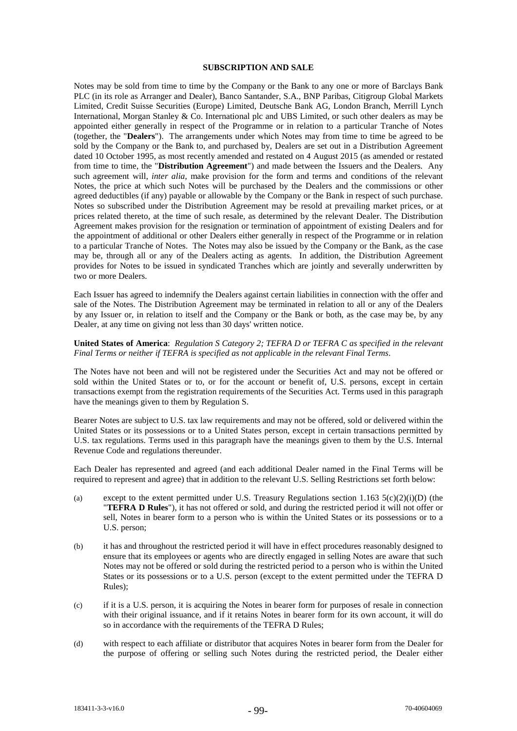## SUBSCRIPTION AND SALE

Notes may be sold from time to time by the Company or the Bank to any one or more of Barclays Bank PLC (in its role as Arranger and Dealer), Banco Santander, S.A., BNP Paribas, Citigroup Global Markets Limited, Credit Suisse Securities (Europe) Limited, Deutsche Bank AG, London Branch, Merrill Lynch International, Morgan Stanley & Co. International plc and UBS Limited, or such other dealers as may be appointed either generally in respect of the Programme or in relation to a particular Tranche of Notes (together, the "**Dealers**"). The arrangements under which Notes may from time to time be agreed to be sold by the Company or the Bank to, and purchased by, Dealers are set out in a Distribution Agreement dated 10 October 1995, as most recently amended and restated on 4 August 2015 (as amended or restated from time to time, the "**Distribution Agreement**") and made between the Issuers and the Dealers. Any such agreement will, *inter alia*, make provision for the form and terms and conditions of the relevant Notes, the price at which such Notes will be purchased by the Dealers and the commissions or other agreed deductibles (if any) payable or allowable by the Company or the Bank in respect of such purchase. Notes so subscribed under the Distribution Agreement may be resold at prevailing market prices, or at prices related thereto, at the time of such resale, as determined by the relevant Dealer. The Distribution Agreement makes provision for the resignation or termination of appointment of existing Dealers and for the appointment of additional or other Dealers either generally in respect of the Programme or in relation to a particular Tranche of Notes. The Notes may also be issued by the Company or the Bank, as the case may be, through all or any of the Dealers acting as agents. In addition, the Distribution Agreement provides for Notes to be issued in syndicated Tranches which are jointly and severally underwritten by two or more Dealers.

Each Issuer has agreed to indemnify the Dealers against certain liabilities in connection with the offer and sale of the Notes. The Distribution Agreement may be terminated in relation to all or any of the Dealers by any Issuer or, in relation to itself and the Company or the Bank or both, as the case may be, by any Dealer, at any time on giving not less than 30 days' written notice.

**United States of America**: *Regulation S Category 2; TEFRA D or TEFRA C as specified in the relevant Final Terms or neither if TEFRA is specified as not applicable in the relevant Final Terms*.

The Notes have not been and will not be registered under the Securities Act and may not be offered or sold within the United States or to, or for the account or benefit of, U.S. persons, except in certain transactions exempt from the registration requirements of the Securities Act. Terms used in this paragraph have the meanings given to them by Regulation S.

Bearer Notes are subject to U.S. tax law requirements and may not be offered, sold or delivered within the United States or its possessions or to a United States person, except in certain transactions permitted by U.S. tax regulations. Terms used in this paragraph have the meanings given to them by the U.S. Internal Revenue Code and regulations thereunder.

Each Dealer has represented and agreed (and each additional Dealer named in the Final Terms will be required to represent and agree) that in addition to the relevant U.S. Selling Restrictions set forth below:

(a) except to the extent permitted under U.S. Treasury Regulations section 1.163 5(c)(2)(i)(D) (the "**TEFRA D Rules**"), it has not offered or sold, and during the restricted period it will not offer or sell, Notes in bearer form to a person who is within the United States or its possessions or to a U.S. person;

(b) it has and throughout the restricted period it will have in effect procedures reasonably designed to ensure that its employees or agents who are directly engaged in selling Notes are aware that such Notes may not be offered or sold during the restricted period to a person who is within the United States or its possessions or to a U.S. person (except to the extent permitted under the TEFRA D Rules);

(c) if it is a U.S. person, it is acquiring the Notes in bearer form for purposes of resale in connection with their original issuance, and if it retains Notes in bearer form for its own account, it will do so in accordance with the requirements of the TEFRA D Rules;

(d) with respect to each affiliate or distributor that acquires Notes in bearer form from the Dealer for the purpose of offering or selling such Notes during the restricted period, the Dealer either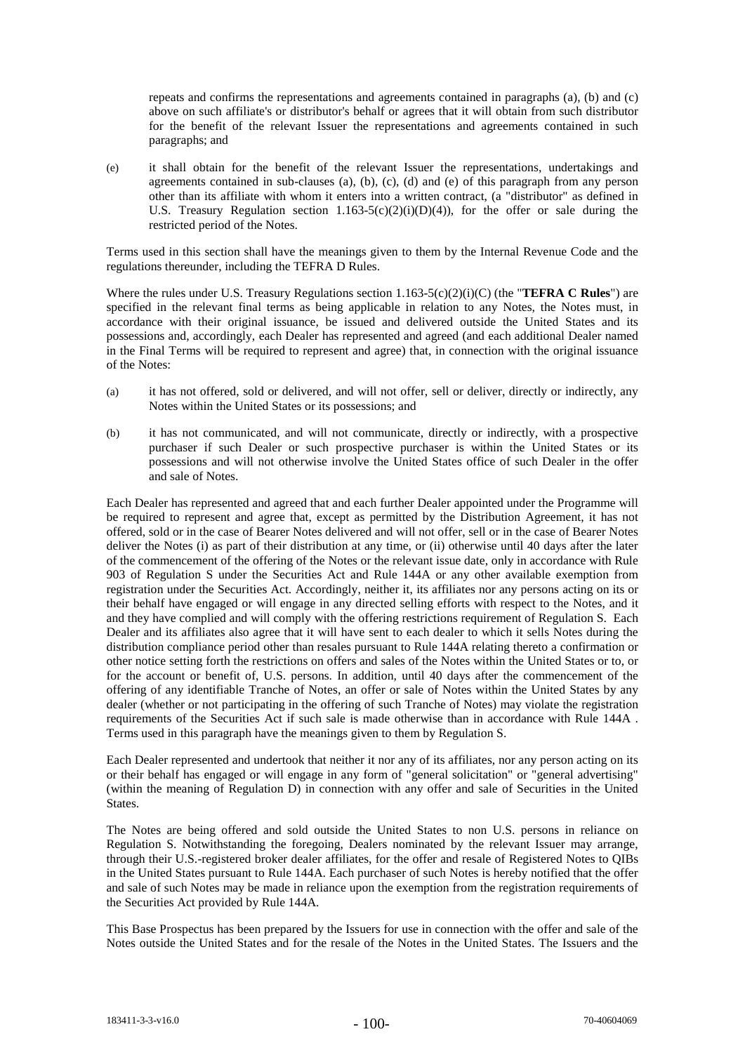repeats and confirms the representations and agreements contained in paragraphs (a), (b) and (c) above on such affiliate's or distributor's behalf or agrees that it will obtain from such distributor for the benefit of the relevant Issuer the representations and agreements contained in such paragraphs; and

(e) it shall obtain for the benefit of the relevant Issuer the representations, undertakings and agreements contained in sub-clauses (a), (b), (c), (d) and (e) of this paragraph from any person other than its affiliate with whom it enters into a written contract, (a "distributor" as defined in U.S. Treasury Regulation section 1.163-5(c)(2)(i)(D)(4)), for the offer or sale during the restricted period of the Notes.

Terms used in this section shall have the meanings given to them by the Internal Revenue Code and the regulations thereunder, including the TEFRA D Rules.

Where the rules under U.S. Treasury Regulations section 1.163-5(c)(2)(i)(C) (the "**TEFRA C Rules**") are specified in the relevant final terms as being applicable in relation to any Notes, the Notes must, in accordance with their original issuance, be issued and delivered outside the United States and its possessions and, accordingly, each Dealer has represented and agreed (and each additional Dealer named in the Final Terms will be required to represent and agree) that, in connection with the original issuance of the Notes:

(a) it has not offered, sold or delivered, and will not offer, sell or deliver, directly or indirectly, any Notes within the United States or its possessions; and

(b) it has not communicated, and will not communicate, directly or indirectly, with a prospective purchaser if such Dealer or such prospective purchaser is within the United States or its possessions and will not otherwise involve the United States office of such Dealer in the offer and sale of Notes.

Each Dealer has represented and agreed that and each further Dealer appointed under the Programme will be required to represent and agree that, except as permitted by the Distribution Agreement, it has not offered, sold or in the case of Bearer Notes delivered and will not offer, sell or in the case of Bearer Notes deliver the Notes (i) as part of their distribution at any time, or (ii) otherwise until 40 days after the later of the commencement of the offering of the Notes or the relevant issue date, only in accordance with Rule 903 of Regulation S under the Securities Act and Rule 144A or any other available exemption from registration under the Securities Act. Accordingly, neither it, its affiliates nor any persons acting on its or their behalf have engaged or will engage in any directed selling efforts with respect to the Notes, and it and they have complied and will comply with the offering restrictions requirement of Regulation S. Each Dealer and its affiliates also agree that it will have sent to each dealer to which it sells Notes during the distribution compliance period other than resales pursuant to Rule 144A relating thereto a confirmation or other notice setting forth the restrictions on offers and sales of the Notes within the United States or to, or for the account or benefit of, U.S. persons. In addition, until 40 days after the commencement of the offering of any identifiable Tranche of Notes, an offer or sale of Notes within the United States by any dealer (whether or not participating in the offering of such Tranche of Notes) may violate the registration requirements of the Securities Act if such sale is made otherwise than in accordance with Rule 144A . Terms used in this paragraph have the meanings given to them by Regulation S.

Each Dealer represented and undertook that neither it nor any of its affiliates, nor any person acting on its or their behalf has engaged or will engage in any form of "general solicitation" or "general advertising" (within the meaning of Regulation D) in connection with any offer and sale of Securities in the United States.

The Notes are being offered and sold outside the United States to non U.S. persons in reliance on Regulation S. Notwithstanding the foregoing, Dealers nominated by the relevant Issuer may arrange, through their U.S.-registered broker dealer affiliates, for the offer and resale of Registered Notes to QIBs in the United States pursuant to Rule 144A. Each purchaser of such Notes is hereby notified that the offer and sale of such Notes may be made in reliance upon the exemption from the registration requirements of the Securities Act provided by Rule 144A.

This Base Prospectus has been prepared by the Issuers for use in connection with the offer and sale of the Notes outside the United States and for the resale of the Notes in the United States. The Issuers and the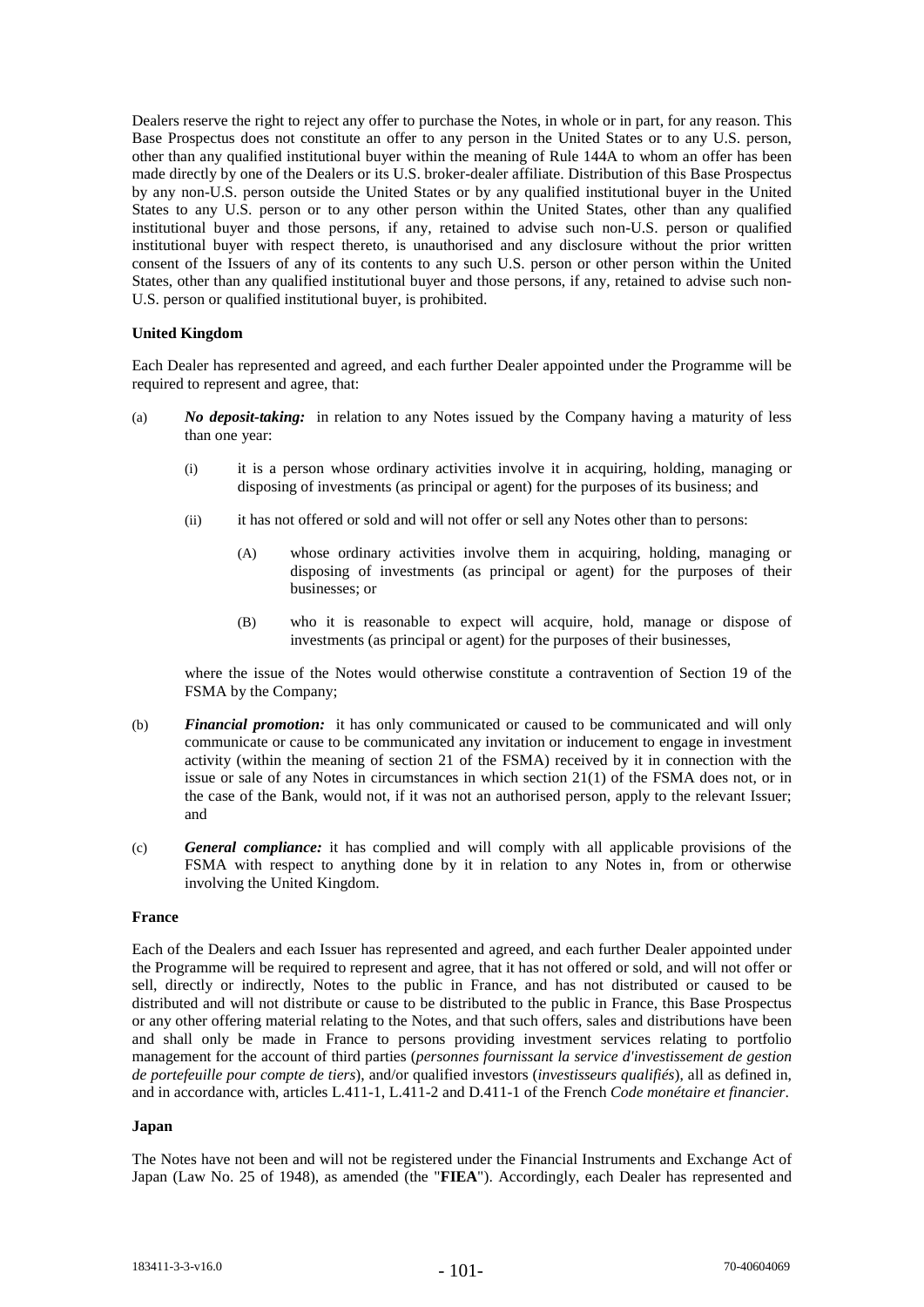Dealers reserve the right to reject any offer to purchase the Notes, in whole or in part, for any reason. This Base Prospectus does not constitute an offer to any person in the United States or to any U.S. person, other than any qualified institutional buyer within the meaning of Rule 144A to whom an offer has been made directly by one of the Dealers or its U.S. broker-dealer affiliate. Distribution of this Base Prospectus by any non-U.S. person outside the United States or by any qualified institutional buyer in the United States to any U.S. person or to any other person within the United States, other than any qualified institutional buyer and those persons, if any, retained to advise such non-U.S. person or qualified institutional buyer with respect thereto, is unauthorised and any disclosure without the prior written consent of the Issuers of any of its contents to any such U.S. person or other person within the United States, other than any qualified institutional buyer and those persons, if any, retained to advise such non-U.S. person or qualified institutional buyer, is prohibited.

**United Kingdom**

Each Dealer has represented and agreed, and each further Dealer appointed under the Programme will be required to represent and agree, that:

(a) ***No deposit-taking:*** in relation to any Notes issued by the Company having a maturity of less than one year:

   (i) it is a person whose ordinary activities involve it in acquiring, holding, managing or disposing of investments (as principal or agent) for the purposes of its business; and

   (ii) it has not offered or sold and will not offer or sell any Notes other than to persons:

      (A) whose ordinary activities involve them in acquiring, holding, managing or disposing of investments (as principal or agent) for the purposes of their businesses; or

      (B) who it is reasonable to expect will acquire, hold, manage or dispose of investments (as principal or agent) for the purposes of their businesses,

   where the issue of the Notes would otherwise constitute a contravention of Section 19 of the FSMA by the Company;

(b) ***Financial promotion:*** it has only communicated or caused to be communicated and will only communicate or cause to be communicated any invitation or inducement to engage in investment activity (within the meaning of section 21 of the FSMA) received by it in connection with the issue or sale of any Notes in circumstances in which section 21(1) of the FSMA does not, or in the case of the Bank, would not, if it was not an authorised person, apply to the relevant Issuer; and

(c) ***General compliance:*** it has complied and will comply with all applicable provisions of the FSMA with respect to anything done by it in relation to any Notes in, from or otherwise involving the United Kingdom.

**France**

Each of the Dealers and each Issuer has represented and agreed, and each further Dealer appointed under the Programme will be required to represent and agree, that it has not offered or sold, and will not offer or sell, directly or indirectly, Notes to the public in France, and has not distributed or caused to be distributed and will not distribute or cause to be distributed to the public in France, this Base Prospectus or any other offering material relating to the Notes, and that such offers, sales and distributions have been and shall only be made in France to persons providing investment services relating to portfolio management for the account of third parties (*personnes fournissant la service d'investissement de gestion de portefeuille pour compte de tiers*), and/or qualified investors (*investisseurs qualifiés*), all as defined in, and in accordance with, articles L.411-1, L.411-2 and D.411-1 of the French *Code monétaire et financier*.

**Japan**

The Notes have not been and will not be registered under the Financial Instruments and Exchange Act of Japan (Law No. 25 of 1948), as amended (the "**FIEA**"). Accordingly, each Dealer has represented and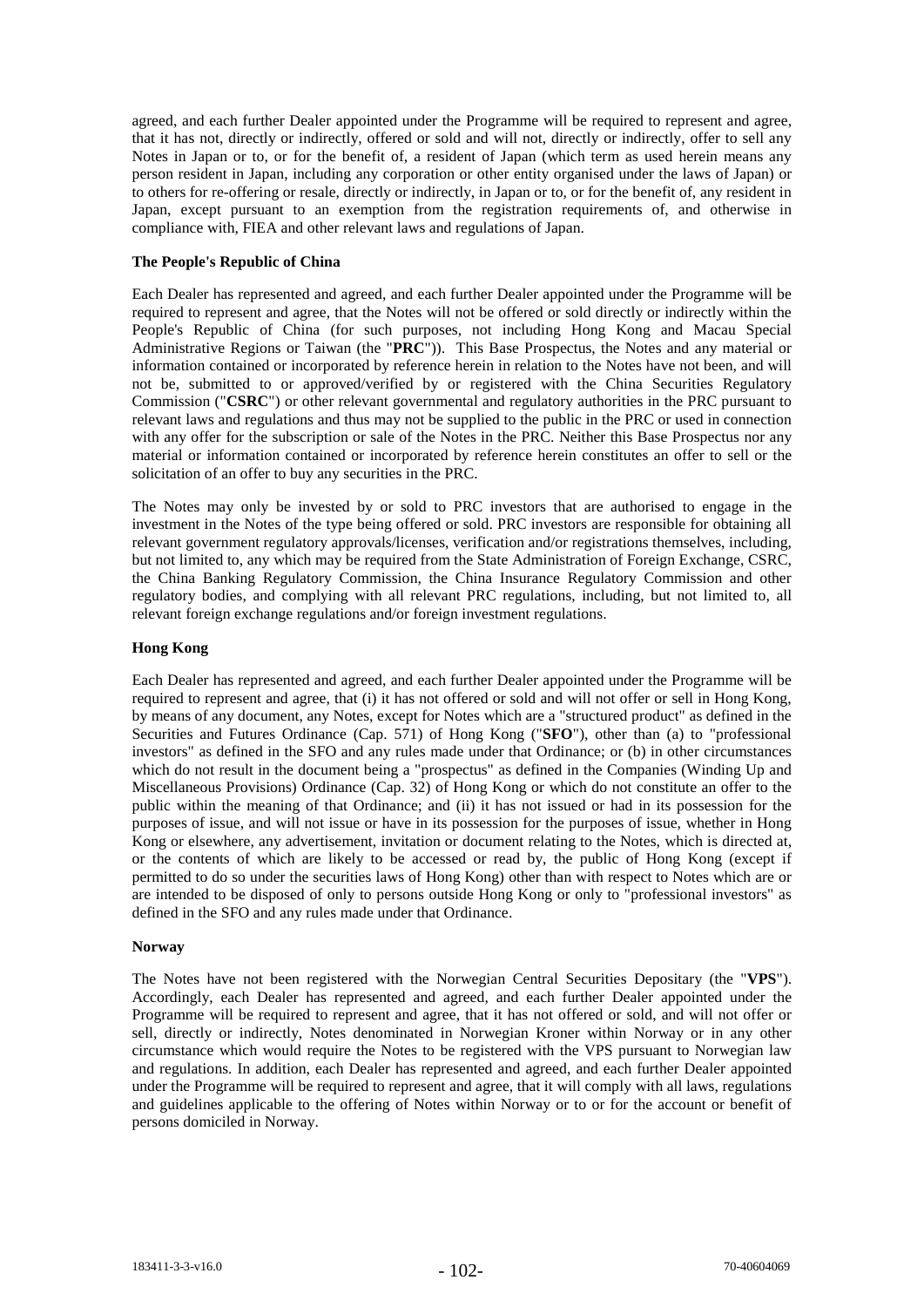agreed, and each further Dealer appointed under the Programme will be required to represent and agree, that it has not, directly or indirectly, offered or sold and will not, directly or indirectly, offer to sell any Notes in Japan or to, or for the benefit of, a resident of Japan (which term as used herein means any person resident in Japan, including any corporation or other entity organised under the laws of Japan) or to others for re-offering or resale, directly or indirectly, in Japan or to, or for the benefit of, any resident in Japan, except pursuant to an exemption from the registration requirements of, and otherwise in compliance with, FIEA and other relevant laws and regulations of Japan.

**The People's Republic of China**

Each Dealer has represented and agreed, and each further Dealer appointed under the Programme will be required to represent and agree, that the Notes will not be offered or sold directly or indirectly within the People's Republic of China (for such purposes, not including Hong Kong and Macau Special Administrative Regions or Taiwan (the "**PRC**")). This Base Prospectus, the Notes and any material or information contained or incorporated by reference herein in relation to the Notes have not been, and will not be, submitted to or approved/verified by or registered with the China Securities Regulatory Commission ("**CSRC**") or other relevant governmental and regulatory authorities in the PRC pursuant to relevant laws and regulations and thus may not be supplied to the public in the PRC or used in connection with any offer for the subscription or sale of the Notes in the PRC. Neither this Base Prospectus nor any material or information contained or incorporated by reference herein constitutes an offer to sell or the solicitation of an offer to buy any securities in the PRC.

The Notes may only be invested by or sold to PRC investors that are authorised to engage in the investment in the Notes of the type being offered or sold. PRC investors are responsible for obtaining all relevant government regulatory approvals/licenses, verification and/or registrations themselves, including, but not limited to, any which may be required from the State Administration of Foreign Exchange, CSRC, the China Banking Regulatory Commission, the China Insurance Regulatory Commission and other regulatory bodies, and complying with all relevant PRC regulations, including, but not limited to, all relevant foreign exchange regulations and/or foreign investment regulations.

**Hong Kong**

Each Dealer has represented and agreed, and each further Dealer appointed under the Programme will be required to represent and agree, that (i) it has not offered or sold and will not offer or sell in Hong Kong, by means of any document, any Notes, except for Notes which are a "structured product" as defined in the Securities and Futures Ordinance (Cap. 571) of Hong Kong ("**SFO**"), other than (a) to "professional investors" as defined in the SFO and any rules made under that Ordinance; or (b) in other circumstances which do not result in the document being a "prospectus" as defined in the Companies (Winding Up and Miscellaneous Provisions) Ordinance (Cap. 32) of Hong Kong or which do not constitute an offer to the public within the meaning of that Ordinance; and (ii) it has not issued or had in its possession for the purposes of issue, and will not issue or have in its possession for the purposes of issue, whether in Hong Kong or elsewhere, any advertisement, invitation or document relating to the Notes, which is directed at, or the contents of which are likely to be accessed or read by, the public of Hong Kong (except if permitted to do so under the securities laws of Hong Kong) other than with respect to Notes which are or are intended to be disposed of only to persons outside Hong Kong or only to "professional investors" as defined in the SFO and any rules made under that Ordinance.

**Norway**

The Notes have not been registered with the Norwegian Central Securities Depositary (the "**VPS**"). Accordingly, each Dealer has represented and agreed, and each further Dealer appointed under the Programme will be required to represent and agree, that it has not offered or sold, and will not offer or sell, directly or indirectly, Notes denominated in Norwegian Kroner within Norway or in any other circumstance which would require the Notes to be registered with the VPS pursuant to Norwegian law and regulations. In addition, each Dealer has represented and agreed, and each further Dealer appointed under the Programme will be required to represent and agree, that it will comply with all laws, regulations and guidelines applicable to the offering of Notes within Norway or to or for the account or benefit of persons domiciled in Norway.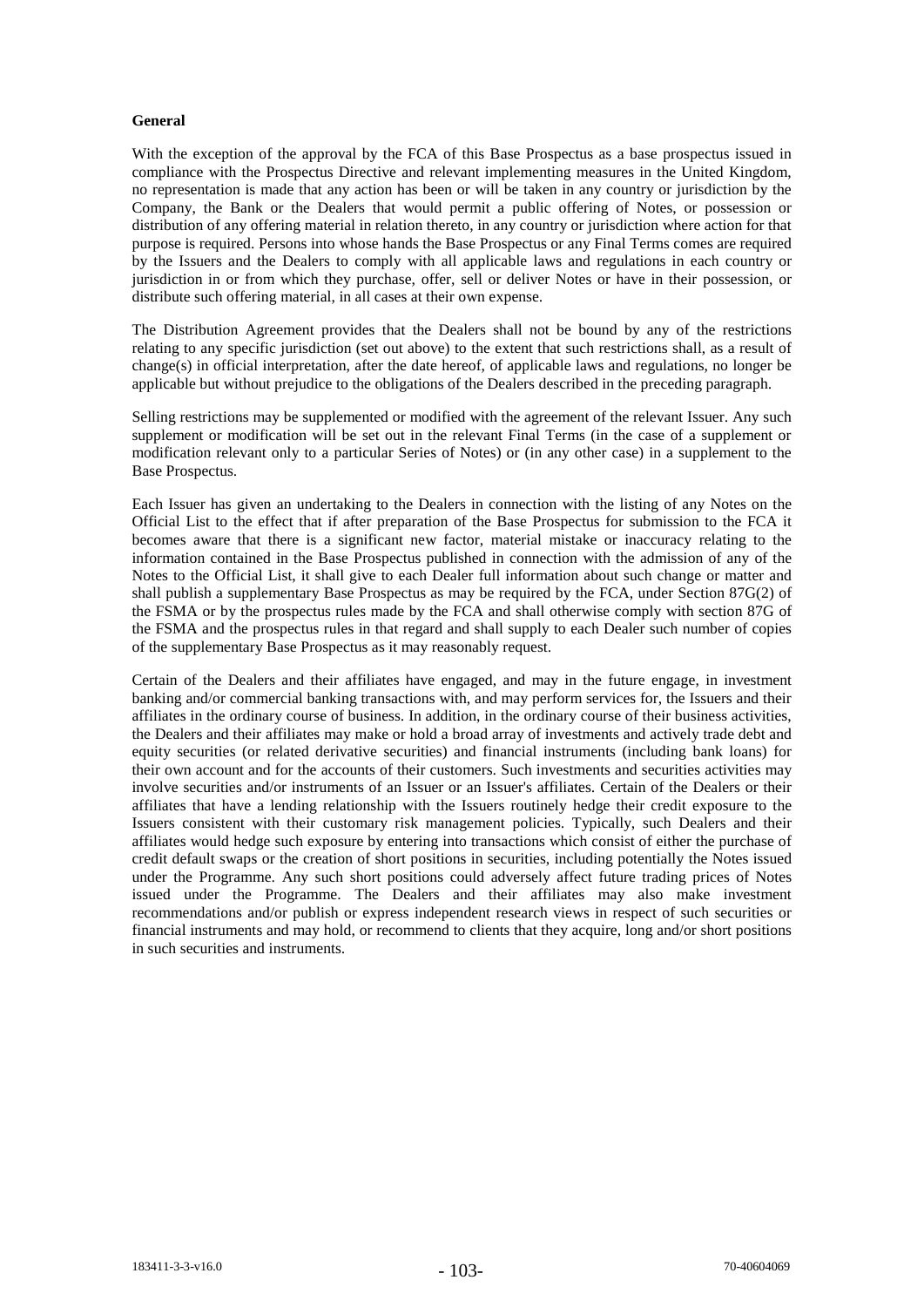**General**

With the exception of the approval by the FCA of this Base Prospectus as a base prospectus issued in compliance with the Prospectus Directive and relevant implementing measures in the United Kingdom, no representation is made that any action has been or will be taken in any country or jurisdiction by the Company, the Bank or the Dealers that would permit a public offering of Notes, or possession or distribution of any offering material in relation thereto, in any country or jurisdiction where action for that purpose is required. Persons into whose hands the Base Prospectus or any Final Terms comes are required by the Issuers and the Dealers to comply with all applicable laws and regulations in each country or jurisdiction in or from which they purchase, offer, sell or deliver Notes or have in their possession, or distribute such offering material, in all cases at their own expense.

The Distribution Agreement provides that the Dealers shall not be bound by any of the restrictions relating to any specific jurisdiction (set out above) to the extent that such restrictions shall, as a result of change(s) in official interpretation, after the date hereof, of applicable laws and regulations, no longer be applicable but without prejudice to the obligations of the Dealers described in the preceding paragraph.

Selling restrictions may be supplemented or modified with the agreement of the relevant Issuer. Any such supplement or modification will be set out in the relevant Final Terms (in the case of a supplement or modification relevant only to a particular Series of Notes) or (in any other case) in a supplement to the Base Prospectus.

Each Issuer has given an undertaking to the Dealers in connection with the listing of any Notes on the Official List to the effect that if after preparation of the Base Prospectus for submission to the FCA it becomes aware that there is a significant new factor, material mistake or inaccuracy relating to the information contained in the Base Prospectus published in connection with the admission of any of the Notes to the Official List, it shall give to each Dealer full information about such change or matter and shall publish a supplementary Base Prospectus as may be required by the FCA, under Section 87G(2) of the FSMA or by the prospectus rules made by the FCA and shall otherwise comply with section 87G of the FSMA and the prospectus rules in that regard and shall supply to each Dealer such number of copies of the supplementary Base Prospectus as it may reasonably request.

Certain of the Dealers and their affiliates have engaged, and may in the future engage, in investment banking and/or commercial banking transactions with, and may perform services for, the Issuers and their affiliates in the ordinary course of business. In addition, in the ordinary course of their business activities, the Dealers and their affiliates may make or hold a broad array of investments and actively trade debt and equity securities (or related derivative securities) and financial instruments (including bank loans) for their own account and for the accounts of their customers. Such investments and securities activities may involve securities and/or instruments of an Issuer or an Issuer's affiliates. Certain of the Dealers or their affiliates that have a lending relationship with the Issuers routinely hedge their credit exposure to the Issuers consistent with their customary risk management policies. Typically, such Dealers and their affiliates would hedge such exposure by entering into transactions which consist of either the purchase of credit default swaps or the creation of short positions in securities, including potentially the Notes issued under the Programme. Any such short positions could adversely affect future trading prices of Notes issued under the Programme. The Dealers and their affiliates may also make investment recommendations and/or publish or express independent research views in respect of such securities or financial instruments and may hold, or recommend to clients that they acquire, long and/or short positions in such securities and instruments.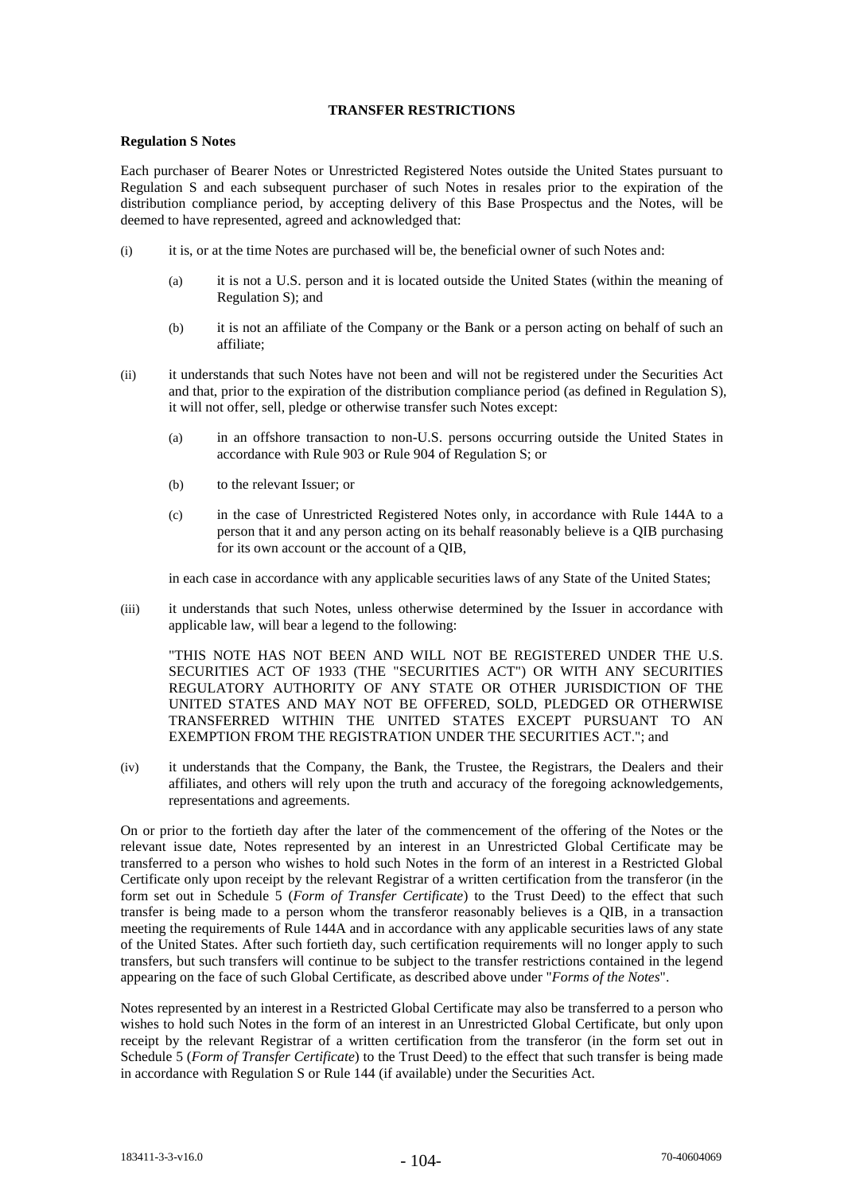## TRANSFER RESTRICTIONS

### Regulation S Notes

Each purchaser of Bearer Notes or Unrestricted Registered Notes outside the United States pursuant to Regulation S and each subsequent purchaser of such Notes in resales prior to the expiration of the distribution compliance period, by accepting delivery of this Base Prospectus and the Notes, will be deemed to have represented, agreed and acknowledged that:

(i) it is, or at the time Notes are purchased will be, the beneficial owner of such Notes and:

  (a) it is not a U.S. person and it is located outside the United States (within the meaning of Regulation S); and

  (b) it is not an affiliate of the Company or the Bank or a person acting on behalf of such an affiliate;

(ii) it understands that such Notes have not been and will not be registered under the Securities Act and that, prior to the expiration of the distribution compliance period (as defined in Regulation S), it will not offer, sell, pledge or otherwise transfer such Notes except:

  (a) in an offshore transaction to non-U.S. persons occurring outside the United States in accordance with Rule 903 or Rule 904 of Regulation S; or

  (b) to the relevant Issuer; or

  (c) in the case of Unrestricted Registered Notes only, in accordance with Rule 144A to a person that it and any person acting on its behalf reasonably believe is a QIB purchasing for its own account or the account of a QIB,

  in each case in accordance with any applicable securities laws of any State of the United States;

(iii) it understands that such Notes, unless otherwise determined by the Issuer in accordance with applicable law, will bear a legend to the following:

  "THIS NOTE HAS NOT BEEN AND WILL NOT BE REGISTERED UNDER THE U.S. SECURITIES ACT OF 1933 (THE "SECURITIES ACT") OR WITH ANY SECURITIES REGULATORY AUTHORITY OF ANY STATE OR OTHER JURISDICTION OF THE UNITED STATES AND MAY NOT BE OFFERED, SOLD, PLEDGED OR OTHERWISE TRANSFERRED WITHIN THE UNITED STATES EXCEPT PURSUANT TO AN EXEMPTION FROM THE REGISTRATION UNDER THE SECURITIES ACT."; and

(iv) it understands that the Company, the Bank, the Trustee, the Registrars, the Dealers and their affiliates, and others will rely upon the truth and accuracy of the foregoing acknowledgements, representations and agreements.

On or prior to the fortieth day after the later of the commencement of the offering of the Notes or the relevant issue date, Notes represented by an interest in an Unrestricted Global Certificate may be transferred to a person who wishes to hold such Notes in the form of an interest in a Restricted Global Certificate only upon receipt by the relevant Registrar of a written certification from the transferor (in the form set out in Schedule 5 (*Form of Transfer Certificate*) to the Trust Deed) to the effect that such transfer is being made to a person whom the transferor reasonably believes is a QIB, in a transaction meeting the requirements of Rule 144A and in accordance with any applicable securities laws of any state of the United States. After such fortieth day, such certification requirements will no longer apply to such transfers, but such transfers will continue to be subject to the transfer restrictions contained in the legend appearing on the face of such Global Certificate, as described above under "*Forms of the Notes*".

Notes represented by an interest in a Restricted Global Certificate may also be transferred to a person who wishes to hold such Notes in the form of an interest in an Unrestricted Global Certificate, but only upon receipt by the relevant Registrar of a written certification from the transferor (in the form set out in Schedule 5 (*Form of Transfer Certificate*) to the Trust Deed) to the effect that such transfer is being made in accordance with Regulation S or Rule 144 (if available) under the Securities Act.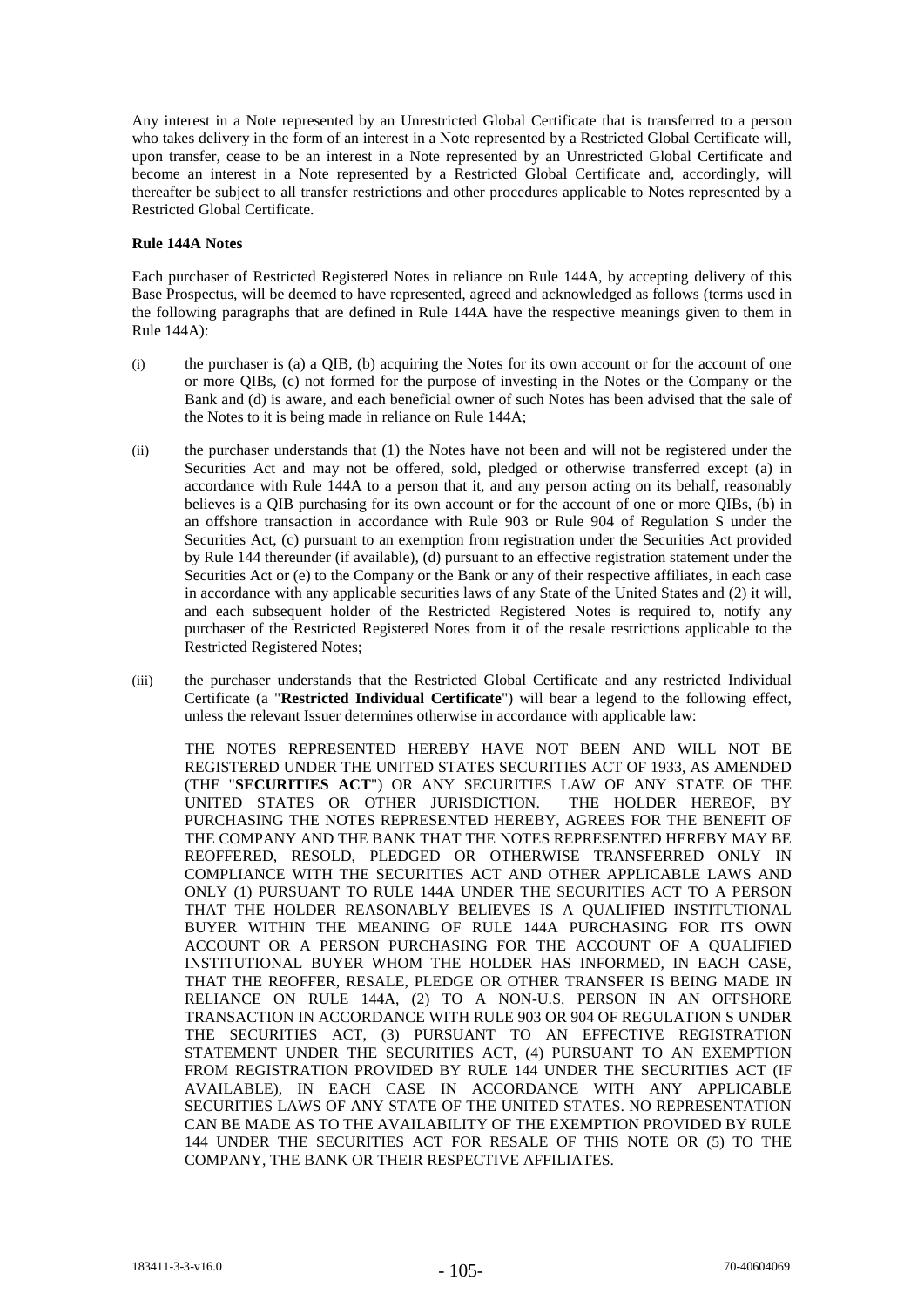Any interest in a Note represented by an Unrestricted Global Certificate that is transferred to a person who takes delivery in the form of an interest in a Note represented by a Restricted Global Certificate will, upon transfer, cease to be an interest in a Note represented by an Unrestricted Global Certificate and become an interest in a Note represented by a Restricted Global Certificate and, accordingly, will thereafter be subject to all transfer restrictions and other procedures applicable to Notes represented by a Restricted Global Certificate.

**Rule 144A Notes**

Each purchaser of Restricted Registered Notes in reliance on Rule 144A, by accepting delivery of this Base Prospectus, will be deemed to have represented, agreed and acknowledged as follows (terms used in the following paragraphs that are defined in Rule 144A have the respective meanings given to them in Rule 144A):

(i) the purchaser is (a) a QIB, (b) acquiring the Notes for its own account or for the account of one or more QIBs, (c) not formed for the purpose of investing in the Notes or the Company or the Bank and (d) is aware, and each beneficial owner of such Notes has been advised that the sale of the Notes to it is being made in reliance on Rule 144A;

(ii) the purchaser understands that (1) the Notes have not been and will not be registered under the Securities Act and may not be offered, sold, pledged or otherwise transferred except (a) in accordance with Rule 144A to a person that it, and any person acting on its behalf, reasonably believes is a QIB purchasing for its own account or for the account of one or more QIBs, (b) in an offshore transaction in accordance with Rule 903 or Rule 904 of Regulation S under the Securities Act, (c) pursuant to an exemption from registration under the Securities Act provided by Rule 144 thereunder (if available), (d) pursuant to an effective registration statement under the Securities Act or (e) to the Company or the Bank or any of their respective affiliates, in each case in accordance with any applicable securities laws of any State of the United States and (2) it will, and each subsequent holder of the Restricted Registered Notes is required to, notify any purchaser of the Restricted Registered Notes from it of the resale restrictions applicable to the Restricted Registered Notes;

(iii) the purchaser understands that the Restricted Global Certificate and any restricted Individual Certificate (a "**Restricted Individual Certificate**") will bear a legend to the following effect, unless the relevant Issuer determines otherwise in accordance with applicable law:

THE NOTES REPRESENTED HEREBY HAVE NOT BEEN AND WILL NOT BE REGISTERED UNDER THE UNITED STATES SECURITIES ACT OF 1933, AS AMENDED (THE "**SECURITIES ACT**") OR ANY SECURITIES LAW OF ANY STATE OF THE UNITED STATES OR OTHER JURISDICTION. THE HOLDER HEREOF, BY PURCHASING THE NOTES REPRESENTED HEREBY, AGREES FOR THE BENEFIT OF THE COMPANY AND THE BANK THAT THE NOTES REPRESENTED HEREBY MAY BE REOFFERED, RESOLD, PLEDGED OR OTHERWISE TRANSFERRED ONLY IN COMPLIANCE WITH THE SECURITIES ACT AND OTHER APPLICABLE LAWS AND ONLY (1) PURSUANT TO RULE 144A UNDER THE SECURITIES ACT TO A PERSON THAT THE HOLDER REASONABLY BELIEVES IS A QUALIFIED INSTITUTIONAL BUYER WITHIN THE MEANING OF RULE 144A PURCHASING FOR ITS OWN ACCOUNT OR A PERSON PURCHASING FOR THE ACCOUNT OF A QUALIFIED INSTITUTIONAL BUYER WHOM THE HOLDER HAS INFORMED, IN EACH CASE, THAT THE REOFFER, RESALE, PLEDGE OR OTHER TRANSFER IS BEING MADE IN RELIANCE ON RULE 144A, (2) TO A NON-U.S. PERSON IN AN OFFSHORE TRANSACTION IN ACCORDANCE WITH RULE 903 OR 904 OF REGULATION S UNDER THE SECURITIES ACT, (3) PURSUANT TO AN EFFECTIVE REGISTRATION STATEMENT UNDER THE SECURITIES ACT, (4) PURSUANT TO AN EXEMPTION FROM REGISTRATION PROVIDED BY RULE 144 UNDER THE SECURITIES ACT (IF AVAILABLE), IN EACH CASE IN ACCORDANCE WITH ANY APPLICABLE SECURITIES LAWS OF ANY STATE OF THE UNITED STATES. NO REPRESENTATION CAN BE MADE AS TO THE AVAILABILITY OF THE EXEMPTION PROVIDED BY RULE 144 UNDER THE SECURITIES ACT FOR RESALE OF THIS NOTE OR (5) TO THE COMPANY, THE BANK OR THEIR RESPECTIVE AFFILIATES.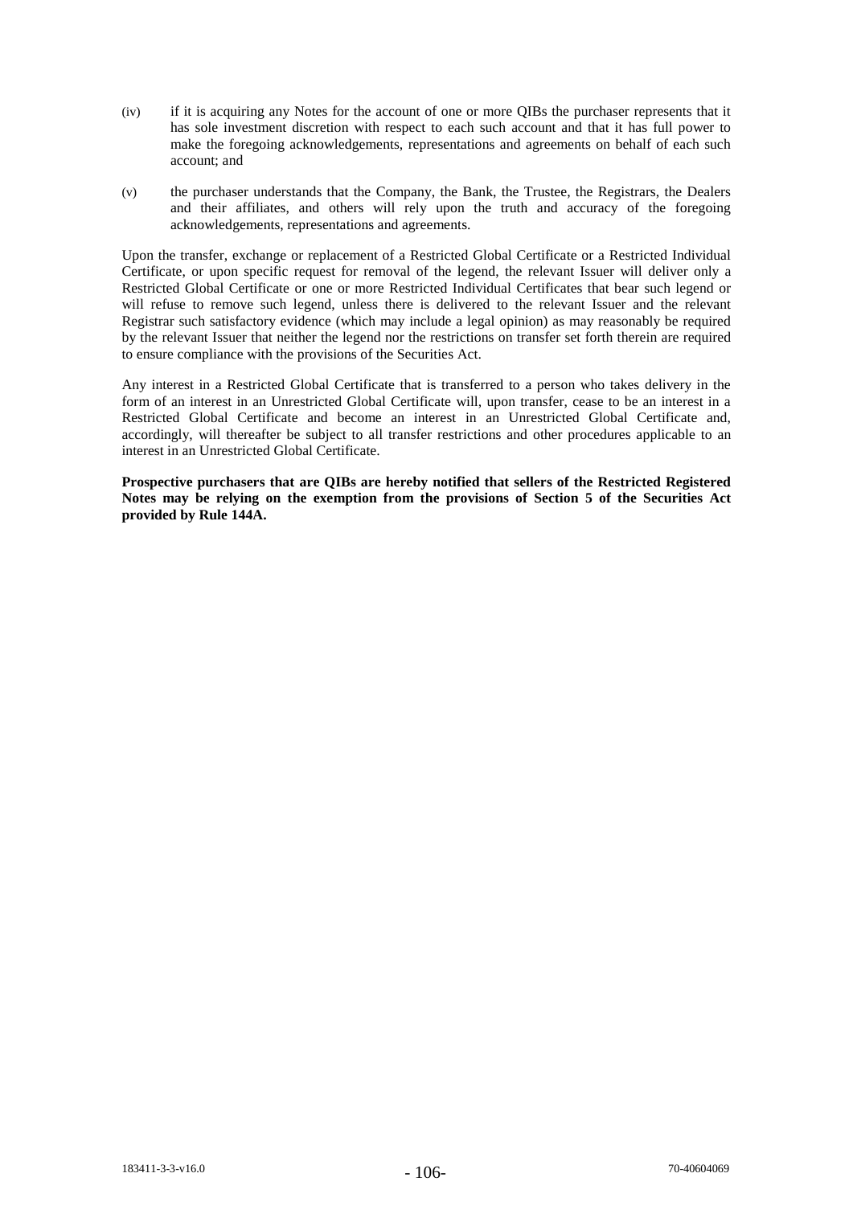(iv) if it is acquiring any Notes for the account of one or more QIBs the purchaser represents that it has sole investment discretion with respect to each such account and that it has full power to make the foregoing acknowledgements, representations and agreements on behalf of each such account; and

(v) the purchaser understands that the Company, the Bank, the Trustee, the Registrars, the Dealers and their affiliates, and others will rely upon the truth and accuracy of the foregoing acknowledgements, representations and agreements.

Upon the transfer, exchange or replacement of a Restricted Global Certificate or a Restricted Individual Certificate, or upon specific request for removal of the legend, the relevant Issuer will deliver only a Restricted Global Certificate or one or more Restricted Individual Certificates that bear such legend or will refuse to remove such legend, unless there is delivered to the relevant Issuer and the relevant Registrar such satisfactory evidence (which may include a legal opinion) as may reasonably be required by the relevant Issuer that neither the legend nor the restrictions on transfer set forth therein are required to ensure compliance with the provisions of the Securities Act.

Any interest in a Restricted Global Certificate that is transferred to a person who takes delivery in the form of an interest in an Unrestricted Global Certificate will, upon transfer, cease to be an interest in a Restricted Global Certificate and become an interest in an Unrestricted Global Certificate and, accordingly, will thereafter be subject to all transfer restrictions and other procedures applicable to an interest in an Unrestricted Global Certificate.

**Prospective purchasers that are QIBs are hereby notified that sellers of the Restricted Registered Notes may be relying on the exemption from the provisions of Section 5 of the Securities Act provided by Rule 144A.**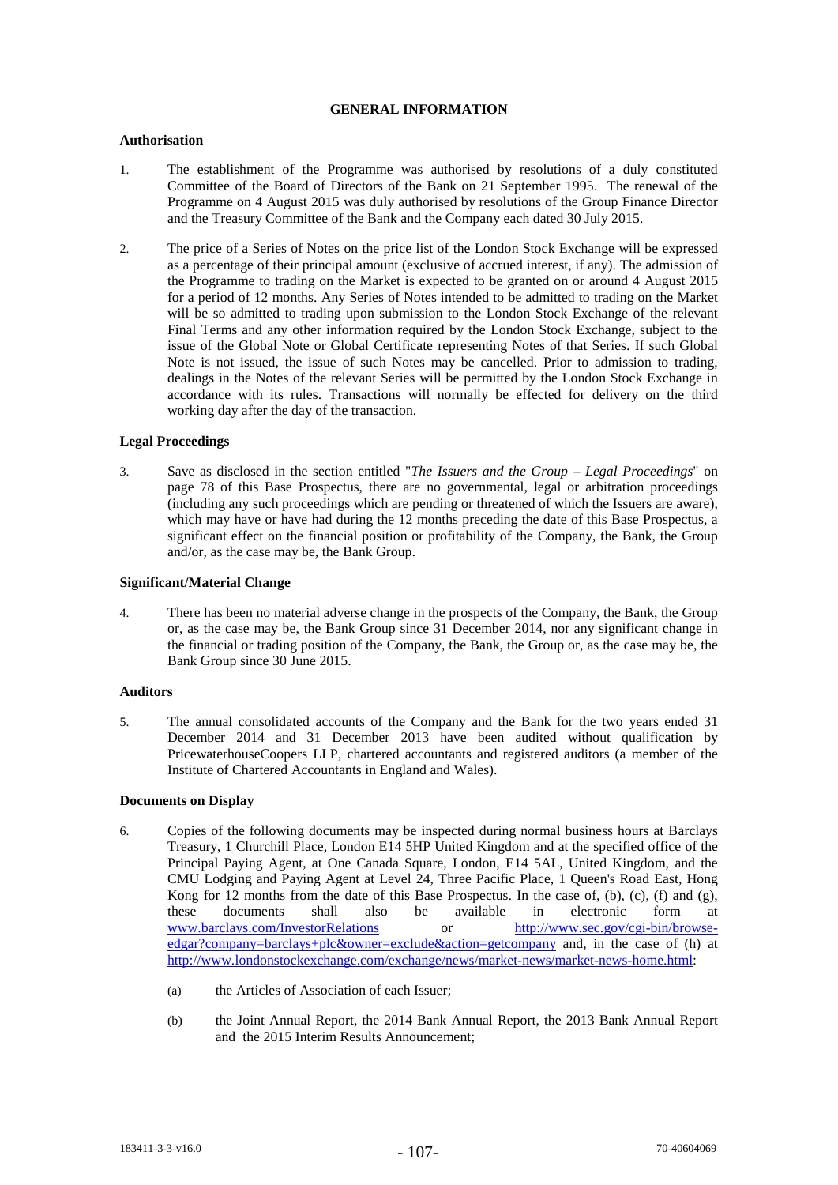# GENERAL INFORMATION

## Authorisation

1. The establishment of the Programme was authorised by resolutions of a duly constituted Committee of the Board of Directors of the Bank on 21 September 1995. The renewal of the Programme on 4 August 2015 was duly authorised by resolutions of the Group Finance Director and the Treasury Committee of the Bank and the Company each dated 30 July 2015.

2. The price of a Series of Notes on the price list of the London Stock Exchange will be expressed as a percentage of their principal amount (exclusive of accrued interest, if any). The admission of the Programme to trading on the Market is expected to be granted on or around 4 August 2015 for a period of 12 months. Any Series of Notes intended to be admitted to trading on the Market will be so admitted to trading upon submission to the London Stock Exchange of the relevant Final Terms and any other information required by the London Stock Exchange, subject to the issue of the Global Note or Global Certificate representing Notes of that Series. If such Global Note is not issued, the issue of such Notes may be cancelled. Prior to admission to trading, dealings in the Notes of the relevant Series will be permitted by the London Stock Exchange in accordance with its rules. Transactions will normally be effected for delivery on the third working day after the day of the transaction.

## Legal Proceedings

3. Save as disclosed in the section entitled "*The Issuers and the Group – Legal Proceedings*" on page 78 of this Base Prospectus, there are no governmental, legal or arbitration proceedings (including any such proceedings which are pending or threatened of which the Issuers are aware), which may have or have had during the 12 months preceding the date of this Base Prospectus, a significant effect on the financial position or profitability of the Company, the Bank, the Group and/or, as the case may be, the Bank Group.

## Significant/Material Change

4. There has been no material adverse change in the prospects of the Company, the Bank, the Group or, as the case may be, the Bank Group since 31 December 2014, nor any significant change in the financial or trading position of the Company, the Bank, the Group or, as the case may be, the Bank Group since 30 June 2015.

## Auditors

5. The annual consolidated accounts of the Company and the Bank for the two years ended 31 December 2014 and 31 December 2013 have been audited without qualification by PricewaterhouseCoopers LLP, chartered accountants and registered auditors (a member of the Institute of Chartered Accountants in England and Wales).

## Documents on Display

6. Copies of the following documents may be inspected during normal business hours at Barclays Treasury, 1 Churchill Place, London E14 5HP United Kingdom and at the specified office of the Principal Paying Agent, at One Canada Square, London, E14 5AL, United Kingdom, and the CMU Lodging and Paying Agent at Level 24, Three Pacific Place, 1 Queen's Road East, Hong Kong for 12 months from the date of this Base Prospectus. In the case of, (b), (c), (f) and (g), these documents shall also be available in electronic form at www.barclays.com/InvestorRelations or http://www.sec.gov/cgi-bin/browse-edgar?company=barclays+plc&owner=exclude&action=getcompany and, in the case of (h) at http://www.londonstockexchange.com/exchange/news/market-news/market-news-home.html:

   (a) the Articles of Association of each Issuer;

   (b) the Joint Annual Report, the 2014 Bank Annual Report, the 2013 Bank Annual Report and the 2015 Interim Results Announcement;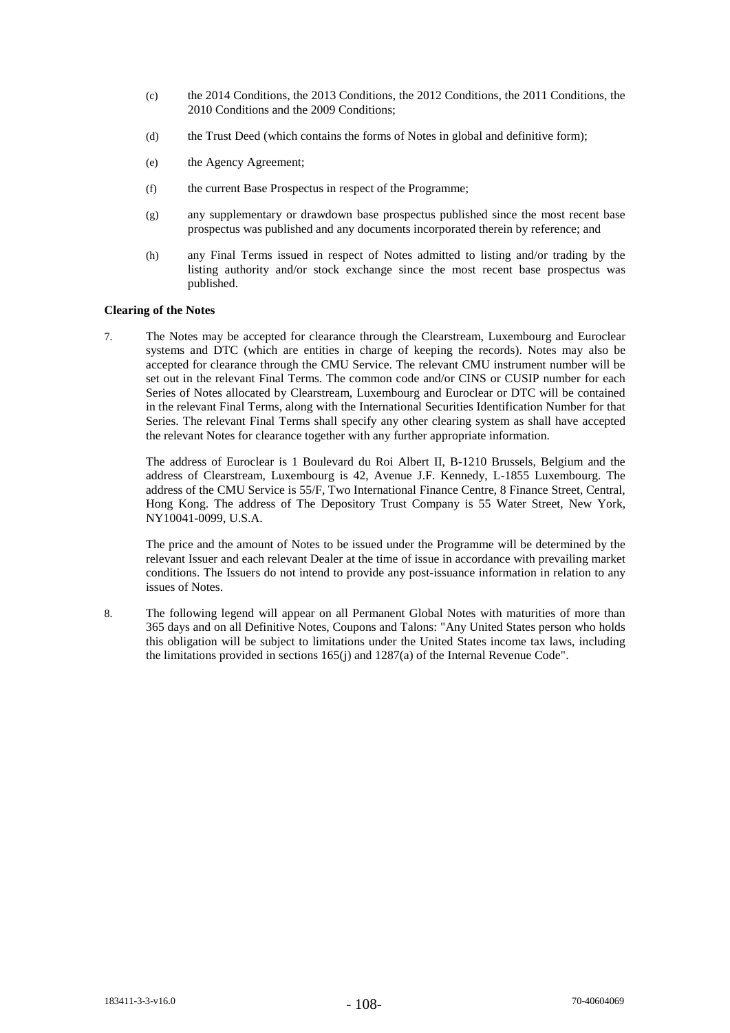(c) the 2014 Conditions, the 2013 Conditions, the 2012 Conditions, the 2011 Conditions, the 2010 Conditions and the 2009 Conditions;

(d) the Trust Deed (which contains the forms of Notes in global and definitive form);

(e) the Agency Agreement;

(f) the current Base Prospectus in respect of the Programme;

(g) any supplementary or drawdown base prospectus published since the most recent base prospectus was published and any documents incorporated therein by reference; and

(h) any Final Terms issued in respect of Notes admitted to listing and/or trading by the listing authority and/or stock exchange since the most recent base prospectus was published.

**Clearing of the Notes**

7. The Notes may be accepted for clearance through the Clearstream, Luxembourg and Euroclear systems and DTC (which are entities in charge of keeping the records). Notes may also be accepted for clearance through the CMU Service. The relevant CMU instrument number will be set out in the relevant Final Terms. The common code and/or CINS or CUSIP number for each Series of Notes allocated by Clearstream, Luxembourg and Euroclear or DTC will be contained in the relevant Final Terms, along with the International Securities Identification Number for that Series. The relevant Final Terms shall specify any other clearing system as shall have accepted the relevant Notes for clearance together with any further appropriate information.

   The address of Euroclear is 1 Boulevard du Roi Albert II, B-1210 Brussels, Belgium and the address of Clearstream, Luxembourg is 42, Avenue J.F. Kennedy, L-1855 Luxembourg. The address of the CMU Service is 55/F, Two International Finance Centre, 8 Finance Street, Central, Hong Kong. The address of The Depository Trust Company is 55 Water Street, New York, NY10041-0099, U.S.A.

   The price and the amount of Notes to be issued under the Programme will be determined by the relevant Issuer and each relevant Dealer at the time of issue in accordance with prevailing market conditions. The Issuers do not intend to provide any post-issuance information in relation to any issues of Notes.

8. The following legend will appear on all Permanent Global Notes with maturities of more than 365 days and on all Definitive Notes, Coupons and Talons: "Any United States person who holds this obligation will be subject to limitations under the United States income tax laws, including the limitations provided in sections 165(j) and 1287(a) of the Internal Revenue Code".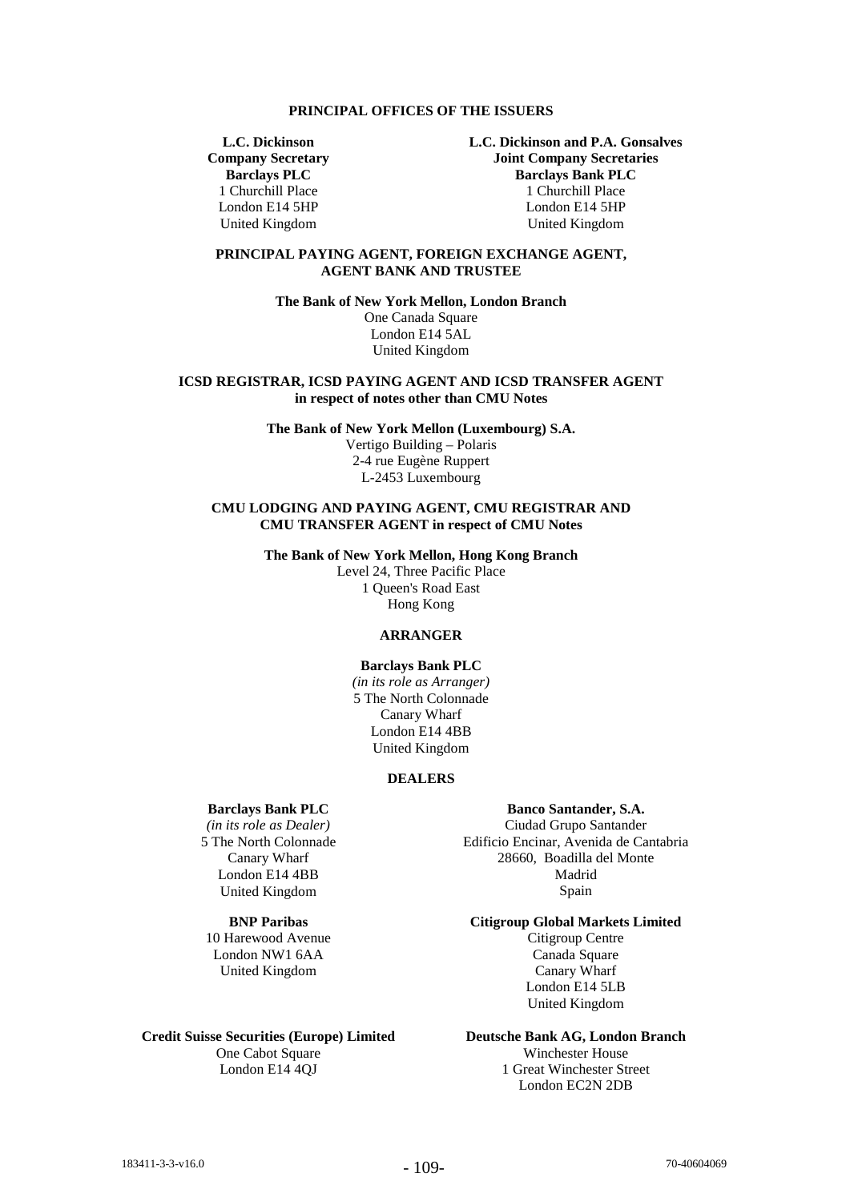## PRINCIPAL OFFICES OF THE ISSUERS

**L.C. Dickinson**
**Company Secretary**
**Barclays PLC**
1 Churchill Place
London E14 5HP
United Kingdom

**L.C. Dickinson and P.A. Gonsalves**
**Joint Company Secretaries**
**Barclays Bank PLC**
1 Churchill Place
London E14 5HP
United Kingdom

## PRINCIPAL PAYING AGENT, FOREIGN EXCHANGE AGENT, AGENT BANK AND TRUSTEE

**The Bank of New York Mellon, London Branch**
One Canada Square
London E14 5AL
United Kingdom

## ICSD REGISTRAR, ICSD PAYING AGENT AND ICSD TRANSFER AGENT in respect of notes other than CMU Notes

**The Bank of New York Mellon (Luxembourg) S.A.**
Vertigo Building – Polaris
2-4 rue Eugène Ruppert
L-2453 Luxembourg

## CMU LODGING AND PAYING AGENT, CMU REGISTRAR AND CMU TRANSFER AGENT in respect of CMU Notes

**The Bank of New York Mellon, Hong Kong Branch**
Level 24, Three Pacific Place
1 Queen's Road East
Hong Kong

## ARRANGER

**Barclays Bank PLC**
*(in its role as Arranger)*
5 The North Colonnade
Canary Wharf
London E14 4BB
United Kingdom

## DEALERS

**Barclays Bank PLC**
*(in its role as Dealer)*
5 The North Colonnade
Canary Wharf
London E14 4BB
United Kingdom

**Banco Santander, S.A.**
Ciudad Grupo Santander
Edificio Encinar, Avenida de Cantabria
28660, Boadilla del Monte
Madrid
Spain

**BNP Paribas**
10 Harewood Avenue
London NW1 6AA
United Kingdom

**Citigroup Global Markets Limited**
Citigroup Centre
Canada Square
Canary Wharf
London E14 5LB
United Kingdom

**Credit Suisse Securities (Europe) Limited**
One Cabot Square
London E14 4QJ

**Deutsche Bank AG, London Branch**
Winchester House
1 Great Winchester Street
London EC2N 2DB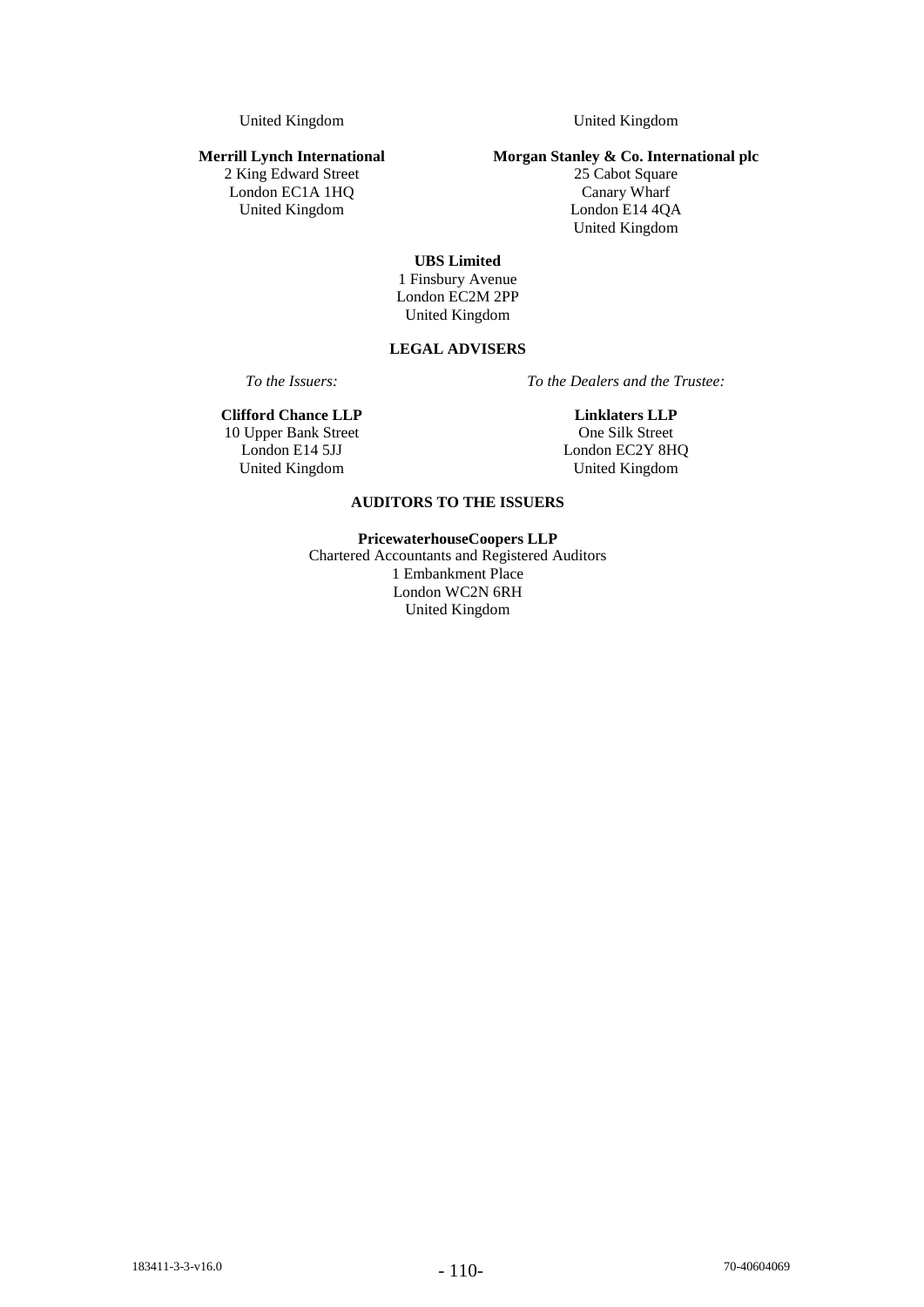United Kingdom

United Kingdom

**Merrill Lynch International**
2 King Edward Street
London EC1A 1HQ
United Kingdom

**Morgan Stanley & Co. International plc**
25 Cabot Square
Canary Wharf
London E14 4QA
United Kingdom

**UBS Limited**
1 Finsbury Avenue
London EC2M 2PP
United Kingdom

## LEGAL ADVISERS

*To the Issuers:*

**Clifford Chance LLP**
10 Upper Bank Street
London E14 5JJ
United Kingdom

*To the Dealers and the Trustee:*

**Linklaters LLP**
One Silk Street
London EC2Y 8HQ
United Kingdom

## AUDITORS TO THE ISSUERS

**PricewaterhouseCoopers LLP**
Chartered Accountants and Registered Auditors
1 Embankment Place
London WC2N 6RH
United Kingdom